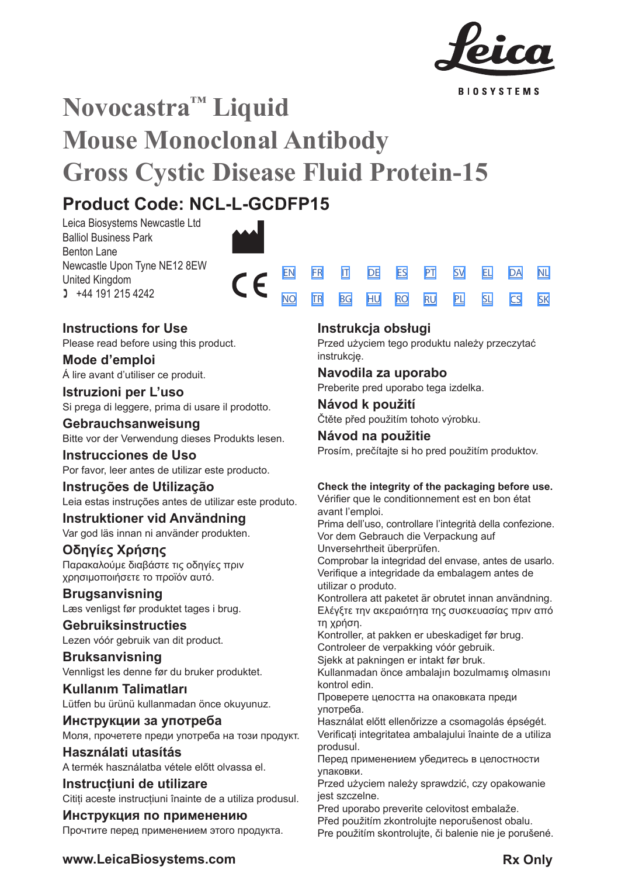# Novocastra™ Liquid Mouse Monoclonal Antibody Gross Cystic Disease Fluid Protein-15

## Product Code: NCL-L-GCDFP15

Leica Biosystems Newcastle Ltd
Balliol Business Park
Benton Lane
Newcastle Upon Tyne NE12 8EW
United Kingdom
+44 191 215 4242

EN FR IT DE ES PT SV EL DA NL
NO TR BG HU RO RU PL SL CS SK

### Instructions for Use
Please read before using this product.

### Mode d'emploi
Á lire avant d'utiliser ce produit.

### Istruzioni per L'uso
Si prega di leggere, prima di usare il prodotto.

### Gebrauchsanweisung
Bitte vor der Verwendung dieses Produkts lesen.

### Instrucciones de Uso
Por favor, leer antes de utilizar este producto.

### Instruções de Utilização
Leia estas instruções antes de utilizar este produto.

### Instruktioner vid Användning
Var god läs innan ni använder produkten.

### Οδηγίες Χρήσης
Παρακαλούμε διαβάστε τις οδηγίες πριν χρησιμοποιήσετε το προϊόν αυτό.

### Brugsanvisning
Læs venligst før produktet tages i brug.

### Gebruiksinstructies
Lezen vóór gebruik van dit product.

### Bruksanvisning
Vennligst les denne før du bruker produktet.

### Kullanım Talimatları
Lütfen bu ürünü kullanmadan önce okuyunuz.

### Инструкции за употреба
Моля, прочетете преди употреба на този продукт.

### Használati utasítás
A termék használatba vétele előtt olvassa el.

### Instrucțiuni de utilizare
Citiți aceste instrucțiuni înainte de a utiliza produsul.

### Инструкция по применению
Прочтите перед применением этого продукта.

### Instrukcja obsługi
Przed użyciem tego produktu należy przeczytać instrukcję.

### Navodila za uporabo
Preberite pred uporabo tega izdelka.

### Návod k použití
Čtěte před použitím tohoto výrobku.

### Návod na použitie
Prosím, prečítajte si ho pred použitím produktov.

**Check the integrity of the packaging before use.**
Vérifier que le conditionnement est en bon état avant l'emploi.
Prima dell'uso, controllare l'integrità della confezione.
Vor dem Gebrauch die Verpackung auf Unversehrtheit überprüfen.
Comprobar la integridad del envase, antes de usarlo.
Verifique a integridade da embalagem antes de utilizar o produto.
Kontrollera att paketet är obrutet innan användning.
Ελέγξτε την ακεραιότητα της συσκευασίας πριν από τη χρήση.
Kontroller, at pakken er ubeskadiget før brug.
Controleer de verpakking vóór gebruik.
Sjekk at pakningen er intakt før bruk.
Kullanmadan önce ambalajın bozulmamış olmasını kontrol edin.
Проверете целостта на опаковката преди употреба.
Használat előtt ellenőrizze a csomagolás épségét.
Verificați integritatea ambalajului înainte de a utiliza produsul.
Перед применением убедитесь в целостности упаковки.
Przed użyciem należy sprawdzić, czy opakowanie jest szczelne.
Pred uporabo preverite celovitost embalaže.
Před použitím zkontrolujte neporušenost obalu.
Pre použitím skontrolujte, či balenie nie je porušené.

**www.LeicaBiosystems.com**

**Rx Only**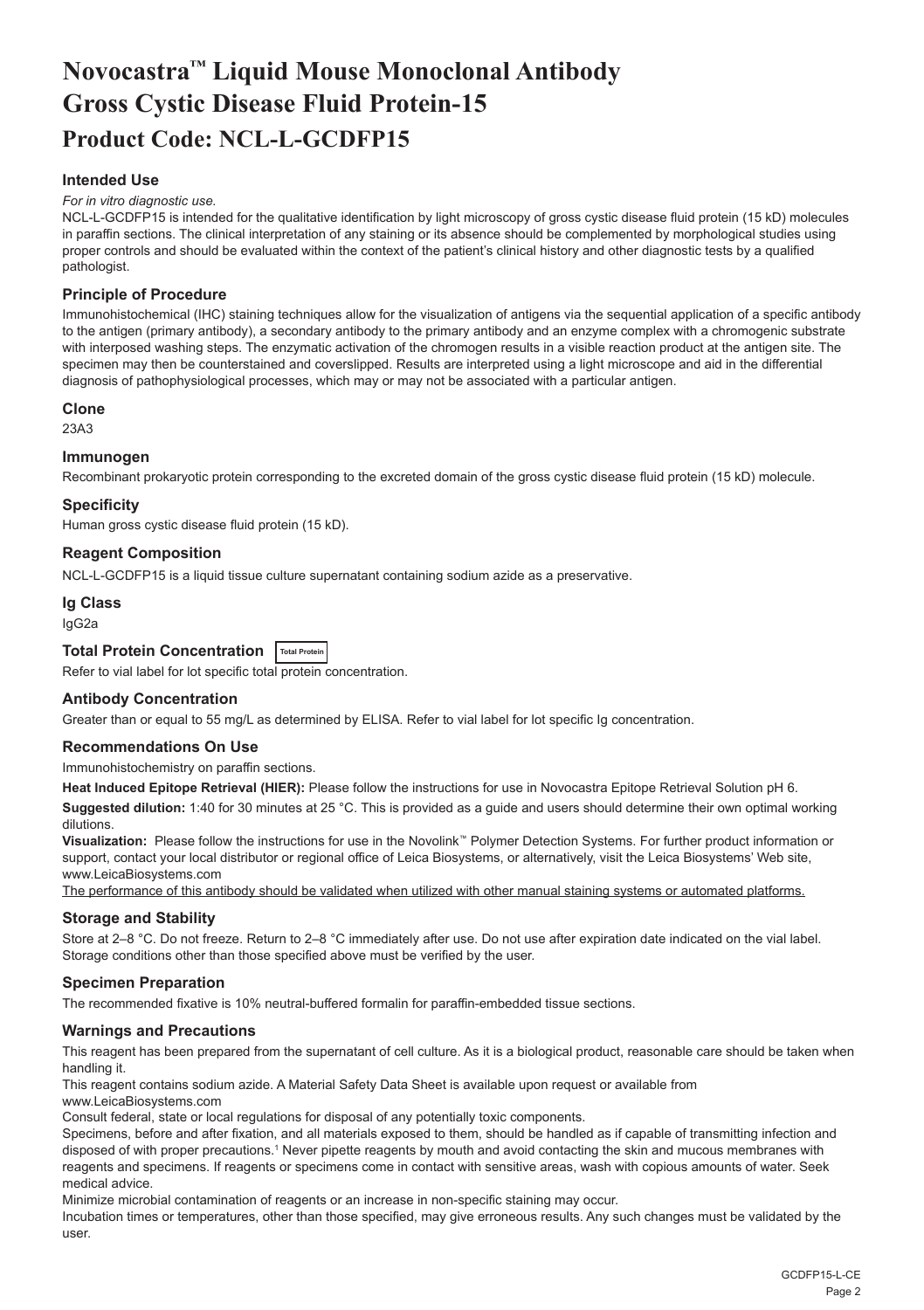# Novocastra™ Liquid Mouse Monoclonal Antibody Gross Cystic Disease Fluid Protein-15

# Product Code: NCL-L-GCDFP15

### Intended Use

*For in vitro diagnostic use.*

NCL-L-GCDFP15 is intended for the qualitative identification by light microscopy of gross cystic disease fluid protein (15 kD) molecules in paraffin sections. The clinical interpretation of any staining or its absence should be complemented by morphological studies using proper controls and should be evaluated within the context of the patient's clinical history and other diagnostic tests by a qualified pathologist.

### Principle of Procedure

Immunohistochemical (IHC) staining techniques allow for the visualization of antigens via the sequential application of a specific antibody to the antigen (primary antibody), a secondary antibody to the primary antibody and an enzyme complex with a chromogenic substrate with interposed washing steps. The enzymatic activation of the chromogen results in a visible reaction product at the antigen site. The specimen may then be counterstained and coverslipped. Results are interpreted using a light microscope and aid in the differential diagnosis of pathophysiological processes, which may or may not be associated with a particular antigen.

### Clone

23A3

### Immunogen

Recombinant prokaryotic protein corresponding to the excreted domain of the gross cystic disease fluid protein (15 kD) molecule.

### Specificity

Human gross cystic disease fluid protein (15 kD).

### Reagent Composition

NCL-L-GCDFP15 is a liquid tissue culture supernatant containing sodium azide as a preservative.

### Ig Class

IgG2a

### Total Protein Concentration Total Protein

Refer to vial label for lot specific total protein concentration.

### Antibody Concentration

Greater than or equal to 55 mg/L as determined by ELISA. Refer to vial label for lot specific Ig concentration.

### Recommendations On Use

Immunohistochemistry on paraffin sections.

**Heat Induced Epitope Retrieval (HIER):** Please follow the instructions for use in Novocastra Epitope Retrieval Solution pH 6.

**Suggested dilution:** 1:40 for 30 minutes at 25 °C. This is provided as a guide and users should determine their own optimal working dilutions.

**Visualization:** Please follow the instructions for use in the Novolink™ Polymer Detection Systems. For further product information or support, contact your local distributor or regional office of Leica Biosystems, or alternatively, visit the Leica Biosystems' Web site, www.LeicaBiosystems.com

The performance of this antibody should be validated when utilized with other manual staining systems or automated platforms.

### Storage and Stability

Store at 2–8 °C. Do not freeze. Return to 2–8 °C immediately after use. Do not use after expiration date indicated on the vial label. Storage conditions other than those specified above must be verified by the user.

### Specimen Preparation

The recommended fixative is 10% neutral-buffered formalin for paraffin-embedded tissue sections.

### Warnings and Precautions

This reagent has been prepared from the supernatant of cell culture. As it is a biological product, reasonable care should be taken when handling it.

This reagent contains sodium azide. A Material Safety Data Sheet is available upon request or available from www.LeicaBiosystems.com

Consult federal, state or local regulations for disposal of any potentially toxic components.

Specimens, before and after fixation, and all materials exposed to them, should be handled as if capable of transmitting infection and disposed of with proper precautions.[1] Never pipette reagents by mouth and avoid contacting the skin and mucous membranes with reagents and specimens. If reagents or specimens come in contact with sensitive areas, wash with copious amounts of water. Seek medical advice.

Minimize microbial contamination of reagents or an increase in non-specific staining may occur.

Incubation times or temperatures, other than those specified, may give erroneous results. Any such changes must be validated by the user.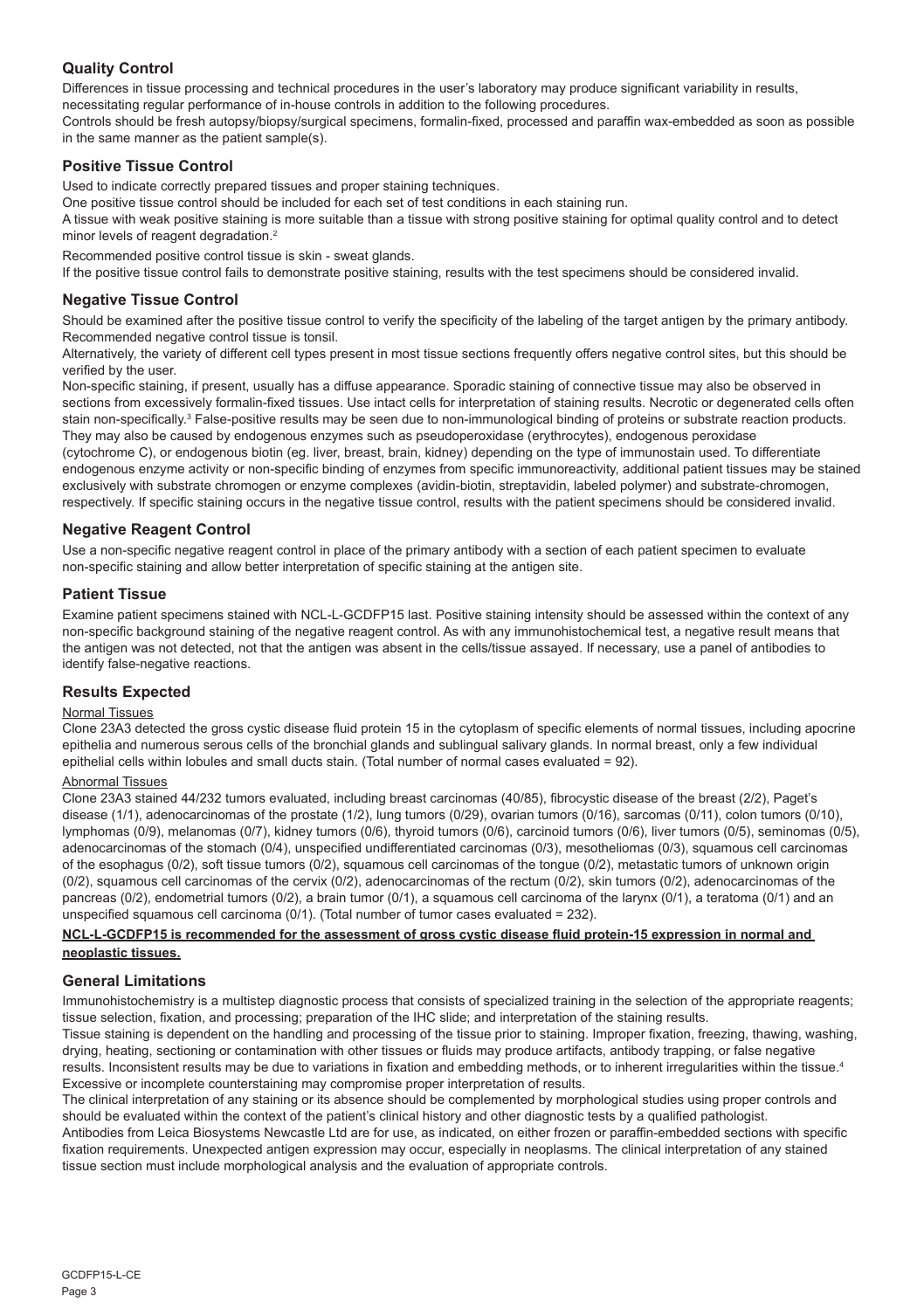## Quality Control

Differences in tissue processing and technical procedures in the user's laboratory may produce significant variability in results, necessitating regular performance of in-house controls in addition to the following procedures.

Controls should be fresh autopsy/biopsy/surgical specimens, formalin-fixed, processed and paraffin wax-embedded as soon as possible in the same manner as the patient sample(s).

## Positive Tissue Control

Used to indicate correctly prepared tissues and proper staining techniques.

One positive tissue control should be included for each set of test conditions in each staining run.

A tissue with weak positive staining is more suitable than a tissue with strong positive staining for optimal quality control and to detect minor levels of reagent degradation.[2]

Recommended positive control tissue is skin - sweat glands.

If the positive tissue control fails to demonstrate positive staining, results with the test specimens should be considered invalid.

## Negative Tissue Control

Should be examined after the positive tissue control to verify the specificity of the labeling of the target antigen by the primary antibody. Recommended negative control tissue is tonsil.

Alternatively, the variety of different cell types present in most tissue sections frequently offers negative control sites, but this should be verified by the user.

Non-specific staining, if present, usually has a diffuse appearance. Sporadic staining of connective tissue may also be observed in sections from excessively formalin-fixed tissues. Use intact cells for interpretation of staining results. Necrotic or degenerated cells often stain non-specifically.[3] False-positive results may be seen due to non-immunological binding of proteins or substrate reaction products. They may also be caused by endogenous enzymes such as pseudoperoxidase (erythrocytes), endogenous peroxidase (cytochrome C), or endogenous biotin (eg. liver, breast, brain, kidney) depending on the type of immunostain used. To differentiate endogenous enzyme activity or non-specific binding of enzymes from specific immunoreactivity, additional patient tissues may be stained exclusively with substrate chromogen or enzyme complexes (avidin-biotin, streptavidin, labeled polymer) and substrate-chromogen, respectively. If specific staining occurs in the negative tissue control, results with the patient specimens should be considered invalid.

## Negative Reagent Control

Use a non-specific negative reagent control in place of the primary antibody with a section of each patient specimen to evaluate non-specific staining and allow better interpretation of specific staining at the antigen site.

## Patient Tissue

Examine patient specimens stained with NCL-L-GCDFP15 last. Positive staining intensity should be assessed within the context of any non-specific background staining of the negative reagent control. As with any immunohistochemical test, a negative result means that the antigen was not detected, not that the antigen was absent in the cells/tissue assayed. If necessary, use a panel of antibodies to identify false-negative reactions.

## Results Expected

Normal Tissues

Clone 23A3 detected the gross cystic disease fluid protein 15 in the cytoplasm of specific elements of normal tissues, including apocrine epithelia and numerous serous cells of the bronchial glands and sublingual salivary glands. In normal breast, only a few individual epithelial cells within lobules and small ducts stain. (Total number of normal cases evaluated = 92).

Abnormal Tissues

Clone 23A3 stained 44/232 tumors evaluated, including breast carcinomas (40/85), fibrocystic disease of the breast (2/2), Paget's disease (1/1), adenocarcinomas of the prostate (1/2), lung tumors (0/29), ovarian tumors (0/16), sarcomas (0/11), colon tumors (0/10), lymphomas (0/9), melanomas (0/7), kidney tumors (0/6), thyroid tumors (0/6), carcinoid tumors (0/6), liver tumors (0/5), seminomas (0/5), adenocarcinomas of the stomach (0/4), unspecified undifferentiated carcinomas (0/3), mesotheliomas (0/3), squamous cell carcinomas of the esophagus (0/2), soft tissue tumors (0/2), squamous cell carcinomas of the tongue (0/2), metastatic tumors of unknown origin (0/2), squamous cell carcinomas of the cervix (0/2), adenocarcinomas of the rectum (0/2), skin tumors (0/2), adenocarcinomas of the pancreas (0/2), endometrial tumors (0/2), a brain tumor (0/1), a squamous cell carcinoma of the larynx (0/1), a teratoma (0/1) and an unspecified squamous cell carcinoma (0/1). (Total number of tumor cases evaluated = 232).

**NCL-L-GCDFP15 is recommended for the assessment of gross cystic disease fluid protein-15 expression in normal and neoplastic tissues.**

## General Limitations

Immunohistochemistry is a multistep diagnostic process that consists of specialized training in the selection of the appropriate reagents; tissue selection, fixation, and processing; preparation of the IHC slide; and interpretation of the staining results.

Tissue staining is dependent on the handling and processing of the tissue prior to staining. Improper fixation, freezing, thawing, washing, drying, heating, sectioning or contamination with other tissues or fluids may produce artifacts, antibody trapping, or false negative results. Inconsistent results may be due to variations in fixation and embedding methods, or to inherent irregularities within the tissue.[4]

Excessive or incomplete counterstaining may compromise proper interpretation of results.

The clinical interpretation of any staining or its absence should be complemented by morphological studies using proper controls and should be evaluated within the context of the patient's clinical history and other diagnostic tests by a qualified pathologist.

Antibodies from Leica Biosystems Newcastle Ltd are for use, as indicated, on either frozen or paraffin-embedded sections with specific fixation requirements. Unexpected antigen expression may occur, especially in neoplasms. The clinical interpretation of any stained tissue section must include morphological analysis and the evaluation of appropriate controls.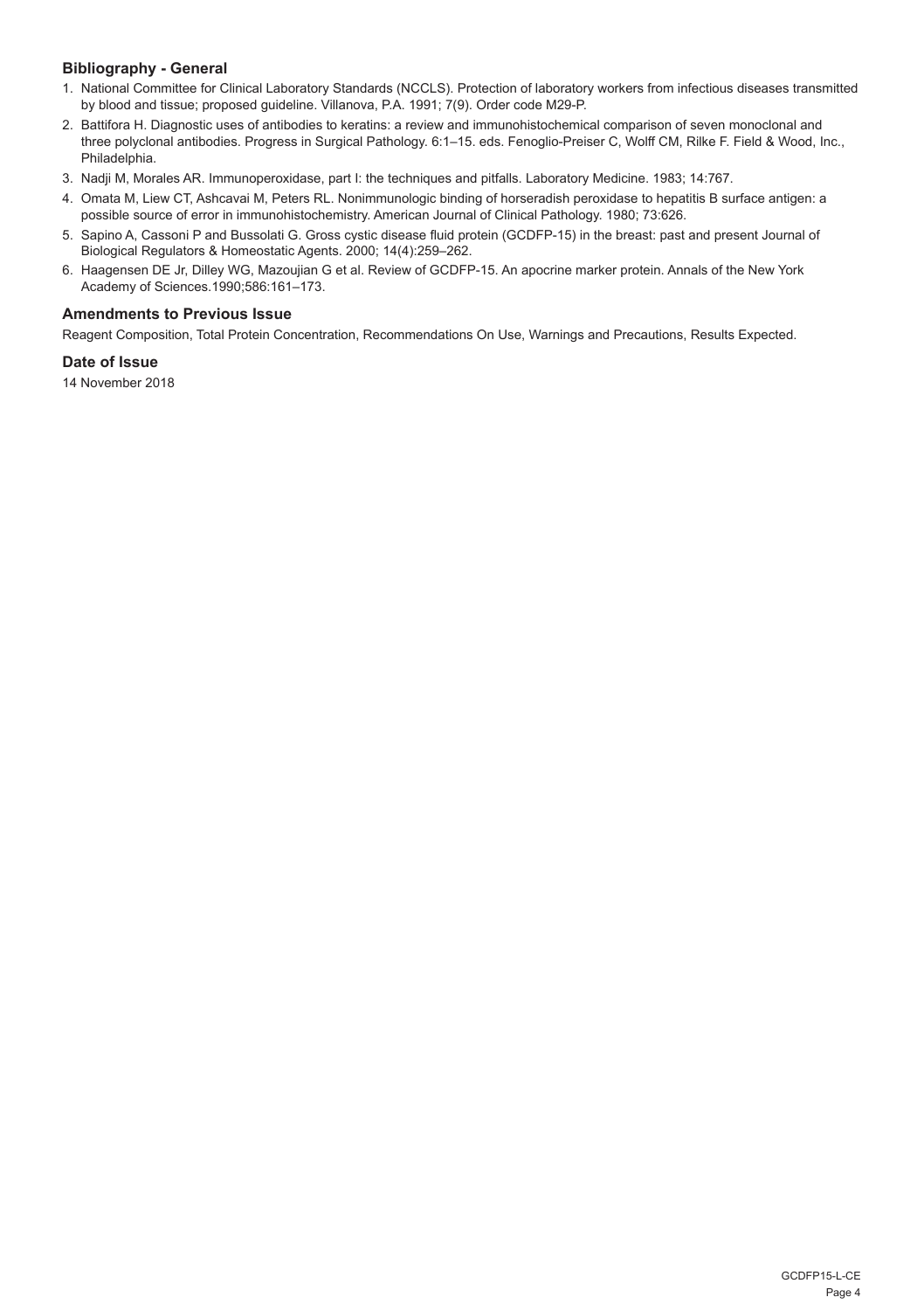### Bibliography - General

1. National Committee for Clinical Laboratory Standards (NCCLS). Protection of laboratory workers from infectious diseases transmitted by blood and tissue; proposed guideline. Villanova, P.A. 1991; 7(9). Order code M29-P.
2. Battifora H. Diagnostic uses of antibodies to keratins: a review and immunohistochemical comparison of seven monoclonal and three polyclonal antibodies. Progress in Surgical Pathology. 6:1–15. eds. Fenoglio-Preiser C, Wolff CM, Rilke F. Field & Wood, Inc., Philadelphia.
3. Nadji M, Morales AR. Immunoperoxidase, part I: the techniques and pitfalls. Laboratory Medicine. 1983; 14:767.
4. Omata M, Liew CT, Ashcavai M, Peters RL. Nonimmunologic binding of horseradish peroxidase to hepatitis B surface antigen: a possible source of error in immunohistochemistry. American Journal of Clinical Pathology. 1980; 73:626.
5. Sapino A, Cassoni P and Bussolati G. Gross cystic disease fluid protein (GCDFP-15) in the breast: past and present Journal of Biological Regulators & Homeostatic Agents. 2000; 14(4):259–262.
6. Haagensen DE Jr, Dilley WG, Mazoujian G et al. Review of GCDFP-15. An apocrine marker protein. Annals of the New York Academy of Sciences.1990;586:161–173.

### Amendments to Previous Issue

Reagent Composition, Total Protein Concentration, Recommendations On Use, Warnings and Precautions, Results Expected.

### Date of Issue

14 November 2018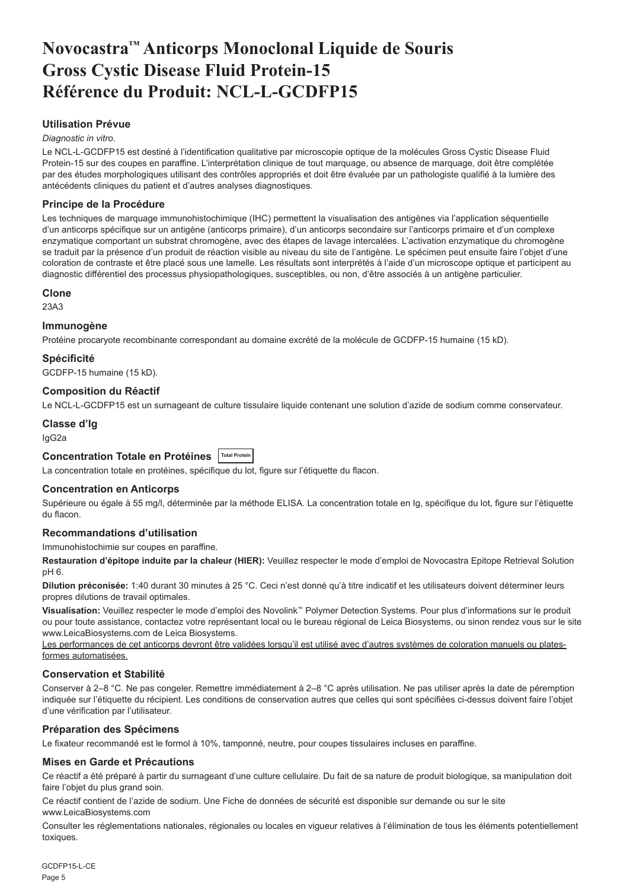# Novocastra™ Anticorps Monoclonal Liquide de Souris Gross Cystic Disease Fluid Protein-15 Référence du Produit: NCL-L-GCDFP15

## Utilisation Prévue

*Diagnostic in vitro*.

Le NCL-L-GCDFP15 est destiné à l'identification qualitative par microscopie optique de la molécules Gross Cystic Disease Fluid Protein-15 sur des coupes en paraffine. L'interprétation clinique de tout marquage, ou absence de marquage, doit être complétée par des études morphologiques utilisant des contrôles appropriés et doit être évaluée par un pathologiste qualifié à la lumière des antécédents cliniques du patient et d'autres analyses diagnostiques.

## Principe de la Procédure

Les techniques de marquage immunohistochimique (IHC) permettent la visualisation des antigènes via l'application séquentielle d'un anticorps spécifique sur un antigène (anticorps primaire), d'un anticorps secondaire sur l'anticorps primaire et d'un complexe enzymatique comportant un substrat chromogène, avec des étapes de lavage intercalées. L'activation enzymatique du chromogène se traduit par la présence d'un produit de réaction visible au niveau du site de l'antigène. Le spécimen peut ensuite faire l'objet d'une coloration de contraste et être placé sous une lamelle. Les résultats sont interprétés à l'aide d'un microscope optique et participent au diagnostic différentiel des processus physiopathologiques, susceptibles, ou non, d'être associés à un antigène particulier.

## Clone

23A3

## Immunogène

Protéine procaryote recombinante correspondant au domaine excrété de la molécule de GCDFP-15 humaine (15 kD).

## Spécificité

GCDFP-15 humaine (15 kD).

## Composition du Réactif

Le NCL-L-GCDFP15 est un surnageant de culture tissulaire liquide contenant une solution d'azide de sodium comme conservateur.

## Classe d'Ig

IgG2a

## Concentration Totale en Protéines Total Protein

La concentration totale en protéines, spécifique du lot, figure sur l'étiquette du flacon.

## Concentration en Anticorps

Supérieure ou égale à 55 mg/l, déterminée par la méthode ELISA. La concentration totale en Ig, spécifique du lot, figure sur l'étiquette du flacon.

## Recommandations d'utilisation

Immunohistochimie sur coupes en paraffine.

**Restauration d'épitope induite par la chaleur (HIER):** Veuillez respecter le mode d'emploi de Novocastra Epitope Retrieval Solution pH 6.

**Dilution préconisée:** 1:40 durant 30 minutes à 25 °C. Ceci n'est donné qu'à titre indicatif et les utilisateurs doivent déterminer leurs propres dilutions de travail optimales.

**Visualisation:** Veuillez respecter le mode d'emploi des Novolink™ Polymer Detection Systems. Pour plus d'informations sur le produit ou pour toute assistance, contactez votre représentant local ou le bureau régional de Leica Biosystems, ou sinon rendez vous sur le site www.LeicaBiosystems.com de Leica Biosystems.

Les performances de cet anticorps devront être validées lorsqu'il est utilisé avec d'autres systèmes de coloration manuels ou plates-formes automatisées.

## Conservation et Stabilité

Conserver à 2–8 °C. Ne pas congeler. Remettre immédiatement à 2–8 °C après utilisation. Ne pas utiliser après la date de péremption indiquée sur l'étiquette du récipient. Les conditions de conservation autres que celles qui sont spécifiées ci-dessus doivent faire l'objet d'une vérification par l'utilisateur.

## Préparation des Spécimens

Le fixateur recommandé est le formol à 10%, tamponné, neutre, pour coupes tissulaires incluses en paraffine.

## Mises en Garde et Précautions

Ce réactif a été préparé à partir du surnageant d'une culture cellulaire. Du fait de sa nature de produit biologique, sa manipulation doit faire l'objet du plus grand soin.

Ce réactif contient de l'azide de sodium. Une Fiche de données de sécurité est disponible sur demande ou sur le site www.LeicaBiosystems.com

Consulter les réglementations nationales, régionales ou locales en vigueur relatives à l'élimination de tous les éléments potentiellement toxiques.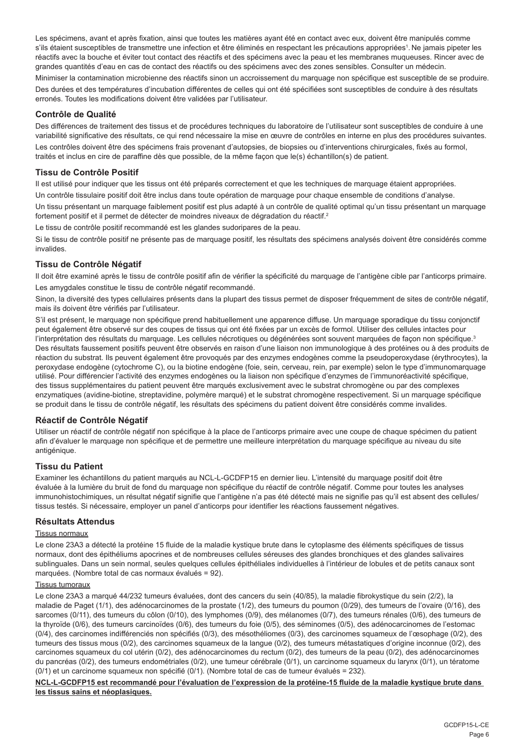Les spécimens, avant et après fixation, ainsi que toutes les matières ayant été en contact avec eux, doivent être manipulés comme s'ils étaient susceptibles de transmettre une infection et être éliminés en respectant les précautions appropriées[1]. Ne jamais pipeter les réactifs avec la bouche et éviter tout contact des réactifs et des spécimens avec la peau et les membranes muqueuses. Rincer avec de grandes quantités d'eau en cas de contact des réactifs ou des spécimens avec des zones sensibles. Consulter un médecin.

Minimiser la contamination microbienne des réactifs sinon un accroissement du marquage non spécifique est susceptible de se produire.

Des durées et des températures d'incubation différentes de celles qui ont été spécifiées sont susceptibles de conduire à des résultats erronés. Toutes les modifications doivent être validées par l'utilisateur.

## Contrôle de Qualité

Des différences de traitement des tissus et de procédures techniques du laboratoire de l'utilisateur sont susceptibles de conduire à une variabilité significative des résultats, ce qui rend nécessaire la mise en œuvre de contrôles en interne en plus des procédures suivantes.

Les contrôles doivent être des spécimens frais provenant d'autopsies, de biopsies ou d'interventions chirurgicales, fixés au formol, traités et inclus en cire de paraffine dès que possible, de la même façon que le(s) échantillon(s) de patient.

## Tissu de Contrôle Positif

Il est utilisé pour indiquer que les tissus ont été préparés correctement et que les techniques de marquage étaient appropriées.

Un contrôle tissulaire positif doit être inclus dans toute opération de marquage pour chaque ensemble de conditions d'analyse.

Un tissu présentant un marquage faiblement positif est plus adapté à un contrôle de qualité optimal qu'un tissu présentant un marquage fortement positif et il permet de détecter de moindres niveaux de dégradation du réactif.[2]

Le tissu de contrôle positif recommandé est les glandes sudoripares de la peau.

Si le tissu de contrôle positif ne présente pas de marquage positif, les résultats des spécimens analysés doivent être considérés comme invalides.

## Tissu de Contrôle Négatif

Il doit être examiné après le tissu de contrôle positif afin de vérifier la spécificité du marquage de l'antigène cible par l'anticorps primaire.

Les amygdales constitue le tissu de contrôle négatif recommandé.

Sinon, la diversité des types cellulaires présents dans la plupart des tissus permet de disposer fréquemment de sites de contrôle négatif, mais ils doivent être vérifiés par l'utilisateur.

S'il est présent, le marquage non spécifique prend habituellement une apparence diffuse. Un marquage sporadique du tissu conjonctif peut également être observé sur des coupes de tissus qui ont été fixées par un excès de formol. Utiliser des cellules intactes pour l'interprétation des résultats du marquage. Les cellules nécrotiques ou dégénérées sont souvent marquées de façon non spécifique.[3] Des résultats faussement positifs peuvent être observés en raison d'une liaison non immunologique à des protéines ou à des produits de réaction du substrat. Ils peuvent également être provoqués par des enzymes endogènes comme la pseudoperoxydase (érythrocytes), la peroxydase endogène (cytochrome C), ou la biotine endogène (foie, sein, cerveau, rein, par exemple) selon le type d'immunomarquage utilisé. Pour différencier l'activité des enzymes endogènes ou la liaison non spécifique d'enzymes de l'immunoréactivité spécifique, des tissus supplémentaires du patient peuvent être marqués exclusivement avec le substrat chromogène ou par des complexes enzymatiques (avidine-biotine, streptavidine, polymère marqué) et le substrat chromogène respectivement. Si un marquage spécifique se produit dans le tissu de contrôle négatif, les résultats des spécimens du patient doivent être considérés comme invalides.

## Réactif de Contrôle Négatif

Utiliser un réactif de contrôle négatif non spécifique à la place de l'anticorps primaire avec une coupe de chaque spécimen du patient afin d'évaluer le marquage non spécifique et de permettre une meilleure interprétation du marquage spécifique au niveau du site antigénique.

## Tissu du Patient

Examiner les échantillons du patient marqués au NCL-L-GCDFP15 en dernier lieu. L'intensité du marquage positif doit être évaluée à la lumière du bruit de fond du marquage non spécifique du réactif de contrôle négatif. Comme pour toutes les analyses immunohistochimiques, un résultat négatif signifie que l'antigène n'a pas été détecté mais ne signifie pas qu'il est absent des cellules/ tissus testés. Si nécessaire, employer un panel d'anticorps pour identifier les réactions faussement négatives.

## Résultats Attendus

Tissus normaux

Le clone 23A3 a détecté la protéine 15 fluide de la maladie kystique brute dans le cytoplasme des éléments spécifiques de tissus normaux, dont des épithéliums apocrines et de nombreuses cellules séreuses des glandes bronchiques et des glandes salivaires sublinguales. Dans un sein normal, seules quelques cellules épithéliales individuelles à l'intérieur de lobules et de petits canaux sont marquées. (Nombre total de cas normaux évalués = 92).

Tissus tumoraux

Le clone 23A3 a marqué 44/232 tumeurs évaluées, dont des cancers du sein (40/85), la maladie fibrokystique du sein (2/2), la maladie de Paget (1/1), des adénocarcinomes de la prostate (1/2), des tumeurs du poumon (0/29), des tumeurs de l'ovaire (0/16), des sarcomes (0/11), des tumeurs du côlon (0/10), des lymphomes (0/9), des mélanomes (0/7), des tumeurs rénales (0/6), des tumeurs de la thyroïde (0/6), des tumeurs carcinoïdes (0/6), des tumeurs du foie (0/5), des séminomes (0/5), des adénocarcinomes de l'estomac (0/4), des carcinomes indifférenciés non spécifiés (0/3), des mésothéliomes (0/3), des carcinomes squameux de l'œsophage (0/2), des tumeurs des tissus mous (0/2), des carcinomes squameux de la langue (0/2), des tumeurs métastatiques d'origine inconnue (0/2), des carcinomes squameux du col utérin (0/2), des adénocarcinomes du rectum (0/2), des tumeurs de la peau (0/2), des adénocarcinomes du pancréas (0/2), des tumeurs endométriales (0/2), une tumeur cérébrale (0/1), un carcinome squameux du larynx (0/1), un tératome (0/1) et un carcinome squameux non spécifié (0/1). (Nombre total de cas de tumeur évalués = 232).

**NCL-L-GCDFP15 est recommandé pour l'évaluation de l'expression de la protéine-15 fluide de la maladie kystique brute dans les tissus sains et néoplasiques.**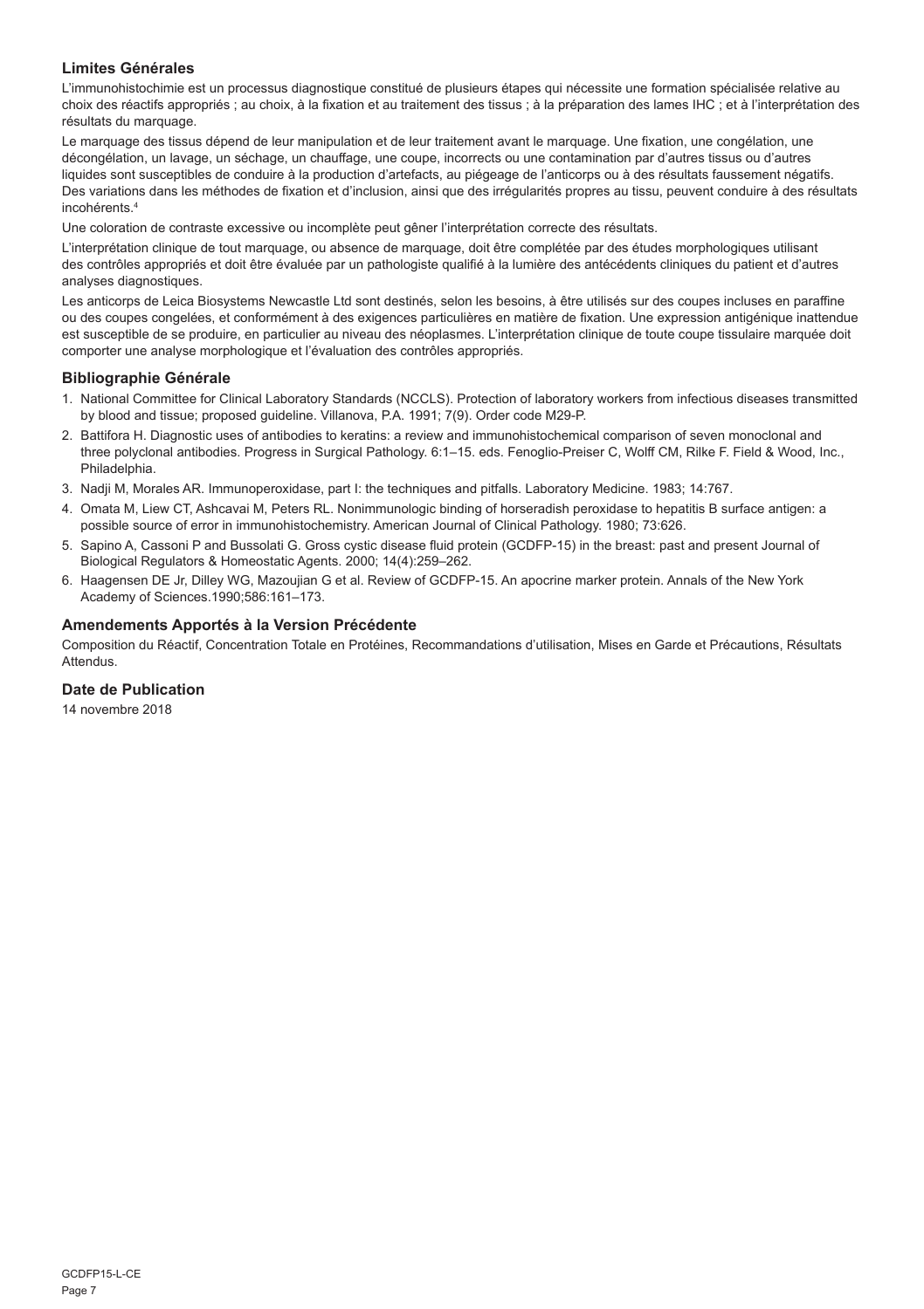## Limites Générales

L'immunohistochimie est un processus diagnostique constitué de plusieurs étapes qui nécessite une formation spécialisée relative au choix des réactifs appropriés ; au choix, à la fixation et au traitement des tissus ; à la préparation des lames IHC ; et à l'interprétation des résultats du marquage.

Le marquage des tissus dépend de leur manipulation et de leur traitement avant le marquage. Une fixation, une congélation, une décongélation, un lavage, un séchage, un chauffage, une coupe, incorrects ou une contamination par d'autres tissus ou d'autres liquides sont susceptibles de conduire à la production d'artefacts, au piégeage de l'anticorps ou à des résultats faussement négatifs. Des variations dans les méthodes de fixation et d'inclusion, ainsi que des irrégularités propres au tissu, peuvent conduire à des résultats incohérents.[4]

Une coloration de contraste excessive ou incomplète peut gêner l'interprétation correcte des résultats.

L'interprétation clinique de tout marquage, ou absence de marquage, doit être complétée par des études morphologiques utilisant des contrôles appropriés et doit être évaluée par un pathologiste qualifié à la lumière des antécédents cliniques du patient et d'autres analyses diagnostiques.

Les anticorps de Leica Biosystems Newcastle Ltd sont destinés, selon les besoins, à être utilisés sur des coupes incluses en paraffine ou des coupes congelées, et conformément à des exigences particulières en matière de fixation. Une expression antigénique inattendue est susceptible de se produire, en particulier au niveau des néoplasmes. L'interprétation clinique de toute coupe tissulaire marquée doit comporter une analyse morphologique et l'évaluation des contrôles appropriés.

## Bibliographie Générale

1. National Committee for Clinical Laboratory Standards (NCCLS). Protection of laboratory workers from infectious diseases transmitted by blood and tissue; proposed guideline. Villanova, P.A. 1991; 7(9). Order code M29-P.
2. Battifora H. Diagnostic uses of antibodies to keratins: a review and immunohistochemical comparison of seven monoclonal and three polyclonal antibodies. Progress in Surgical Pathology. 6:1–15. eds. Fenoglio-Preiser C, Wolff CM, Rilke F. Field & Wood, Inc., Philadelphia.
3. Nadji M, Morales AR. Immunoperoxidase, part I: the techniques and pitfalls. Laboratory Medicine. 1983; 14:767.
4. Omata M, Liew CT, Ashcavai M, Peters RL. Nonimmunologic binding of horseradish peroxidase to hepatitis B surface antigen: a possible source of error in immunohistochemistry. American Journal of Clinical Pathology. 1980; 73:626.
5. Sapino A, Cassoni P and Bussolati G. Gross cystic disease fluid protein (GCDFP-15) in the breast: past and present Journal of Biological Regulators & Homeostatic Agents. 2000; 14(4):259–262.
6. Haagensen DE Jr, Dilley WG, Mazoujian G et al. Review of GCDFP-15. An apocrine marker protein. Annals of the New York Academy of Sciences.1990;586:161–173.

## Amendements Apportés à la Version Précédente

Composition du Réactif, Concentration Totale en Protéines, Recommandations d'utilisation, Mises en Garde et Précautions, Résultats Attendus.

## Date de Publication

14 novembre 2018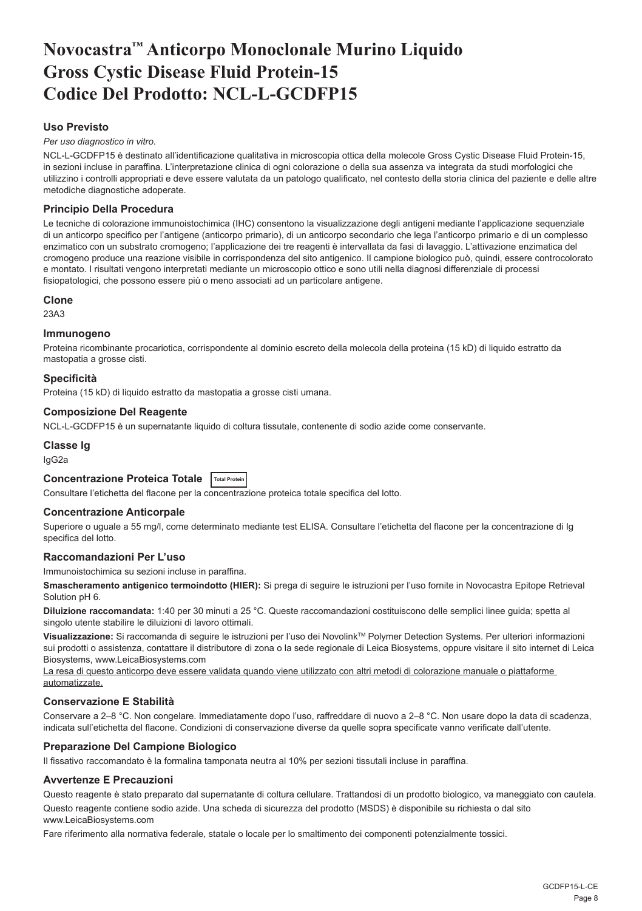# Novocastra™ Anticorpo Monoclonale Murino Liquido Gross Cystic Disease Fluid Protein-15 Codice Del Prodotto: NCL-L-GCDFP15

### Uso Previsto

*Per uso diagnostico in vitro*.

NCL-L-GCDFP15 è destinato all'identificazione qualitativa in microscopia ottica della molecole Gross Cystic Disease Fluid Protein-15, in sezioni incluse in paraffina. L'interpretazione clinica di ogni colorazione o della sua assenza va integrata da studi morfologici che utilizzino i controlli appropriati e deve essere valutata da un patologo qualificato, nel contesto della storia clinica del paziente e delle altre metodiche diagnostiche adoperate.

### Principio Della Procedura

Le tecniche di colorazione immunoistochimica (IHC) consentono la visualizzazione degli antigeni mediante l'applicazione sequenziale di un anticorpo specifico per l'antigene (anticorpo primario), di un anticorpo secondario che lega l'anticorpo primario e di un complesso enzimatico con un substrato cromogeno; l'applicazione dei tre reagenti è intervallata da fasi di lavaggio. L'attivazione enzimatica del cromogeno produce una reazione visibile in corrispondenza del sito antigenico. Il campione biologico può, quindi, essere controcolorato e montato. I risultati vengono interpretati mediante un microscopio ottico e sono utili nella diagnosi differenziale di processi fisiopatologici, che possono essere più o meno associati ad un particolare antigene.

### Clone

23A3

### Immunogeno

Proteina ricombinante procariotica, corrispondente al dominio escreto della molecola della proteina (15 kD) di liquido estratto da mastopatia a grosse cisti.

### Specificità

Proteina (15 kD) di liquido estratto da mastopatia a grosse cisti umana.

### Composizione Del Reagente

NCL-L-GCDFP15 è un supernatante liquido di coltura tissutale, contenente di sodio azide come conservante.

### Classe Ig

IgG2a

### Concentrazione Proteica Totale Total Protein

Consultare l'etichetta del flacone per la concentrazione proteica totale specifica del lotto.

### Concentrazione Anticorpale

Superiore o uguale a 55 mg/l, come determinato mediante test ELISA. Consultare l'etichetta del flacone per la concentrazione di Ig specifica del lotto.

### Raccomandazioni Per L'uso

Immunoistochimica su sezioni incluse in paraffina.

**Smascheramento antigenico termoindotto (HIER):** Si prega di seguire le istruzioni per l'uso fornite in Novocastra Epitope Retrieval Solution pH 6.

**Diluizione raccomandata:** 1:40 per 30 minuti a 25 °C. Queste raccomandazioni costituiscono delle semplici linee guida; spetta al singolo utente stabilire le diluizioni di lavoro ottimali.

**Visualizzazione:** Si raccomanda di seguire le istruzioni per l'uso dei Novolink™ Polymer Detection Systems. Per ulteriori informazioni sui prodotti o assistenza, contattare il distributore di zona o la sede regionale di Leica Biosystems, oppure visitare il sito internet di Leica Biosystems, www.LeicaBiosystems.com

La resa di questo anticorpo deve essere validata quando viene utilizzato con altri metodi di colorazione manuale o piattaforme automatizzate.

### Conservazione E Stabilità

Conservare a 2–8 °C. Non congelare. Immediatamente dopo l'uso, raffreddare di nuovo a 2–8 °C. Non usare dopo la data di scadenza, indicata sull'etichetta del flacone. Condizioni di conservazione diverse da quelle sopra specificate vanno verificate dall'utente.

### Preparazione Del Campione Biologico

Il fissativo raccomandato è la formalina tamponata neutra al 10% per sezioni tissutali incluse in paraffina.

### Avvertenze E Precauzioni

Questo reagente è stato preparato dal supernatante di coltura cellulare. Trattandosi di un prodotto biologico, va maneggiato con cautela.

Questo reagente contiene sodio azide. Una scheda di sicurezza del prodotto (MSDS) è disponibile su richiesta o dal sito www.LeicaBiosystems.com

Fare riferimento alla normativa federale, statale o locale per lo smaltimento dei componenti potenzialmente tossici.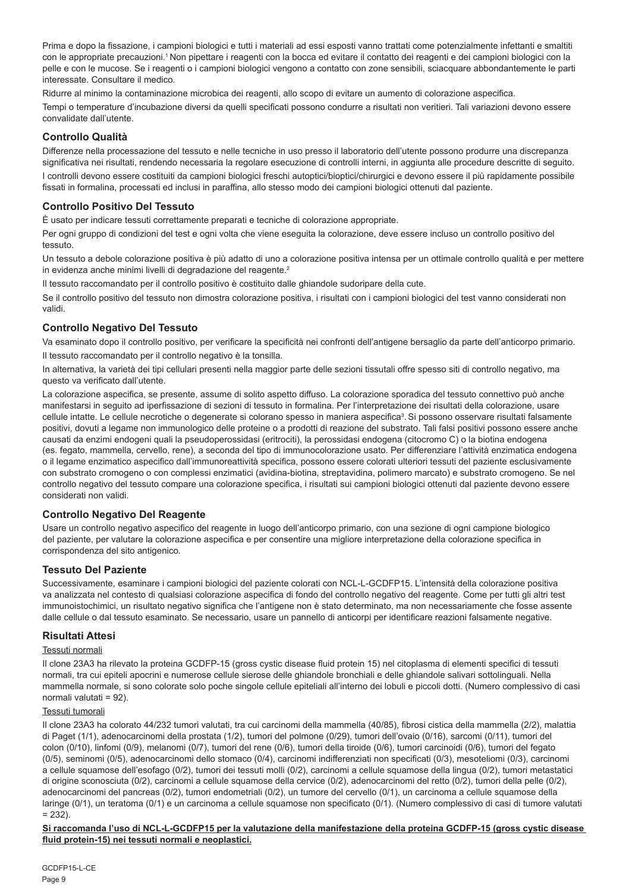Prima e dopo la fissazione, i campioni biologici e tutti i materiali ad essi esposti vanno trattati come potenzialmente infettanti e smaltiti con le appropriate precauzioni.[1] Non pipettare i reagenti con la bocca ed evitare il contatto dei reagenti e dei campioni biologici con la pelle e con le mucose. Se i reagenti o i campioni biologici vengono a contatto con zone sensibili, sciacquare abbondantemente le parti interessate. Consultare il medico.

Ridurre al minimo la contaminazione microbica dei reagenti, allo scopo di evitare un aumento di colorazione aspecifica.

Tempi o temperature d'incubazione diversi da quelli specificati possono condurre a risultati non veritieri. Tali variazioni devono essere convalidate dall'utente.

## Controllo Qualità

Differenze nella processazione del tessuto e nelle tecniche in uso presso il laboratorio dell'utente possono produrre una discrepanza significativa nei risultati, rendendo necessaria la regolare esecuzione di controlli interni, in aggiunta alle procedure descritte di seguito.

I controlli devono essere costituiti da campioni biologici freschi autoptici/bioptici/chirurgici e devono essere il più rapidamente possibile fissati in formalina, processati ed inclusi in paraffina, allo stesso modo dei campioni biologici ottenuti dal paziente.

## Controllo Positivo Del Tessuto

È usato per indicare tessuti correttamente preparati e tecniche di colorazione appropriate.

Per ogni gruppo di condizioni del test e ogni volta che viene eseguita la colorazione, deve essere incluso un controllo positivo del tessuto.

Un tessuto a debole colorazione positiva è più adatto di uno a colorazione positiva intensa per un ottimale controllo qualità e per mettere in evidenza anche minimi livelli di degradazione del reagente.[2]

Il tessuto raccomandato per il controllo positivo è costituito dalle ghiandole sudoripare della cute.

Se il controllo positivo del tessuto non dimostra colorazione positiva, i risultati con i campioni biologici del test vanno considerati non validi.

## Controllo Negativo Del Tessuto

Va esaminato dopo il controllo positivo, per verificare la specificità nei confronti dell'antigene bersaglio da parte dell'anticorpo primario.

Il tessuto raccomandato per il controllo negativo è la tonsilla.

In alternativa, la varietà dei tipi cellulari presenti nella maggior parte delle sezioni tissutali offre spesso siti di controllo negativo, ma questo va verificato dall'utente.

La colorazione aspecifica, se presente, assume di solito aspetto diffuso. La colorazione sporadica del tessuto connettivo può anche manifestarsi in seguito ad iperfissazione di sezioni di tessuto in formalina. Per l'interpretazione dei risultati della colorazione, usare cellule intatte. Le cellule necrotiche o degenerate si colorano spesso in maniera aspecifica[3]. Si possono osservare risultati falsamente positivi, dovuti a legame non immunologico delle proteine o a prodotti di reazione del substrato. Tali falsi positivi possono essere anche causati da enzimi endogeni quali la pseudoperossidasi (eritrociti), la perossidasi endogena (citocromo C) o la biotina endogena (es. fegato, mammella, cervello, rene), a seconda del tipo di immunocolorazione usato. Per differenziare l'attività enzimatica endogena o il legame enzimatico aspecifico dall'immunoreattività specifica, possono essere colorati ulteriori tessuti del paziente esclusivamente con substrato cromogeno o con complessi enzimatici (avidina-biotina, streptavidina, polimero marcato) e substrato cromogeno. Se nel controllo negativo del tessuto compare una colorazione specifica, i risultati sui campioni biologici ottenuti dal paziente devono essere considerati non validi.

## Controllo Negativo Del Reagente

Usare un controllo negativo aspecifico del reagente in luogo dell'anticorpo primario, con una sezione di ogni campione biologico del paziente, per valutare la colorazione aspecifica e per consentire una migliore interpretazione della colorazione specifica in corrispondenza del sito antigenico.

## Tessuto Del Paziente

Successivamente, esaminare i campioni biologici del paziente colorati con NCL-L-GCDFP15. L'intensità della colorazione positiva va analizzata nel contesto di qualsiasi colorazione aspecifica di fondo del controllo negativo del reagente. Come per tutti gli altri test immunoistochimici, un risultato negativo significa che l'antigene non è stato determinato, ma non necessariamente che fosse assente dalle cellule o dal tessuto esaminato. Se necessario, usare un pannello di anticorpi per identificare reazioni falsamente negative.

## Risultati Attesi

Tessuti normali

Il clone 23A3 ha rilevato la proteina GCDFP-15 (gross cystic disease fluid protein 15) nel citoplasma di elementi specifici di tessuti normali, tra cui epiteli apocrini e numerose cellule sierose delle ghiandole bronchiali e delle ghiandole salivari sottolinguali. Nella mammella normale, si sono colorate solo poche singole cellule epiteliali all'interno dei lobuli e piccoli dotti. (Numero complessivo di casi normali valutati = 92).

Tessuti tumorali

Il clone 23A3 ha colorato 44/232 tumori valutati, tra cui carcinomi della mammella (40/85), fibrosi cistica della mammella (2/2), malattia di Paget (1/1), adenocarcinomi della prostata (1/2), tumori del polmone (0/29), tumori dell'ovaio (0/16), sarcomi (0/11), tumori del colon (0/10), linfomi (0/9), melanomi (0/7), tumori del rene (0/6), tumori della tiroide (0/6), tumori carcinoidi (0/6), tumori del fegato (0/5), seminomi (0/5), adenocarcinomi dello stomaco (0/4), carcinomi indifferenziati non specificati (0/3), mesoteliomi (0/3), carcinomi a cellule squamose dell'esofago (0/2), tumori dei tessuti molli (0/2), carcinomi a cellule squamose della lingua (0/2), tumori metastatici di origine sconosciuta (0/2), carcinomi a cellule squamose della cervice (0/2), adenocarcinomi del retto (0/2), tumori della pelle (0/2), adenocarcinomi del pancreas (0/2), tumori endometriali (0/2), un tumore del cervello (0/1), un carcinoma a cellule squamose della laringe (0/1), un teratoma (0/1) e un carcinoma a cellule squamose non specificato (0/1). (Numero complessivo di casi di tumore valutati = 232).

**Si raccomanda l'uso di NCL-L-GCDFP15 per la valutazione della manifestazione della proteina GCDFP-15 (gross cystic disease fluid protein-15) nei tessuti normali e neoplastici.**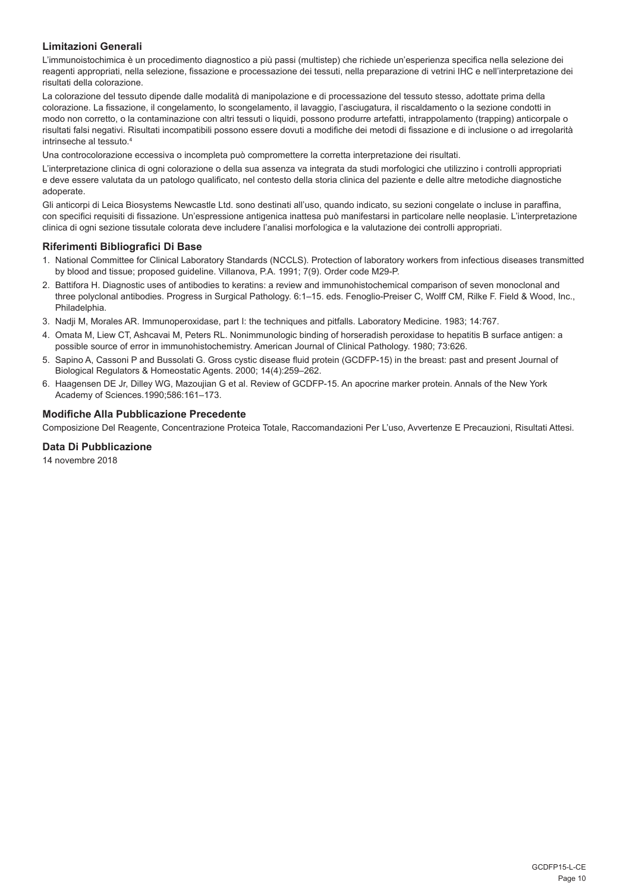## Limitazioni Generali

L'immunoistochimica è un procedimento diagnostico a più passi (multistep) che richiede un'esperienza specifica nella selezione dei reagenti appropriati, nella selezione, fissazione e processazione dei tessuti, nella preparazione di vetrini IHC e nell'interpretazione dei risultati della colorazione.

La colorazione del tessuto dipende dalle modalità di manipolazione e di processazione del tessuto stesso, adottate prima della colorazione. La fissazione, il congelamento, lo scongelamento, il lavaggio, l'asciugatura, il riscaldamento o la sezione condotti in modo non corretto, o la contaminazione con altri tessuti o liquidi, possono produrre artefatti, intrappolamento (trapping) anticorpale o risultati falsi negativi. Risultati incompatibili possono essere dovuti a modifiche dei metodi di fissazione e di inclusione o ad irregolarità intrinseche al tessuto.[4]

Una controcolorazione eccessiva o incompleta può compromettere la corretta interpretazione dei risultati.

L'interpretazione clinica di ogni colorazione o della sua assenza va integrata da studi morfologici che utilizzino i controlli appropriati e deve essere valutata da un patologo qualificato, nel contesto della storia clinica del paziente e delle altre metodiche diagnostiche adoperate.

Gli anticorpi di Leica Biosystems Newcastle Ltd. sono destinati all'uso, quando indicato, su sezioni congelate o incluse in paraffina, con specifici requisiti di fissazione. Un'espressione antigenica inattesa può manifestarsi in particolare nelle neoplasie. L'interpretazione clinica di ogni sezione tissutale colorata deve includere l'analisi morfologica e la valutazione dei controlli appropriati.

## Riferimenti Bibliografici Di Base

1. National Committee for Clinical Laboratory Standards (NCCLS). Protection of laboratory workers from infectious diseases transmitted by blood and tissue; proposed guideline. Villanova, P.A. 1991; 7(9). Order code M29-P.
2. Battifora H. Diagnostic uses of antibodies to keratins: a review and immunohistochemical comparison of seven monoclonal and three polyclonal antibodies. Progress in Surgical Pathology. 6:1–15. eds. Fenoglio-Preiser C, Wolff CM, Rilke F. Field & Wood, Inc., Philadelphia.
3. Nadji M, Morales AR. Immunoperoxidase, part I: the techniques and pitfalls. Laboratory Medicine. 1983; 14:767.
4. Omata M, Liew CT, Ashcavai M, Peters RL. Nonimmunologic binding of horseradish peroxidase to hepatitis B surface antigen: a possible source of error in immunohistochemistry. American Journal of Clinical Pathology. 1980; 73:626.
5. Sapino A, Cassoni P and Bussolati G. Gross cystic disease fluid protein (GCDFP-15) in the breast: past and present Journal of Biological Regulators & Homeostatic Agents. 2000; 14(4):259–262.
6. Haagensen DE Jr, Dilley WG, Mazoujian G et al. Review of GCDFP-15. An apocrine marker protein. Annals of the New York Academy of Sciences.1990;586:161–173.

## Modifiche Alla Pubblicazione Precedente

Composizione Del Reagente, Concentrazione Proteica Totale, Raccomandazioni Per L'uso, Avvertenze E Precauzioni, Risultati Attesi.

## Data Di Pubblicazione

14 novembre 2018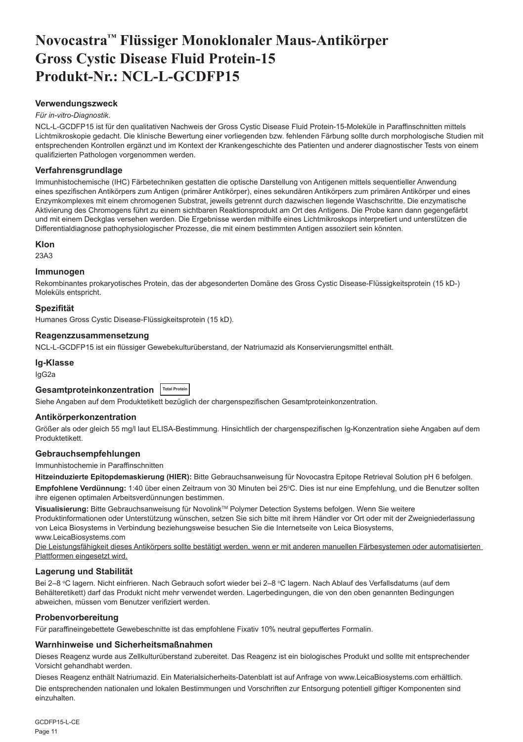# Novocastra™ Flüssiger Monoklonaler Maus-Antikörper Gross Cystic Disease Fluid Protein-15 Produkt-Nr.: NCL-L-GCDFP15

## Verwendungszweck

*Für in-vitro-Diagnostik*.

NCL-L-GCDFP15 ist für den qualitativen Nachweis der Gross Cystic Disease Fluid Protein-15-Moleküle in Paraffinschnitten mittels Lichtmikroskopie gedacht. Die klinische Bewertung einer vorliegenden bzw. fehlenden Färbung sollte durch morphologische Studien mit entsprechenden Kontrollen ergänzt und im Kontext der Krankengeschichte des Patienten und anderer diagnostischer Tests von einem qualifizierten Pathologen vorgenommen werden.

## Verfahrensgrundlage

Immunhistochemische (IHC) Färbetechniken gestatten die optische Darstellung von Antigenen mittels sequentieller Anwendung eines spezifischen Antikörpers zum Antigen (primärer Antikörper), eines sekundären Antikörpers zum primären Antikörper und eines Enzymkomplexes mit einem chromogenen Substrat, jeweils getrennt durch dazwischen liegende Waschschritte. Die enzymatische Aktivierung des Chromogens führt zu einem sichtbaren Reaktionsprodukt am Ort des Antigens. Die Probe kann dann gegengefärbt und mit einem Deckglas versehen werden. Die Ergebnisse werden mithilfe eines Lichtmikroskops interpretiert und unterstützen die Differentialdiagnose pathophysiologischer Prozesse, die mit einem bestimmten Antigen assoziiert sein könnten.

## Klon

23A3

## Immunogen

Rekombinantes prokaryotisches Protein, das der abgesonderten Domäne des Gross Cystic Disease-Flüssigkeitsprotein (15 kD-) Moleküls entspricht.

## Spezifität

Humanes Gross Cystic Disease-Flüssigkeitsprotein (15 kD).

## Reagenzzusammensetzung

NCL-L-GCDFP15 ist ein flüssiger Gewebekulturüberstand, der Natriumazid als Konservierungsmittel enthält.

## Ig-Klasse

IgG2a

## Gesamtproteinkonzentration Total Protein

Siehe Angaben auf dem Produktetikett bezüglich der chargenspezifischen Gesamtproteinkonzentration.

## Antikörperkonzentration

Größer als oder gleich 55 mg/l laut ELISA-Bestimmung. Hinsichtlich der chargenspezifischen Ig-Konzentration siehe Angaben auf dem Produktetikett.

## Gebrauchsempfehlungen

Immunhistochemie in Paraffinschnitten

**Hitzeinduzierte Epitopdemaskierung (HIER):** Bitte Gebrauchsanweisung für Novocastra Epitope Retrieval Solution pH 6 befolgen.

**Empfohlene Verdünnung:** 1:40 über einen Zeitraum von 30 Minuten bei 25°C. Dies ist nur eine Empfehlung, und die Benutzer sollten ihre eigenen optimalen Arbeitsverdünnungen bestimmen.

**Visualisierung:** Bitte Gebrauchsanweisung für Novolink™ Polymer Detection Systems befolgen. Wenn Sie weitere Produktinformationen oder Unterstützung wünschen, setzen Sie sich bitte mit ihrem Händler vor Ort oder mit der Zweigniederlassung von Leica Biosystems in Verbindung beziehungsweise besuchen Sie die Internetseite von Leica Biosystems, www.LeicaBiosystems.com

Die Leistungsfähigkeit dieses Antikörpers sollte bestätigt werden, wenn er mit anderen manuellen Färbesystemen oder automatisierten Plattformen eingesetzt wird.

## Lagerung und Stabilität

Bei 2–8 °C lagern. Nicht einfrieren. Nach Gebrauch sofort wieder bei 2–8 °C lagern. Nach Ablauf des Verfallsdatums (auf dem Behälteretikett) darf das Produkt nicht mehr verwendet werden. Lagerbedingungen, die von den oben genannten Bedingungen abweichen, müssen vom Benutzer verifiziert werden.

## Probenvorbereitung

Für paraffineingebettete Gewebeschnitte ist das empfohlene Fixativ 10% neutral gepuffertes Formalin.

## Warnhinweise und Sicherheitsmaßnahmen

Dieses Reagenz wurde aus Zellkulturüberstand zubereitet. Das Reagenz ist ein biologisches Produkt und sollte mit entsprechender Vorsicht gehandhabt werden.

Dieses Reagenz enthält Natriumazid. Ein Materialsicherheits-Datenblatt ist auf Anfrage von www.LeicaBiosystems.com erhältlich.

Die entsprechenden nationalen und lokalen Bestimmungen und Vorschriften zur Entsorgung potentiell giftiger Komponenten sind einzuhalten.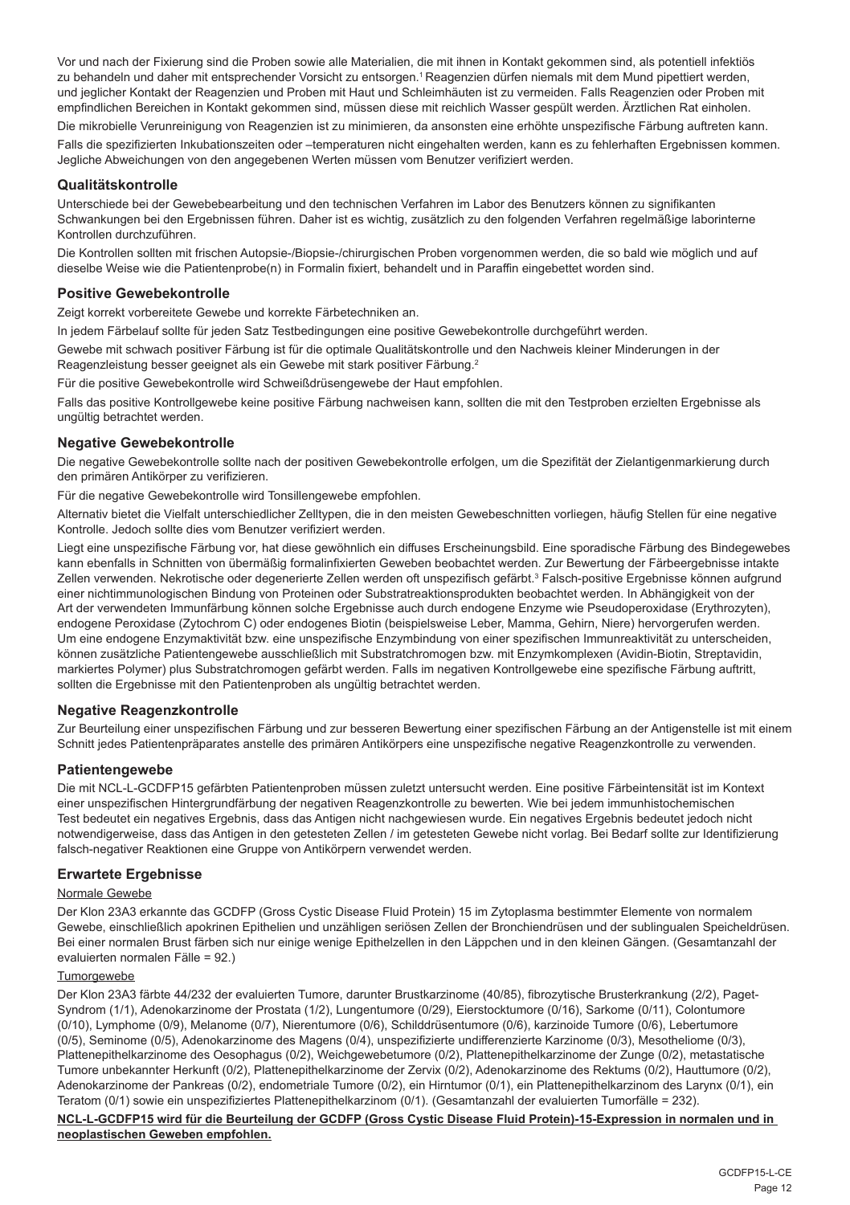Vor und nach der Fixierung sind die Proben sowie alle Materialien, die mit ihnen in Kontakt gekommen sind, als potentiell infektiös zu behandeln und daher mit entsprechender Vorsicht zu entsorgen.[1] Reagenzien dürfen niemals mit dem Mund pipettiert werden, und jeglicher Kontakt der Reagenzien und Proben mit Haut und Schleimhäuten ist zu vermeiden. Falls Reagenzien oder Proben mit empfindlichen Bereichen in Kontakt gekommen sind, müssen diese mit reichlich Wasser gespült werden. Ärztlichen Rat einholen.

Die mikrobielle Verunreinigung von Reagenzien ist zu minimieren, da ansonsten eine erhöhte unspezifische Färbung auftreten kann.

Falls die spezifizierten Inkubationszeiten oder –temperaturen nicht eingehalten werden, kann es zu fehlerhaften Ergebnissen kommen. Jegliche Abweichungen von den angegebenen Werten müssen vom Benutzer verifiziert werden.

## Qualitätskontrolle

Unterschiede bei der Gewebebearbeitung und den technischen Verfahren im Labor des Benutzers können zu signifikanten Schwankungen bei den Ergebnissen führen. Daher ist es wichtig, zusätzlich zu den folgenden Verfahren regelmäßige laborinterne Kontrollen durchzuführen.

Die Kontrollen sollten mit frischen Autopsie-/Biopsie-/chirurgischen Proben vorgenommen werden, die so bald wie möglich und auf dieselbe Weise wie die Patientenprobe(n) in Formalin fixiert, behandelt und in Paraffin eingebettet worden sind.

## Positive Gewebekontrolle

Zeigt korrekt vorbereitete Gewebe und korrekte Färbetechniken an.

In jedem Färbelauf sollte für jeden Satz Testbedingungen eine positive Gewebekontrolle durchgeführt werden.

Gewebe mit schwach positiver Färbung ist für die optimale Qualitätskontrolle und den Nachweis kleiner Minderungen in der Reagenzleistung besser geeignet als ein Gewebe mit stark positiver Färbung.[2]

Für die positive Gewebekontrolle wird Schweißdrüsengewebe der Haut empfohlen.

Falls das positive Kontrollgewebe keine positive Färbung nachweisen kann, sollten die mit den Testproben erzielten Ergebnisse als ungültig betrachtet werden.

## Negative Gewebekontrolle

Die negative Gewebekontrolle sollte nach der positiven Gewebekontrolle erfolgen, um die Spezifität der Zielantigenmarkierung durch den primären Antikörper zu verifizieren.

Für die negative Gewebekontrolle wird Tonsillengewebe empfohlen.

Alternativ bietet die Vielfalt unterschiedlicher Zelltypen, die in den meisten Gewebeschnitten vorliegen, häufig Stellen für eine negative Kontrolle. Jedoch sollte dies vom Benutzer verifiziert werden.

Liegt eine unspezifische Färbung vor, hat diese gewöhnlich ein diffuses Erscheinungsbild. Eine sporadische Färbung des Bindegewebes kann ebenfalls in Schnitten von übermäßig formalinfixierten Geweben beobachtet werden. Zur Bewertung der Färbeergebnisse intakte Zellen verwenden. Nekrotische oder degenerierte Zellen werden oft unspezifisch gefärbt.[3] Falsch-positive Ergebnisse können aufgrund einer nichtimmunologischen Bindung von Proteinen oder Substratreaktionsprodukten beobachtet werden. In Abhängigkeit von der Art der verwendeten Immunfärbung können solche Ergebnisse auch durch endogene Enzyme wie Pseudoperoxidase (Erythrozyten), endogene Peroxidase (Zytochrom C) oder endogenes Biotin (beispielsweise Leber, Mamma, Gehirn, Niere) hervorgerufen werden. Um eine endogene Enzymaktivität bzw. eine unspezifische Enzymbindung von einer spezifischen Immunreaktivität zu unterscheiden, können zusätzliche Patientengewebe ausschließlich mit Substratchromogen bzw. mit Enzymkomplexen (Avidin-Biotin, Streptavidin, markiertes Polymer) plus Substratchromogen gefärbt werden. Falls im negativen Kontrollgewebe eine spezifische Färbung auftritt, sollten die Ergebnisse mit den Patientenproben als ungültig betrachtet werden.

## Negative Reagenzkontrolle

Zur Beurteilung einer unspezifischen Färbung und zur besseren Bewertung einer spezifischen Färbung an der Antigenstelle ist mit einem Schnitt jedes Patientenpräparates anstelle des primären Antikörpers eine unspezifische negative Reagenzkontrolle zu verwenden.

## Patientengewebe

Die mit NCL-L-GCDFP15 gefärbten Patientenproben müssen zuletzt untersucht werden. Eine positive Färbeintensität ist im Kontext einer unspezifischen Hintergrundfärbung der negativen Reagenzkontrolle zu bewerten. Wie bei jedem immunhistochemischen Test bedeutet ein negatives Ergebnis, dass das Antigen nicht nachgewiesen wurde. Ein negatives Ergebnis bedeutet jedoch nicht notwendigerweise, dass das Antigen in den getesteten Zellen / im getesteten Gewebe nicht vorlag. Bei Bedarf sollte zur Identifizierung falsch-negativer Reaktionen eine Gruppe von Antikörpern verwendet werden.

## Erwartete Ergebnisse

### Normale Gewebe

Der Klon 23A3 erkannte das GCDFP (Gross Cystic Disease Fluid Protein) 15 im Zytoplasma bestimmter Elemente von normalem Gewebe, einschließlich apokrinen Epithelien und unzähligen serösen Zellen der Bronchiendrüsen und der sublingualen Speicheldrüsen. Bei einer normalen Brust färben sich nur einige wenige Epithelzellen in den Läppchen und in den kleinen Gängen. (Gesamtanzahl der evaluierten normalen Fälle = 92.)

### Tumorgewebe

Der Klon 23A3 färbte 44/232 der evaluierten Tumore, darunter Brustkarzinome (40/85), fibrozytische Brusterkrankung (2/2), Paget-Syndrom (1/1), Adenokarzinome der Prostata (1/2), Lungentumore (0/29), Eierstocktumore (0/16), Sarkome (0/11), Colontumore (0/10), Lymphome (0/9), Melanome (0/7), Nierentumore (0/6), Schilddrüsentumore (0/6), karzinoide Tumore (0/6), Lebertumore (0/5), Seminome (0/5), Adenokarzinome des Magens (0/4), unspezifizierte undifferenzierte Karzinome (0/3), Mesotheliome (0/3), Plattenepithelkarzinome des Oesophagus (0/2), Weichgewebetumore (0/2), Plattenepithelkarzinome der Zunge (0/2), metastatische Tumore unbekannter Herkunft (0/2), Plattenepithelkarzinome der Zervix (0/2), Adenokarzinome des Rektums (0/2), Hauttumore (0/2), Adenokarzinome der Pankreas (0/2), endometriale Tumore (0/2), ein Hirntumor (0/1), ein Plattenepithelkarzinom des Larynx (0/1), ein Teratom (0/1) sowie ein unspezifiziertes Plattenepithelkarzinom (0/1). (Gesamtanzahl der evaluierten Tumorfälle = 232).

**NCL-L-GCDFP15 wird für die Beurteilung der GCDFP (Gross Cystic Disease Fluid Protein)-15-Expression in normalen und in neoplastischen Geweben empfohlen.**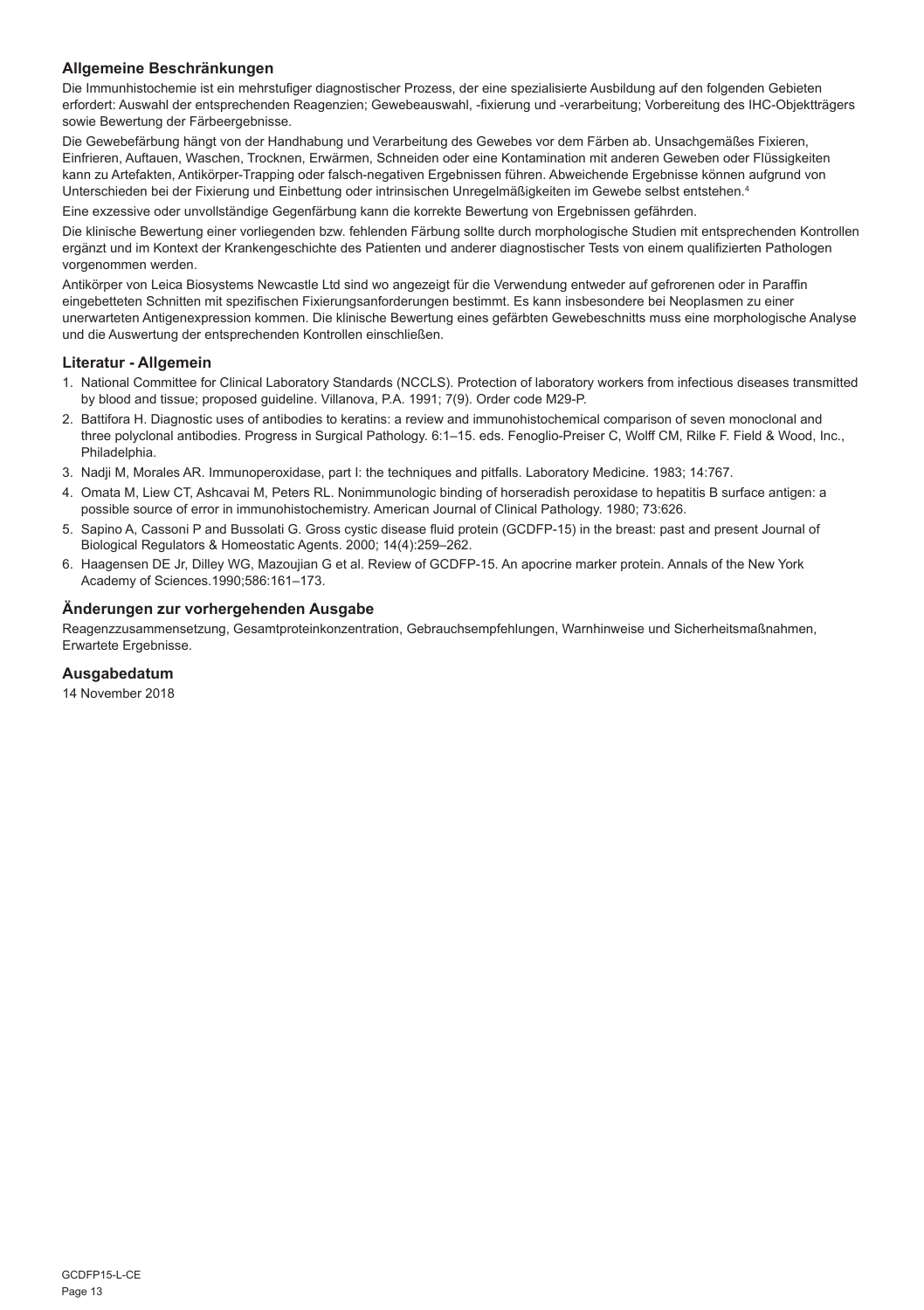## Allgemeine Beschränkungen

Die Immunhistochemie ist ein mehrstufiger diagnostischer Prozess, der eine spezialisierte Ausbildung auf den folgenden Gebieten erfordert: Auswahl der entsprechenden Reagenzien; Gewebeauswahl, -fixierung und -verarbeitung; Vorbereitung des IHC-Objektträgers sowie Bewertung der Färbeergebnisse.

Die Gewebefärbung hängt von der Handhabung und Verarbeitung des Gewebes vor dem Färben ab. Unsachgemäßes Fixieren, Einfrieren, Auftauen, Waschen, Trocknen, Erwärmen, Schneiden oder eine Kontamination mit anderen Geweben oder Flüssigkeiten kann zu Artefakten, Antikörper-Trapping oder falsch-negativen Ergebnissen führen. Abweichende Ergebnisse können aufgrund von Unterschieden bei der Fixierung und Einbettung oder intrinsischen Unregelmäßigkeiten im Gewebe selbst entstehen.[4]

Eine exzessive oder unvollständige Gegenfärbung kann die korrekte Bewertung von Ergebnissen gefährden.

Die klinische Bewertung einer vorliegenden bzw. fehlenden Färbung sollte durch morphologische Studien mit entsprechenden Kontrollen ergänzt und im Kontext der Krankengeschichte des Patienten und anderer diagnostischer Tests von einem qualifizierten Pathologen vorgenommen werden.

Antikörper von Leica Biosystems Newcastle Ltd sind wo angezeigt für die Verwendung entweder auf gefrorenen oder in Paraffin eingebetteten Schnitten mit spezifischen Fixierungsanforderungen bestimmt. Es kann insbesondere bei Neoplasmen zu einer unerwarteten Antigenexpression kommen. Die klinische Bewertung eines gefärbten Gewebeschnitts muss eine morphologische Analyse und die Auswertung der entsprechenden Kontrollen einschließen.

## Literatur - Allgemein

1. National Committee for Clinical Laboratory Standards (NCCLS). Protection of laboratory workers from infectious diseases transmitted by blood and tissue; proposed guideline. Villanova, P.A. 1991; 7(9). Order code M29-P.
2. Battifora H. Diagnostic uses of antibodies to keratins: a review and immunohistochemical comparison of seven monoclonal and three polyclonal antibodies. Progress in Surgical Pathology. 6:1–15. eds. Fenoglio-Preiser C, Wolff CM, Rilke F. Field & Wood, Inc., Philadelphia.
3. Nadji M, Morales AR. Immunoperoxidase, part I: the techniques and pitfalls. Laboratory Medicine. 1983; 14:767.
4. Omata M, Liew CT, Ashcavai M, Peters RL. Nonimmunologic binding of horseradish peroxidase to hepatitis B surface antigen: a possible source of error in immunohistochemistry. American Journal of Clinical Pathology. 1980; 73:626.
5. Sapino A, Cassoni P and Bussolati G. Gross cystic disease fluid protein (GCDFP-15) in the breast: past and present Journal of Biological Regulators & Homeostatic Agents. 2000; 14(4):259–262.
6. Haagensen DE Jr, Dilley WG, Mazoujian G et al. Review of GCDFP-15. An apocrine marker protein. Annals of the New York Academy of Sciences.1990;586:161–173.

## Änderungen zur vorhergehenden Ausgabe

Reagenzzusammensetzung, Gesamtproteinkonzentration, Gebrauchsempfehlungen, Warnhinweise und Sicherheitsmaßnahmen, Erwartete Ergebnisse.

## Ausgabedatum

14 November 2018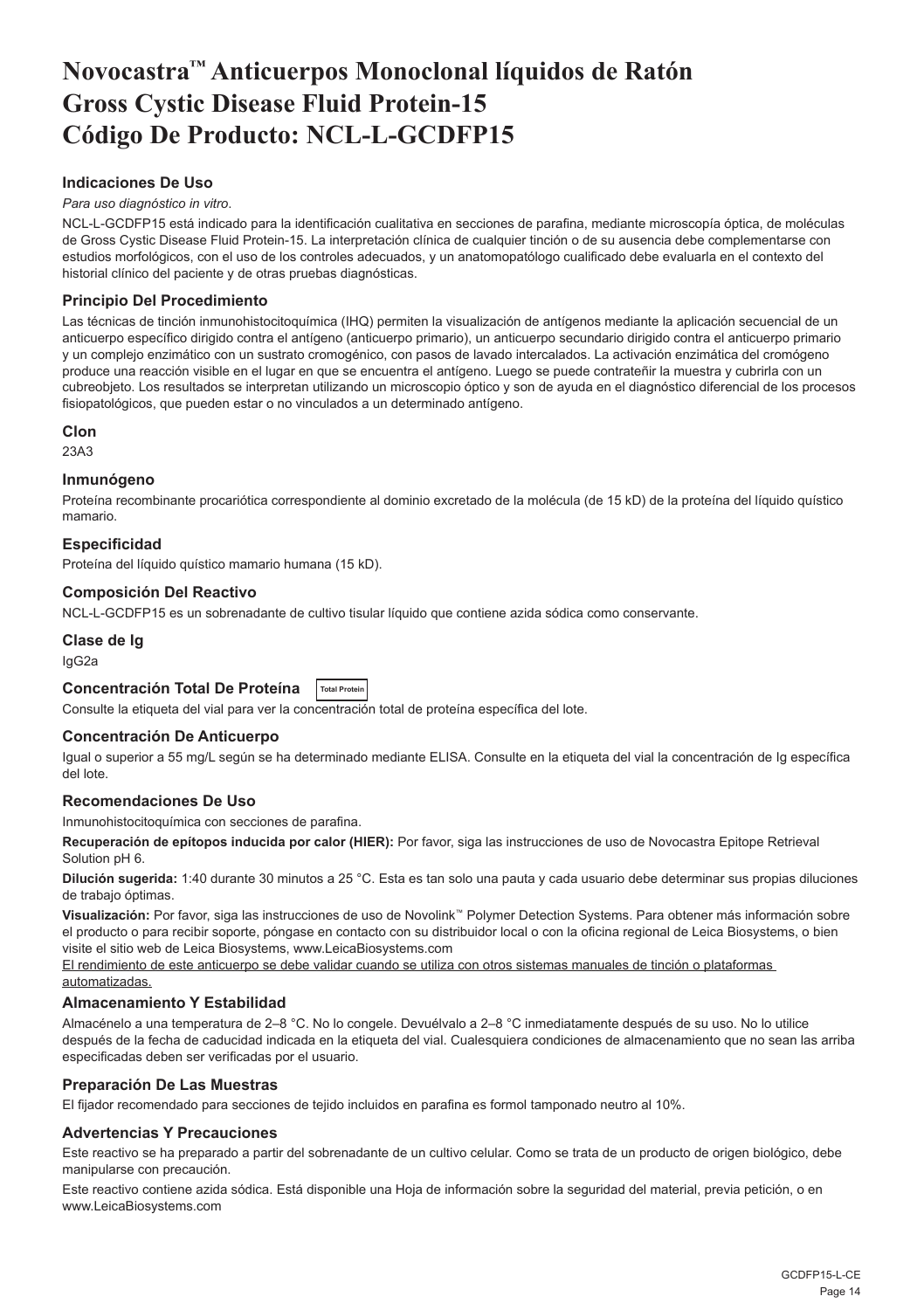# Novocastra™ Anticuerpos Monoclonal líquidos de Ratón Gross Cystic Disease Fluid Protein-15 Código De Producto: NCL-L-GCDFP15

### Indicaciones De Uso

*Para uso diagnóstico in vitro*.

NCL-L-GCDFP15 está indicado para la identificación cualitativa en secciones de parafina, mediante microscopía óptica, de moléculas de Gross Cystic Disease Fluid Protein-15. La interpretación clínica de cualquier tinción o de su ausencia debe complementarse con estudios morfológicos, con el uso de los controles adecuados, y un anatomopatólogo cualificado debe evaluarla en el contexto del historial clínico del paciente y de otras pruebas diagnósticas.

### Principio Del Procedimiento

Las técnicas de tinción inmunohistocitoquímica (IHQ) permiten la visualización de antígenos mediante la aplicación secuencial de un anticuerpo específico dirigido contra el antígeno (anticuerpo primario), un anticuerpo secundario dirigido contra el anticuerpo primario y un complejo enzimático con un sustrato cromogénico, con pasos de lavado intercalados. La activación enzimática del cromógeno produce una reacción visible en el lugar en que se encuentra el antígeno. Luego se puede contrateñir la muestra y cubrirla con un cubreobjeto. Los resultados se interpretan utilizando un microscopio óptico y son de ayuda en el diagnóstico diferencial de los procesos fisiopatológicos, que pueden estar o no vinculados a un determinado antígeno.

### Clon

23A3

### Inmunógeno

Proteína recombinante procariótica correspondiente al dominio excretado de la molécula (de 15 kD) de la proteína del líquido quístico mamario.

### Especificidad

Proteína del líquido quístico mamario humana (15 kD).

### Composición Del Reactivo

NCL-L-GCDFP15 es un sobrenadante de cultivo tisular líquido que contiene azida sódica como conservante.

### Clase de Ig

IgG2a

### Concentración Total De Proteína

Total Protein

Consulte la etiqueta del vial para ver la concentración total de proteína específica del lote.

### Concentración De Anticuerpo

Igual o superior a 55 mg/L según se ha determinado mediante ELISA. Consulte en la etiqueta del vial la concentración de Ig específica del lote.

### Recomendaciones De Uso

Inmunohistocitoquímica con secciones de parafina.

**Recuperación de epítopos inducida por calor (HIER):** Por favor, siga las instrucciones de uso de Novocastra Epitope Retrieval Solution pH 6.

**Dilución sugerida:** 1:40 durante 30 minutos a 25 °C. Esta es tan solo una pauta y cada usuario debe determinar sus propias diluciones de trabajo óptimas.

**Visualización:** Por favor, siga las instrucciones de uso de Novolink™ Polymer Detection Systems. Para obtener más información sobre el producto o para recibir soporte, póngase en contacto con su distribuidor local o con la oficina regional de Leica Biosystems, o bien visite el sitio web de Leica Biosystems, www.LeicaBiosystems.com

El rendimiento de este anticuerpo se debe validar cuando se utiliza con otros sistemas manuales de tinción o plataformas automatizadas.

### Almacenamiento Y Estabilidad

Almacénelo a una temperatura de 2–8 °C. No lo congele. Devuélvalo a 2–8 °C inmediatamente después de su uso. No lo utilice después de la fecha de caducidad indicada en la etiqueta del vial. Cualesquiera condiciones de almacenamiento que no sean las arriba especificadas deben ser verificadas por el usuario.

### Preparación De Las Muestras

El fijador recomendado para secciones de tejido incluidos en parafina es formol tamponado neutro al 10%.

### Advertencias Y Precauciones

Este reactivo se ha preparado a partir del sobrenadante de un cultivo celular. Como se trata de un producto de origen biológico, debe manipularse con precaución.

Este reactivo contiene azida sódica. Está disponible una Hoja de información sobre la seguridad del material, previa petición, o en www.LeicaBiosystems.com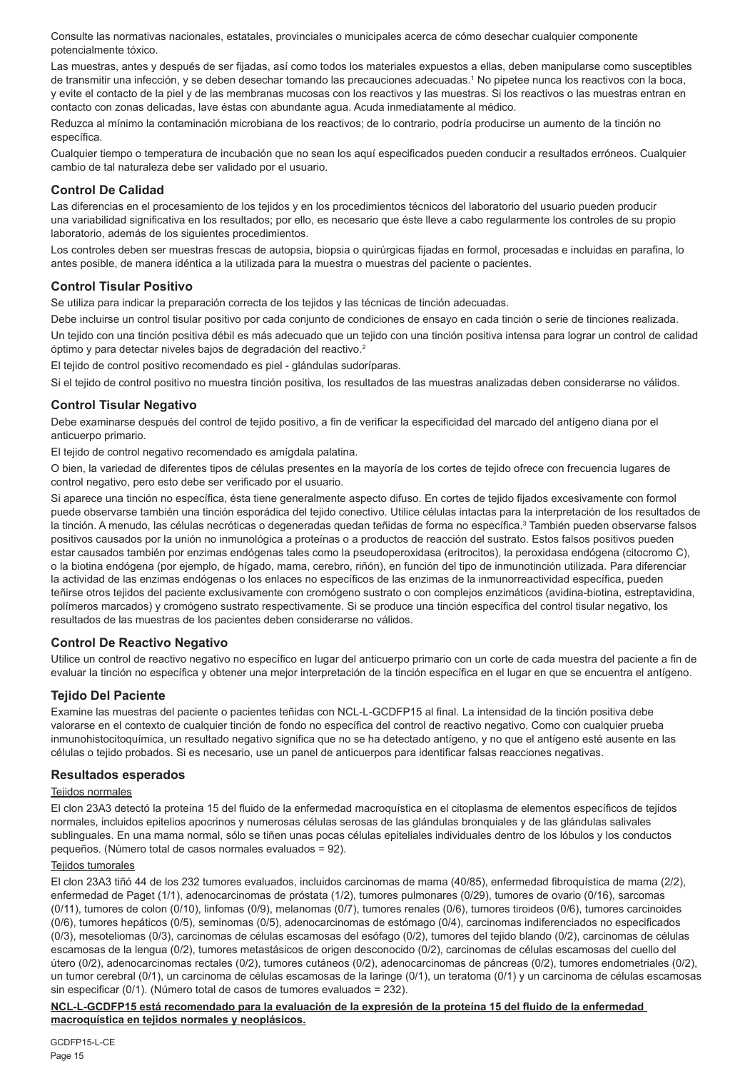Consulte las normativas nacionales, estatales, provinciales o municipales acerca de cómo desechar cualquier componente potencialmente tóxico.

Las muestras, antes y después de ser fijadas, así como todos los materiales expuestos a ellas, deben manipularse como susceptibles de transmitir una infección, y se deben desechar tomando las precauciones adecuadas.[1] No pipetee nunca los reactivos con la boca, y evite el contacto de la piel y de las membranas mucosas con los reactivos y las muestras. Si los reactivos o las muestras entran en contacto con zonas delicadas, lave éstas con abundante agua. Acuda inmediatamente al médico.

Reduzca al mínimo la contaminación microbiana de los reactivos; de lo contrario, podría producirse un aumento de la tinción no específica.

Cualquier tiempo o temperatura de incubación que no sean los aquí especificados pueden conducir a resultados erróneos. Cualquier cambio de tal naturaleza debe ser validado por el usuario.

## Control De Calidad

Las diferencias en el procesamiento de los tejidos y en los procedimientos técnicos del laboratorio del usuario pueden producir una variabilidad significativa en los resultados; por ello, es necesario que éste lleve a cabo regularmente los controles de su propio laboratorio, además de los siguientes procedimientos.

Los controles deben ser muestras frescas de autopsia, biopsia o quirúrgicas fijadas en formol, procesadas e incluidas en parafina, lo antes posible, de manera idéntica a la utilizada para la muestra o muestras del paciente o pacientes.

## Control Tisular Positivo

Se utiliza para indicar la preparación correcta de los tejidos y las técnicas de tinción adecuadas.

Debe incluirse un control tisular positivo por cada conjunto de condiciones de ensayo en cada tinción o serie de tinciones realizada.

Un tejido con una tinción positiva débil es más adecuado que un tejido con una tinción positiva intensa para lograr un control de calidad óptimo y para detectar niveles bajos de degradación del reactivo.[2]

El tejido de control positivo recomendado es piel - glándulas sudoríparas.

Si el tejido de control positivo no muestra tinción positiva, los resultados de las muestras analizadas deben considerarse no válidos.

## Control Tisular Negativo

Debe examinarse después del control de tejido positivo, a fin de verificar la especificidad del marcado del antígeno diana por el anticuerpo primario.

El tejido de control negativo recomendado es amígdala palatina.

O bien, la variedad de diferentes tipos de células presentes en la mayoría de los cortes de tejido ofrece con frecuencia lugares de control negativo, pero esto debe ser verificado por el usuario.

Si aparece una tinción no específica, ésta tiene generalmente aspecto difuso. En cortes de tejido fijados excesivamente con formol puede observarse también una tinción esporádica del tejido conectivo. Utilice células intactas para la interpretación de los resultados de la tinción. A menudo, las células necróticas o degeneradas quedan teñidas de forma no específica.[3] También pueden observarse falsos positivos causados por la unión no inmunológica a proteínas o a productos de reacción del sustrato. Estos falsos positivos pueden estar causados también por enzimas endógenas tales como la pseudoperoxidasa (eritrocitos), la peroxidasa endógena (citocromo C), o la biotina endógena (por ejemplo, de hígado, mama, cerebro, riñón), en función del tipo de inmunotinción utilizada. Para diferenciar la actividad de las enzimas endógenas o los enlaces no específicos de las enzimas de la inmunorreactividad específica, pueden teñirse otros tejidos del paciente exclusivamente con cromógeno sustrato o con complejos enzimáticos (avidina-biotina, estreptavidina, polímeros marcados) y cromógeno sustrato respectivamente. Si se produce una tinción específica del control tisular negativo, los resultados de las muestras de los pacientes deben considerarse no válidos.

## Control De Reactivo Negativo

Utilice un control de reactivo negativo no específico en lugar del anticuerpo primario con un corte de cada muestra del paciente a fin de evaluar la tinción no específica y obtener una mejor interpretación de la tinción específica en el lugar en que se encuentra el antígeno.

## Tejido Del Paciente

Examine las muestras del paciente o pacientes teñidas con NCL-L-GCDFP15 al final. La intensidad de la tinción positiva debe valorarse en el contexto de cualquier tinción de fondo no específica del control de reactivo negativo. Como con cualquier prueba inmunohistocitoquímica, un resultado negativo significa que no se ha detectado antígeno, y no que el antígeno esté ausente en las células o tejido probados. Si es necesario, use un panel de anticuerpos para identificar falsas reacciones negativas.

## Resultados esperados

Tejidos normales

El clon 23A3 detectó la proteína 15 del fluido de la enfermedad macroquística en el citoplasma de elementos específicos de tejidos normales, incluidos epitelios apocrinos y numerosas células serosas de las glándulas bronquiales y de las glándulas salivales sublinguales. En una mama normal, sólo se tiñen unas pocas células epiteliales individuales dentro de los lóbulos y los conductos pequeños. (Número total de casos normales evaluados = 92).

Tejidos tumorales

El clon 23A3 tiñó 44 de los 232 tumores evaluados, incluidos carcinomas de mama (40/85), enfermedad fibroquística de mama (2/2), enfermedad de Paget (1/1), adenocarcinomas de próstata (1/2), tumores pulmonares (0/29), tumores de ovario (0/16), sarcomas (0/11), tumores de colon (0/10), linfomas (0/9), melanomas (0/7), tumores renales (0/6), tumores tiroideos (0/6), tumores carcinoides (0/6), tumores hepáticos (0/5), seminomas (0/5), adenocarcinomas de estómago (0/4), carcinomas indiferenciados no especificados (0/3), mesoteliomas (0/3), carcinomas de células escamosas del esófago (0/2), tumores del tejido blando (0/2), carcinomas de células escamosas de la lengua (0/2), tumores metastásicos de origen desconocido (0/2), carcinomas de células escamosas del cuello del útero (0/2), adenocarcinomas rectales (0/2), tumores cutáneos (0/2), adenocarcinomas de páncreas (0/2), tumores endometriales (0/2), un tumor cerebral (0/1), un carcinoma de células escamosas de la laringe (0/1), un teratoma (0/1) y un carcinoma de células escamosas sin especificar (0/1). (Número total de casos de tumores evaluados = 232).

**NCL-L-GCDFP15 está recomendado para la evaluación de la expresión de la proteína 15 del fluido de la enfermedad macroquística en tejidos normales y neoplásicos.**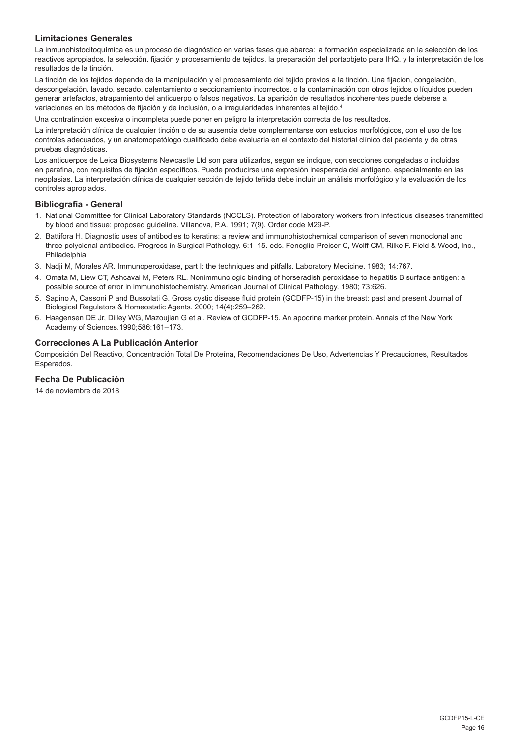### Limitaciones Generales

La inmunohistocitoquímica es un proceso de diagnóstico en varias fases que abarca: la formación especializada en la selección de los reactivos apropiados, la selección, fijación y procesamiento de tejidos, la preparación del portaobjeto para IHQ, y la interpretación de los resultados de la tinción.

La tinción de los tejidos depende de la manipulación y el procesamiento del tejido previos a la tinción. Una fijación, congelación, descongelación, lavado, secado, calentamiento o seccionamiento incorrectos, o la contaminación con otros tejidos o líquidos pueden generar artefactos, atrapamiento del anticuerpo o falsos negativos. La aparición de resultados incoherentes puede deberse a variaciones en los métodos de fijación y de inclusión, o a irregularidades inherentes al tejido.[4]

Una contratinción excesiva o incompleta puede poner en peligro la interpretación correcta de los resultados.

La interpretación clínica de cualquier tinción o de su ausencia debe complementarse con estudios morfológicos, con el uso de los controles adecuados, y un anatomopatólogo cualificado debe evaluarla en el contexto del historial clínico del paciente y de otras pruebas diagnósticas.

Los anticuerpos de Leica Biosystems Newcastle Ltd son para utilizarlos, según se indique, con secciones congeladas o incluidas en parafina, con requisitos de fijación específicos. Puede producirse una expresión inesperada del antígeno, especialmente en las neoplasias. La interpretación clínica de cualquier sección de tejido teñida debe incluir un análisis morfológico y la evaluación de los controles apropiados.

### Bibliografía - General

1. National Committee for Clinical Laboratory Standards (NCCLS). Protection of laboratory workers from infectious diseases transmitted by blood and tissue; proposed guideline. Villanova, P.A. 1991; 7(9). Order code M29-P.
2. Battifora H. Diagnostic uses of antibodies to keratins: a review and immunohistochemical comparison of seven monoclonal and three polyclonal antibodies. Progress in Surgical Pathology. 6:1–15. eds. Fenoglio-Preiser C, Wolff CM, Rilke F. Field & Wood, Inc., Philadelphia.
3. Nadji M, Morales AR. Immunoperoxidase, part I: the techniques and pitfalls. Laboratory Medicine. 1983; 14:767.
4. Omata M, Liew CT, Ashcavai M, Peters RL. Nonimmunologic binding of horseradish peroxidase to hepatitis B surface antigen: a possible source of error in immunohistochemistry. American Journal of Clinical Pathology. 1980; 73:626.
5. Sapino A, Cassoni P and Bussolati G. Gross cystic disease fluid protein (GCDFP-15) in the breast: past and present Journal of Biological Regulators & Homeostatic Agents. 2000; 14(4):259–262.
6. Haagensen DE Jr, Dilley WG, Mazoujian G et al. Review of GCDFP-15. An apocrine marker protein. Annals of the New York Academy of Sciences.1990;586:161–173.

### Correcciones A La Publicación Anterior

Composición Del Reactivo, Concentración Total De Proteína, Recomendaciones De Uso, Advertencias Y Precauciones, Resultados Esperados.

### Fecha De Publicación

14 de noviembre de 2018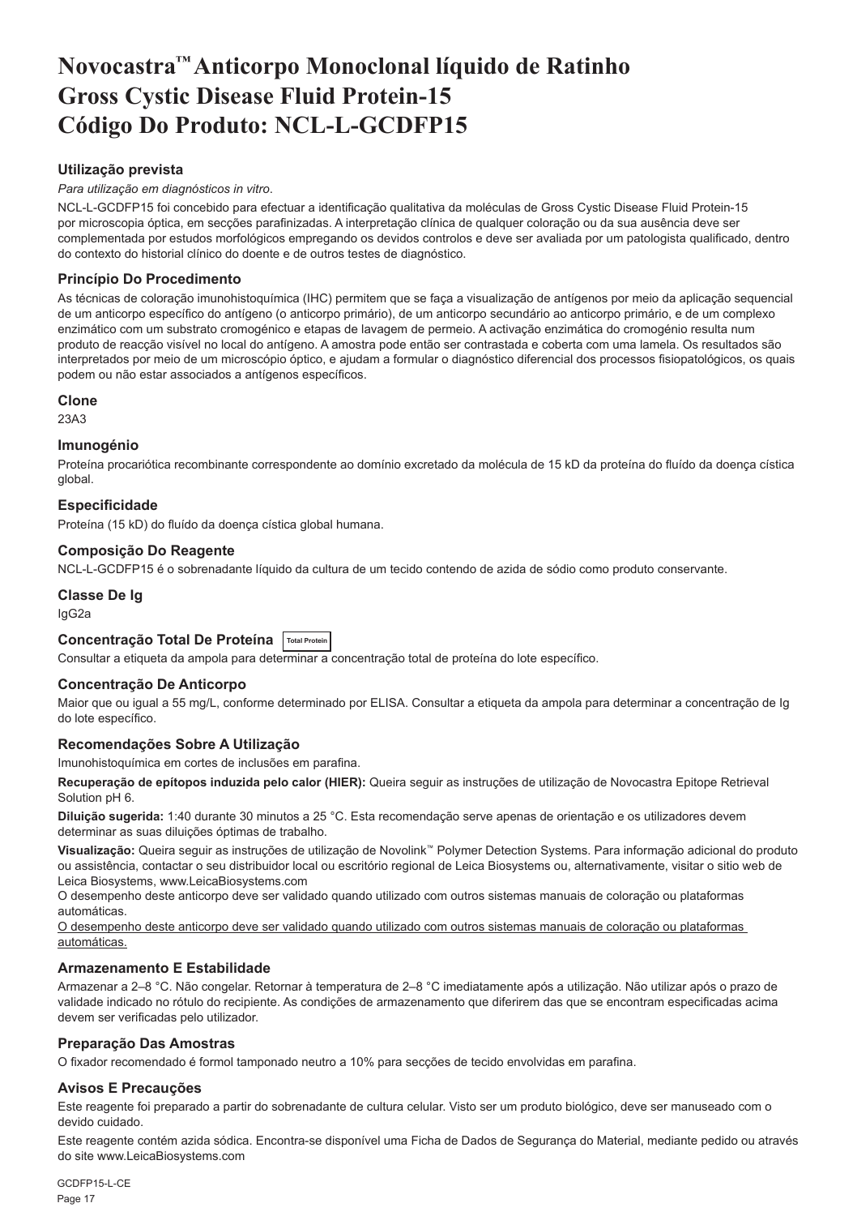# Novocastra™ Anticorpo Monoclonal líquido de Ratinho Gross Cystic Disease Fluid Protein-15 Código Do Produto: NCL-L-GCDFP15

## Utilização prevista

*Para utilização em diagnósticos in vitro.*

NCL-L-GCDFP15 foi concebido para efectuar a identificação qualitativa da moléculas de Gross Cystic Disease Fluid Protein-15 por microscopia óptica, em secções parafinizadas. A interpretação clínica de qualquer coloração ou da sua ausência deve ser complementada por estudos morfológicos empregando os devidos controlos e deve ser avaliada por um patologista qualificado, dentro do contexto do historial clínico do doente e de outros testes de diagnóstico.

## Princípio Do Procedimento

As técnicas de coloração imunohistoquímica (IHC) permitem que se faça a visualização de antígenos por meio da aplicação sequencial de um anticorpo específico do antígeno (o anticorpo primário), de um anticorpo secundário ao anticorpo primário, e de um complexo enzimático com um substrato cromogénico e etapas de lavagem de permeio. A activação enzimática do cromogénio resulta num produto de reacção visível no local do antígeno. A amostra pode então ser contrastada e coberta com uma lamela. Os resultados são interpretados por meio de um microscópio óptico, e ajudam a formular o diagnóstico diferencial dos processos fisiopatológicos, os quais podem ou não estar associados a antígenos específicos.

## Clone

23A3

## Imunogénio

Proteína procariótica recombinante correspondente ao domínio excretado da molécula de 15 kD da proteína do fluído da doença cística global.

## Especificidade

Proteína (15 kD) do fluído da doença cística global humana.

## Composição Do Reagente

NCL-L-GCDFP15 é o sobrenadante líquido da cultura de um tecido contendo de azida de sódio como produto conservante.

## Classe De Ig

IgG2a

## Concentração Total De Proteína Total Protein

Consultar a etiqueta da ampola para determinar a concentração total de proteína do lote específico.

## Concentração De Anticorpo

Maior que ou igual a 55 mg/L, conforme determinado por ELISA. Consultar a etiqueta da ampola para determinar a concentração de Ig do lote específico.

## Recomendações Sobre A Utilização

Imunohistoquímica em cortes de inclusões em parafina.

**Recuperação de epítopos induzida pelo calor (HIER):** Queira seguir as instruções de utilização de Novocastra Epitope Retrieval Solution pH 6.

**Diluição sugerida:** 1:40 durante 30 minutos a 25 °C. Esta recomendação serve apenas de orientação e os utilizadores devem determinar as suas diluições óptimas de trabalho.

**Visualização:** Queira seguir as instruções de utilização de Novolink™ Polymer Detection Systems. Para informação adicional do produto ou assistência, contactar o seu distribuidor local ou escritório regional de Leica Biosystems ou, alternativamente, visitar o sitio web de Leica Biosystems, www.LeicaBiosystems.com

O desempenho deste anticorpo deve ser validado quando utilizado com outros sistemas manuais de coloração ou plataformas automáticas.

O desempenho deste anticorpo deve ser validado quando utilizado com outros sistemas manuais de coloração ou plataformas automáticas.

## Armazenamento E Estabilidade

Armazenar a 2–8 °C. Não congelar. Retornar à temperatura de 2–8 °C imediatamente após a utilização. Não utilizar após o prazo de validade indicado no rótulo do recipiente. As condições de armazenamento que diferirem das que se encontram especificadas acima devem ser verificadas pelo utilizador.

## Preparação Das Amostras

O fixador recomendado é formol tamponado neutro a 10% para secções de tecido envolvidas em parafina.

## Avisos E Precauções

Este reagente foi preparado a partir do sobrenadante de cultura celular. Visto ser um produto biológico, deve ser manuseado com o devido cuidado.

Este reagente contém azida sódica. Encontra-se disponível uma Ficha de Dados de Segurança do Material, mediante pedido ou através do site www.LeicaBiosystems.com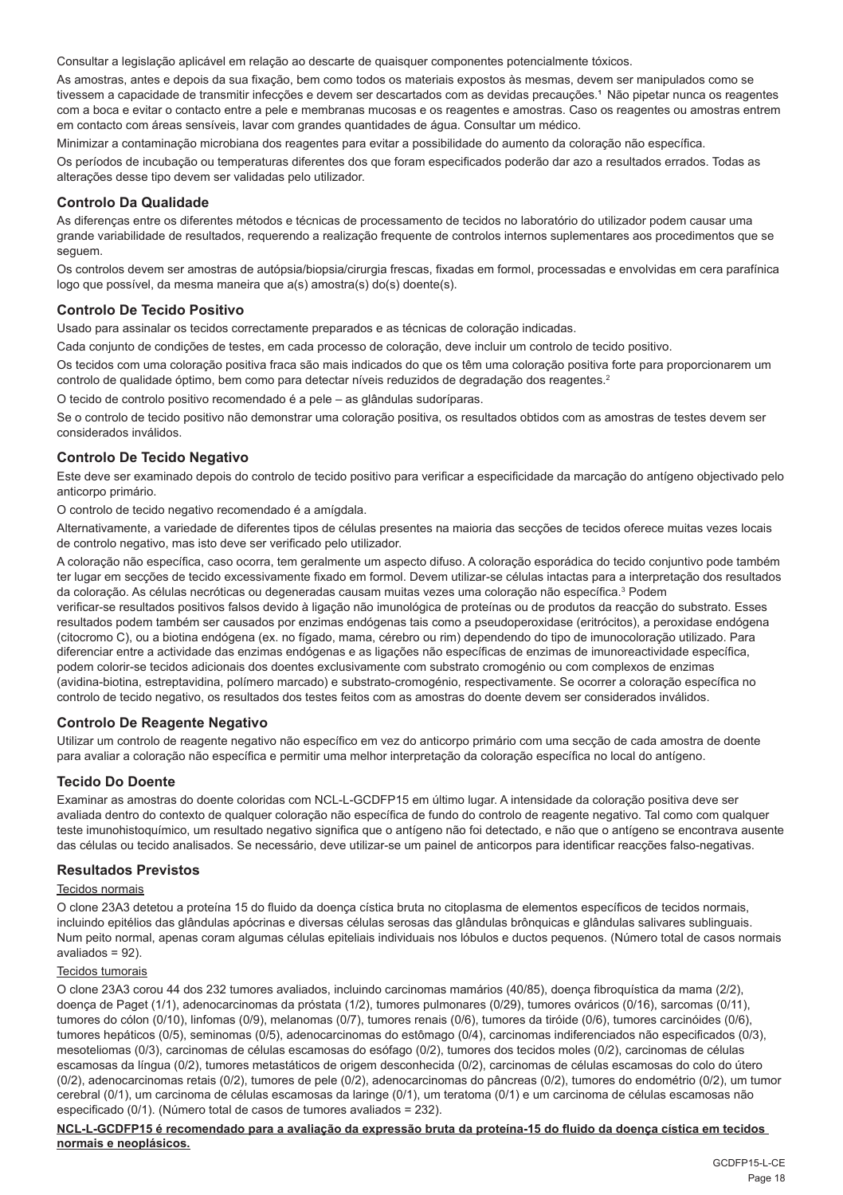Consultar a legislação aplicável em relação ao descarte de quaisquer componentes potencialmente tóxicos.

As amostras, antes e depois da sua fixação, bem como todos os materiais expostos às mesmas, devem ser manipulados como se tivessem a capacidade de transmitir infecções e devem ser descartados com as devidas precauções.[1] Não pipetar nunca os reagentes com a boca e evitar o contacto entre a pele e membranas mucosas e os reagentes e amostras. Caso os reagentes ou amostras entrem em contacto com áreas sensíveis, lavar com grandes quantidades de água. Consultar um médico.

Minimizar a contaminação microbiana dos reagentes para evitar a possibilidade do aumento da coloração não específica.

Os períodos de incubação ou temperaturas diferentes dos que foram especificados poderão dar azo a resultados errados. Todas as alterações desse tipo devem ser validadas pelo utilizador.

## Controlo Da Qualidade

As diferenças entre os diferentes métodos e técnicas de processamento de tecidos no laboratório do utilizador podem causar uma grande variabilidade de resultados, requerendo a realização frequente de controlos internos suplementares aos procedimentos que se seguem.

Os controlos devem ser amostras de autópsia/biopsia/cirurgia frescas, fixadas em formol, processadas e envolvidas em cera parafínica logo que possível, da mesma maneira que a(s) amostra(s) do(s) doente(s).

## Controlo De Tecido Positivo

Usado para assinalar os tecidos correctamente preparados e as técnicas de coloração indicadas.

Cada conjunto de condições de testes, em cada processo de coloração, deve incluir um controlo de tecido positivo.

Os tecidos com uma coloração positiva fraca são mais indicados do que os têm uma coloração positiva forte para proporcionarem um controlo de qualidade óptimo, bem como para detectar níveis reduzidos de degradação dos reagentes.[2]

O tecido de controlo positivo recomendado é a pele – as glândulas sudoríparas.

Se o controlo de tecido positivo não demonstrar uma coloração positiva, os resultados obtidos com as amostras de testes devem ser considerados inválidos.

## Controlo De Tecido Negativo

Este deve ser examinado depois do controlo de tecido positivo para verificar a especificidade da marcação do antígeno objectivado pelo anticorpo primário.

O controlo de tecido negativo recomendado é a amígdala.

Alternativamente, a variedade de diferentes tipos de células presentes na maioria das secções de tecidos oferece muitas vezes locais de controlo negativo, mas isto deve ser verificado pelo utilizador.

A coloração não específica, caso ocorra, tem geralmente um aspecto difuso. A coloração esporádica do tecido conjuntivo pode também ter lugar em secções de tecido excessivamente fixado em formol. Devem utilizar-se células intactas para a interpretação dos resultados da coloração. As células necróticas ou degeneradas causam muitas vezes uma coloração não específica.[3] Podem verificar-se resultados positivos falsos devido à ligação não imunológica de proteínas ou de produtos da reacção do substrato. Esses resultados podem também ser causados por enzimas endógenas tais como a pseudoperoxidase (eritrócitos), a peroxidase endógena (citocromo C), ou a biotina endógena (ex. no fígado, mama, cérebro ou rim) dependendo do tipo de imunocoloração utilizado. Para diferenciar entre a actividade das enzimas endógenas e as ligações não específicas de enzimas de imunoreactividade específica, podem colorir-se tecidos adicionais dos doentes exclusivamente com substrato cromogénio ou com complexos de enzimas (avidina-biotina, estreptavidina, polímero marcado) e substrato-cromogénio, respectivamente. Se ocorrer a coloração específica no controlo de tecido negativo, os resultados dos testes feitos com as amostras do doente devem ser considerados inválidos.

## Controlo De Reagente Negativo

Utilizar um controlo de reagente negativo não específico em vez do anticorpo primário com uma secção de cada amostra de doente para avaliar a coloração não específica e permitir uma melhor interpretação da coloração específica no local do antígeno.

## Tecido Do Doente

Examinar as amostras do doente coloridas com NCL-L-GCDFP15 em último lugar. A intensidade da coloração positiva deve ser avaliada dentro do contexto de qualquer coloração não específica de fundo do controlo de reagente negativo. Tal como com qualquer teste imunohistoquímico, um resultado negativo significa que o antígeno não foi detectado, e não que o antígeno se encontrava ausente das células ou tecido analisados. Se necessário, deve utilizar-se um painel de anticorpos para identificar reacções falso-negativas.

## Resultados Previstos

Tecidos normais

O clone 23A3 detetou a proteína 15 do fluido da doença cística bruta no citoplasma de elementos específicos de tecidos normais, incluindo epitélios das glândulas apócrinas e diversas células serosas das glândulas brônquicas e glândulas salivares sublinguais. Num peito normal, apenas coram algumas células epiteliais individuais nos lóbulos e ductos pequenos. (Número total de casos normais avaliados = 92).

Tecidos tumorais

O clone 23A3 corou 44 dos 232 tumores avaliados, incluindo carcinomas mamários (40/85), doença fibroquística da mama (2/2), doença de Paget (1/1), adenocarcinomas da próstata (1/2), tumores pulmonares (0/29), tumores ováricos (0/16), sarcomas (0/11), tumores do cólon (0/10), linfomas (0/9), melanomas (0/7), tumores renais (0/6), tumores da tiróide (0/6), tumores carcinóides (0/6), tumores hepáticos (0/5), seminomas (0/5), adenocarcinomas do estômago (0/4), carcinomas indiferenciados não especificados (0/3), mesoteliomas (0/3), carcinomas de células escamosas do esófago (0/2), tumores dos tecidos moles (0/2), carcinomas de células escamosas da língua (0/2), tumores metastáticos de origem desconhecida (0/2), carcinomas de células escamosas do colo do útero (0/2), adenocarcinomas retais (0/2), tumores de pele (0/2), adenocarcinomas do pâncreas (0/2), tumores do endométrio (0/2), um tumor cerebral (0/1), um carcinoma de células escamosas da laringe (0/1), um teratoma (0/1) e um carcinoma de células escamosas não especificado (0/1). (Número total de casos de tumores avaliados = 232).

**NCL-L-GCDFP15 é recomendado para a avaliação da expressão bruta da proteína-15 do fluido da doença cística em tecidos normais e neoplásicos.**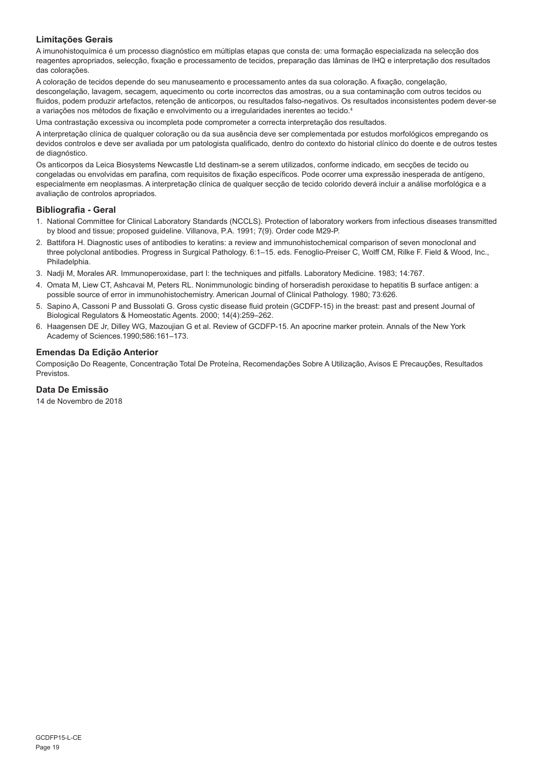### Limitações Gerais

A imunohistoquímica é um processo diagnóstico em múltiplas etapas que consta de: uma formação especializada na selecção dos reagentes apropriados, selecção, fixação e processamento de tecidos, preparação das lâminas de IHQ e interpretação dos resultados das colorações.

A coloração de tecidos depende do seu manuseamento e processamento antes da sua coloração. A fixação, congelação, descongelação, lavagem, secagem, aquecimento ou corte incorrectos das amostras, ou a sua contaminação com outros tecidos ou fluidos, podem produzir artefactos, retenção de anticorpos, ou resultados falso-negativos. Os resultados inconsistentes podem dever-se a variações nos métodos de fixação e envolvimento ou a irregularidades inerentes ao tecido.[4]

Uma contrastação excessiva ou incompleta pode comprometer a correcta interpretação dos resultados.

A interpretação clínica de qualquer coloração ou da sua ausência deve ser complementada por estudos morfológicos empregando os devidos controlos e deve ser avaliada por um patologista qualificado, dentro do contexto do historial clínico do doente e de outros testes de diagnóstico.

Os anticorpos da Leica Biosystems Newcastle Ltd destinam-se a serem utilizados, conforme indicado, em secções de tecido ou congeladas ou envolvidas em parafina, com requisitos de fixação específicos. Pode ocorrer uma expressão inesperada de antígeno, especialmente em neoplasmas. A interpretação clínica de qualquer secção de tecido colorido deverá incluir a análise morfológica e a avaliação de controlos apropriados.

### Bibliografia - Geral

1. National Committee for Clinical Laboratory Standards (NCCLS). Protection of laboratory workers from infectious diseases transmitted by blood and tissue; proposed guideline. Villanova, P.A. 1991; 7(9). Order code M29-P.
2. Battifora H. Diagnostic uses of antibodies to keratins: a review and immunohistochemical comparison of seven monoclonal and three polyclonal antibodies. Progress in Surgical Pathology. 6:1–15. eds. Fenoglio-Preiser C, Wolff CM, Rilke F. Field & Wood, Inc., Philadelphia.
3. Nadji M, Morales AR. Immunoperoxidase, part I: the techniques and pitfalls. Laboratory Medicine. 1983; 14:767.
4. Omata M, Liew CT, Ashcavai M, Peters RL. Nonimmunologic binding of horseradish peroxidase to hepatitis B surface antigen: a possible source of error in immunohistochemistry. American Journal of Clinical Pathology. 1980; 73:626.
5. Sapino A, Cassoni P and Bussolati G. Gross cystic disease fluid protein (GCDFP-15) in the breast: past and present Journal of Biological Regulators & Homeostatic Agents. 2000; 14(4):259–262.
6. Haagensen DE Jr, Dilley WG, Mazoujian G et al. Review of GCDFP-15. An apocrine marker protein. Annals of the New York Academy of Sciences.1990;586:161–173.

### Emendas Da Edição Anterior

Composição Do Reagente, Concentração Total De Proteína, Recomendações Sobre A Utilização, Avisos E Precauções, Resultados Previstos.

### Data De Emissão

14 de Novembro de 2018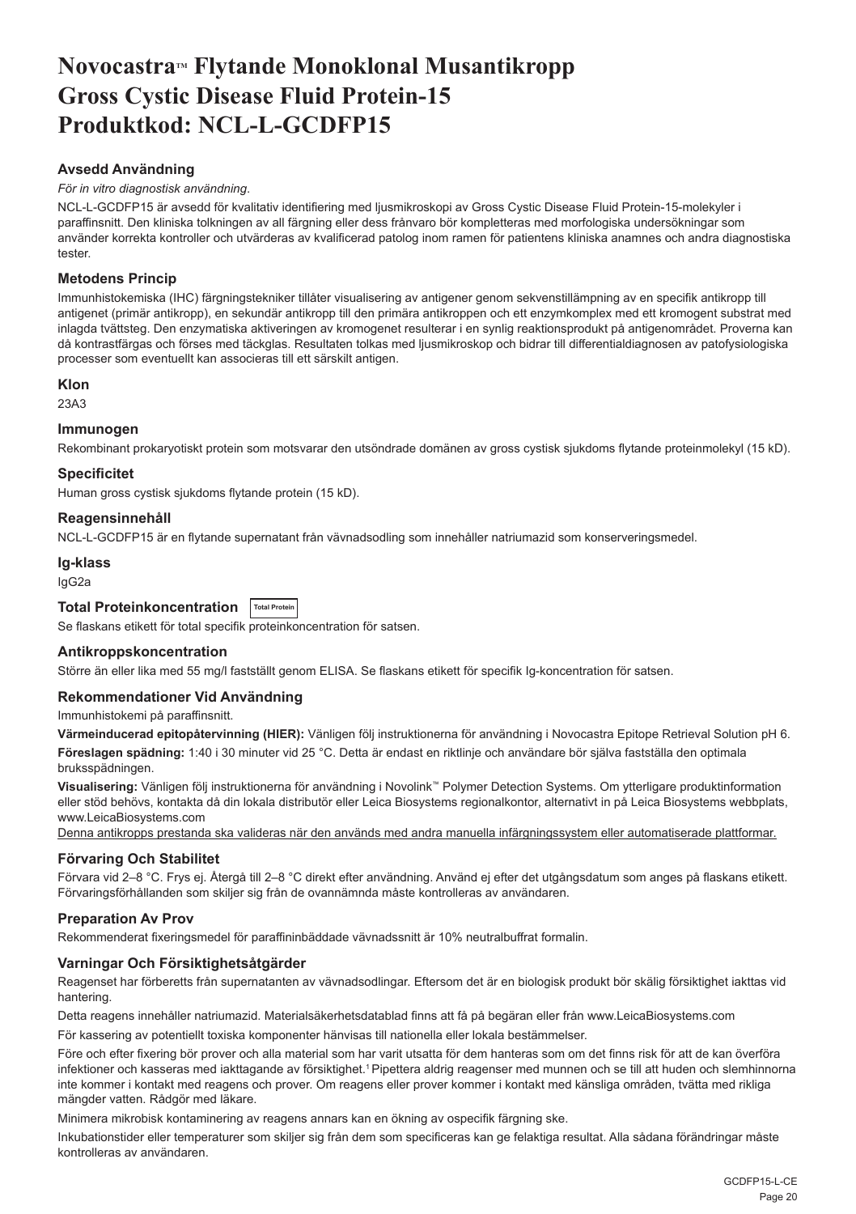# Novocastra™ Flytande Monoklonal Musantikropp Gross Cystic Disease Fluid Protein-15 Produktkod: NCL-L-GCDFP15

### Avsedd Användning

*För in vitro diagnostisk användning.*

NCL-L-GCDFP15 är avsedd för kvalitativ identifiering med ljusmikroskopi av Gross Cystic Disease Fluid Protein-15-molekyler i paraffinsnitt. Den kliniska tolkningen av all färgning eller dess frånvaro bör kompletteras med morfologiska undersökningar som använder korrekta kontroller och utvärderas av kvalificerad patolog inom ramen för patientens kliniska anamnes och andra diagnostiska tester.

### Metodens Princip

Immunhistokemiska (IHC) färgningstekniker tillåter visualisering av antigener genom sekvenstillämpning av en specifik antikropp till antigenet (primär antikropp), en sekundär antikropp till den primära antikroppen och ett enzymkomplex med ett kromogent substrat med inlagda tvättsteg. Den enzymatiska aktiveringen av kromogenet resulterar i en synlig reaktionsprodukt på antigenområdet. Proverna kan då kontrastfärgas och förses med täckglas. Resultaten tolkas med ljusmikroskop och bidrar till differentialdiagnosen av patofysiologiska processer som eventuellt kan associeras till ett särskilt antigen.

### Klon

23A3

### Immunogen

Rekombinant prokaryotiskt protein som motsvarar den utsöndrade domänen av gross cystisk sjukdoms flytande proteinmolekyl (15 kD).

### Specificitet

Human gross cystisk sjukdoms flytande protein (15 kD).

### Reagensinnehåll

NCL-L-GCDFP15 är en flytande supernatant från vävnadsodling som innehåller natriumazid som konserveringsmedel.

### Ig-klass

IgG2a

### Total Proteinkoncentration Total Protein

Se flaskans etikett för total specifik proteinkoncentration för satsen.

### Antikroppskoncentration

Större än eller lika med 55 mg/l fastställt genom ELISA. Se flaskans etikett för specifik Ig-koncentration för satsen.

### Rekommendationer Vid Användning

Immunhistokemi på paraffinsnitt.

**Värmeinducerad epitopåtervinning (HIER):** Vänligen följ instruktionerna för användning i Novocastra Epitope Retrieval Solution pH 6.

**Föreslagen spädning:** 1:40 i 30 minuter vid 25 °C. Detta är endast en riktlinje och användare bör själva fastställa den optimala bruksspädningen.

**Visualisering:** Vänligen följ instruktionerna för användning i Novolink™ Polymer Detection Systems. Om ytterligare produktinformation eller stöd behövs, kontakta då din lokala distributör eller Leica Biosystems regionalkontor, alternativt in på Leica Biosystems webbplats, www.LeicaBiosystems.com

Denna antikropps prestanda ska valideras när den används med andra manuella infärgningssystem eller automatiserade plattformar.

### Förvaring Och Stabilitet

Förvara vid 2–8 °C. Frys ej. Återgå till 2–8 °C direkt efter användning. Använd ej efter det utgångsdatum som anges på flaskans etikett. Förvaringsförhållanden som skiljer sig från de ovannämnda måste kontrolleras av användaren.

### Preparation Av Prov

Rekommenderat fixeringsmedel för paraffininbäddade vävnadssnitt är 10% neutralbuffrat formalin.

### Varningar Och Försiktighetsåtgärder

Reagenset har förberetts från supernatanten av vävnadsodlingar. Eftersom det är en biologisk produkt bör skälig försiktighet iakttas vid hantering.

Detta reagens innehåller natriumazid. Materialsäkerhetsdatablad finns att få på begäran eller från www.LeicaBiosystems.com

För kassering av potentiellt toxiska komponenter hänvisas till nationella eller lokala bestämmelser.

Före och efter fixering bör prover och alla material som har varit utsatta för dem hanteras som om det finns risk för att de kan överföra infektioner och kasseras med iakttagande av försiktighet.[1] Pipettera aldrig reagenser med munnen och se till att huden och slemhinnorna inte kommer i kontakt med reagens och prover. Om reagens eller prover kommer i kontakt med känsliga områden, tvätta med rikliga mängder vatten. Rådgör med läkare.

Minimera mikrobisk kontaminering av reagens annars kan en ökning av ospecifik färgning ske.

Inkubationstider eller temperaturer som skiljer sig från dem som specificeras kan ge felaktiga resultat. Alla sådana förändringar måste kontrolleras av användaren.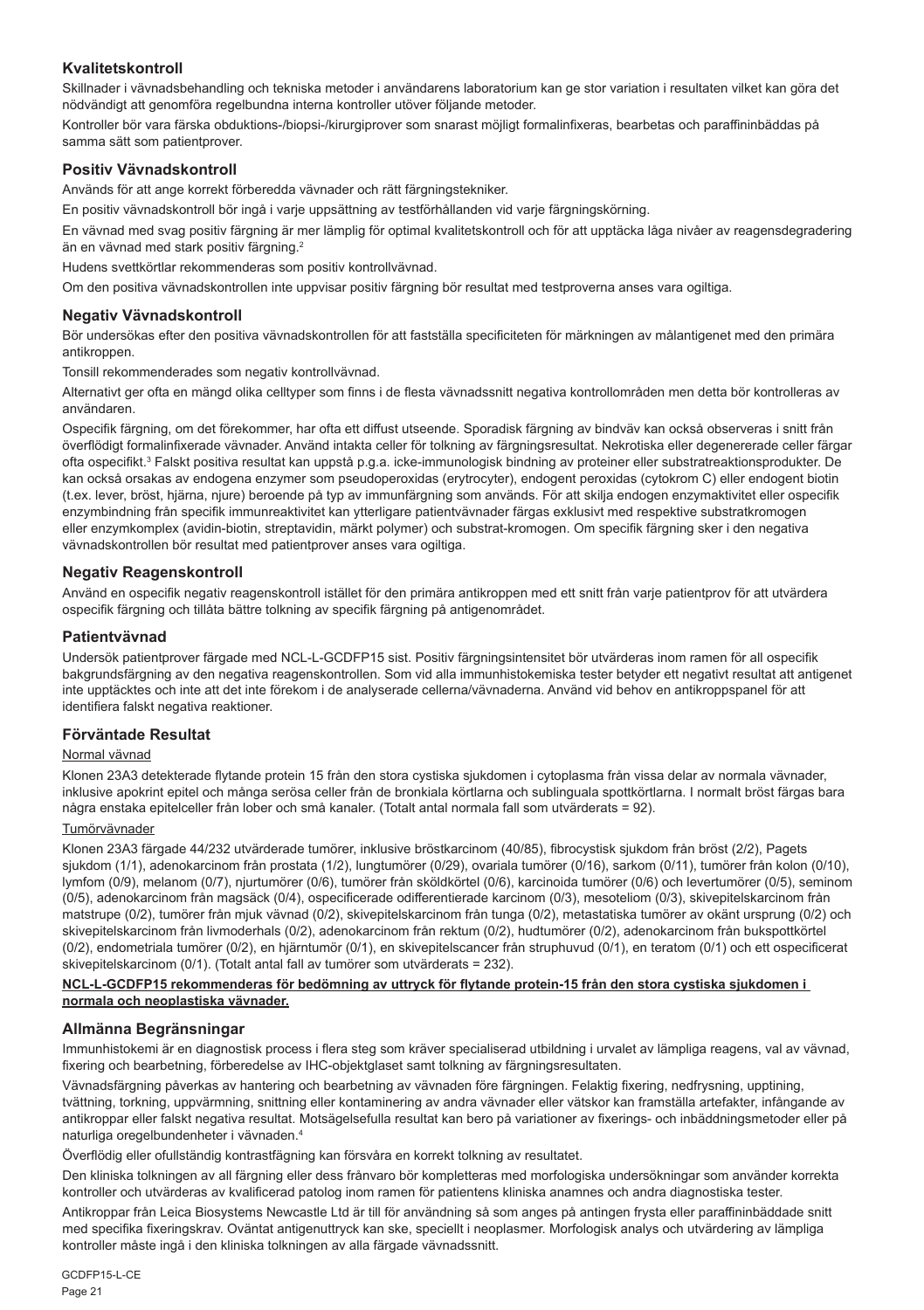## Kvalitetskontroll

Skillnader i vävnadsbehandling och tekniska metoder i användarens laboratorium kan ge stor variation i resultaten vilket kan göra det nödvändigt att genomföra regelbundna interna kontroller utöver följande metoder.

Kontroller bör vara färska obduktions-/biopsi-/kirurgiprover som snarast möjligt formalinfixeras, bearbetas och paraffininbäddas på samma sätt som patientprover.

## Positiv Vävnadskontroll

Används för att ange korrekt förberedda vävnader och rätt färgningstekniker.

En positiv vävnadskontroll bör ingå i varje uppsättning av testförhållanden vid varje färgningskörning.

En vävnad med svag positiv färgning är mer lämplig för optimal kvalitetskontroll och för att upptäcka låga nivåer av reagensdegradering än en vävnad med stark positiv färgning.[2]

Hudens svettkörtlar rekommenderas som positiv kontrollvävnad.

Om den positiva vävnadskontrollen inte uppvisar positiv färgning bör resultat med testproverna anses vara ogiltiga.

## Negativ Vävnadskontroll

Bör undersökas efter den positiva vävnadskontrollen för att fastställa specificiteten för märkningen av målantigenet med den primära antikroppen.

Tonsill rekommenderades som negativ kontrollvävnad.

Alternativt ger ofta en mängd olika celltyper som finns i de flesta vävnadssnitt negativa kontrollområden men detta bör kontrolleras av användaren.

Ospecifik färgning, om det förekommer, har ofta ett diffust utseende. Sporadisk färgning av bindväv kan också observeras i snitt från överflödigt formalinfixerade vävnader. Använd intakta celler för tolkning av färgningsresultat. Nekrotiska eller degenererade celler färgar ofta ospecifikt.[3] Falskt positiva resultat kan uppstå p.g.a. icke-immunologisk bindning av proteiner eller substratreaktionsprodukter. De kan också orsakas av endogena enzymer som pseudoperoxidas (erytrocyter), endogent peroxidas (cytokrom C) eller endogent biotin (t.ex. lever, bröst, hjärna, njure) beroende på typ av immunfärgning som används. För att skilja endogen enzymaktivitet eller ospecifik enzymbindning från specifik immunreaktivitet kan ytterligare patientvävnader färgas exklusivt med respektive substratkromogen eller enzymkomplex (avidin-biotin, streptavidin, märkt polymer) och substrat-kromogen. Om specifik färgning sker i den negativa vävnadskontrollen bör resultat med patientprover anses vara ogiltiga.

## Negativ Reagenskontroll

Använd en ospecifik negativ reagenskontroll istället för den primära antikroppen med ett snitt från varje patientprov för att utvärdera ospecifik färgning och tillåta bättre tolkning av specifik färgning på antigenområdet.

## Patientvävnad

Undersök patientprover färgade med NCL-L-GCDFP15 sist. Positiv färgningsintensitet bör utvärderas inom ramen för all ospecifik bakgrundsfärgning av den negativa reagenskontrollen. Som vid alla immunhistokemiska tester betyder ett negativt resultat att antigenet inte upptäcktes och inte att det inte förekom i de analyserade cellerna/vävnaderna. Använd vid behov en antikroppspanel för att identifiera falskt negativa reaktioner.

## Förväntade Resultat

Normal vävnad

Klonen 23A3 detekterade flytande protein 15 från den stora cystiska sjukdomen i cytoplasma från vissa delar av normala vävnader, inklusive apokrint epitel och många serösa celler från de bronkiala körtlarna och sublinguala spottkörtlarna. I normalt bröst färgas bara några enstaka epitelceller från lober och små kanaler. (Totalt antal normala fall som utvärderats = 92).

Tumörvävnader

Klonen 23A3 färgade 44/232 utvärderade tumörer, inklusive bröstkarcinom (40/85), fibrocystisk sjukdom från bröst (2/2), Pagets sjukdom (1/1), adenokarcinom från prostata (1/2), lungtumörer (0/29), ovariala tumörer (0/16), sarkom (0/11), tumörer från kolon (0/10), lymfom (0/9), melanom (0/7), njurtumörer (0/6), tumörer från sköldkörtel (0/6), karcinoida tumörer (0/6) och levertumörer (0/5), seminom (0/5), adenokarcinom från magsäck (0/4), ospecificerade odifferentierade karcinom (0/3), mesoteliom (0/3), skivepitelskarcinom från matstrupe (0/2), tumörer från mjuk vävnad (0/2), skivepitelskarcinom från tunga (0/2), metastatiska tumörer av okänt ursprung (0/2) och skivepitelskarcinom från livmoderhals (0/2), adenokarcinom från rektum (0/2), hudtumörer (0/2), adenokarcinom från bukspottkörtel (0/2), endometriala tumörer (0/2), en hjärntumör (0/1), en skivepitelscancer från struphuvud (0/1), en teratom (0/1) och ett ospecificerat skivepitelskarcinom (0/1). (Totalt antal fall av tumörer som utvärderats = 232).

**NCL-L-GCDFP15 rekommenderas för bedömning av uttryck för flytande protein-15 från den stora cystiska sjukdomen i normala och neoplastiska vävnader.**

## Allmänna Begränsningar

Immunhistokemi är en diagnostisk process i flera steg som kräver specialiserad utbildning i urvalet av lämpliga reagens, val av vävnad, fixering och bearbetning, förberedelse av IHC-objektglaset samt tolkning av färgningsresultaten.

Vävnadsfärgning påverkas av hantering och bearbetning av vävnaden före färgningen. Felaktig fixering, nedfrysning, upptining, tvättning, torkning, uppvärmning, snittning eller kontaminering av andra vävnader eller vätskor kan framställa artefakter, infångande av antikroppar eller falskt negativa resultat. Motsägelsefulla resultat kan bero på variationer av fixerings- och inbäddningsmetoder eller på naturliga oregelbundenheter i vävnaden.[4]

Överflödig eller ofullständig kontrastfärgning kan försvåra en korrekt tolkning av resultatet.

Den kliniska tolkningen av all färgning eller dess frånvaro bör kompletteras med morfologiska undersökningar som använder korrekta kontroller och utvärderas av kvalificerad patolog inom ramen för patientens kliniska anamnes och andra diagnostiska tester.

Antikroppar från Leica Biosystems Newcastle Ltd är till för användning så som anges på antingen frysta eller paraffininbäddade snitt med specifika fixeringskrav. Oväntat antigenuttryck kan ske, speciellt i neoplasmer. Morfologisk analys och utvärdering av lämpliga kontroller måste ingå i den kliniska tolkningen av alla färgade vävnadssnitt.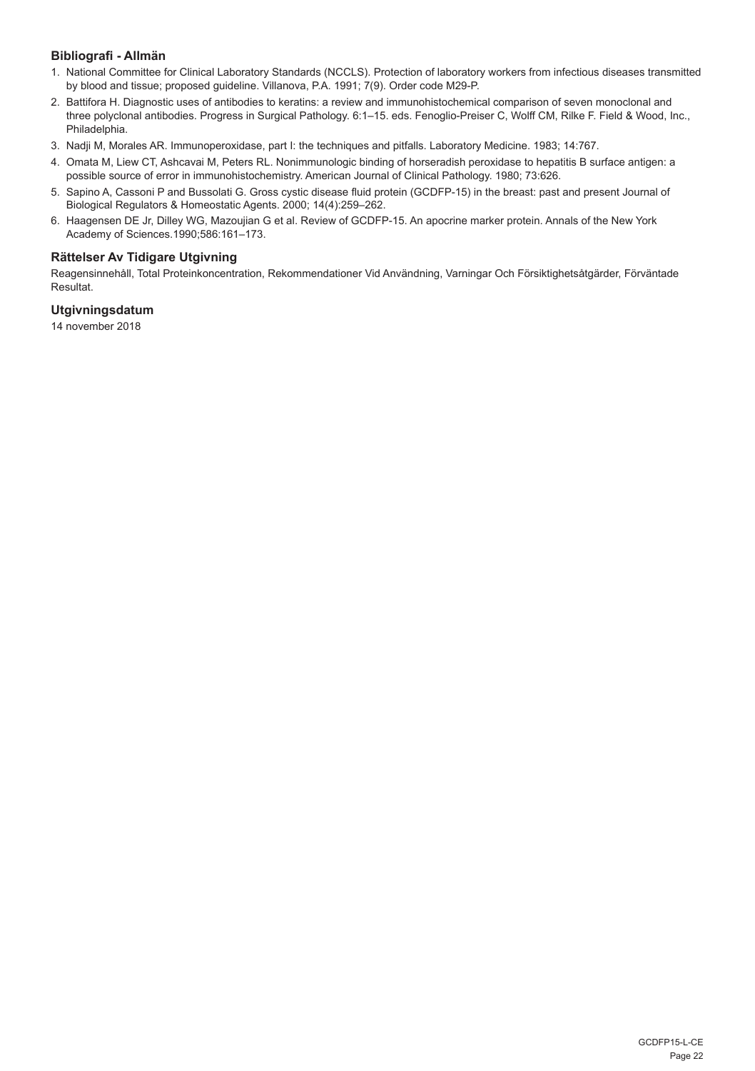## Bibliografi - Allmän

1. National Committee for Clinical Laboratory Standards (NCCLS). Protection of laboratory workers from infectious diseases transmitted by blood and tissue; proposed guideline. Villanova, P.A. 1991; 7(9). Order code M29-P.
2. Battifora H. Diagnostic uses of antibodies to keratins: a review and immunohistochemical comparison of seven monoclonal and three polyclonal antibodies. Progress in Surgical Pathology. 6:1–15. eds. Fenoglio-Preiser C, Wolff CM, Rilke F. Field & Wood, Inc., Philadelphia.
3. Nadji M, Morales AR. Immunoperoxidase, part I: the techniques and pitfalls. Laboratory Medicine. 1983; 14:767.
4. Omata M, Liew CT, Ashcavai M, Peters RL. Nonimmunologic binding of horseradish peroxidase to hepatitis B surface antigen: a possible source of error in immunohistochemistry. American Journal of Clinical Pathology. 1980; 73:626.
5. Sapino A, Cassoni P and Bussolati G. Gross cystic disease fluid protein (GCDFP-15) in the breast: past and present Journal of Biological Regulators & Homeostatic Agents. 2000; 14(4):259–262.
6. Haagensen DE Jr, Dilley WG, Mazoujian G et al. Review of GCDFP-15. An apocrine marker protein. Annals of the New York Academy of Sciences.1990;586:161–173.

## Rättelser Av Tidigare Utgivning

Reagensinnehåll, Total Proteinkoncentration, Rekommendationer Vid Användning, Varningar Och Försiktighetsåtgärder, Förväntade Resultat.

## Utgivningsdatum

14 november 2018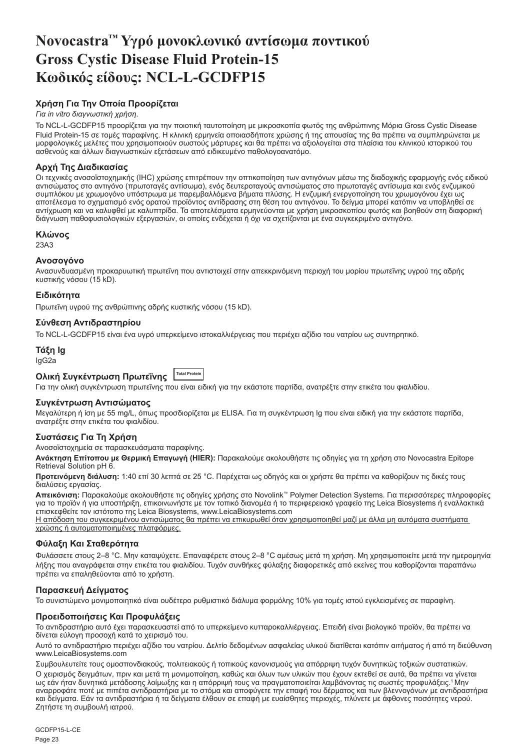# Novocastra™ Υγρό μονοκλωνικό αντίσωμα ποντικού Gross Cystic Disease Fluid Protein-15 Κωδικός είδους: NCL-L-GCDFP15

## Χρήση Για Την Οποία Προορίζεται

*Για in vitro διαγνωστική χρήση.*

Το NCL-L-GCDFP15 προορίζεται για την ποιοτική ταυτοποίηση με μικροσκοπία φωτός της ανθρώπινης Μόρια Gross Cystic Disease Fluid Protein-15 σε τομές παραφίνης. Η κλινική ερμηνεία οποιασδήποτε χρώσης ή της απουσίας της θα πρέπει να συμπληρώνεται με μορφολογικές μελέτες που χρησιμοποιούν σωστούς μάρτυρες και θα πρέπει να αξιολογείται στα πλαίσια του κλινικού ιστορικού του ασθενούς και άλλων διαγνωστικών εξετάσεων από ειδικευμένο παθολογοανατόμο.

## Αρχή Της Διαδικασίας

Οι τεχνικές ανοσοϊστοχημικής (IHC) χρώσης επιτρέπουν την οπτικοποίηση των αντιγόνων μέσω της διαδοχικής εφαρμογής ενός ειδικού αντισώματος στο αντιγόνο (πρωτοταγές αντίσωμα), ενός δευτεροταγούς αντισώματος στο πρωτοταγές αντίσωμα και ενός ενζυμικού συμπλόκου με χρωμογόνο υπόστρωμα με παρεμβαλλόμενα βήματα πλύσης. Η ενζυμική ενεργοποίηση του χρωμογόνου έχει ως αποτέλεσμα το σχηματισμό ενός ορατού προϊόντος αντίδρασης στη θέση του αντιγόνου. Το δείγμα μπορεί κατόπιν να υποβληθεί σε αντίχρωση και να καλυφθεί με καλυπτρίδα. Τα αποτελέσματα ερμηνεύονται με χρήση μικροσκοπίου φωτός και βοηθούν στη διαφορική διάγνωση παθοφυσιολογικών εξεργασιών, οι οποίες ενδέχεται ή όχι να σχετίζονται με ένα συγκεκριμένο αντιγόνο.

## Κλώνος

23A3

## Ανοσογόνο

Ανασυνδυασμένη προκαρυωτική πρωτεΐνη που αντιστοιχεί στην απεκκρινόμενη περιοχή του μορίου πρωτεΐνης υγρού της αδρής κυστικής νόσου (15 kD).

## Ειδικότητα

Πρωτεΐνη υγρού της ανθρώπινης αδρής κυστικής νόσου (15 kD).

## Σύνθεση Αντιδραστηρίου

Το NCL-L-GCDFP15 είναι ένα υγρό υπερκείμενο ιστοκαλλιέργειας που περιέχει αζίδιο του νατρίου ως συντηρητικό.

## Τάξη Ig

IgG2a

## Ολική Συγκέντρωση Πρωτεΐνης Total Protein

Για την ολική συγκέντρωση πρωτεΐνης που είναι ειδική για την εκάστοτε παρτίδα, ανατρέξτε στην ετικέτα του φιαλιδίου.

## Συγκέντρωση Αντισώματος

Μεγαλύτερη ή ίση με 55 mg/L, όπως προσδιορίζεται με ELISA. Για τη συγκέντρωση Ig που είναι ειδική για την εκάστοτε παρτίδα, ανατρέξτε στην ετικέτα του φιαλιδίου.

## Συστάσεις Για Τη Χρήση

Ανοσοϊστοχημεία σε παρασκευάσματα παραφίνης.

**Ανάκτηση Επίτοπου με Θερμική Επαγωγή (HIER):** Παρακαλούμε ακολουθήστε τις οδηγίες για τη χρήση στο Novocastra Epitope Retrieval Solution pH 6.

**Προτεινόμενη διάλυση:** 1:40 επί 30 λεπτά σε 25 °C. Παρέχεται ως οδηγός και οι χρήστε θα πρέπει να καθορίζουν τις δικές τους διαλύσεις εργασίας.

**Απεικόνιση:** Παρακαλούμε ακολουθήστε τις οδηγίες χρήσης στο Novolink™ Polymer Detection Systems. Για περισσότερες πληροφορίες για το προϊόν ή για υποστήριξη, επικοινωνήστε με τον τοπικό διανομέα ή το περιφερειακό γραφείο της Leica Biosystems ή εναλλακτικά επισκεφθείτε τον ιστότοπο της Leica Biosystems, www.LeicaBiosystems.com

<u>Η απόδοση του συγκεκριμένου αντισώματος θα πρέπει να επικυρωθεί όταν χρησιμοποιηθεί μαζί με άλλα μη αυτόματα συστήματα χρώσης ή αυτοματοποιημένες πλατφόρμες.</u>

## Φύλαξη Και Σταθερότητα

Φυλάσσετε στους 2–8 °C. Μην καταψύχετε. Επαναφέρετε στους 2–8 °C αμέσως μετά τη χρήση. Μη χρησιμοποιείτε μετά την ημερομηνία λήξης που αναγράφεται στην ετικέτα του φιαλιδίου. Τυχόν συνθήκες φύλαξης διαφορετικές από εκείνες που καθορίζονται παραπάνω πρέπει να επαληθεύονται από το χρήστη.

## Παρασκευή Δείγματος

Το συνιστώμενο μονιμοποιητικό είναι ουδέτερο ρυθμιστικό διάλυμα φορμόλης 10% για τομές ιστού εγκλεισμένες σε παραφίνη.

## Προειδοποιήσεις Και Προφυλάξεις

Το αντιδραστήριο αυτό έχει παρασκευαστεί από το υπερκείμενο κυτταροκαλλιέργειας. Επειδή είναι βιολογικό προϊόν, θα πρέπει να δίνεται εύλογη προσοχή κατά το χειρισμό του.

Αυτό το αντιδραστήριο περιέχει αζίδιο του νατρίου. Δελτίο δεδομένων ασφαλείας υλικού διατίθεται κατόπιν αιτήματος ή από τη διεύθυνση www.LeicaBiosystems.com

Συμβουλευτείτε τους ομοσπονδιακούς, πολιτειακούς ή τοπικούς κανονισμούς για απόρριψη τυχόν δυνητικώς τοξικών συστατικών.

Ο χειρισμός δειγμάτων, πριν και μετά τη μονιμοποίηση, καθώς και όλων των υλικών που έχουν εκτεθεί σε αυτά, θα πρέπει να γίνεται ως εάν ήταν δυνητικά μετάδοσης λοίμωξης και η απόρριψή τους να πραγματοποιείται λαμβάνοντας τις σωστές προφυλάξεις.[1] Μην αναρροφάτε ποτέ με πιπέτα αντιδραστήρια με το στόμα και αποφύγετε την επαφή του δέρματος και των βλεννογόνων με αντιδραστήρια και δείγματα. Εάν τα αντιδραστήρια ή τα δείγματα έλθουν σε επαφή με ευαίσθητες περιοχές, πλύνετε με άφθονες ποσότητες νερού. Ζητήστε τη συμβουλή ιατρού.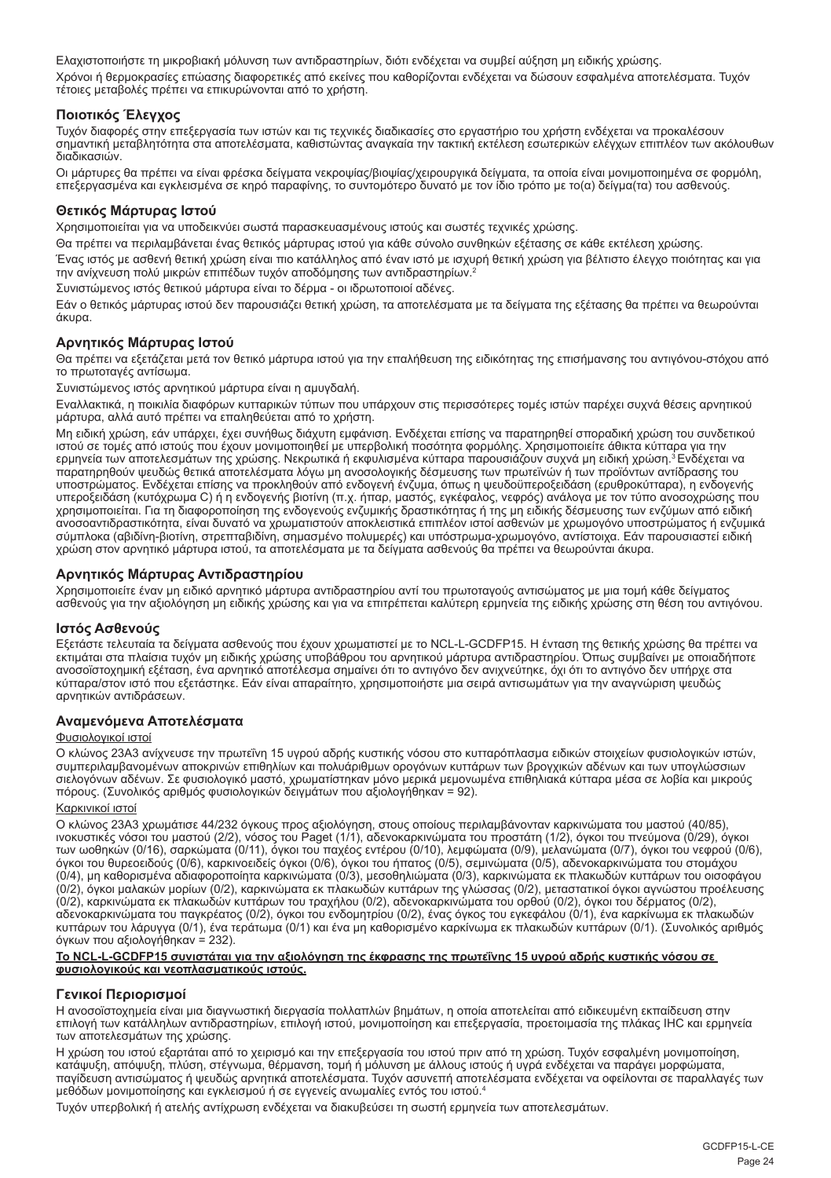Ελαχιστοποιήστε τη μικροβιακή μόλυνση των αντιδραστηρίων, διότι ενδέχεται να συμβεί αύξηση μη ειδικής χρώσης.

Χρόνοι ή θερμοκρασίες επώασης διαφορετικές από εκείνες που καθορίζονται ενδέχεται να δώσουν εσφαλμένα αποτελέσματα. Τυχόν τέτοιες μεταβολές πρέπει να επικυρώνονται από το χρήστη.

## Ποιοτικός Έλεγχος

Τυχόν διαφορές στην επεξεργασία των ιστών και τις τεχνικές διαδικασίες στο εργαστήριο του χρήστη ενδέχεται να προκαλέσουν σημαντική μεταβλητότητα στα αποτελέσματα, καθιστώντας αναγκαία την τακτική εκτέλεση εσωτερικών ελέγχων επιπλέον των ακόλουθων διαδικασιών.

Οι μάρτυρες θα πρέπει να είναι φρέσκα δείγματα νεκροψίας/βιοψίας/χειρουργικά δείγματα, τα οποία είναι μονιμοποιημένα σε φορμόλη, επεξεργασμένα και εγκλεισμένα σε κηρό παραφίνης, το συντομότερο δυνατό με τον ίδιο τρόπο με το(α) δείγμα(τα) του ασθενούς.

### Θετικός Μάρτυρας Ιστού

Χρησιμοποιείται για να υποδεικνύει σωστά παρασκευασμένους ιστούς και σωστές τεχνικές χρώσης.

Θα πρέπει να περιλαμβάνεται ένας θετικός μάρτυρας ιστού για κάθε σύνολο συνθηκών εξέτασης σε κάθε εκτέλεση χρώσης.

Ένας ιστός με ασθενή θετική χρώση είναι πιο κατάλληλος από έναν ιστό με ισχυρή θετική χρώση για βέλτιστο έλεγχο ποιότητας και για την ανίχνευση πολύ μικρών επιπέδων τυχόν αποδόμησης των αντιδραστηρίων.[2]

Συνιστώμενος ιστός θετικού μάρτυρα είναι το δέρμα - οι ιδρωτοποιοί αδένες.

Εάν ο θετικός μάρτυρας ιστού δεν παρουσιάζει θετική χρώση, τα αποτελέσματα με τα δείγματα της εξέτασης θα πρέπει να θεωρούνται άκυρα.

### Αρνητικός Μάρτυρας Ιστού

Θα πρέπει να εξετάζεται μετά τον θετικό μάρτυρα ιστού για την επαλήθευση της ειδικότητας της επισήμανσης του αντιγόνου-στόχου από το πρωτοταγές αντίσωμα.

Συνιστώμενος ιστός αρνητικού μάρτυρα είναι η αμυγδαλή.

Εναλλακτικά, η ποικιλία διαφόρων κυτταρικών τύπων που υπάρχουν στις περισσότερες τομές ιστών παρέχει συχνά θέσεις αρνητικού μάρτυρα, αλλά αυτό πρέπει να επαληθεύεται από το χρήστη.

Μη ειδική χρώση, εάν υπάρχει, έχει συνήθως διάχυτη εμφάνιση. Ενδέχεται επίσης να παρατηρηθεί σποραδική χρώση του συνδετικού ιστού σε τομές από ιστούς που έχουν μονιμοποιηθεί με υπερβολική ποσότητα φορμόλης. Χρησιμοποιείτε άθικτα κύτταρα για την ερμηνεία των αποτελεσμάτων της χρώσης. Νεκρωτικά ή εκφυλισμένα κύτταρα παρουσιάζουν συχνά μη ειδική χρώση.[3] Ενδέχεται να παρατηρηθούν ψευδώς θετικά αποτελέσματα λόγω μη ανοσολογικής δέσμευσης των πρωτεϊνών ή των προϊόντων αντίδρασης του υποστρώματος. Ενδέχεται επίσης να προκληθούν από ενδογενή ένζυμα, όπως η ψευδοϋπεροξειδάση (ερυθροκύτταρα), η ενδογενής υπεροξειδάση (κυτόχρωμα C) ή η ενδογενής βιοτίνη (π.χ. ήπαρ, μαστός, εγκέφαλος, νεφρός) ανάλογα με τον τύπο ανοσοχρώσης που χρησιμοποιείται. Για τη διαφοροποίηση της ενδογενούς ενζυμικής δραστικότητας ή της μη ειδικής δέσμευσης των ενζύμων από ειδική ανοσοαντιδραστικότητα, είναι δυνατό να χρωματιστούν αποκλειστικά επιπλέον ιστοί ασθενών με χρωμογόνο υποστρώματος ή ενζυμικά σύμπλοκα (αβιδίνη-βιοτίνη, στρεπταβιδίνη, σημασμένο πολυμερές) και υπόστρωμα-χρωμογόνο, αντίστοιχα. Εάν παρουσιαστεί ειδική χρώση στον αρνητικό μάρτυρα ιστού, τα αποτελέσματα με τα δείγματα ασθενούς θα πρέπει να θεωρούνται άκυρα.

### Αρνητικός Μάρτυρας Αντιδραστηρίου

Χρησιμοποιείτε έναν μη ειδικό αρνητικό μάρτυρα αντιδραστηρίου αντί του πρωτοταγούς αντισώματος με μια τομή κάθε δείγματος ασθενούς για την αξιολόγηση μη ειδικής χρώσης και για να επιτρέπεται καλύτερη ερμηνεία της ειδικής χρώσης στη θέση του αντιγόνου.

### Ιστός Ασθενούς

Εξετάστε τελευταία τα δείγματα ασθενούς που έχουν χρωματιστεί με το NCL-L-GCDFP15. Η ένταση της θετικής χρώσης θα πρέπει να εκτιμάται στα πλαίσια τυχόν μη ειδικής χρώσης υποβάθρου του αρνητικού μάρτυρα αντιδραστηρίου. Όπως συμβαίνει με οποιαδήποτε ανοσοϊστοχημική εξέταση, ένα αρνητικό αποτέλεσμα σημαίνει ότι το αντιγόνο δεν ανιχνεύτηκε, όχι ότι το αντιγόνο δεν υπήρχε στα κύτταρα/στον ιστό που εξετάστηκε. Εάν είναι απαραίτητο, χρησιμοποιήστε μια σειρά αντισωμάτων για την αναγνώριση ψευδώς αρνητικών αντιδράσεων.

## Αναμενόμενα Αποτελέσματα

Φυσιολογικοί ιστοί

Ο κλώνος 23A3 ανίχνευσε την πρωτεΐνη 15 υγρού αδρής κυστικής νόσου στο κυτταρόπλασμα ειδικών στοιχείων φυσιολογικών ιστών, συμπεριλαμβανομένων αποκρινών επιθηλίων και πολυάριθμων ορογόνων κυττάρων των βρογχικών αδένων και των υπογλώσσιων σιελογόνων αδένων. Σε φυσιολογικό μαστό, χρωματίστηκαν μόνο μερικά μεμονωμένα επιθηλιακά κύτταρα μέσα σε λοβία και μικρούς πόρους. (Συνολικός αριθμός φυσιολογικών δειγμάτων που αξιολογήθηκαν = 92).

Καρκινικοί ιστοί

Ο κλώνος 23A3 χρωμάτισε 44/232 όγκους προς αξιολόγηση, στους οποίους περιλαμβάνονταν καρκινώματα του μαστού (40/85), ινοκυστικές νόσοι του μαστού (2/2), νόσος του Paget (1/1), αδενοκαρκινώματα του προστάτη (1/2), όγκοι του πνεύμονα (0/29), όγκοι των ωοθηκών (0/16), σαρκώματα (0/11), όγκοι του παχέος εντέρου (0/10), λεμφώματα (0/9), μελανώματα (0/7), όγκοι του νεφρού (0/6), όγκοι του θυρεοειδούς (0/6), καρκινοειδείς όγκοι (0/6), όγκοι του ήπατος (0/5), σεμινώματα (0/5), αδενοκαρκινώματα του στομάχου (0/4), μη καθορισμένα αδιαφοροποίητα καρκινώματα (0/3), μεσοθηλιώματα (0/3), καρκινώματα εκ πλακωδών κυττάρων του οισοφάγου (0/2), όγκοι μαλακών μορίων (0/2), καρκινώματα εκ πλακωδών κυττάρων της γλώσσας (0/2), μεταστατικοί όγκοι αγνώστου προέλευσης (0/2), καρκινώματα εκ πλακωδών κυττάρων του τραχήλου (0/2), αδενοκαρκινώματα του ορθού (0/2), όγκοι του δέρματος (0/2), αδενοκαρκινώματα του παγκρέατος (0/2), όγκοι του ενδομητρίου (0/2), ένας όγκος του εγκεφάλου (0/1), ένα καρκίνωμα εκ πλακωδών κυττάρων του λάρυγγα (0/1), ένα τεράτωμα (0/1) και ένα μη καθορισμένο καρκίνωμα εκ πλακωδών κυττάρων (0/1). (Συνολικός αριθμός όγκων που αξιολογήθηκαν = 232).

**Το NCL-L-GCDFP15 συνιστάται για την αξιολόγηση της έκφρασης της πρωτεΐνης 15 υγρού αδρής κυστικής νόσου σε φυσιολογικούς και νεοπλασματικούς ιστούς.**

## Γενικοί Περιορισμοί

Η ανοσοϊστοχημεία είναι μια διαγνωστική διεργασία πολλαπλών βημάτων, η οποία αποτελείται από ειδικευμένη εκπαίδευση στην επιλογή των κατάλληλων αντιδραστηρίων, επιλογή ιστού, μονιμοποίηση και επεξεργασία, προετοιμασία της πλάκας IHC και ερμηνεία των αποτελεσμάτων της χρώσης.

Η χρώση του ιστού εξαρτάται από το χειρισμό και την επεξεργασία του ιστού πριν από τη χρώση. Τυχόν εσφαλμένη μονιμοποίηση, κατάψυξη, απόψυξη, πλύση, στέγνωμα, θέρμανση, τομή ή μόλυνση με άλλους ιστούς ή υγρά ενδέχεται να παράγει μορφώματα, παγίδευση αντισώματος ή ψευδώς αρνητικά αποτελέσματα. Τυχόν ασυνεπή αποτελέσματα ενδέχεται να οφείλονται σε παραλλαγές των μεθόδων μονιμοποίησης και εγκλεισμού ή σε εγγενείς ανωμαλίες εντός του ιστού.[4]

Τυχόν υπερβολική ή ατελής αντίχρωση ενδέχεται να διακυβεύσει τη σωστή ερμηνεία των αποτελεσμάτων.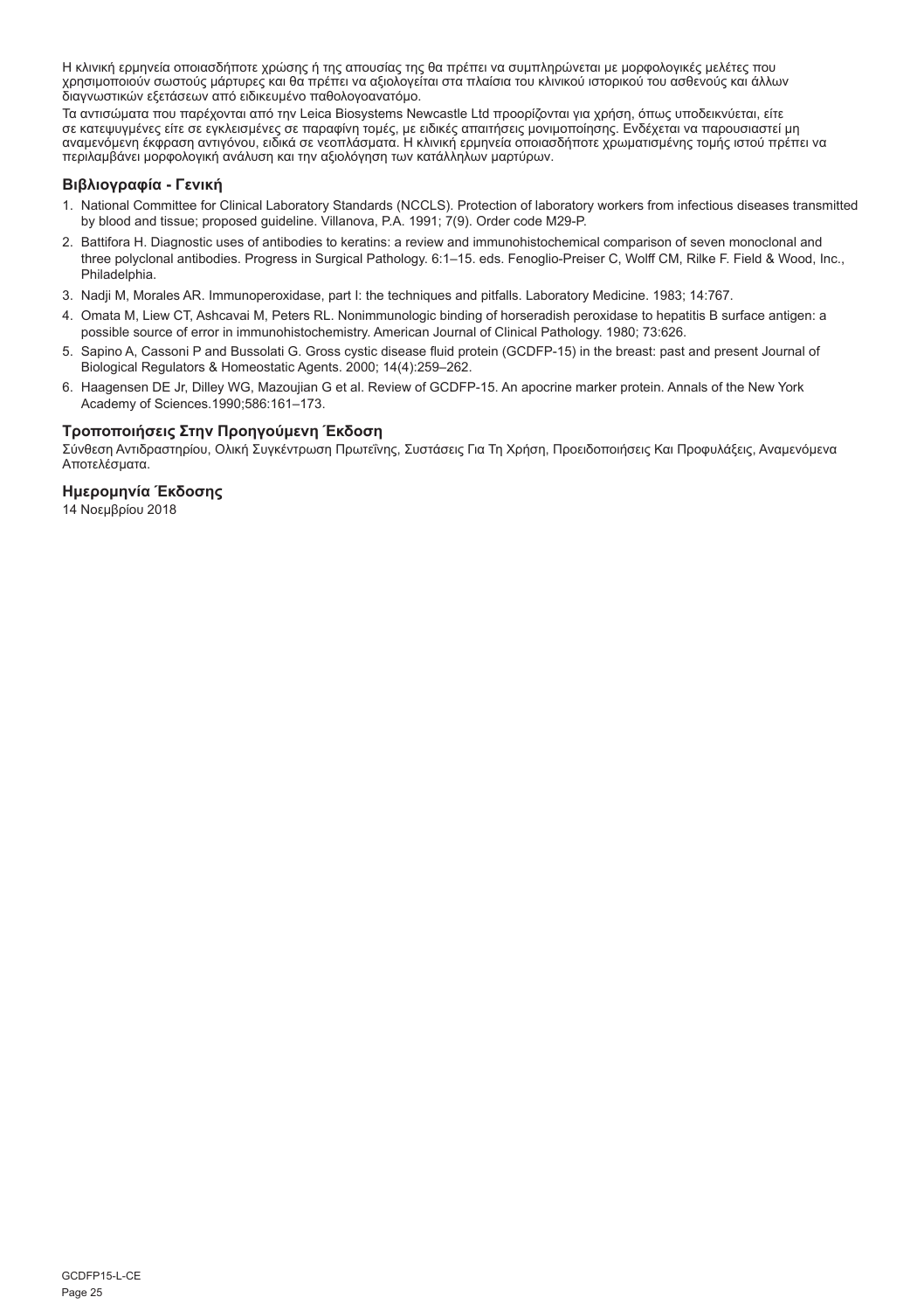Η κλινική ερμηνεία οποιασδήποτε χρώσης ή της απουσίας της θα πρέπει να συμπληρώνεται με μορφολογικές μελέτες που χρησιμοποιούν σωστούς μάρτυρες και θα πρέπει να αξιολογείται στα πλαίσια του κλινικού ιστορικού του ασθενούς και άλλων διαγνωστικών εξετάσεων από ειδικευμένο παθολογοανατόμο.

Τα αντισώματα που παρέχονται από την Leica Biosystems Newcastle Ltd προορίζονται για χρήση, όπως υποδεικνύεται, είτε σε κατεψυγμένες είτε σε εγκλεισμένες σε παραφίνη τομές, με ειδικές απαιτήσεις μονιμοποίησης. Ενδέχεται να παρουσιαστεί μη αναμενόμενη έκφραση αντιγόνου, ειδικά σε νεοπλάσματα. Η κλινική ερμηνεία οποιασδήποτε χρωματισμένης τομής ιστού πρέπει να περιλαμβάνει μορφολογική ανάλυση και την αξιολόγηση των κατάλληλων μαρτύρων.

## Βιβλιογραφία - Γενική

1. National Committee for Clinical Laboratory Standards (NCCLS). Protection of laboratory workers from infectious diseases transmitted by blood and tissue; proposed guideline. Villanova, P.A. 1991; 7(9). Order code M29-P.
2. Battifora H. Diagnostic uses of antibodies to keratins: a review and immunohistochemical comparison of seven monoclonal and three polyclonal antibodies. Progress in Surgical Pathology. 6:1–15. eds. Fenoglio-Preiser C, Wolff CM, Rilke F. Field & Wood, Inc., Philadelphia.
3. Nadji M, Morales AR. Immunoperoxidase, part I: the techniques and pitfalls. Laboratory Medicine. 1983; 14:767.
4. Omata M, Liew CT, Ashcavai M, Peters RL. Nonimmunologic binding of horseradish peroxidase to hepatitis B surface antigen: a possible source of error in immunohistochemistry. American Journal of Clinical Pathology. 1980; 73:626.
5. Sapino A, Cassoni P and Bussolati G. Gross cystic disease fluid protein (GCDFP-15) in the breast: past and present Journal of Biological Regulators & Homeostatic Agents. 2000; 14(4):259–262.
6. Haagensen DE Jr, Dilley WG, Mazoujian G et al. Review of GCDFP-15. An apocrine marker protein. Annals of the New York Academy of Sciences.1990;586:161–173.

## Τροποποιήσεις Στην Προηγούμενη Έκδοση

Σύνθεση Αντιδραστηρίου, Ολική Συγκέντρωση Πρωτεΐνης, Συστάσεις Για Τη Χρήση, Προειδοποιήσεις Και Προφυλάξεις, Αναμενόμενα Αποτελέσματα.

## Ημερομηνία Έκδοσης

14 Νοεμβρίου 2018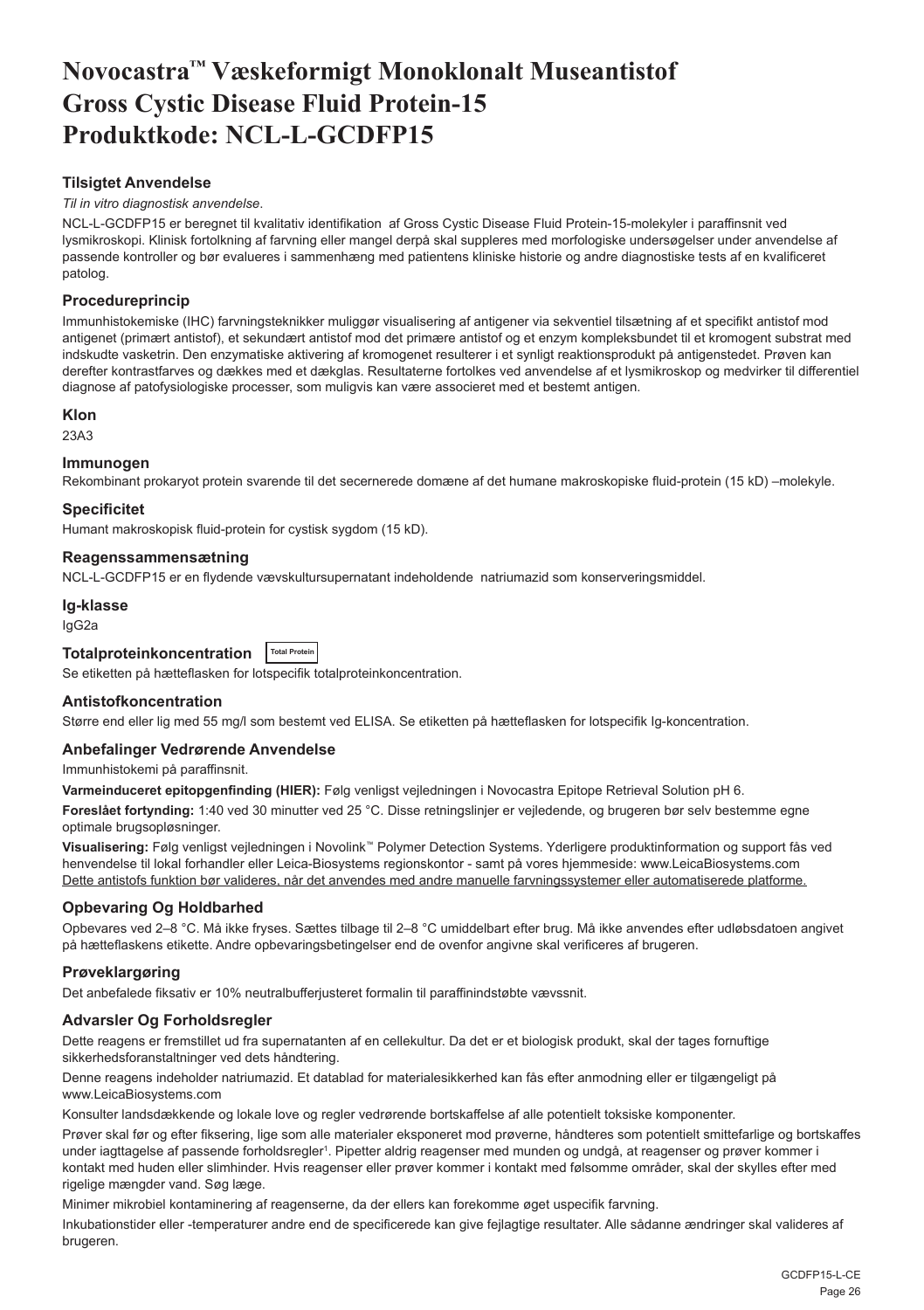# Novocastra™ Væskeformigt Monoklonalt Museantistof Gross Cystic Disease Fluid Protein-15 Produktkode: NCL-L-GCDFP15

### Tilsigtet Anvendelse

*Til in vitro diagnostisk anvendelse*.

NCL-L-GCDFP15 er beregnet til kvalitativ identifikation af Gross Cystic Disease Fluid Protein-15-molekyler i paraffinsnit ved lysmikroskopi. Klinisk fortolkning af farvning eller mangel derpå skal suppleres med morfologiske undersøgelser under anvendelse af passende kontroller og bør evalueres i sammenhæng med patientens kliniske historie og andre diagnostiske tests af en kvalificeret patolog.

### Procedureprincip

Immunhistokemiske (IHC) farvningsteknikker muliggør visualisering af antigener via sekventiel tilsætning af et specifikt antistof mod antigenet (primært antistof), et sekundært antistof mod det primære antistof og et enzym kompleksbundet til et kromogent substrat med indskudte vasketrin. Den enzymatiske aktivering af kromogenet resulterer i et synligt reaktionsprodukt på antigenstedet. Prøven kan derefter kontrastfarves og dækkes med et dækglas. Resultaterne fortolkes ved anvendelse af et lysmikroskop og medvirker til differentiel diagnose af patofysiologiske processer, som muligvis kan være associeret med et bestemt antigen.

### Klon

23A3

### Immunogen

Rekombinant prokaryot protein svarende til det secernerede domæne af det humane makroskopiske fluid-protein (15 kD) –molekyle.

### Specificitet

Humant makroskopisk fluid-protein for cystisk sygdom (15 kD).

### Reagenssammensætning

NCL-L-GCDFP15 er en flydende vævskultursupernatant indeholdende natriumazid som konserveringsmiddel.

### Ig-klasse

IgG2a

### Totalproteinkoncentration

Total Protein

Se etiketten på hætteflasken for lotspecifik totalproteinkoncentration.

### Antistofkoncentration

Større end eller lig med 55 mg/l som bestemt ved ELISA. Se etiketten på hætteflasken for lotspecifik Ig-koncentration.

### Anbefalinger Vedrørende Anvendelse

Immunhistokemi på paraffinsnit.

**Varmeinduceret epitopgenfinding (HIER):** Følg venligst vejledningen i Novocastra Epitope Retrieval Solution pH 6.

**Foreslået fortynding:** 1:40 ved 30 minutter ved 25 °C. Disse retningslinjer er vejledende, og brugeren bør selv bestemme egne optimale brugsopløsninger.

**Visualisering:** Følg venligst vejledningen i Novolink™ Polymer Detection Systems. Yderligere produktinformation og support fås ved henvendelse til lokal forhandler eller Leica-Biosystems regionskontor - samt på vores hjemmeside: www.LeicaBiosystems.com

Dette antistofs funktion bør valideres, når det anvendes med andre manuelle farvningssystemer eller automatiserede platforme.

### Opbevaring Og Holdbarhed

Opbevares ved 2–8 °C. Må ikke fryses. Sættes tilbage til 2–8 °C umiddelbart efter brug. Må ikke anvendes efter udløbsdatoen angivet på hætteflaskens etikette. Andre opbevaringsbetingelser end de ovenfor angivne skal verificeres af brugeren.

### Prøveklargøring

Det anbefalede fiksativ er 10% neutralbufferjusteret formalin til paraffinindstøbte vævssnit.

### Advarsler Og Forholdsregler

Dette reagens er fremstillet ud fra supernatanten af en cellekultur. Da det er et biologisk produkt, skal der tages fornuftige sikkerhedsforanstaltninger ved dets håndtering.

Denne reagens indeholder natriumazid. Et datablad for materialesikkerhed kan fås efter anmodning eller er tilgængeligt på www.LeicaBiosystems.com

Konsulter landsdækkende og lokale love og regler vedrørende bortskaffelse af alle potentielt toksiske komponenter.

Prøver skal før og efter fiksering, lige som alle materialer eksponeret mod prøverne, håndteres som potentielt smittefarlige og bortskaffes under iagttagelse af passende forholdsregler[1]. Pipetter aldrig reagenser med munden og undgå, at reagenser og prøver kommer i kontakt med huden eller slimhinder. Hvis reagenser eller prøver kommer i kontakt med følsomme områder, skal der skylles efter med rigelige mængder vand. Søg læge.

Minimer mikrobiel kontaminering af reagenserne, da der ellers kan forekomme øget uspecifik farvning.

Inkubationstider eller -temperaturer andre end de specificerede kan give fejlagtige resultater. Alle sådanne ændringer skal valideres af brugeren.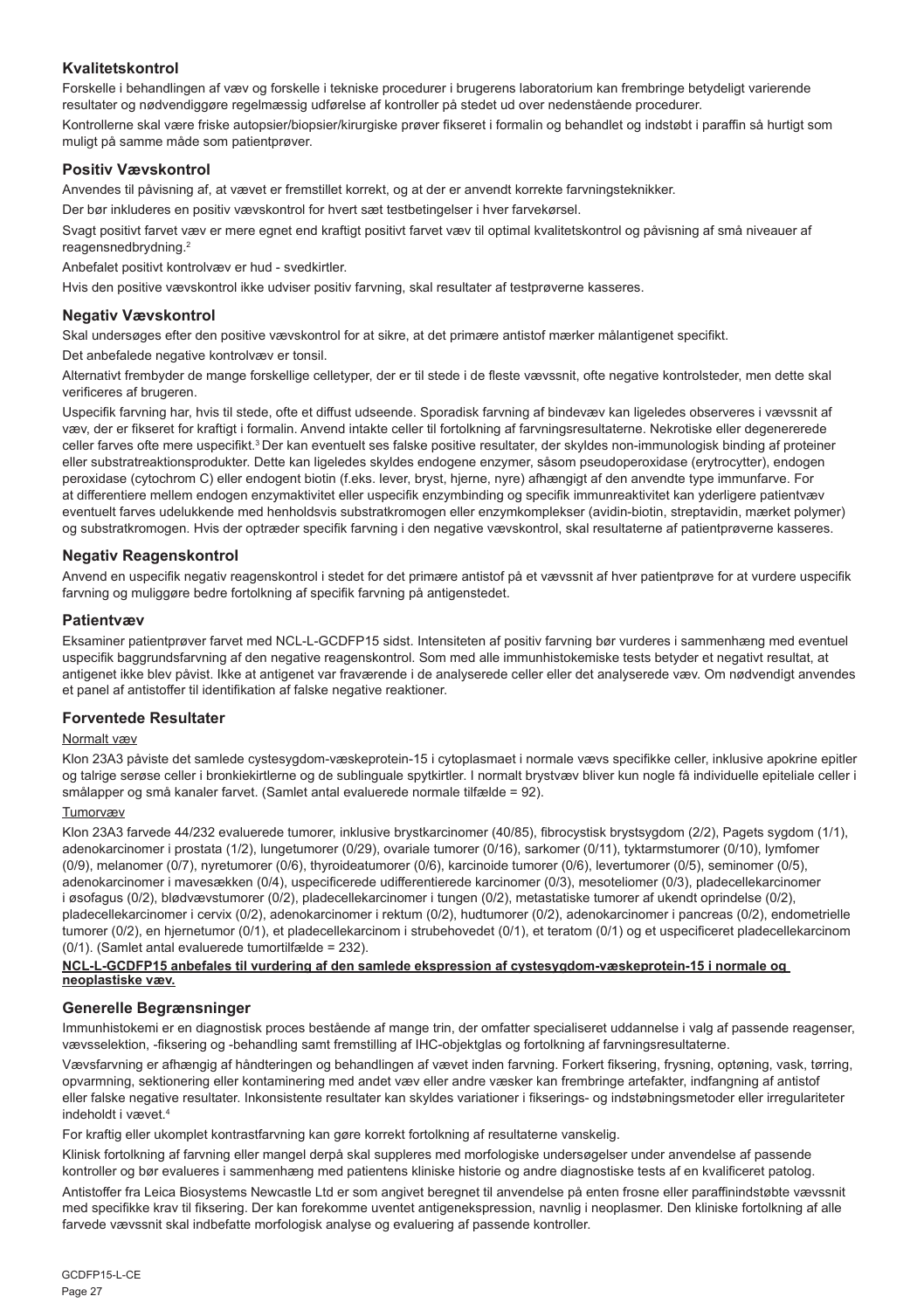## Kvalitetskontrol

Forskelle i behandlingen af væv og forskelle i tekniske procedurer i brugerens laboratorium kan frembringe betydeligt varierende resultater og nødvendiggøre regelmæssig udførelse af kontroller på stedet ud over nedenstående procedurer.

Kontrollerne skal være friske autopsier/biopsier/kirurgiske prøver fikseret i formalin og behandlet og indstøbt i paraffin så hurtigt som muligt på samme måde som patientprøver.

### Positiv Vævskontrol

Anvendes til påvisning af, at vævet er fremstillet korrekt, og at der er anvendt korrekte farvningsteknikker.

Der bør inkluderes en positiv vævskontrol for hvert sæt testbetingelser i hver farvekørsel.

Svagt positivt farvet væv er mere egnet end kraftigt positivt farvet væv til optimal kvalitetskontrol og påvisning af små niveauer af reagensnedbrydning.[2]

Anbefalet positivt kontrolvæv er hud - svedkirtler.

Hvis den positive vævskontrol ikke udviser positiv farvning, skal resultater af testprøverne kasseres.

### Negativ Vævskontrol

Skal undersøges efter den positive vævskontrol for at sikre, at det primære antistof mærker målantigenet specifikt.

Det anbefalede negative kontrolvæv er tonsil.

Alternativt frembyder de mange forskellige celletyper, der er til stede i de fleste vævssnit, ofte negative kontrolsteder, men dette skal verificeres af brugeren.

Uspecifik farvning har, hvis til stede, ofte et diffust udseende. Sporadisk farvning af bindevæv kan ligeledes observeres i vævssnit af væv, der er fikseret for kraftigt i formalin. Anvend intakte celler til fortolkning af farvningsresultaterne. Nekrotiske eller degenererede celler farves ofte mere uspecifikt.[3] Der kan eventuelt ses falske positive resultater, der skyldes non-immunologisk binding af proteiner eller substratreaktionsprodukter. Dette kan ligeledes skyldes endogene enzymer, såsom pseudoperoxidase (erytrocytter), endogen peroxidase (cytochrom C) eller endogent biotin (f.eks. lever, bryst, hjerne, nyre) afhængigt af den anvendte type immunfarve. For at differentiere mellem endogen enzymaktivitet eller uspecifik enzymbinding og specifik immunreaktivitet kan yderligere patientvæv eventuelt farves udelukkende med henholdsvis substratkromogen eller enzymkomplekser (avidin-biotin, streptavidin, mærket polymer) og substratkromogen. Hvis der optræder specifik farvning i den negative vævskontrol, skal resultaterne af patientprøverne kasseres.

### Negativ Reagenskontrol

Anvend en uspecifik negativ reagenskontrol i stedet for det primære antistof på et vævssnit af hver patientprøve for at vurdere uspecifik farvning og muliggøre bedre fortolkning af specifik farvning på antigenstedet.

### Patientvæv

Eksaminer patientprøver farvet med NCL-L-GCDFP15 sidst. Intensiteten af positiv farvning bør vurderes i sammenhæng med eventuel uspecifik baggrundsfarvning af den negative reagenskontrol. Som med alle immunhistokemiske tests betyder et negativt resultat, at antigenet ikke blev påvist. Ikke at antigenet var fraværende i de analyserede celler eller det analyserede væv. Om nødvendigt anvendes et panel af antistoffer til identifikation af falske negative reaktioner.

## Forventede Resultater

Normalt væv

Klon 23A3 påviste det samlede cystesygdom-væskeprotein-15 i cytoplasmaet i normale vævs specifikke celler, inklusive apokrine epitler og talrige serøse celler i bronkiekirtlerne og de sublinguale spytkirtler. I normalt brystvæv bliver kun nogle få individuelle epiteliale celler i smålapper og små kanaler farvet. (Samlet antal evaluerede normale tilfælde = 92).

Tumorvæv

Klon 23A3 farvede 44/232 evaluerede tumorer, inklusive brystkarcinomer (40/85), fibrocystisk brystsygdom (2/2), Pagets sygdom (1/1), adenokarcinomer i prostata (1/2), lungetumorer (0/29), ovariale tumorer (0/16), sarkomer (0/11), tyktarmstumorer (0/10), lymfomer (0/9), melanomer (0/7), nyretumorer (0/6), thyroideatumorer (0/6), karcinoide tumorer (0/6), levertumorer (0/5), seminomer (0/5), adenokarcinomer i mavesækken (0/4), uspecificerede udifferentierede karcinomer (0/3), mesoteliomer (0/3), pladecellekarcinomer i øsofagus (0/2), blødvævstumorer (0/2), pladecellekarcinomer i tungen (0/2), metastatiske tumorer af ukendt oprindelse (0/2), pladecellekarcinomer i cervix (0/2), adenokarcinomer i rektum (0/2), hudtumorer (0/2), adenokarcinomer i pancreas (0/2), endometrielle tumorer (0/2), en hjernetumor (0/1), et pladecellekarcinom i strubehovedet (0/1), et teratom (0/1) og et uspecificeret pladecellekarcinom (0/1). (Samlet antal evaluerede tumortilfælde = 232).

**NCL-L-GCDFP15 anbefales til vurdering af den samlede ekspression af cystesygdom-væskeprotein-15 i normale og neoplastiske væv.**

## Generelle Begrænsninger

Immunhistokemi er en diagnostisk proces bestående af mange trin, der omfatter specialiseret uddannelse i valg af passende reagenser, vævsselektion, -fiksering og -behandling samt fremstilling af IHC-objektglas og fortolkning af farvningsresultaterne.

Vævsfarvning er afhængig af håndteringen og behandlingen af vævet inden farvning. Forkert fiksering, frysning, optøning, vask, tørring, opvarmning, sektionering eller kontaminering med andet væv eller andre væsker kan frembringe artefakter, indfangning af antistof eller falske negative resultater. Inkonsistente resultater kan skyldes variationer i fikserings- og indstøbningsmetoder eller irregulariteter indeholdt i vævet.[4]

For kraftig eller ukomplet kontrastfarvning kan gøre korrekt fortolkning af resultaterne vanskelig.

Klinisk fortolkning af farvning eller mangel derpå skal suppleres med morfologiske undersøgelser under anvendelse af passende kontroller og bør evalueres i sammenhæng med patientens kliniske historie og andre diagnostiske tests af en kvalificeret patolog.

Antistoffer fra Leica Biosystems Newcastle Ltd er som angivet beregnet til anvendelse på enten frosne eller paraffinindstøbte vævssnit med specifikke krav til fiksering. Der kan forekomme uventet antigenekspression, navnlig i neoplasmer. Den kliniske fortolkning af alle farvede vævssnit skal indbefatte morfologisk analyse og evaluering af passende kontroller.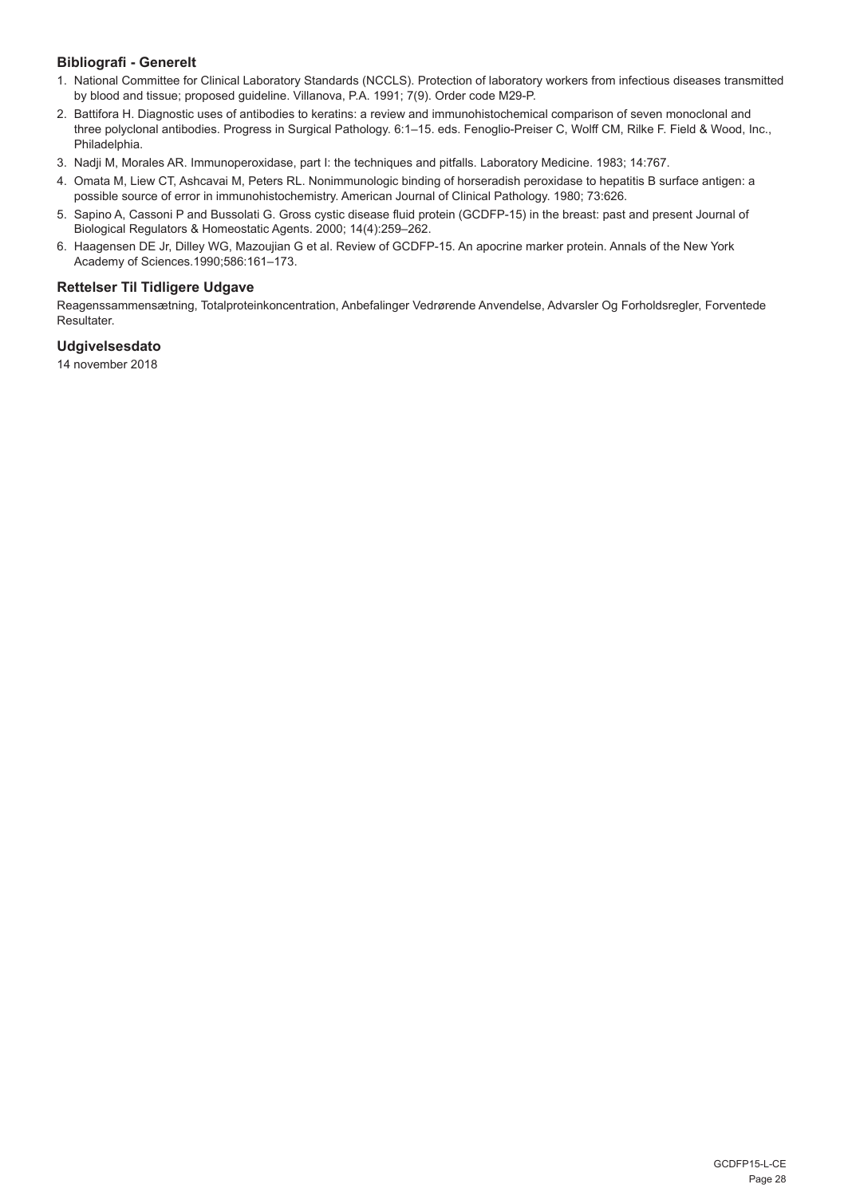### Bibliografi - Generelt

1. National Committee for Clinical Laboratory Standards (NCCLS). Protection of laboratory workers from infectious diseases transmitted by blood and tissue; proposed guideline. Villanova, P.A. 1991; 7(9). Order code M29-P.
2. Battifora H. Diagnostic uses of antibodies to keratins: a review and immunohistochemical comparison of seven monoclonal and three polyclonal antibodies. Progress in Surgical Pathology. 6:1–15. eds. Fenoglio-Preiser C, Wolff CM, Rilke F. Field & Wood, Inc., Philadelphia.
3. Nadji M, Morales AR. Immunoperoxidase, part I: the techniques and pitfalls. Laboratory Medicine. 1983; 14:767.
4. Omata M, Liew CT, Ashcavai M, Peters RL. Nonimmunologic binding of horseradish peroxidase to hepatitis B surface antigen: a possible source of error in immunohistochemistry. American Journal of Clinical Pathology. 1980; 73:626.
5. Sapino A, Cassoni P and Bussolati G. Gross cystic disease fluid protein (GCDFP-15) in the breast: past and present Journal of Biological Regulators & Homeostatic Agents. 2000; 14(4):259–262.
6. Haagensen DE Jr, Dilley WG, Mazoujian G et al. Review of GCDFP-15. An apocrine marker protein. Annals of the New York Academy of Sciences.1990;586:161–173.

### Rettelser Til Tidligere Udgave

Reagenssammensætning, Totalproteinkoncentration, Anbefalinger Vedrørende Anvendelse, Advarsler Og Forholdsregler, Forventede Resultater.

### Udgivelsesdato

14 november 2018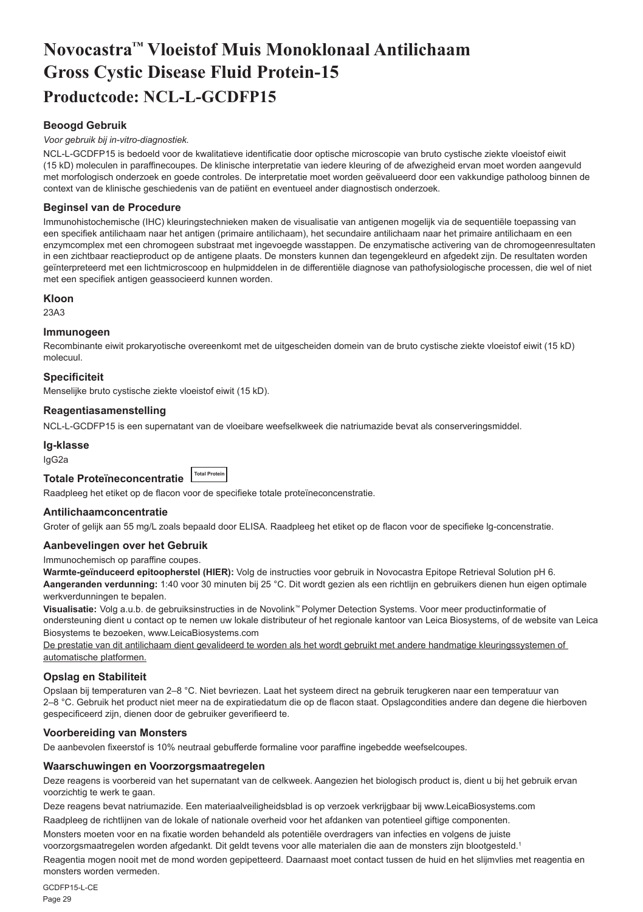# Novocastra™ Vloeistof Muis Monoklonaal Antilichaam Gross Cystic Disease Fluid Protein-15

## Productcode: NCL-L-GCDFP15

### Beoogd Gebruik

*Voor gebruik bij in-vitro-diagnostiek.*

NCL-L-GCDFP15 is bedoeld voor de kwalitatieve identificatie door optische microscopie van bruto cystische ziekte vloeistof eiwit (15 kD) moleculen in paraffinecoupes. De klinische interpretatie van iedere kleuring of de afwezigheid ervan moet worden aangevuld met morfologisch onderzoek en goede controles. De interpretatie moet worden geëvalueerd door een vakkundige patholoog binnen de context van de klinische geschiedenis van de patiënt en eventueel ander diagnostisch onderzoek.

### Beginsel van de Procedure

Immunohistochemische (IHC) kleuringstechnieken maken de visualisatie van antigenen mogelijk via de sequentiële toepassing van een specifiek antilichaam naar het antigen (primaire antilichaam), het secundaire antilichaam naar het primaire antilichaam en een enzymcomplex met een chromogeen substraat met ingevoegde wasstappen. De enzymatische activering van de chromogeenresultaten in een zichtbaar reactieproduct op de antigene plaats. De monsters kunnen dan tegengekleurd en afgedekt zijn. De resultaten worden geïnterpreteerd met een lichtmicroscoop en hulpmiddelen in de differentiële diagnose van pathofysiologische processen, die wel of niet met een specifiek antigen geassocieerd kunnen worden.

### Kloon

23A3

### Immunogeen

Recombinante eiwit prokaryotische overeenkomt met de uitgescheiden domein van de bruto cystische ziekte vloeistof eiwit (15 kD) molecuul.

### Specificiteit

Menselijke bruto cystische ziekte vloeistof eiwit (15 kD).

### Reagentiasamenstelling

NCL-L-GCDFP15 is een supernatant van de vloeibare weefselkweek die natriumazide bevat als conserveringsmiddel.

### Ig-klasse

IgG2a

### Totale Proteïneconcentratie Total Protein

Raadpleeg het etiket op de flacon voor de specifieke totale proteïneconcentratie.

### Antilichaamconcentratie

Groter of gelijk aan 55 mg/L zoals bepaald door ELISA. Raadpleeg het etiket op de flacon voor de specifieke lg-concentratie.

### Aanbevelingen over het Gebruik

Immunochemisch op paraffine coupes.

**Warmte-geïnduceerd epitoopherstel (HIER):** Volg de instructies voor gebruik in Novocastra Epitope Retrieval Solution pH 6.

**Aangeranden verdunning:** 1:40 voor 30 minuten bij 25 °C. Dit wordt gezien als een richtlijn en gebruikers dienen hun eigen optimale werkverdunningen te bepalen.

**Visualisatie:** Volg a.u.b. de gebruiksinstructies in de Novolink™ Polymer Detection Systems. Voor meer productinformatie of ondersteuning dient u contact op te nemen uw lokale distributeur of het regionale kantoor van Leica Biosystems, of de website van Leica Biosystems te bezoeken, www.LeicaBiosystems.com

De prestatie van dit antilichaam dient gevalideerd te worden als het wordt gebruikt met andere handmatige kleuringssystemen of automatische platformen.

### Opslag en Stabiliteit

Opslaan bij temperaturen van 2–8 °C. Niet bevriezen. Laat het systeem direct na gebruik terugkeren naar een temperatuur van 2–8 °C. Gebruik het product niet meer na de expiratiedatum die op de flacon staat. Opslagcondities andere dan degene die hierboven gespecificeerd zijn, dienen door de gebruiker geverifieerd te.

### Voorbereiding van Monsters

De aanbevolen fixeerstof is 10% neutraal gebufferde formaline voor paraffine ingebedde weefselcoupes.

### Waarschuwingen en Voorzorgsmaatregelen

Deze reagens is voorbereid van het supernatant van de celkweek. Aangezien het biologisch product is, dient u bij het gebruik ervan voorzichtig te werk te gaan.

Deze reagens bevat natriumazide. Een materiaalveiligheidsblad is op verzoek verkrijgbaar bij www.LeicaBiosystems.com

Raadpleeg de richtlijnen van de lokale of nationale overheid voor het afdanken van potentieel giftige componenten.

Monsters moeten voor en na fixatie worden behandeld als potentiële overdragers van infecties en volgens de juiste voorzorgsmaatregelen worden afgedankt. Dit geldt tevens voor alle materialen die aan de monsters zijn blootgesteld.[1]

Reagentia mogen nooit met de mond worden gepipetteerd. Daarnaast moet contact tussen de huid en het slijmvlies met reagentia en monsters worden vermeden.

GCDFP15-L-CE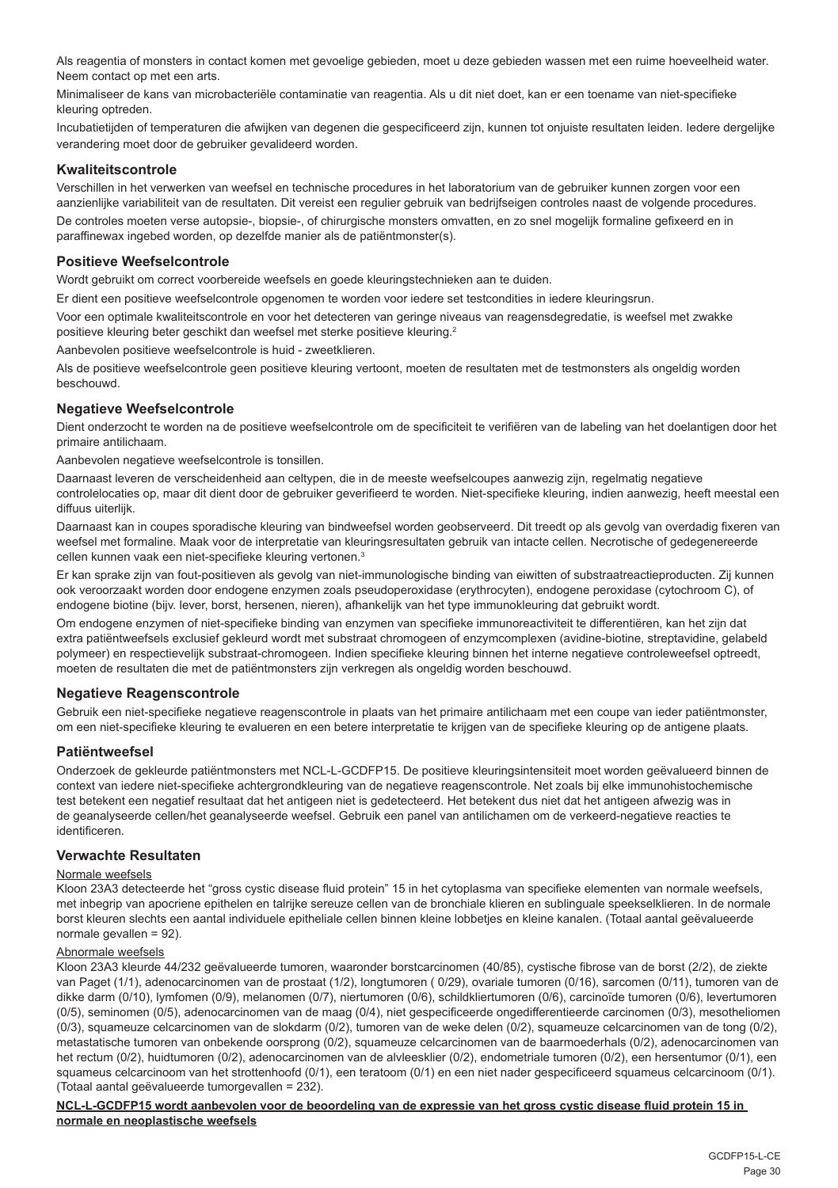Als reagentia of monsters in contact komen met gevoelige gebieden, moet u deze gebieden wassen met een ruime hoeveelheid water. Neem contact op met een arts.

Minimaliseer de kans van microbacteriële contaminatie van reagentia. Als u dit niet doet, kan er een toename van niet-specifieke kleuring optreden.

Incubatietijden of temperaturen die afwijken van degenen die gespecificeerd zijn, kunnen tot onjuiste resultaten leiden. Iedere dergelijke verandering moet door de gebruiker gevalideerd worden.

## Kwaliteitscontrole

Verschillen in het verwerken van weefsel en technische procedures in het laboratorium van de gebruiker kunnen zorgen voor een aanzienlijke variabiliteit van de resultaten. Dit vereist een regulier gebruik van bedrijfseigen controles naast de volgende procedures.

De controles moeten verse autopsie-, biopsie-, of chirurgische monsters omvatten, en zo snel mogelijk formaline gefixeerd en in paraffinewax ingebed worden, op dezelfde manier als de patiëntmonster(s).

## Positieve Weefselcontrole

Wordt gebruikt om correct voorbereide weefsels en goede kleuringstechnieken aan te duiden.

Er dient een positieve weefselcontrole opgenomen te worden voor iedere set testcondities in iedere kleuringsrun.

Voor een optimale kwaliteitscontrole en voor het detecteren van geringe niveaus van reagensdegradatie, is weefsel met zwakke positieve kleuring beter geschikt dan weefsel met sterke positieve kleuring.[2]

Aanbevolen positieve weefselcontrole is huid - zweetklieren.

Als de positieve weefselcontrole geen positieve kleuring vertoont, moeten de resultaten met de testmonsters als ongeldig worden beschouwd.

## Negatieve Weefselcontrole

Dient onderzocht te worden na de positieve weefselcontrole om de specificiteit te verifiëren van de labeling van het doelantigen door het primaire antilichaam.

Aanbevolen negatieve weefselcontrole is tonsillen.

Daarnaast leveren de verscheidenheid aan celtypen, die in de meeste weefselcoupes aanwezig zijn, regelmatig negatieve controlelocaties op, maar dit dient door de gebruiker geverifieerd te worden. Niet-specifieke kleuring, indien aanwezig, heeft meestal een diffuus uiterlijk.

Daarnaast kan in coupes sporadische kleuring van bindweefsel worden geobserveerd. Dit treedt op als gevolg van overdadig fixeren van weefsel met formaline. Maak voor de interpretatie van kleuringsresultaten gebruik van intacte cellen. Necrotische of gedegenereerde cellen kunnen vaak een niet-specifieke kleuring vertonen.[3]

Er kan sprake zijn van fout-positieven als gevolg van niet-immunologische binding van eiwitten of substraatreactieproducten. Zij kunnen ook veroorzaakt worden door endogene enzymen zoals pseudoperoxidase (erythrocyten), endogene peroxidase (cytochroom C), of endogene biotine (bijv. lever, borst, hersenen, nieren), afhankelijk van het type immunokleuring dat gebruikt wordt.

Om endogene enzymen of niet-specifieke binding van enzymen van specifieke immunoreactiviteit te differentiëren, kan het zijn dat extra patiëntweefsels exclusief gekleurd wordt met substraat chromogeen of enzymcomplexen (avidine-biotine, streptavidine, gelabeld polymeer) en respectievelijk substraat-chromogeen. Indien specifieke kleuring binnen het interne negatieve controleweefsel optreedt, moeten de resultaten die met de patiëntmonsters zijn verkregen als ongeldig worden beschouwd.

## Negatieve Reagenscontrole

Gebruik een niet-specifieke negatieve reagenscontrole in plaats van het primaire antilichaam met een coupe van ieder patiëntmonster, om een niet-specifieke kleuring te evalueren en een betere interpretatie te krijgen van de specifieke kleuring op de antigene plaats.

## Patiëntweefsel

Onderzoek de gekleurde patiëntmonsters met NCL-L-GCDFP15. De positieve kleuringsintensiteit moet worden geëvalueerd binnen de context van iedere niet-specifieke achtergrondkleuring van de negatieve reagenscontrole. Net zoals bij elke immunohistochemische test betekent een negatief resultaat dat het antigeen niet is gedetecteerd. Het betekent dus niet dat het antigeen afwezig was in de geanalyseerde cellen/het geanalyseerde weefsel. Gebruik een panel van antilichamen om de verkeerd-negatieve reacties te identificeren.

## Verwachte Resultaten

Normale weefsels

Kloon 23A3 detecteerde het "gross cystic disease fluid protein" 15 in het cytoplasma van specifieke elementen van normale weefsels, met inbegrip van apocriene epithelen en talrijke sereuze cellen van de bronchiale klieren en sublinguale speekselklieren. In de normale borst kleuren slechts een aantal individuele epitheliale cellen binnen kleine lobbetjes en kleine kanalen. (Totaal aantal geëvalueerde normale gevallen = 92).

Abnormale weefsels

Kloon 23A3 kleurde 44/232 geëvalueerde tumoren, waaronder borstcarcinomen (40/85), cystische fibrose van de borst (2/2), de ziekte van Paget (1/1), adenocarcinomen van de prostaat (1/2), longtumoren ( 0/29), ovariale tumoren (0/16), sarcomen (0/11), tumoren van de dikke darm (0/10), lymfomen (0/9), melanomen (0/7), niertumoren (0/6), schildkliertumoren (0/6), carcinoïde tumoren (0/6), levertumoren (0/5), seminomen (0/5), adenocarcinomen van de maag (0/4), niet gespecificeerde ongedifferentieerde carcinomen (0/3), mesotheliomen (0/3), squameuze celcarcinomen van de slokdarm (0/2), tumoren van de weke delen (0/2), squameuze celcarcinomen van de tong (0/2), metastatische tumoren van onbekende oorsprong (0/2), squameuze celcarcinomen van de baarmoederhals (0/2), adenocarcinomen van het rectum (0/2), huidtumoren (0/2), adenocarcinomen van de alvleesklier (0/2), endometriale tumoren (0/2), een hersentumor (0/1), een squameus celcarcinoom van het strottenhoofd (0/1), een teratoom (0/1) en een niet nader gespecificeerd squameus celcarcinoom (0/1). (Totaal aantal geëvalueerde tumorgevallen = 232).

**NCL-L-GCDFP15 wordt aanbevolen voor de beoordeling van de expressie van het gross cystic disease fluid protein 15 in normale en neoplastische weefsels**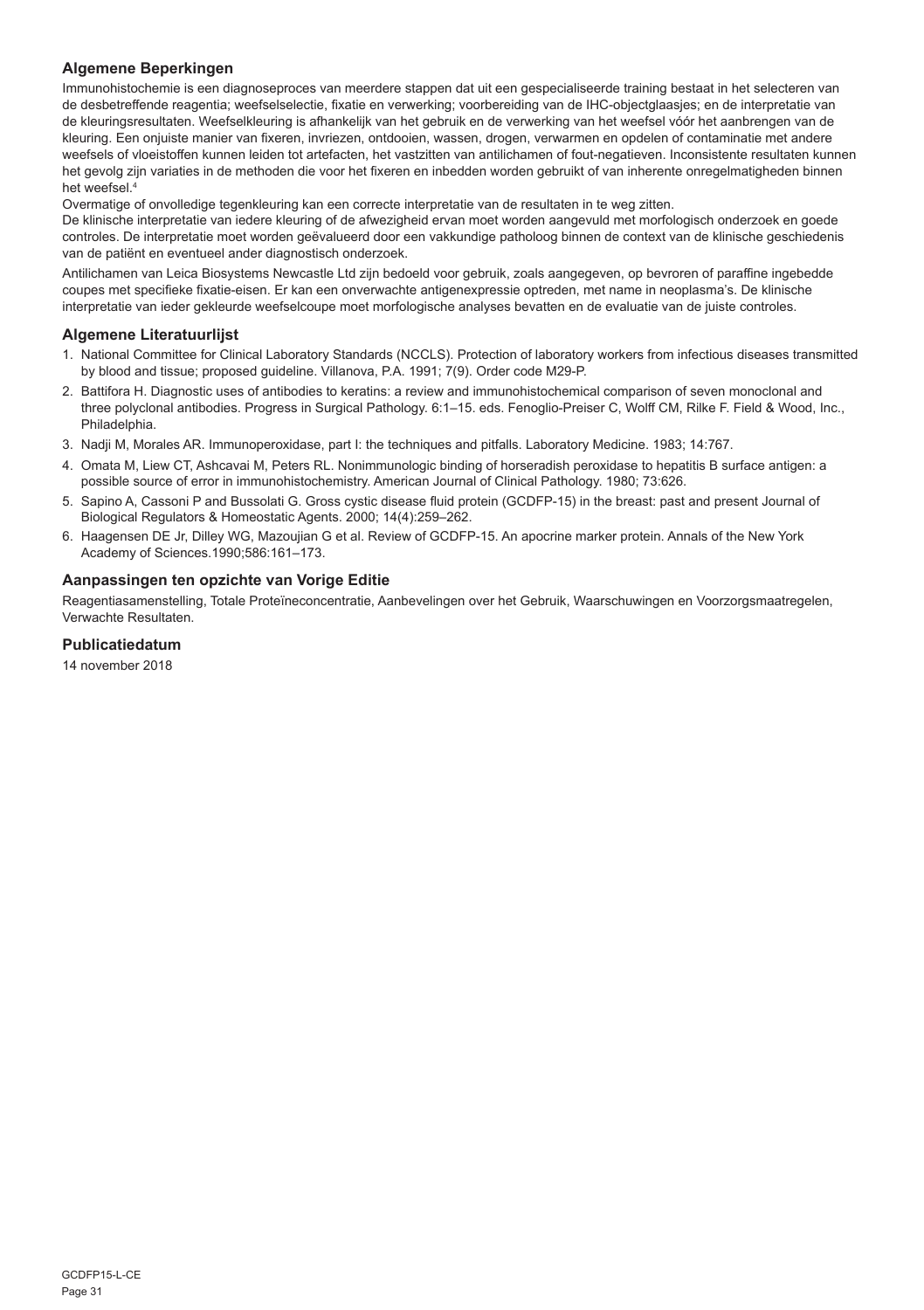### Algemene Beperkingen

Immunohistochemie is een diagnoseproces van meerdere stappen dat uit een gespecialiseerde training bestaat in het selecteren van de desbetreffende reagentia; weefselselectie, fixatie en verwerking; voorbereiding van de IHC-objectglaasjes; en de interpretatie van de kleuringsresultaten. Weefselkleuring is afhankelijk van het gebruik en de verwerking van het weefsel vóór het aanbrengen van de kleuring. Een onjuiste manier van fixeren, invriezen, ontdooien, wassen, drogen, verwarmen en opdelen of contaminatie met andere weefsels of vloeistoffen kunnen leiden tot artefacten, het vastzitten van antilichamen of fout-negatieven. Inconsistente resultaten kunnen het gevolg zijn variaties in de methoden die voor het fixeren en inbedden worden gebruikt of van inherente onregelmatigheden binnen het weefsel.[4]

Overmatige of onvolledige tegenkleuring kan een correcte interpretatie van de resultaten in te weg zitten.

De klinische interpretatie van iedere kleuring of de afwezigheid ervan moet worden aangevuld met morfologisch onderzoek en goede controles. De interpretatie moet worden geëvalueerd door een vakkundige patholoog binnen de context van de klinische geschiedenis van de patiënt en eventueel ander diagnostisch onderzoek.

Antilichamen van Leica Biosystems Newcastle Ltd zijn bedoeld voor gebruik, zoals aangegeven, op bevroren of paraffine ingebedde coupes met specifieke fixatie-eisen. Er kan een onverwachte antigenexpressie optreden, met name in neoplasma's. De klinische interpretatie van ieder gekleurde weefselcoupe moet morfologische analyses bevatten en de evaluatie van de juiste controles.

### Algemene Literatuurlijst

1. National Committee for Clinical Laboratory Standards (NCCLS). Protection of laboratory workers from infectious diseases transmitted by blood and tissue; proposed guideline. Villanova, P.A. 1991; 7(9). Order code M29-P.
2. Battifora H. Diagnostic uses of antibodies to keratins: a review and immunohistochemical comparison of seven monoclonal and three polyclonal antibodies. Progress in Surgical Pathology. 6:1–15. eds. Fenoglio-Preiser C, Wolff CM, Rilke F. Field & Wood, Inc., Philadelphia.
3. Nadji M, Morales AR. Immunoperoxidase, part I: the techniques and pitfalls. Laboratory Medicine. 1983; 14:767.
4. Omata M, Liew CT, Ashcavai M, Peters RL. Nonimmunologic binding of horseradish peroxidase to hepatitis B surface antigen: a possible source of error in immunohistochemistry. American Journal of Clinical Pathology. 1980; 73:626.
5. Sapino A, Cassoni P and Bussolati G. Gross cystic disease fluid protein (GCDFP-15) in the breast: past and present Journal of Biological Regulators & Homeostatic Agents. 2000; 14(4):259–262.
6. Haagensen DE Jr, Dilley WG, Mazoujian G et al. Review of GCDFP-15. An apocrine marker protein. Annals of the New York Academy of Sciences.1990;586:161–173.

### Aanpassingen ten opzichte van Vorige Editie

Reagentiasamenstelling, Totale Proteïneconcentratie, Aanbevelingen over het Gebruik, Waarschuwingen en Voorzorgsmaatregelen, Verwachte Resultaten.

### Publicatiedatum

14 november 2018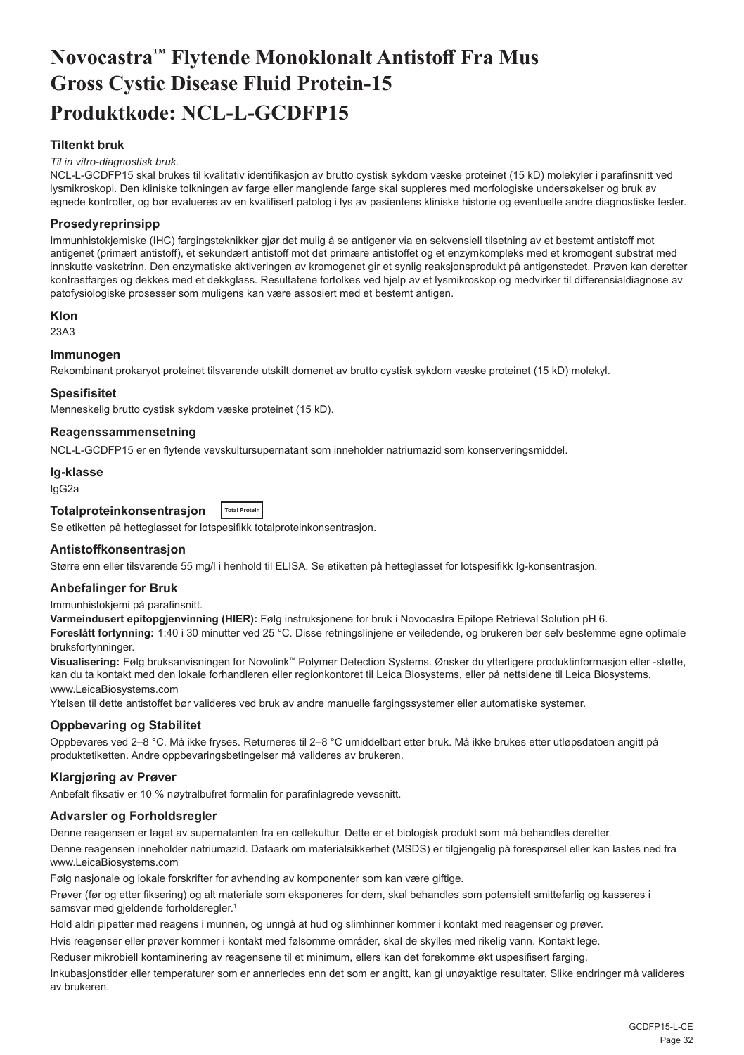# Novocastra™ Flytende Monoklonalt Antistoff Fra Mus Gross Cystic Disease Fluid Protein-15 Produktkode: NCL-L-GCDFP15

## Tiltenkt bruk

*Til in vitro-diagnostisk bruk.*

NCL-L-GCDFP15 skal brukes til kvalitativ identifikasjon av brutto cystisk sykdom væske proteinet (15 kD) molekyler i parafinsnitt ved lysmikroskopi. Den kliniske tolkningen av farge eller manglende farge skal suppleres med morfologiske undersøkelser og bruk av egnede kontroller, og bør evalueres av en kvalifisert patolog i lys av pasientens kliniske historie og eventuelle andre diagnostiske tester.

## Prosedyreprinsipp

Immunhistokjemiske (IHC) fargingsteknikker gjør det mulig å se antigener via en sekvensiell tilsetning av et bestemt antistoff mot antigenet (primært antistoff), et sekundært antistoff mot det primære antistoffet og et enzymkompleks med et kromogent substrat med innskutte vasketrinn. Den enzymatiske aktiveringen av kromogenet gir et synlig reaksjonsprodukt på antigenstedet. Prøven kan deretter kontrastfarges og dekkes med et dekkglass. Resultatene fortolkes ved hjelp av et lysmikroskop og medvirker til differensialdiagnose av patofysiologiske prosesser som muligens kan være assosiert med et bestemt antigen.

## Klon

23A3

## Immunogen

Rekombinant prokaryot proteinet tilsvarende utskilt domenet av brutto cystisk sykdom væske proteinet (15 kD) molekyl.

## Spesifisitet

Menneskelig brutto cystisk sykdom væske proteinet (15 kD).

## Reagenssammensetning

NCL-L-GCDFP15 er en flytende vevskultursupernatant som inneholder natriumazid som konserveringsmiddel.

## Ig-klasse

IgG2a

## Totalproteinkonsentrasjon Total Protein

Se etiketten på hetteglasset for lotspesifikk totalproteinkonsentrasjon.

## Antistoffkonsentrasjon

Større enn eller tilsvarende 55 mg/l i henhold til ELISA. Se etiketten på hetteglasset for lotspesifikk Ig-konsentrasjon.

## Anbefalinger for Bruk

Immunhistokjemi på parafinsnitt.

**Varmeindusert epitopgjenvinning (HIER):** Følg instruksjonene for bruk i Novocastra Epitope Retrieval Solution pH 6.

**Foreslått fortynning:** 1:40 i 30 minutter ved 25 °C. Disse retningslinjene er veiledende, og brukeren bør selv bestemme egne optimale bruksfortynninger.

**Visualisering:** Følg bruksanvisningen for Novolink™ Polymer Detection Systems. Ønsker du ytterligere produktinformasjon eller -støtte, kan du ta kontakt med den lokale forhandleren eller regionkontoret til Leica Biosystems, eller på nettsidene til Leica Biosystems, www.LeicaBiosystems.com

Ytelsen til dette antistoffet bør valideres ved bruk av andre manuelle fargingssystemer eller automatiske systemer.

## Oppbevaring og Stabilitet

Oppbevares ved 2–8 °C. Må ikke fryses. Returneres til 2–8 °C umiddelbart etter bruk. Må ikke brukes etter utløpsdatoen angitt på produktetiketten. Andre oppbevaringsbetingelser må valideres av brukeren.

## Klargjøring av Prøver

Anbefalt fiksativ er 10 % nøytralbufret formalin for parafinlagrede vevssnitt.

## Advarsler og Forholdsregler

Denne reagensen er laget av supernatanten fra en cellekultur. Dette er et biologisk produkt som må behandles deretter.

Denne reagensen inneholder natriumazid. Dataark om materialsikkerhet (MSDS) er tilgjengelig på forespørsel eller kan lastes ned fra www.LeicaBiosystems.com

Følg nasjonale og lokale forskrifter for avhending av komponenter som kan være giftige.

Prøver (før og etter fiksering) og alt materiale som eksponeres for dem, skal behandles som potensielt smittefarlig og kasseres i samsvar med gjeldende forholdsregler.[1]

Hold aldri pipetter med reagens i munnen, og unngå at hud og slimhinner kommer i kontakt med reagenser og prøver.

Hvis reagenser eller prøver kommer i kontakt med følsomme områder, skal de skylles med rikelig vann. Kontakt lege.

Reduser mikrobiell kontaminering av reagensene til et minimum, ellers kan det forekomme økt uspesifisert farging.

Inkubasjonstider eller temperaturer som er annerledes enn det som er angitt, kan gi unøyaktige resultater. Slike endringer må valideres av brukeren.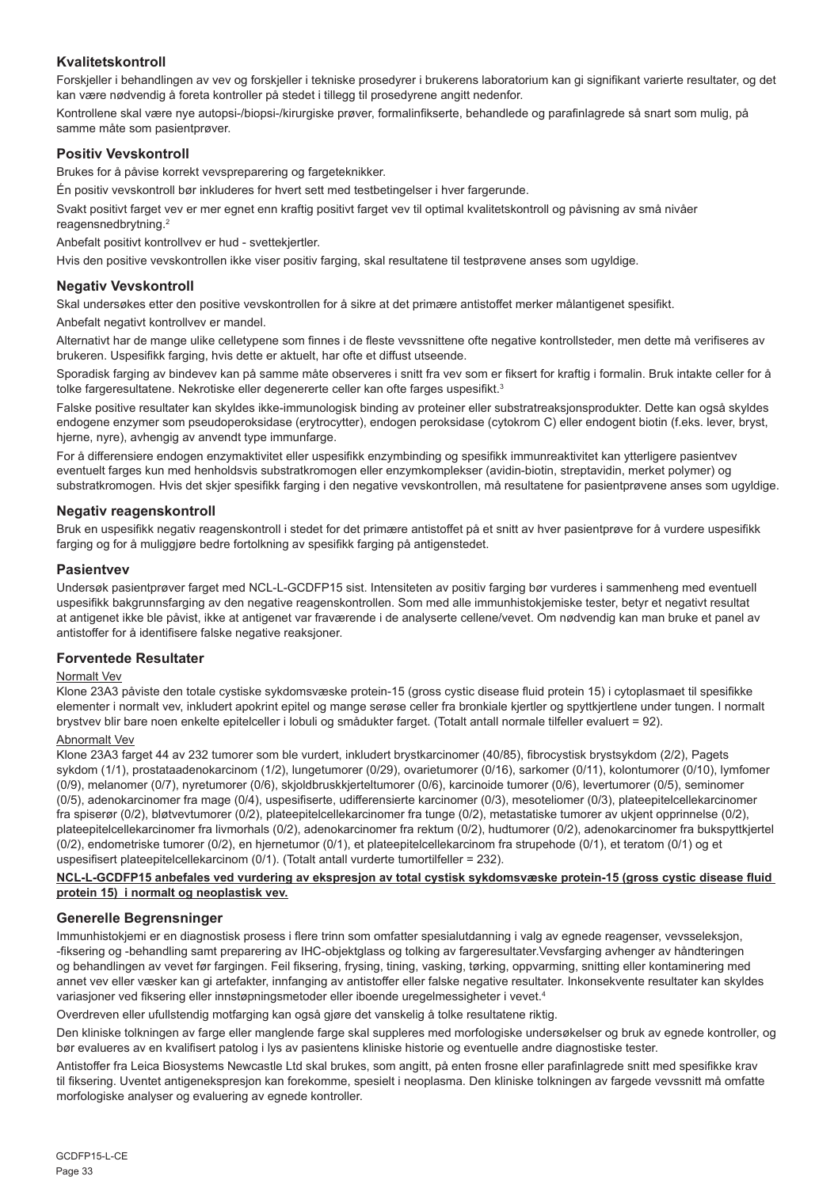## Kvalitetskontroll

Forskjeller i behandlingen av vev og forskjeller i tekniske prosedyrer i brukerens laboratorium kan gi signifikant varierte resultater, og det kan være nødvendig å foreta kontroller på stedet i tillegg til prosedyrene angitt nedenfor.

Kontrollene skal være nye autopsi-/biopsi-/kirurgiske prøver, formalinfikserte, behandlede og parafinlagrede så snart som mulig, på samme måte som pasientprøver.

## Positiv Vevskontroll

Brukes for å påvise korrekt vevspreparering og fargeteknikker.

Én positiv vevskontroll bør inkluderes for hvert sett med testbetingelser i hver fargerunde.

Svakt positivt farget vev er mer egnet enn kraftig positivt farget vev til optimal kvalitetskontroll og påvisning av små nivåer reagensnedbrytning.[2]

Anbefalt positivt kontrollvev er hud - svettekjertler.

Hvis den positive vevskontrollen ikke viser positiv farging, skal resultatene til testprøvene anses som ugyldige.

## Negativ Vevskontroll

Skal undersøkes etter den positive vevskontrollen for å sikre at det primære antistoffet merker målantigenet spesifikt.

Anbefalt negativt kontrollvev er mandel.

Alternativt har de mange ulike celletypene som finnes i de fleste vevssnittene ofte negative kontrollsteder, men dette må verifiseres av brukeren. Uspesifikk farging, hvis dette er aktuelt, har ofte et diffust utseende.

Sporadisk farging av bindevev kan på samme måte observeres i snitt fra vev som er fiksert for kraftig i formalin. Bruk intakte celler for å tolke fargeresultatene. Nekrotiske eller degenererte celler kan ofte farges uspesifikt.[3]

Falske positive resultater kan skyldes ikke-immunologisk binding av proteiner eller substratreaksjonsprodukter. Dette kan også skyldes endogene enzymer som pseudoperoksidase (erytrocytter), endogen peroksidase (cytokrom C) eller endogent biotin (f.eks. lever, bryst, hjerne, nyre), avhengig av anvendt type immunfarge.

For å differensiere endogen enzymaktivitet eller uspesifikk enzymbinding og spesifikk immunreaktivitet kan ytterligere pasientvev eventuelt farges kun med henholdsvis substratkromogen eller enzymkomplekser (avidin-biotin, streptavidin, merket polymer) og substratkromogen. Hvis det skjer spesifikk farging i den negative vevskontrollen, må resultatene for pasientprøvene anses som ugyldige.

## Negativ reagenskontroll

Bruk en uspesifikk negativ reagenskontroll i stedet for det primære antistoffet på et snitt av hver pasientprøve for å vurdere uspesifikk farging og for å muliggjøre bedre fortolkning av spesifikk farging på antigenstedet.

## Pasientvev

Undersøk pasientprøver farget med NCL-L-GCDFP15 sist. Intensiteten av positiv farging bør vurderes i sammenheng med eventuell uspesifikk bakgrunnsfarging av den negative reagenskontrollen. Som med alle immunhistokjemiske tester, betyr et negativt resultat at antigenet ikke ble påvist, ikke at antigenet var fraværende i de analyserte cellene/vevet. Om nødvendig kan man bruke et panel av antistoffer for å identifisere falske negative reaksjoner.

## Forventede Resultater

Normalt Vev

Klone 23A3 påviste den totale cystiske sykdomsvæske protein-15 (gross cystic disease fluid protein 15) i cytoplasmaet til spesifikke elementer i normalt vev, inkludert apokrint epitel og mange serøse celler fra bronkiale kjertler og spyttkjertlene under tungen. I normalt brystvev blir bare noen enkelte epitelceller i lobuli og smådukter farget. (Totalt antall normale tilfeller evaluert = 92).

Abnormalt Vev

Klone 23A3 farget 44 av 232 tumorer som ble vurdert, inkludert brystkarcinomer (40/85), fibrocystisk brystsykdom (2/2), Pagets sykdom (1/1), prostataadenokarcinom (1/2), lungetumorer (0/29), ovarietumorer (0/16), sarkomer (0/11), kolontumorer (0/10), lymfomer (0/9), melanomer (0/7), nyretumorer (0/6), skjoldbruskkjerteltumorer (0/6), karcinoide tumorer (0/6), levertumorer (0/5), seminomer (0/5), adenokarcinomer fra mage (0/4), uspesifiserte, udifferensierte karcinomer (0/3), mesoteliomer (0/3), plateepitelcellekarcinomer fra spiserør (0/2), bløtvevtumorer (0/2), plateepitelcellekarcinomer fra tunge (0/2), metastatiske tumorer av ukjent opprinnelse (0/2), plateepitelcellekarcinomer fra livmorhals (0/2), adenokarcinomer fra rektum (0/2), hudtumorer (0/2), adenokarcinomer fra bukspyttkjertel (0/2), endometriske tumorer (0/2), en hjernetumor (0/1), et plateepitelcellekarcinom fra strupehode (0/1), et teratom (0/1) og et uspesifisert plateepitelcellekarcinom (0/1). (Totalt antall vurderte tumortilfeller = 232).

**NCL-L-GCDFP15 anbefales ved vurdering av ekspresjon av total cystisk sykdomsvæske protein-15 (gross cystic disease fluid protein 15) i normalt og neoplastisk vev.**

## Generelle Begrensninger

Immunhistokjemi er en diagnostisk prosess i flere trinn som omfatter spesialutdanning i valg av egnede reagenser, vevsseleksjon, -fiksering og -behandling samt preparering av IHC-objektglass og tolking av fargeresultater.Vevsfarging avhenger av håndteringen og behandlingen av vevet før fargingen. Feil fiksering, frysing, tining, vasking, tørking, oppvarming, snitting eller kontaminering med annet vev eller væsker kan gi artefakter, innfanging av antistoffer eller falske negative resultater. Inkonsekvente resultater kan skyldes variasjoner ved fiksering eller innstøpningsmetoder eller iboende uregelmessigheter i vevet.[4]

Overdreven eller ufullstendig motfarging kan også gjøre det vanskelig å tolke resultatene riktig.

Den kliniske tolkningen av farge eller manglende farge skal suppleres med morfologiske undersøkelser og bruk av egnede kontroller, og bør evalueres av en kvalifisert patolog i lys av pasientens kliniske historie og eventuelle andre diagnostiske tester.

Antistoffer fra Leica Biosystems Newcastle Ltd skal brukes, som angitt, på enten frosne eller parafinlagrede snitt med spesifikke krav til fiksering. Uventet antigenekspresjon kan forekomme, spesielt i neoplasma. Den kliniske tolkningen av fargede vevssnitt må omfatte morfologiske analyser og evaluering av egnede kontroller.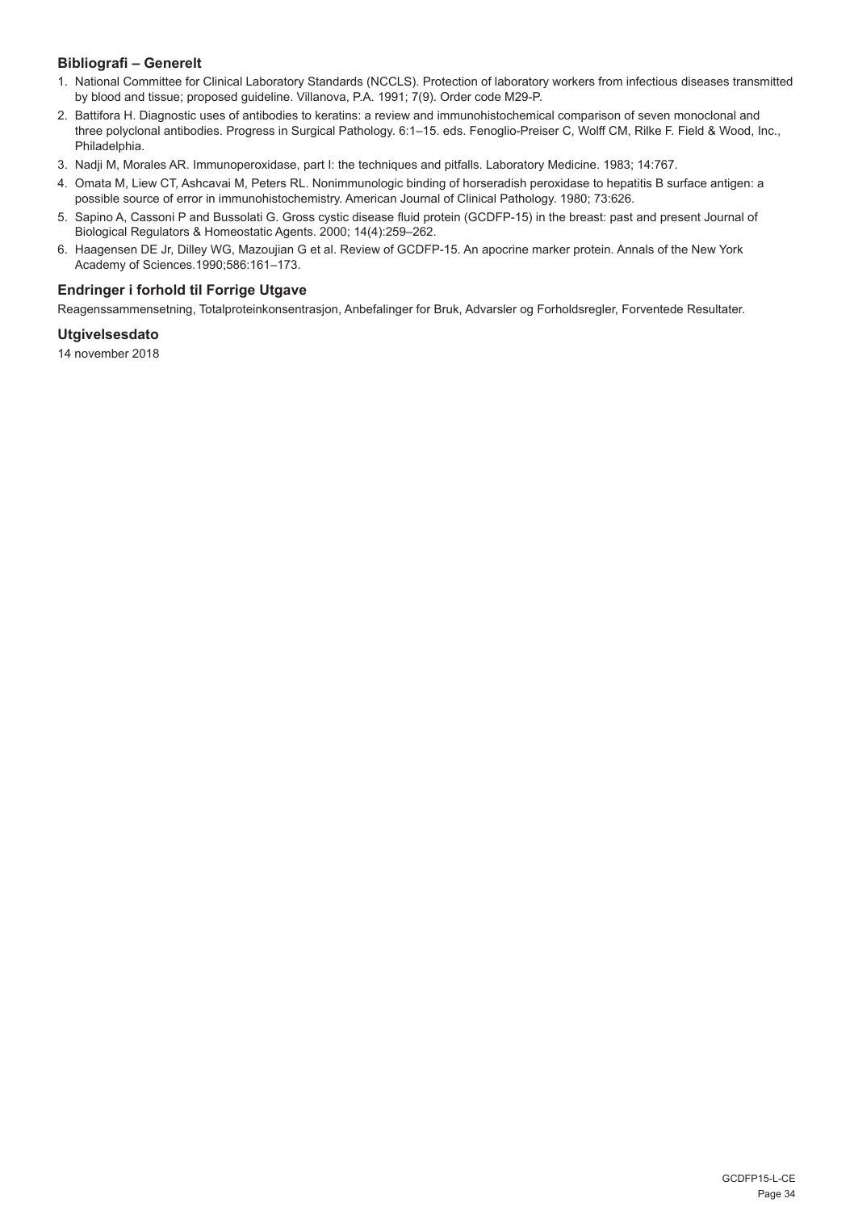### Bibliografi – Generelt

1. National Committee for Clinical Laboratory Standards (NCCLS). Protection of laboratory workers from infectious diseases transmitted by blood and tissue; proposed guideline. Villanova, P.A. 1991; 7(9). Order code M29-P.
2. Battifora H. Diagnostic uses of antibodies to keratins: a review and immunohistochemical comparison of seven monoclonal and three polyclonal antibodies. Progress in Surgical Pathology. 6:1–15. eds. Fenoglio-Preiser C, Wolff CM, Rilke F. Field & Wood, Inc., Philadelphia.
3. Nadji M, Morales AR. Immunoperoxidase, part I: the techniques and pitfalls. Laboratory Medicine. 1983; 14:767.
4. Omata M, Liew CT, Ashcavai M, Peters RL. Nonimmunologic binding of horseradish peroxidase to hepatitis B surface antigen: a possible source of error in immunohistochemistry. American Journal of Clinical Pathology. 1980; 73:626.
5. Sapino A, Cassoni P and Bussolati G. Gross cystic disease fluid protein (GCDFP-15) in the breast: past and present Journal of Biological Regulators & Homeostatic Agents. 2000; 14(4):259–262.
6. Haagensen DE Jr, Dilley WG, Mazoujian G et al. Review of GCDFP-15. An apocrine marker protein. Annals of the New York Academy of Sciences.1990;586:161–173.

### Endringer i forhold til Forrige Utgave

Reagenssammensetning, Totalproteinkonsentrasjon, Anbefalinger for Bruk, Advarsler og Forholdsregler, Forventede Resultater.

### Utgivelsesdato

14 november 2018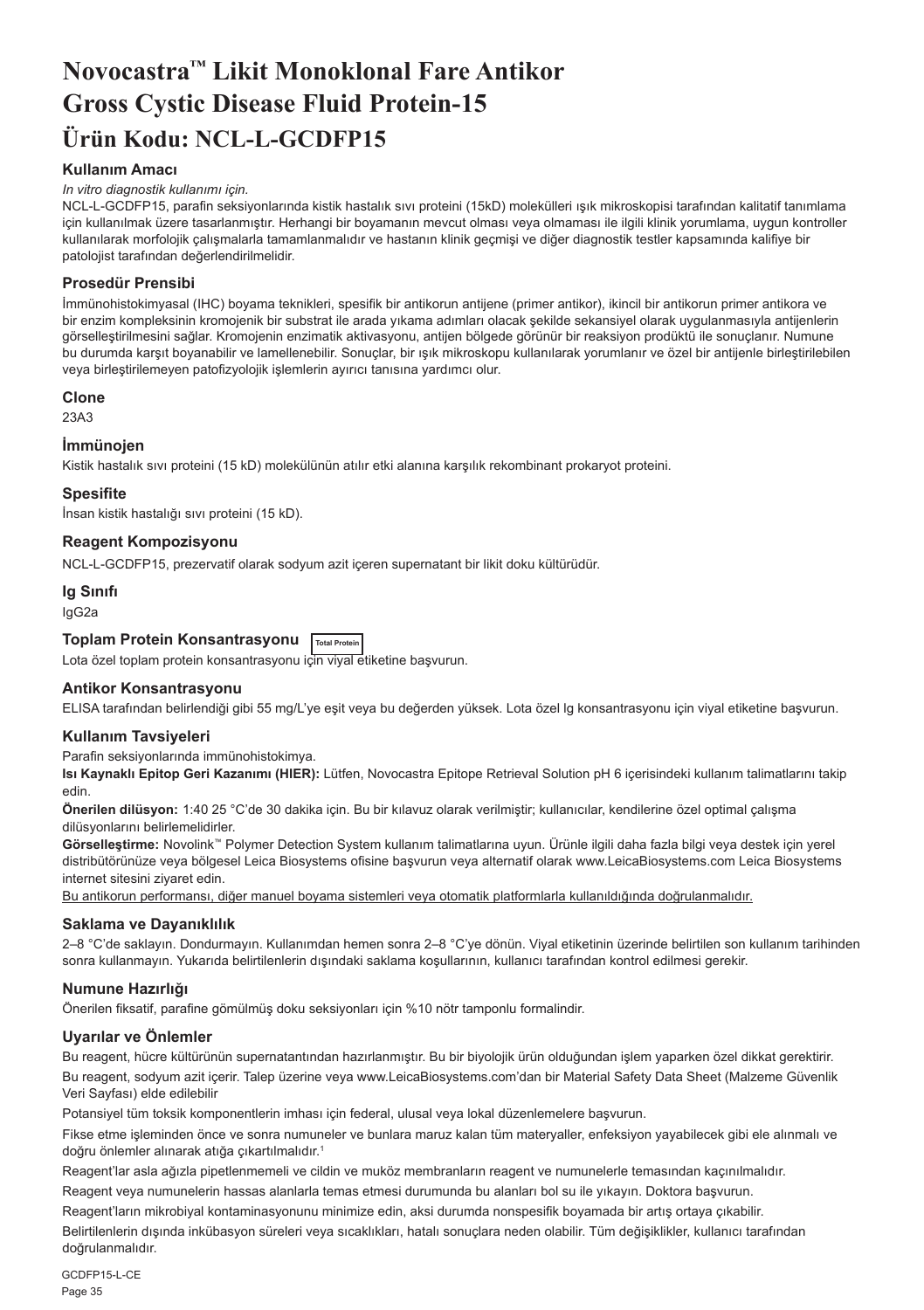# Novocastra™ Likit Monoklonal Fare Antikor Gross Cystic Disease Fluid Protein-15

# Ürün Kodu: NCL-L-GCDFP15

## Kullanım Amacı

*In vitro diagnostik kullanımı için.*

NCL-L-GCDFP15, parafin seksiyonlarında kistik hastalık sıvı proteini (15kD) molekülleri ışık mikroskopisi tarafından kalitatif tanımlama için kullanılmak üzere tasarlanmıştır. Herhangi bir boyamanın mevcut olması veya olmaması ile ilgili klinik yorumlama, uygun kontroller kullanılarak morfolojik çalışmalarla tamamlanmalıdır ve hastanın klinik geçmişi ve diğer diagnostik testler kapsamında kalifiye bir patolojist tarafından değerlendirilmelidir.

## Prosedür Prensibi

İmmünohistokimyasal (IHC) boyama teknikleri, spesifik bir antikorun antijene (primer antikor), ikincil bir antikorun primer antikora ve bir enzim kompleksinin kromojenik bir substrat ile arada yıkama adımları olacak şekilde sekansiyel olarak uygulanmasıyla antijenlerin görselleştirilmesini sağlar. Kromojenin enzimatik aktivasyonu, antijen bölgede görünür bir reaksiyon prodüktü ile sonuçlanır. Numune bu durumda karşıt boyanabilir ve lamellenebilir. Sonuçlar, bir ışık mikroskopu kullanılarak yorumlanır ve özel bir antijenle birleştirilebilen veya birleştirilemeyen patofizyolojik işlemlerin ayırıcı tanısına yardımcı olur.

## Clone

23A3

## İmmünojen

Kistik hastalık sıvı proteini (15 kD) molekülünün atılır etki alanına karşılık rekombinant prokaryot proteini.

## Spesifite

İnsan kistik hastalığı sıvı proteini (15 kD).

## Reagent Kompozisyonu

NCL-L-GCDFP15, prezervatif olarak sodyum azit içeren supernatant bir likit doku kültürüdür.

## Ig Sınıfı

IgG2a

## Toplam Protein Konsantrasyonu Total Protein

Lota özel toplam protein konsantrasyonu için viyal etiketine başvurun.

## Antikor Konsantrasyonu

ELISA tarafından belirlendiği gibi 55 mg/L'ye eşit veya bu değerden yüksek. Lota özel Ig konsantrasyonu için viyal etiketine başvurun.

## Kullanım Tavsiyeleri

Parafin seksiyonlarında immünohistokimya.

**Isı Kaynaklı Epitop Geri Kazanımı (HIER):** Lütfen, Novocastra Epitope Retrieval Solution pH 6 içerisindeki kullanım talimatlarını takip edin.

**Önerilen dilüsyon:** 1:40 25 °C'de 30 dakika için. Bu bir kılavuz olarak verilmiştir; kullanıcılar, kendilerine özel optimal çalışma dilüsyonlarını belirlemelidirler.

**Görselleştirme:** Novolink™ Polymer Detection System kullanım talimatlarına uyun. Ürünle ilgili daha fazla bilgi veya destek için yerel distribütörünüze veya bölgesel Leica Biosystems ofisine başvurun veya alternatif olarak www.LeicaBiosystems.com Leica Biosystems internet sitesini ziyaret edin.

Bu antikorun performansı, diğer manuel boyama sistemleri veya otomatik platformlarla kullanıldığında doğrulanmalıdır.

## Saklama ve Dayanıklılık

2–8 °C'de saklayın. Dondurmayın. Kullanımdan hemen sonra 2–8 °C'ye dönün. Viyal etiketinin üzerinde belirtilen son kullanım tarihinden sonra kullanmayın. Yukarıda belirtilenlerin dışındaki saklama koşullarının, kullanıcı tarafından kontrol edilmesi gerekir.

## Numune Hazırlığı

Önerilen fiksatif, parafine gömülmüş doku seksiyonları için %10 nötr tamponlu formalindir.

## Uyarılar ve Önlemler

Bu reagent, hücre kültürünün supernatantından hazırlanmıştır. Bu bir biyolojik ürün olduğundan işlem yaparken özel dikkat gerektirir.

Bu reagent, sodyum azit içerir. Talep üzerine veya www.LeicaBiosystems.com'dan bir Material Safety Data Sheet (Malzeme Güvenlik Veri Sayfası) elde edilebilir

Potansiyel tüm toksik komponentlerin imhası için federal, ulusal veya lokal düzenlemelere başvurun.

Fikse etme işleminden önce ve sonra numuneler ve bunlara maruz kalan tüm materyaller, enfeksiyon yayabilecek gibi ele alınmalı ve doğru önlemler alınarak atığa çıkartılmalıdır.[1]

Reagent'lar asla ağızla pipetlenmemeli ve cildin ve muköz membranların reagent ve numunelerle temasından kaçınılmalıdır.

Reagent veya numunelerin hassas alanlarla temas etmesi durumunda bu alanları bol su ile yıkayın. Doktora başvurun.

Reagent'ların mikrobiyal kontaminasyonunu minimize edin, aksi durumda nonspesifik boyamada bir artış ortaya çıkabilir.

Belirtilenlerin dışında inkübasyon süreleri veya sıcaklıkları, hatalı sonuçlara neden olabilir. Tüm değişiklikler, kullanıcı tarafından doğrulanmalıdır.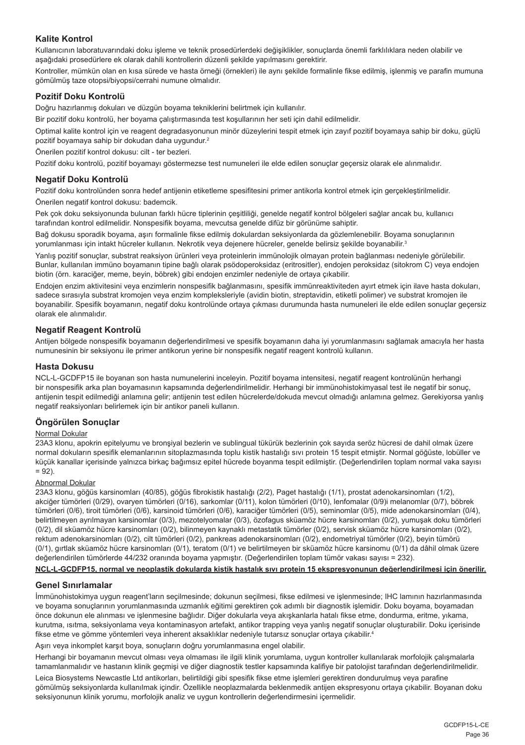## Kalite Kontrol

Kullanıcının laboratuvarındaki doku işleme ve teknik prosedürlerdeki değişiklikler, sonuçlarda önemli farklılıklara neden olabilir ve aşağıdaki prosedürlere ek olarak dahili kontrollerin düzenli şekilde yapılmasını gerektirir.

Kontroller, mümkün olan en kısa sürede ve hasta örneği (örnekleri) ile aynı şekilde formalinle fikse edilmiş, işlenmiş ve parafin mumuna gömülmüş taze otopsi/biyopsi/cerrahi numune olmalıdır.

## Pozitif Doku Kontrolü

Doğru hazırlanmış dokuları ve düzgün boyama tekniklerini belirtmek için kullanılır.

Bir pozitif doku kontrolü, her boyama çalıştırmasında test koşullarının her seti için dahil edilmelidir.

Optimal kalite kontrol için ve reagent degradasyonunun minör düzeylerini tespit etmek için zayıf pozitif boyamaya sahip bir doku, güçlü pozitif boyamaya sahip bir dokudan daha uygundur.[2]

Önerilen pozitif kontrol dokusu: cilt - ter bezleri.

Pozitif doku kontrolü, pozitif boyamayı göstermezse test numuneleri ile elde edilen sonuçlar geçersiz olarak ele alınmalıdır.

## Negatif Doku Kontrolü

Pozitif doku kontrolünden sonra hedef antijenin etiketleme spesifitesini primer antikorla kontrol etmek için gerçekleştirilmelidir.

Önerilen negatif kontrol dokusu: bademcik.

Pek çok doku seksiyonunda bulunan farklı hücre tiplerinin çeşitliliği, genelde negatif kontrol bölgeleri sağlar ancak bu, kullanıcı tarafından kontrol edilmelidir. Nonspesifik boyama, mevcutsa genelde difüz bir görünüme sahiptir.

Bağ dokusu sporadik boyama, aşırı formalinle fikse edilmiş dokulardan seksiyonlarda da gözlemlenebilir. Boyama sonuçlarının yorumlanması için intakt hücreler kullanın. Nekrotik veya dejenere hücreler, genelde belirsiz şekilde boyanabilir.[3]

Yanlış pozitif sonuçlar, substrat reaksiyon ürünleri veya proteinlerin immünolojik olmayan protein bağlanması nedeniyle görülebilir. Bunlar, kullanılan immüno boyamanın tipine bağlı olarak psödoperoksidaz (eritrositler), endojen peroksidaz (sitokrom C) veya endojen biotin (örn. karaciğer, meme, beyin, böbrek) gibi endojen enzimler nedeniyle de ortaya çıkabilir.

Endojen enzim aktivitesini veya enzimlerin nonspesifik bağlanmasını, spesifik immünreaktiviteden ayırt etmek için ilave hasta dokuları, sadece sırasıyla substrat kromojen veya enzim kompleksleriyle (avidin biotin, streptavidin, etiketli polimer) ve substrat kromojen ile boyanabilir. Spesifik boyamanın, negatif doku kontrolünde ortaya çıkması durumunda hasta numuneleri ile elde edilen sonuçlar geçersiz olarak ele alınmalıdır.

## Negatif Reagent Kontrolü

Antijen bölgede nonspesifik boyamanın değerlendirilmesi ve spesifik boyamanın daha iyi yorumlanmasını sağlamak amacıyla her hasta numunesinin bir seksiyonu ile primer antikorun yerine bir nonspesifik negatif reagent kontrolü kullanın.

## Hasta Dokusu

NCL-L-GCDFP15 ile boyanan son hasta numunelerini inceleyin. Pozitif boyama intensitesi, negatif reagent kontrolünün herhangi bir nonspesifik arka plan boyamasının kapsamında değerlendirilmelidir. Herhangi bir immünohistokimyasal test ile negatif bir sonuç, antijenin tespit edilmediği anlamına gelir; antijenin test edilen hücrelerde/dokuda mevcut olmadığı anlamına gelmez. Gerekiyorsa yanlış negatif reaksiyonları belirlemek için bir antikor paneli kullanın.

## Öngörülen Sonuçlar

Normal Dokular

23A3 klonu, apokrin epitelyumu ve bronşiyal bezlerin ve sublingual tükürük bezlerinin çok sayıda seröz hücresi de dahil olmak üzere normal dokuların spesifik elemanlarının sitoplazmasında toplu kistik hastalığı sıvı protein 15 tespit etmiştir. Normal göğüste, lobüller ve küçük kanallar içerisinde yalnızca birkaç bağımsız epitel hücrede boyanma tespit edilmiştir. (Değerlendirilen toplam normal vaka sayısı = 92).

Abnormal Dokular

23A3 klonu, göğüs karsinomları (40/85), göğüs fibrokistik hastalığı (2/2), Paget hastalığı (1/1), prostat adenokarsinomları (1/2), akciğer tümörleri (0/29), ovaryen tümörleri (0/16), sarkomlar (0/11), kolon tümörleri (0/10), lenfomalar (0/9)i melanomlar (0/7), böbrek tümörleri (0/6), tiroit tümörleri (0/6), karsinoid tümörleri (0/6), karaciğer tümörleri (0/5), seminomlar (0/5), mide adenokarsinomları (0/4), belirtilmeyen ayrılmayan karsinomlar (0/3), mezotelyomalar (0/3), özofagus sküamöz hücre karsinomları (0/2), yumuşak doku tümörleri (0/2), dil sküamöz hücre karsinomları (0/2), bilinmeyen kaynaklı metastatik tümörler (0/2), servisk sküamöz hücre karsinomları (0/2), rektum adenokarsinomları (0/2), cilt tümörleri (0/2), pankreas adenokarsinomları (0/2), endometriyal tümörler (0/2), beyin tümörü (0/1), gırtlak sküamöz hücre karsinomları (0/1), teratom (0/1) ve belirtilmeyen bir sküamöz hücre karsinomu (0/1) da dâhil olmak üzere değerlendirilen tümörlerde 44/232 oranında boyama yapmıştır. (Değerlendirilen toplam tümör vakası sayısı = 232).

**NCL-L-GCDFP15, normal ve neoplastik dokularda kistik hastalık sıvı protein 15 ekspresyonunun değerlendirilmesi için önerilir.**

## Genel Sınırlamalar

İmmünohistokimya uygun reagent'ların seçilmesinde; dokunun seçilmesi, fikse edilmesi ve işlenmesinde; IHC lamının hazırlanmasında ve boyama sonuçlarının yorumlanmasında uzmanlık eğitimi gerektiren çok adımlı bir diagnostik işlemidir. Doku boyama, boyamadan önce dokunun ele alınması ve işlenmesine bağlıdır. Diğer dokularla veya akışkanlarla hatalı fikse etme, dondurma, eritme, yıkama, kurutma, ısıtma, seksiyonlama veya kontaminasyon artefakt, antikor trapping veya yanlış negatif sonuçlar oluşturabilir. Doku içerisinde fikse etme ve gömme yöntemleri veya inherent aksaklıklar nedeniyle tutarsız sonuçlar ortaya çıkabilir.[4]

Aşırı veya inkomplet karşıt boya, sonuçların doğru yorumlanmasına engel olabilir.

Herhangi bir boyamanın mevcut olması veya olmaması ile ilgili klinik yorumlama, uygun kontroller kullanılarak morfolojik çalışmalarla tamamlanmalıdır ve hastanın klinik geçmişi ve diğer diagnostik testler kapsamında kalifiye bir patolojist tarafından değerlendirilmelidir.

Leica Biosystems Newcastle Ltd antikorları, belirtildiği gibi spesifik fikse etme işlemleri gerektiren dondurulmuş veya parafine gömülmüş seksiyonlarda kullanılmak içindir. Özellikle neoplazmalarda beklenmedik antijen ekspresyonu ortaya çıkabilir. Boyanan doku seksiyonunun klinik yorumu, morfolojik analiz ve uygun kontrollerin değerlendirmesini içermelidir.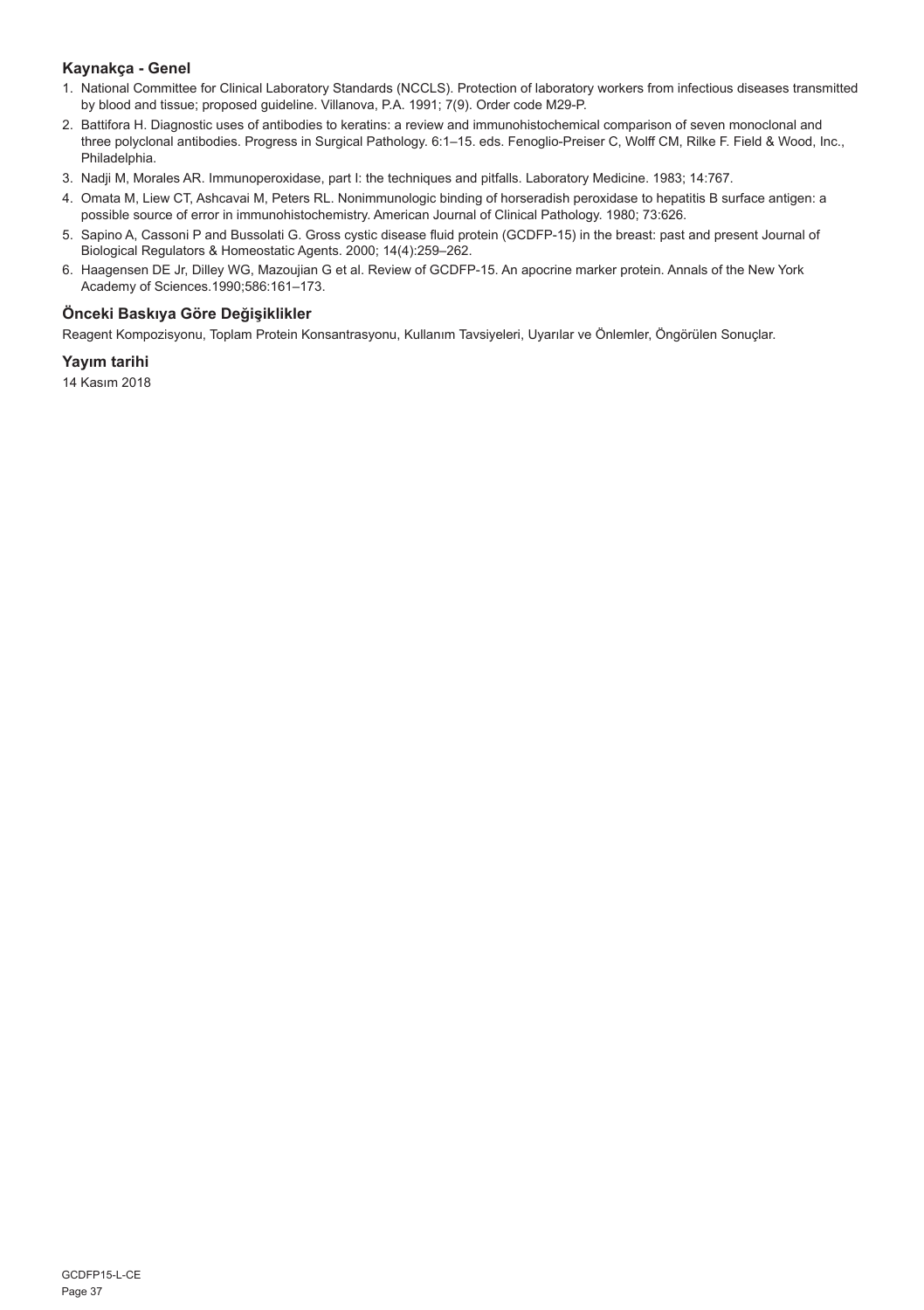### Kaynakça - Genel

1. National Committee for Clinical Laboratory Standards (NCCLS). Protection of laboratory workers from infectious diseases transmitted by blood and tissue; proposed guideline. Villanova, P.A. 1991; 7(9). Order code M29-P.
2. Battifora H. Diagnostic uses of antibodies to keratins: a review and immunohistochemical comparison of seven monoclonal and three polyclonal antibodies. Progress in Surgical Pathology. 6:1–15. eds. Fenoglio-Preiser C, Wolff CM, Rilke F. Field & Wood, Inc., Philadelphia.
3. Nadji M, Morales AR. Immunoperoxidase, part I: the techniques and pitfalls. Laboratory Medicine. 1983; 14:767.
4. Omata M, Liew CT, Ashcavai M, Peters RL. Nonimmunologic binding of horseradish peroxidase to hepatitis B surface antigen: a possible source of error in immunohistochemistry. American Journal of Clinical Pathology. 1980; 73:626.
5. Sapino A, Cassoni P and Bussolati G. Gross cystic disease fluid protein (GCDFP-15) in the breast: past and present Journal of Biological Regulators & Homeostatic Agents. 2000; 14(4):259–262.
6. Haagensen DE Jr, Dilley WG, Mazoujian G et al. Review of GCDFP-15. An apocrine marker protein. Annals of the New York Academy of Sciences.1990;586:161–173.

### Önceki Baskıya Göre Değişiklikler

Reagent Kompozisyonu, Toplam Protein Konsantrasyonu, Kullanım Tavsiyeleri, Uyarılar ve Önlemler, Öngörülen Sonuçlar.

### Yayım tarihi

14 Kasım 2018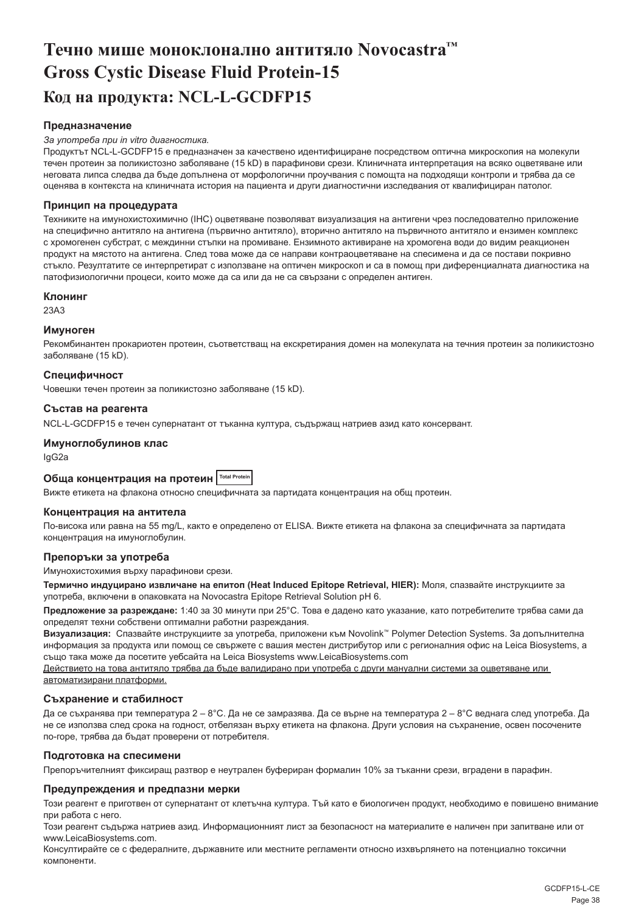# Течно мише моноклонално антитяло Novocastra™ Gross Cystic Disease Fluid Protein-15

# Код на продукта: NCL-L-GCDFP15

### Предназначение

*За употреба при in vitro диагностика.*

Продуктът NCL-L-GCDFP15 е предназначен за качествено идентифициране посредством оптична микроскопия на молекули течен протеин за поликистозно заболяване (15 kD) в парафинови срези. Клиничната интерпретация на всяко оцветяване или неговата липса следва да бъде допълнена от морфологични проучвания с помощта на подходящи контроли и трябва да се оценява в контекста на клиничната история на пациента и други диагностични изследвания от квалифициран патолог.

### Принцип на процедурата

Техниките на имунохистохимично (IHC) оцветяване позволяват визуализация на антигени чрез последователно приложение на специфично антитяло на антигена (първично антитяло), вторично антитяло на първичното антитяло и ензимен комплекс с хромогенен субстрат, с междинни стъпки на промиване. Ензимното активиране на хромогена води до видим реакционен продукт на мястото на антигена. След това може да се направи контраоцветяване на спесимена и да се постави покривно стъкло. Резултатите се интерпретират с използване на оптичен микроскоп и са в помощ при диференциалната диагностика на патофизиологични процеси, които може да са или да не са свързани с определен антиген.

### Клонинг

23A3

### Имуноген

Рекомбинантен прокариотен протеин, съответстващ на екскретирания домен на молекулата на течния протеин за поликистозно заболяване (15 kD).

### Специфичност

Човешки течен протеин за поликистозно заболяване (15 kD).

### Състав на реагента

NCL-L-GCDFP15 е течен супернатант от тъканна култура, съдържащ натриев азид като консервант.

### Имуноглобулинов клас

IgG2a

### Обща концентрация на протеин Total Protein

Вижте етикета на флакона относно специфичната за партидата концентрация на общ протеин.

### Концентрация на антитела

По-висока или равна на 55 mg/L, както е определено от ELISA. Вижте етикета на флакона за специфичната за партидата концентрация на имуноглобулин.

### Препоръки за употреба

Имунохистохимия върху парафинови срези.

**Термично индуцирано извличане на епитоп (Heat Induced Epitope Retrieval, HIER):** Моля, спазвайте инструкциите за употреба, включени в опаковката на Novocastra Epitope Retrieval Solution pH 6.

**Предложение за разреждане:** 1:40 за 30 минути при 25°C. Това е дадено като указание, като потребителите трябва сами да определят техни собствени оптимални работни разреждания.

**Визуализация:** Спазвайте инструкциите за употреба, приложени към Novolink™ Polymer Detection Systems. За допълнителна информация за продукта или помощ се свържете с вашия местен дистрибутор или с регионалния офис на Leica Biosystems, а също така може да посетите уебсайта на Leica Biosystems www.LeicaBiosystems.com

Действието на това антитяло трябва да бъде валидирано при употреба с други мануални системи за оцветяване или автоматизирани платформи.

### Съхранение и стабилност

Да се съхранява при температура 2 – 8°C. Да не се замразява. Да се върне на температура 2 – 8°C веднага след употреба. Да не се използва след срока на годност, отбелязан върху етикета на флакона. Други условия на съхранение, освен посочените по-горе, трябва да бъдат проверени от потребителя.

### Подготовка на спесимени

Препоръчителният фиксиращ разтвор е неутрален буфериран формалин 10% за тъканни срези, вградени в парафин.

### Предупреждения и предпазни мерки

Този реагент е приготвен от супернатант от клетъчна култура. Тъй като е биологичен продукт, необходимо е повишено внимание при работа с него.

Този реагент съдържа натриев азид. Информационният лист за безопасност на материалите е наличен при запитване или от www.LeicaBiosystems.com.

Консултирайте се с федералните, държавните или местните регламенти относно изхвърлянето на потенциално токсични компоненти.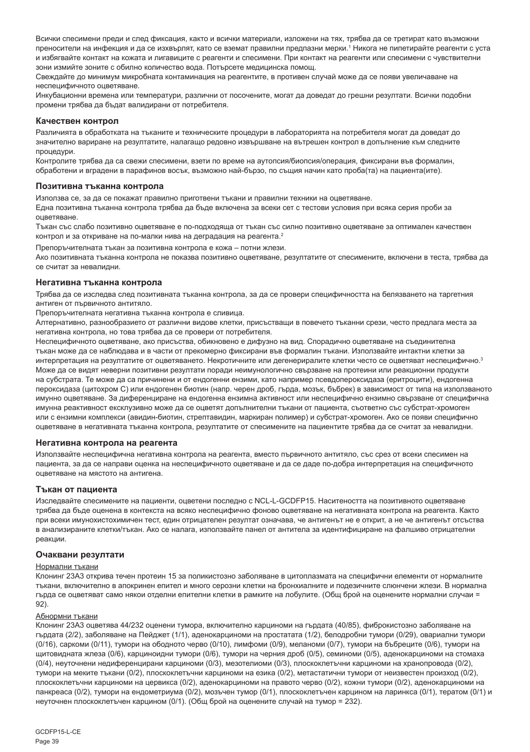Всички спесимени преди и след фиксация, както и всички материали, изложени на тях, трябва да се третират като възможни преносители на инфекция и да се изхвърлят, като се вземат правилни предпазни мерки.[1] Никога не пипетирайте реагенти с уста и избягвайте контакт на кожата и лигавиците с реагенти и спесимени. При контакт на реагенти или спесимени с чувствителни зони измийте зоните с обилно количество вода. Потърсете медицинска помощ.

Свеждайте до минимум микробната контаминация на реагентите, в противен случай може да се появи увеличаване на неспецифичното оцветяване.

Инкубационни времена или температури, различни от посочените, могат да доведат до грешни резултати. Всички подобни промени трябва да бъдат валидирани от потребителя.

### Качествен контрол

Различията в обработката на тъканите и техническите процедури в лабораторията на потребителя могат да доведат до значително вариране на резултатите, налагащо редовно извършване на вътрешен контрол в допълнение към следните процедури.

Контролите трябва да са свежи спесимени, взети по време на аутопсия/биопсия/операция, фиксирани във формалин, обработени и вградени в парафинов восък, възможно най-бързо, по същия начин като проба(та) на пациента(ите).

### Позитивна тъканна контрола

Използва се, за да се покажат правилно приготвени тъкани и правилни техники на оцветяване.

Една позитивна тъканна контрола трябва да бъде включена за всеки сет с тестови условия при всяка серия проби за оцветяване.

Тъкан със слабо позитивно оцветяване е по-подходяща от тъкан със силно позитивно оцветяване за оптимален качествен контрол и за откриване на по-малки нива на деградация на реагента.[2]

Препоръчителната тъкан за позитивна контрола е кожа – потни жлези.

Ако позитивната тъканна контрола не показва позитивно оцветяване, резултатите от спесимените, включени в теста, трябва да се считат за невалидни.

### Негативна тъканна контрола

Трябва да се изследва след позитивната тъканна контрола, за да се провери специфичността на белязването на таргетния антиген от първичното антитяло.

Препоръчителната негативна тъканна контрола е сливица.

Алтернативно, разнообразието от различни видове клетки, присъстващи в повечето тъканни срези, често предлага места за негативна контрола, но това трябва да се провери от потребителя.

Неспецифичното оцветяване, ако присъства, обикновено е дифузно на вид. Спорадично оцветяване на съединителна тъкан може да се наблюдава и в части от прекомерно фиксирани във формалин тъкани. Използвайте интактни клетки за интерпретация на резултатите от оцветяването. Некротичните или дегенериралите клетки често се оцветяват неспецифично.[3] Може да се видят неверни позитивни резултати поради неимунологично свързване на протеини или реакционни продукти на субстрата. Те може да са причинени и от ендогенни ензими, като например псевдопероксидаза (еритроцити), ендогенна пероксидаза (цитохром C) или ендогенен биотин (напр. черен дроб, гърда, мозък, бъбрек) в зависимост от типа на използваното имунно оцветяване. За диференциране на ендогенна ензимна активност или неспецифично ензимно свързване от специфична имунна реактивност ексклузивно може да се оцветят допълнителни тъкани от пациента, съответно със субстрат-хромоген или с ензимни комплекси (авидин-биотин, стрептавидин, маркиран полимер) и субстрат-хромоген. Ако се появи специфично оцветяване в негативната тъканна контрола, резултатите от спесимените на пациентите трябва да се считат за невалидни.

### Негативна контрола на реагента

Използвайте неспецифична негативна контрола на реагента, вместо първичното антитяло, със срез от всеки спесимен на пациента, за да се направи оценка на неспецифичното оцветяване и да се даде по-добра интерпретация на специфичното оцветяване на мястото на антигена.

### Тъкан от пациента

Изследвайте спесимените на пациенти, оцветени последно с NCL-L-GCDFP15. Наситеността на позитивното оцветяване трябва да бъде оценена в контекста на всяко неспецифично фоново оцветяване на негативната контрола на реагента. Както при всеки имунохистохимичен тест, един отрицателен резултат означава, че антигенът не е открит, а не че антигенът отсъства в анализираните клетки/тъкан. Ако се налага, използвайте панел от антитела за идентифициране на фалшиво отрицателни реакции.

### Очаквани резултати

Нормални тъкани

Клонинг 23A3 открива течен протеин 15 за поликистозно заболяване в цитоплазмата на специфични елементи от нормалните тъкани, включително в апокринен епител и много серозни клетки на бронхиалните и подезичните слюнчени жлези. В нормална гърда се оцветяват само някои отделни епителни клетки в рамките на лобулите. (Общ брой на оценените нормални случаи = 92).

Абнормни тъкани

Клонинг 23A3 оцветява 44/232 оценени тумора, включително карциноми на гърдата (40/85), фиброкистозно заболяване на гърдата (2/2), заболяване на Пейджет (1/1), аденокарциноми на простатата (1/2), белодробни тумори (0/29), овариални тумори (0/16), саркоми (0/11), тумори на ободното черво (0/10), лимфоми (0/9), меланоми (0/7), тумори на бъбреците (0/6), тумори на щитовидната жлеза (0/6), карциноидни тумори (0/6), тумори на черния дроб (0/5), семиноми (0/5), аденокарциноми на стомаха (0/4), неуточнени недиференцирани карциноми (0/3), мезотелиоми (0/3), плоскоклетъчни карциноми на хранопровода (0/2), тумори на меките тъкани (0/2), плоскоклетъчни карциноми на езика (0/2), метастатични тумори от неизвестен произход (0/2), плоскоклетъчни карциноми на цервикса (0/2), аденокарциноми на правото черво (0/2), кожни тумори (0/2), аденокарциноми на панкреаса (0/2), тумори на ендометриума (0/2), мозъчен тумор (0/1), плоскоклетъчен карцином на ларинкса (0/1), тератом (0/1) и неуточнен плоскоклетъчен карцином (0/1). (Общ брой на оценените случаи на тумор = 232).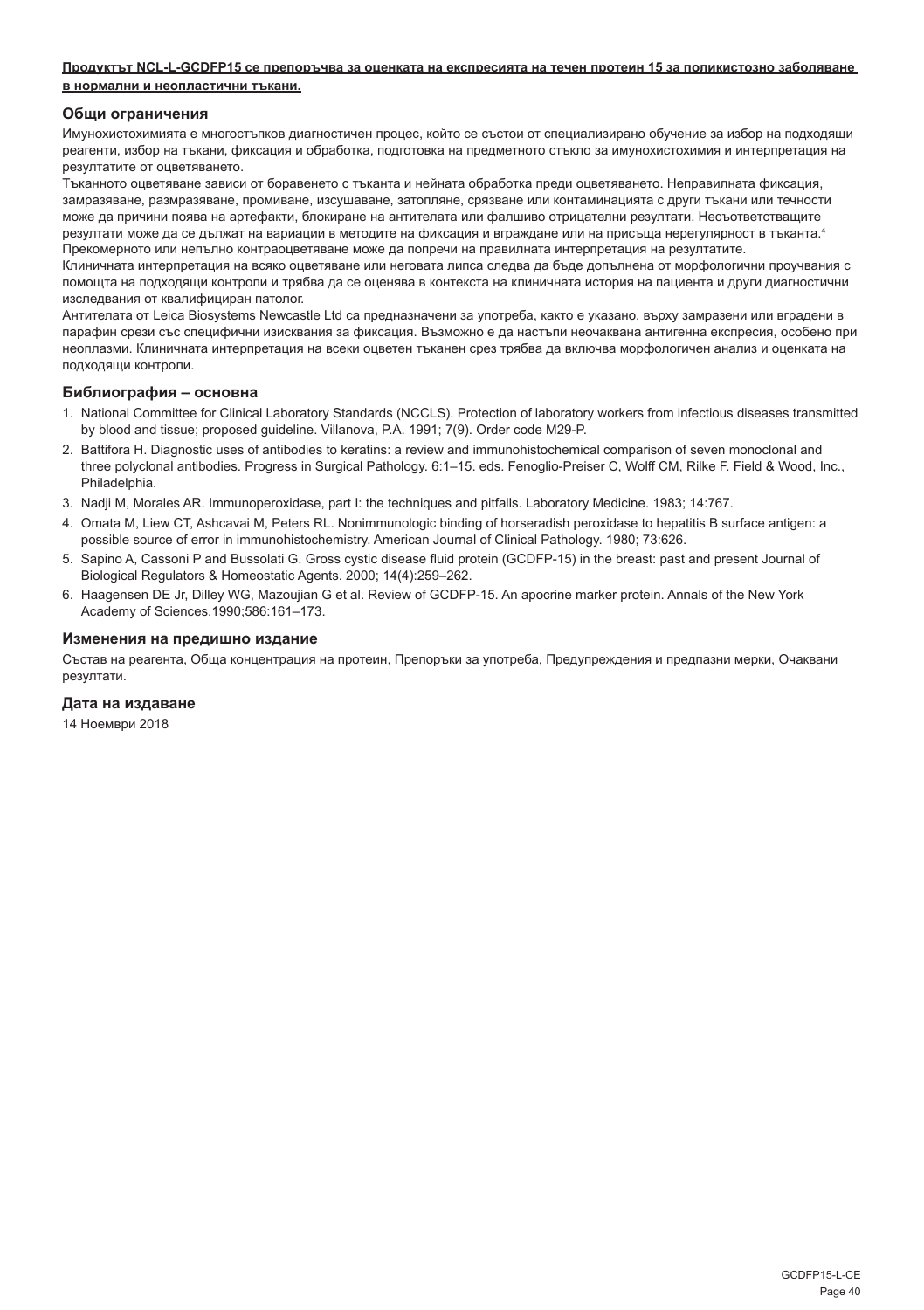**Продуктът NCL-L-GCDFP15 се препоръчва за оценката на експресията на течен протеин 15 за поликистозно заболяване в нормални и неопластични тъкани.**

## Общи ограничения

Имунохистохимията е многостъпков диагностичен процес, който се състои от специализирано обучение за избор на подходящи реагенти, избор на тъкани, фиксация и обработка, подготовка на предметното стъкло за имунохистохимия и интерпретация на резултатите от оцветяването.

Тъканното оцветяване зависи от боравенето с тъканта и нейната обработка преди оцветяването. Неправилната фиксация, замразяване, размразяване, промиване, изсушаване, затопляне, срязване или контаминацията с други тъкани или течности може да причини поява на артефакти, блокиране на антителата или фалшиво отрицателни резултати. Несъответстващите резултати може да се дължат на вариации в методите на фиксация и вграждане или на присъща нерегулярност в тъканта.[4]

Прекомерното или непълно контраоцветяване може да попречи на правилната интерпретация на резултатите.

Клиничната интерпретация на всяко оцветяване или неговата липса следва да бъде допълнена от морфологични проучвания с помощта на подходящи контроли и трябва да се оценява в контекста на клиничната история на пациента и други диагностични изследвания от квалифициран патолог.

Антителата от Leica Biosystems Newcastle Ltd са предназначени за употреба, както е указано, върху замразени или вградени в парафин срези със специфични изисквания за фиксация. Възможно е да настъпи неочаквана антигенна експресия, особено при неоплазми. Клиничната интерпретация на всеки оцветен тъканен срез трябва да включва морфологичен анализ и оценката на подходящи контроли.

## Библиография – основна

1. National Committee for Clinical Laboratory Standards (NCCLS). Protection of laboratory workers from infectious diseases transmitted by blood and tissue; proposed guideline. Villanova, P.A. 1991; 7(9). Order code M29-P.
2. Battifora H. Diagnostic uses of antibodies to keratins: a review and immunohistochemical comparison of seven monoclonal and three polyclonal antibodies. Progress in Surgical Pathology. 6:1–15. eds. Fenoglio-Preiser C, Wolff CM, Rilke F. Field & Wood, Inc., Philadelphia.
3. Nadji M, Morales AR. Immunoperoxidase, part I: the techniques and pitfalls. Laboratory Medicine. 1983; 14:767.
4. Omata M, Liew CT, Ashcavai M, Peters RL. Nonimmunologic binding of horseradish peroxidase to hepatitis B surface antigen: a possible source of error in immunohistochemistry. American Journal of Clinical Pathology. 1980; 73:626.
5. Sapino A, Cassoni P and Bussolati G. Gross cystic disease fluid protein (GCDFP-15) in the breast: past and present Journal of Biological Regulators & Homeostatic Agents. 2000; 14(4):259–262.
6. Haagensen DE Jr, Dilley WG, Mazoujian G et al. Review of GCDFP-15. An apocrine marker protein. Annals of the New York Academy of Sciences.1990;586:161–173.

## Изменения на предишно издание

Състав на реагента, Обща концентрация на протеин, Препоръки за употреба, Предупреждения и предпазни мерки, Очаквани резултати.

## Дата на издаване

14 Ноември 2018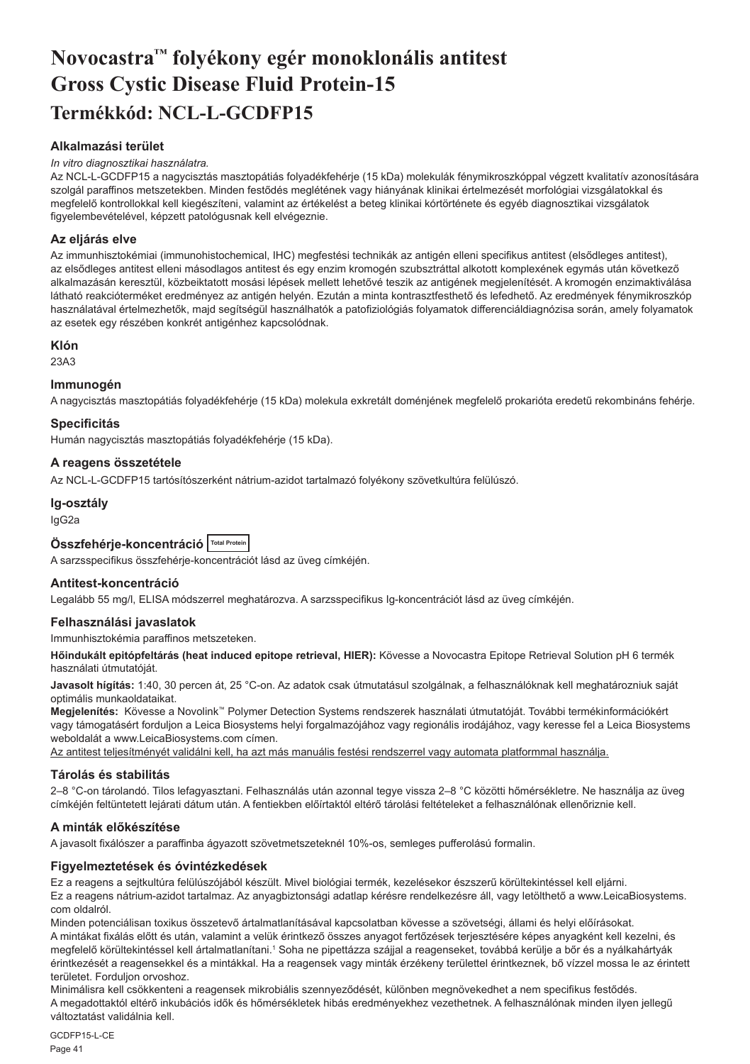# Novocastra™ folyékony egér monoklonális antitest Gross Cystic Disease Fluid Protein-15

## Termékkód: NCL-L-GCDFP15

### Alkalmazási terület

*In vitro diagnosztikai használatra.*

Az NCL-L-GCDFP15 a nagycisztás masztopátiás folyadékfehérje (15 kDa) molekulák fénymikroszkóppal végzett kvalitatív azonosítására szolgál paraffinos metszetekben. Minden festődés meglétének vagy hiányának klinikai értelmezését morfológiai vizsgálatokkal és megfelelő kontrollokkal kell kiegészíteni, valamint az értékelést a beteg klinikai kórtörténete és egyéb diagnosztikai vizsgálatok figyelembevételével, képzett patológusnak kell elvégeznie.

### Az eljárás elve

Az immunhisztokémiai (immunohistochemical, IHC) megfestési technikák az antigén elleni specifikus antitest (elsődleges antitest), az elsődleges antitest elleni másodlagos antitest és egy enzim kromogén szubsztráttal alkotott komplexének egymás után következő alkalmazásán keresztül, közbeiktatott mosási lépések mellett lehetővé teszik az antigének megjelenítését. A kromogén enzimaktiválása látható reakcióterméket eredményez az antigén helyén. Ezután a minta kontrasztfesthető és lefedhető. Az eredmények fénymikroszkóp használatával értelmezhetők, majd segítségül használhatók a patofiziológiás folyamatok differenciáldiagnózisa során, amely folyamatok az esetek egy részében konkrét antigénhez kapcsolódnak.

### Klón

23A3

### Immunogén

A nagycisztás masztopátiás folyadékfehérje (15 kDa) molekula exkretált doménjének megfelelő prokarióta eredetű rekombináns fehérje.

### Specificitás

Humán nagycisztás masztopátiás folyadékfehérje (15 kDa).

### A reagens összetétele

Az NCL-L-GCDFP15 tartósítószerként nátrium-azidot tartalmazó folyékony szövetkultúra felülúszó.

### Ig-osztály

IgG2a

### Összfehérje-koncentráció Total Protein

A sarzsspecifikus összfehérje-koncentrációt lásd az üveg címkéjén.

### Antitest-koncentráció

Legalább 55 mg/l, ELISA módszerrel meghatározva. A sarzsspecifikus Ig-koncentrációt lásd az üveg címkéjén.

### Felhasználási javaslatok

Immunhisztokémia paraffinos metszeteken.

**Hőindukált epitópfeltárás (heat induced epitope retrieval, HIER):** Kövesse a Novocastra Epitope Retrieval Solution pH 6 termék használati útmutatóját.

**Javasolt hígítás:** 1:40, 30 percen át, 25 °C-on. Az adatok csak útmutatásul szolgálnak, a felhasználóknak kell meghatározniuk saját optimális munkaoldataikat.

**Megjelenítés:** Kövesse a Novolink™ Polymer Detection Systems rendszerek használati útmutatóját. További termékinformációkért vagy támogatásért forduljon a Leica Biosystems helyi forgalmazójához vagy regionális irodájához, vagy keresse fel a Leica Biosystems weboldalát a www.LeicaBiosystems.com címen.

Az antitest teljesítményét validálni kell, ha azt más manuális festési rendszerrel vagy automata platformmal használja.

### Tárolás és stabilitás

2–8 °C-on tárolandó. Tilos lefagyasztani. Felhasználás után azonnal tegye vissza 2–8 °C közötti hőmérsékletre. Ne használja az üveg címkéjén feltüntetett lejárati dátum után. A fentiekben előírtaktól eltérő tárolási feltételeket a felhasználónak ellenőriznie kell.

### A minták előkészítése

A javasolt fixálószer a paraffinba ágyazott szövetmetszeteknél 10%-os, semleges pufferolású formalin.

### Figyelmeztetések és óvintézkedések

Ez a reagens a sejtkultúra felülúszójából készült. Mivel biológiai termék, kezelésekor észszerű körültekintéssel kell eljárni.

Ez a reagens nátrium-azidot tartalmaz. Az anyagbiztonsági adatlap kérésre rendelkezésre áll, vagy letölthető a www.LeicaBiosystems.com oldalról.

Minden potenciálisan toxikus összetevő ártalmatlanításával kapcsolatban kövesse a szövetségi, állami és helyi előírásokat.

A mintákat fixálás előtt és után, valamint a velük érintkező összes anyagot fertőzések terjesztésére képes anyagként kell kezelni, és megfelelő körültekintéssel kell ártalmatlanítani.[1] Soha ne pipettázza szájjal a reagenseket, továbbá kerülje a bőr és a nyálkahártyák érintkezését a reagensekkel és a mintákkal. Ha a reagensek vagy minták érzékeny területtel érintkeznek, bő vízzel mossa le az érintett területet. Forduljon orvoshoz.

Minimálisra kell csökkenteni a reagensek mikrobiális szennyeződését, különben megnövekedhet a nem specifikus festődés.

A megadottaktól eltérő inkubációs idők és hőmérsékletek hibás eredményekhez vezethetnek. A felhasználónak minden ilyen jellegű változtatást validálnia kell.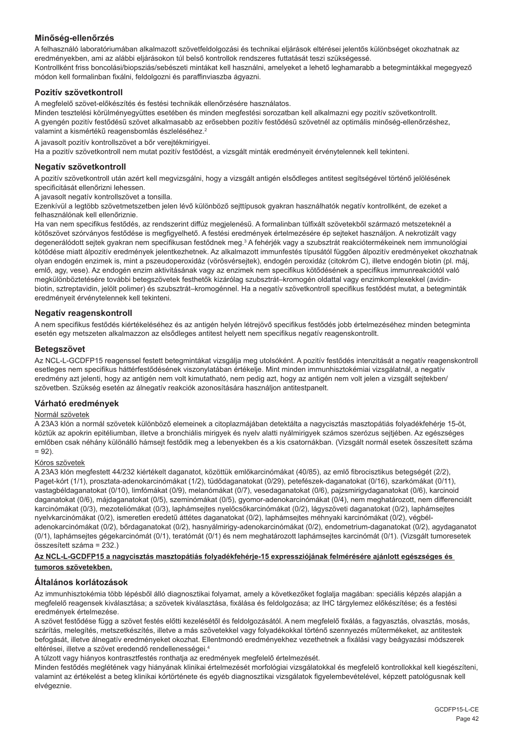## Minőség-ellenőrzés

A felhasználó laboratóriumában alkalmazott szövetfeldolgozási és technikai eljárások eltérései jelentős különbséget okozhatnak az eredményekben, ami az alábbi eljárásokon túl belső kontrollok rendszeres futtatását teszi szükségessé.
Kontrollként friss boncolási/biopsziás/sebészeti mintákat kell használni, amelyeket a lehető leghamarabb a betegmintákkal megegyező módon kell formalinban fixálni, feldolgozni és paraffinviaszba ágyazni.

### Pozitív szövetkontroll

A megfelelő szövet-előkészítés és festési technikák ellenőrzésére használatos.
Minden tesztelési körülményegyüttes esetében és minden megfestési sorozatban kell alkalmazni egy pozitív szövetkontrollt.
A gyengén pozitív festődésű szövet alkalmasabb az erősebben pozitív festődésű szövetnél az optimális minőség-ellenőrzéshez, valamint a kismértékű reagensbomlás észleléséhez.[2]

A javasolt pozitív kontrollszövet a bőr verejtékmirigyei.
Ha a pozitív szövetkontroll nem mutat pozitív festődést, a vizsgált minták eredményeit érvénytelennek kell tekinteni.

### Negatív szövetkontroll

A pozitív szövetkontroll után azért kell megvizsgálni, hogy a vizsgált antigén elsődleges antitest segítségével történő jelölésének specificitását ellenőrizni lehessen.
A javasolt negatív kontrollszövet a tonsilla.
Ezenkívül a legtöbb szövetmetszetben jelen lévő különböző sejttípusok gyakran használhatók negatív kontrollként, de ezeket a felhasználónak kell ellenőriznie.
Ha van nem specifikus festődés, az rendszerint diffúz megjelenésű. A formalinban túlfixált szövetekből származó metszeteknél a kötőszövet szórványos festődése is megfigyelhető. A festési eredmények értelmezésére ép sejteket használjon. A nekrotizált vagy degenerálódott sejtek gyakran nem specifikusan festődnek meg.[3] A fehérjék vagy a szubsztrát reakciótermékeinek nem immunológiai kötődése miatt álpozitív eredmények jelentkezhetnek. Az alkalmazott immunfestés típusától függően álpozitív eredményeket okozhatnak olyan endogén enzimek is, mint a pszeudoperoxidáz (vörösvérsejtek), endogén peroxidáz (citokróm C), illetve endogén biotin (pl. máj, emlő, agy, vese). Az endogén enzim aktivitásának vagy az enzimek nem specifikus kötődésének a specifikus immunreakciótól való megkülönböztetésére további betegszövetek festhetők kizárólag szubsztrát–kromogén oldattal vagy enzimkomplexekkel (avidin-biotin, sztreptavidin, jelölt polimer) és szubsztrát–kromogénnel. Ha a negatív szövetkontroll specifikus festődést mutat, a betegminták eredményeit érvénytelennek kell tekinteni.

### Negatív reagenskontroll

A nem specifikus festődés kiértékeléséhez és az antigén helyén létrejövő specifikus festődés jobb értelmezéséhez minden betegminta esetén egy metszeten alkalmazzon az elsődleges antitest helyett nem specifikus negatív reagenskontrollt.

### Betegszövet

Az NCL-L-GCDFP15 reagenssel festett betegmintákat vizsgálja meg utolsóként. A pozitív festődés intenzitását a negatív reagenskontroll esetleges nem specifikus háttérfestődésének viszonylatában értékelje. Mint minden immunhisztokémiai vizsgálatnál, a negatív eredmény azt jelenti, hogy az antigén nem volt kimutatható, nem pedig azt, hogy az antigén nem volt jelen a vizsgált sejtekben/szövetben. Szükség esetén az álnegatív reakciók azonosítására használjon antitestpanelt.

## Várható eredmények

Normál szövetek

A 23A3 klón a normál szövetek különböző elemeinek a citoplazmájában detektálta a nagycisztás masztopátiás folyadékfehérje 15-öt, köztük az apokrin epitéliumban, illetve a bronchiális mirigyek és nyelv alatti nyálmirigyek számos szerózus sejtjében. Az egészséges emlőben csak néhány különálló hámsejt festődik meg a lebenyekben és a kis csatornákban. (Vizsgált normál esetek összesített száma = 92).

Kóros szövetek

A 23A3 klón megfestett 44/232 kiértékelt daganatot, közöttük emlőkarcinómákat (40/85), az emlő fibrocisztikus betegségét (2/2), Paget-kórt (1/1), prosztata-adenokarcinómákat (1/2), tüdődaganatokat (0/29), petefészek-daganatokat (0/16), szarkómákat (0/11), vastagbéldaganatokat (0/10), limfómákat (0/9), melanómákat (0/7), vesedaganatokat (0/6), pajzsmirigydaganatokat (0/6), karcinoid daganatokat (0/6), májdaganatokat (0/5), szeminómákat (0/5), gyomor-adenokarcinómákat (0/4), nem meghatározott, nem differenciált karcinómákat (0/3), mezoteliómákat (0/3), laphámsejtes nyelőcsőkarcinómákat (0/2), lágyszöveti daganatokat (0/2), laphámsejtes nyelvkarcinómákat (0/2), ismeretlen eredetű áttétes daganatokat (0/2), laphámsejtes méhnyaki karcinómákat (0/2), végbél-adenokarcinómákat (0/2), bőrdaganatokat (0/2), hasnyálmirigy-adenokarcinómákat (0/2), endometrium-daganatokat (0/2), agydaganatot (0/1), laphámsejtes gégekarcinómát (0/1), teratómát (0/1) és nem meghatározott laphámsejtes karcinómát (0/1). (Vizsgált tumoresetek összesített száma = 232.)

**Az NCL-L-GCDFP15 a nagycisztás masztopátiás folyadékfehérje-15 expressziójának felmérésére ajánlott egészséges és tumoros szövetekben.**

## Általános korlátozások

Az immunhisztokémia több lépésből álló diagnosztikai folyamat, amely a következőket foglalja magában: speciális képzés alapján a megfelelő reagensek kiválasztása; a szövetek kiválasztása, fixálása és feldolgozása; az IHC tárgylemez előkészítése; és a festési eredmények értelmezése.
A szövet festődése függ a szövet festés előtti kezelésétől és feldolgozásától. A nem megfelelő fixálás, a fagyasztás, olvasztás, mosás, szárítás, melegítés, metszetkészítés, illetve a más szövetekkel vagy folyadékokkal történő szennyeződés műtermékeket, az antitestek befogását, illetve álnegatív eredményeket okozhat. Ellentmondó eredményekhez vezethetnek a fixálási vagy beágyazási módszerek eltérései, illetve a szövet eredendő rendellenességei.[4]
A túlzott vagy hiányos kontrasztfestés ronthatja az eredmények megfelelő értelmezését.
Minden festődés meglétének vagy hiányának klinikai értelmezését morfológiai vizsgálatokkal és megfelelő kontrollokkal kell kiegészíteni, valamint az értékelést a beteg klinikai kórtörténete és egyéb diagnosztikai vizsgálatok figyelembevételével, képzett patológusnak kell elvégeznie.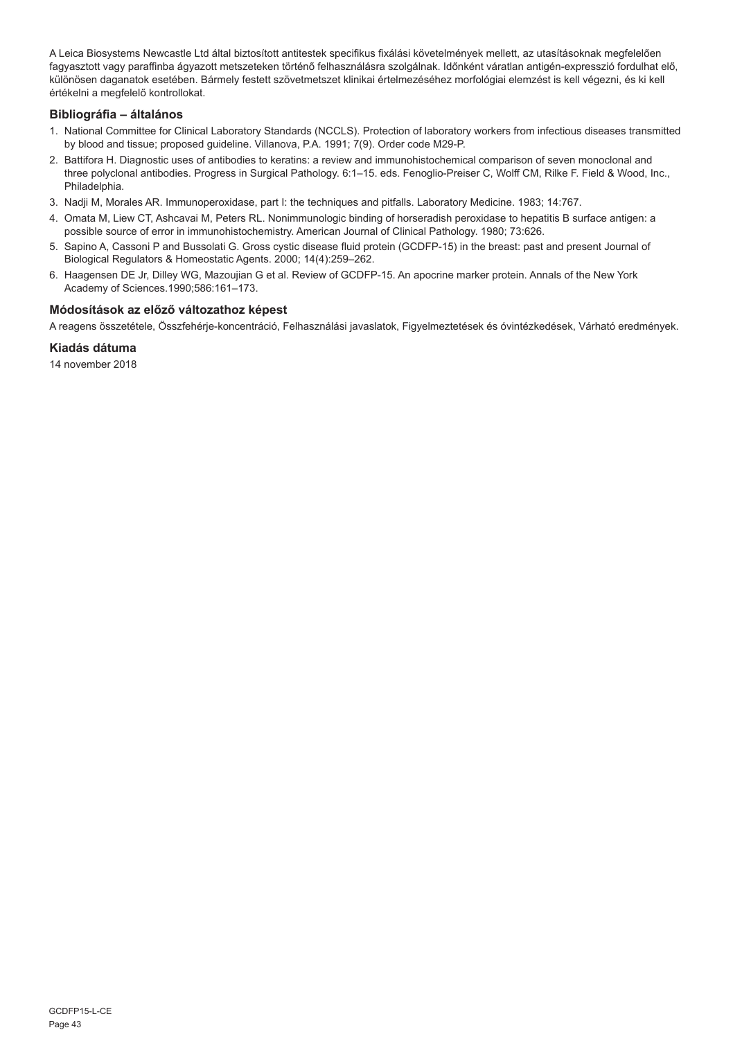A Leica Biosystems Newcastle Ltd által biztosított antitestek specifikus fixálási követelmények mellett, az utasításoknak megfelelően fagyasztott vagy paraffinba ágyazott metszeteken történő felhasználásra szolgálnak. Időnként váratlan antigén-expresszió fordulhat elő, különösen daganatok esetében. Bármely festett szövetmetszet klinikai értelmezéséhez morfológiai elemzést is kell végezni, és ki kell értékelni a megfelelő kontrollokat.

## Bibliográfia – általános

1. National Committee for Clinical Laboratory Standards (NCCLS). Protection of laboratory workers from infectious diseases transmitted by blood and tissue; proposed guideline. Villanova, P.A. 1991; 7(9). Order code M29-P.
2. Battifora H. Diagnostic uses of antibodies to keratins: a review and immunohistochemical comparison of seven monoclonal and three polyclonal antibodies. Progress in Surgical Pathology. 6:1–15. eds. Fenoglio-Preiser C, Wolff CM, Rilke F. Field & Wood, Inc., Philadelphia.
3. Nadji M, Morales AR. Immunoperoxidase, part I: the techniques and pitfalls. Laboratory Medicine. 1983; 14:767.
4. Omata M, Liew CT, Ashcavai M, Peters RL. Nonimmunologic binding of horseradish peroxidase to hepatitis B surface antigen: a possible source of error in immunohistochemistry. American Journal of Clinical Pathology. 1980; 73:626.
5. Sapino A, Cassoni P and Bussolati G. Gross cystic disease fluid protein (GCDFP-15) in the breast: past and present Journal of Biological Regulators & Homeostatic Agents. 2000; 14(4):259–262.
6. Haagensen DE Jr, Dilley WG, Mazoujian G et al. Review of GCDFP-15. An apocrine marker protein. Annals of the New York Academy of Sciences.1990;586:161–173.

## Módosítások az előző változathoz képest

A reagens összetétele, Összfehérje-koncentráció, Felhasználási javaslatok, Figyelmeztetések és óvintézkedések, Várható eredmények.

## Kiadás dátuma

14 november 2018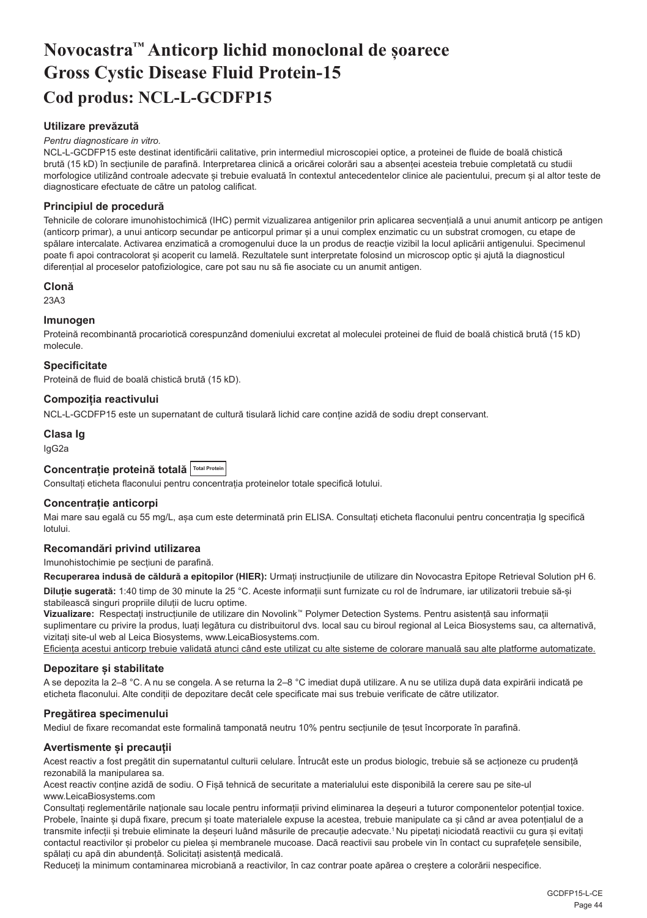# Novocastra™ Anticorp lichid monoclonal de șoarece Gross Cystic Disease Fluid Protein-15

## Cod produs: NCL-L-GCDFP15

### Utilizare prevăzută

*Pentru diagnosticare in vitro.*

NCL-L-GCDFP15 este destinat identificării calitative, prin intermediul microscopiei optice, a proteinei de fluide de boală chistică brută (15 kD) în secțiunile de parafină. Interpretarea clinică a oricărei colorări sau a absenței acesteia trebuie completată cu studii morfologice utilizând controale adecvate și trebuie evaluată în contextul antecedentelor clinice ale pacientului, precum și al altor teste de diagnosticare efectuate de către un patolog calificat.

### Principiul de procedură

Tehnicile de colorare imunohistochimică (IHC) permit vizualizarea antigenilor prin aplicarea secvențială a unui anumit anticorp pe antigen (anticorp primar), a unui anticorp secundar pe anticorpul primar și a unui complex enzimatic cu un substrat cromogen, cu etape de spălare intercalate. Activarea enzimatică a cromogenului duce la un produs de reacție vizibil la locul aplicării antigenului. Specimenul poate fi apoi contracolorat și acoperit cu lamelă. Rezultatele sunt interpretate folosind un microscop optic și ajută la diagnosticul diferențial al proceselor patofiziologice, care pot sau nu să fie asociate cu un anumit antigen.

### Clonă

23A3

### Imunogen

Proteină recombinantă procariotică corespunzând domeniului excretat al moleculei proteinei de fluid de boală chistică brută (15 kD) molecule.

### Specificitate

Proteină de fluid de boală chistică brută (15 kD).

### Compoziția reactivului

NCL-L-GCDFP15 este un supernatant de cultură tisulară lichid care conține azidă de sodiu drept conservant.

### Clasa Ig

IgG2a

### Concentrație proteină totală Total Protein

Consultați eticheta flaconului pentru concentrația proteinelor totale specifică lotului.

### Concentrație anticorpi

Mai mare sau egală cu 55 mg/L, așa cum este determinată prin ELISA. Consultați eticheta flaconului pentru concentrația Ig specifică lotului.

### Recomandări privind utilizarea

Imunohistochimie pe secțiuni de parafină.

**Recuperarea indusă de căldură a epitopilor (HIER):** Urmați instrucțiunile de utilizare din Novocastra Epitope Retrieval Solution pH 6.

**Diluție sugerată:** 1:40 timp de 30 minute la 25 °C. Aceste informații sunt furnizate cu rol de îndrumare, iar utilizatorii trebuie să-și stabilească singuri propriile diluții de lucru optime.

**Vizualizare:** Respectați instrucțiunile de utilizare din Novolink™ Polymer Detection Systems. Pentru asistență sau informații suplimentare cu privire la produs, luați legătura cu distribuitorul dvs. local sau cu biroul regional al Leica Biosystems sau, ca alternativă, vizitați site-ul web al Leica Biosystems, www.LeicaBiosystems.com.

Eficiența acestui anticorp trebuie validată atunci când este utilizat cu alte sisteme de colorare manuală sau alte platforme automatizate.

### Depozitare și stabilitate

A se depozita la 2–8 °C. A nu se congela. A se returna la 2–8 °C imediat după utilizare. A nu se utiliza după data expirării indicată pe eticheta flaconului. Alte condiții de depozitare decât cele specificate mai sus trebuie verificate de către utilizator.

### Pregătirea specimenului

Mediul de fixare recomandat este formalină tamponată neutru 10% pentru secțiunile de țesut încorporate în parafină.

### Avertismente și precauții

Acest reactiv a fost pregătit din supernatantul culturii celulare. Întrucât este un produs biologic, trebuie să se acționeze cu prudență rezonabilă la manipularea sa.

Acest reactiv conține azidă de sodiu. O Fișă tehnică de securitate a materialului este disponibilă la cerere sau pe site-ul www.LeicaBiosystems.com

Consultați reglementările naționale sau locale pentru informații privind eliminarea la deșeuri a tuturor componentelor potențial toxice. Probele, înainte și după fixare, precum și toate materialele expuse la acestea, trebuie manipulate ca și când ar avea potențialul de a transmite infecții și trebuie eliminate la deșeuri luând măsurile de precauție adecvate.[1] Nu pipetați niciodată reactivii cu gura și evitați contactul reactivilor și probelor cu pielea și membranele mucoase. Dacă reactivii sau probele vin în contact cu suprafețele sensibile, spălați cu apă din abundență. Solicitați asistență medicală.

Reduceți la minimum contaminarea microbiană a reactivilor, în caz contrar poate apărea o creștere a colorării nespecifice.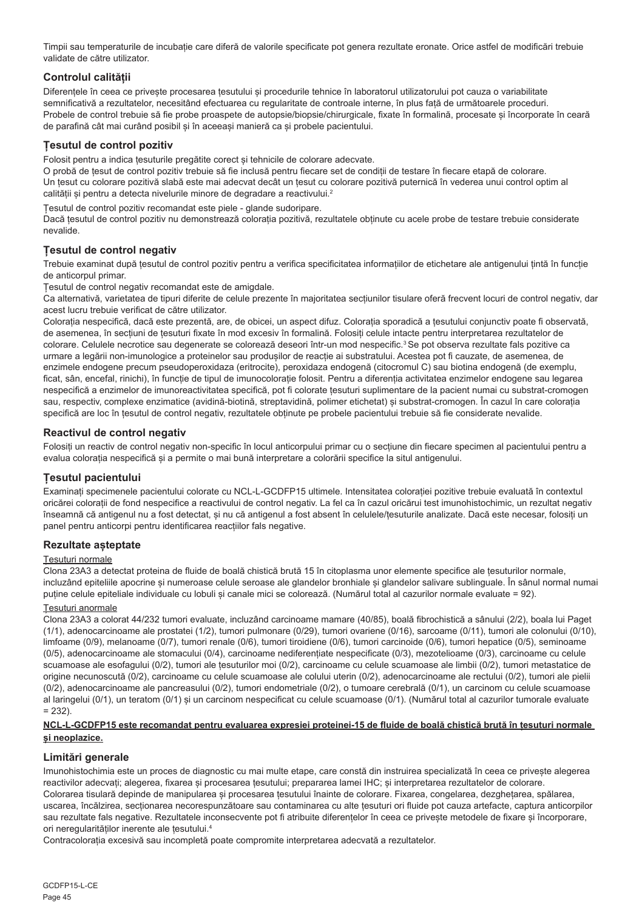Timpii sau temperaturile de incubație care diferă de valorile specificate pot genera rezultate eronate. Orice astfel de modificări trebuie validate de către utilizator.

### Controlul calității

Diferențele în ceea ce privește procesarea țesutului și procedurile tehnice în laboratorul utilizatorului pot cauza o variabilitate semnificativă a rezultatelor, necesitând efectuarea cu regularitate de controale interne, în plus față de următoarele proceduri. Probele de control trebuie să fie probe proaspete de autopsie/biopsie/chirurgicale, fixate în formalină, procesate și încorporate în ceară de parafină cât mai curând posibil și în aceeași manieră ca și probele pacientului.

### Țesutul de control pozitiv

Folosit pentru a indica țesuturile pregătite corect și tehnicile de colorare adecvate.
O probă de țesut de control pozitiv trebuie să fie inclusă pentru fiecare set de condiții de testare în fiecare etapă de colorare.
Un țesut cu colorare pozitivă slabă este mai adecvat decât un țesut cu colorare pozitivă puternică în vederea unui control optim al calității și pentru a detecta nivelurile minore de degradare a reactivului.[2]

Țesutul de control pozitiv recomandat este piele - glande sudoripare.
Dacă țesutul de control pozitiv nu demonstrează colorația pozitivă, rezultatele obținute cu acele probe de testare trebuie considerate nevalide.

### Țesutul de control negativ

Trebuie examinat după țesutul de control pozitiv pentru a verifica specificitatea informațiilor de etichetare ale antigenului țintă în funcție de anticorpul primar.
Țesutul de control negativ recomandat este de amigdale.
Ca alternativă, varietatea de tipuri diferite de celule prezente în majoritatea secțiunilor tisulare oferă frecvent locuri de control negativ, dar acest lucru trebuie verificat de către utilizator.
Colorația nespecifică, dacă este prezentă, are, de obicei, un aspect difuz. Colorația sporadică a țesutului conjunctiv poate fi observată, de asemenea, în secțiuni de țesuturi fixate în mod excesiv în formalină. Folosiți celule intacte pentru interpretarea rezultatelor de colorare. Celulele necrotice sau degenerate se colorează deseori într-un mod nespecific.[3] Se pot observa rezultate fals pozitive ca urmare a legării non-imunologice a proteinelor sau produșilor de reacție ai substratului. Acestea pot fi cauzate, de asemenea, de enzimele endogene precum pseudoperoxidaza (eritrocite), peroxidaza endogenă (citocromul C) sau biotina endogenă (de exemplu, ficat, sân, encefal, rinichi), în funcție de tipul de imunocolorație folosit. Pentru a diferenția activitatea enzimelor endogene sau legarea nespecifică a enzimelor de imunoreactivitatea specifică, pot fi colorate țesuturi suplimentare de la pacient numai cu substrat-cromogen sau, respectiv, complexe enzimatice (avidină-biotină, streptavidină, polimer etichetat) și substrat-cromogen. În cazul în care colorația specifică are loc în țesutul de control negativ, rezultatele obținute pe probele pacientului trebuie să fie considerate nevalide.

### Reactivul de control negativ

Folosiți un reactiv de control negativ non-specific în locul anticorpului primar cu o secțiune din fiecare specimen al pacientului pentru a evalua colorația nespecifică și a permite o mai bună interpretare a colorării specifice la situl antigenului.

### Țesutul pacientului

Examinați specimenele pacientului colorate cu NCL-L-GCDFP15 ultimele. Intensitatea colorației pozitive trebuie evaluată în contextul oricărei colorații de fond nespecifice a reactivului de control negativ. La fel ca în cazul oricărui test imunohistochimic, un rezultat negativ înseamnă că antigenul nu a fost detectat, și nu că antigenul a fost absent în celulele/țesuturile analizate. Dacă este necesar, folosiți un panel pentru anticorpi pentru identificarea reacțiilor fals negative.

### Rezultate așteptate

Țesuturi normale

Clona 23A3 a detectat proteina de fluide de boală chistică brută 15 în citoplasma unor elemente specifice ale țesuturilor normale, incluzând epiteliile apocrine și numeroase celule seroase ale glandelor bronhiale și glandelor salivare sublinguale. În sânul normal numai puține celule epiteliale individuale cu lobuli și canale mici se colorează. (Numărul total al cazurilor normale evaluate = 92).

Țesuturi anormale

Clona 23A3 a colorat 44/232 tumori evaluate, incluzând carcinoame mamare (40/85), boală fibrochistică a sânului (2/2), boala lui Paget (1/1), adenocarcinoame ale prostatei (1/2), tumori pulmonare (0/29), tumori ovariene (0/16), sarcoame (0/11), tumori ale colonului (0/10), limfoame (0/9), melanoame (0/7), tumori renale (0/6), tumori tiroidiene (0/6), tumori carcinoide (0/6), tumori hepatice (0/5), seminoame (0/5), adenocarcinoame ale stomacului (0/4), carcinoame nediferențiate nespecificate (0/3), mezotelioame (0/3), carcinoame cu celule scuamoase ale esofagului (0/2), tumori ale țesuturilor moi (0/2), carcinoame cu celule scuamoase ale limbii (0/2), tumori metastatice de origine necunoscută (0/2), carcinoame cu celule scuamoase ale colului uterin (0/2), adenocarcinoame ale rectului (0/2), tumori ale pielii (0/2), adenocarcinoame ale pancreasului (0/2), tumori endometriale (0/2), o tumoare cerebrală (0/1), un carcinom cu celule scuamoase al laringelui (0/1), un teratom (0/1) și un carcinom nespecificat cu celule scuamoase (0/1). (Numărul total al cazurilor tumorale evaluate = 232).

**NCL-L-GCDFP15 este recomandat pentru evaluarea expresiei proteinei-15 de fluide de boală chistică brută în țesuturi normale și neoplazice.**

### Limitări generale

Imunohistochimia este un proces de diagnostic cu mai multe etape, care constă din instruirea specializată în ceea ce privește alegerea reactivilor adecvați; alegerea, fixarea și procesarea țesutului; prepararea lamei IHC; și interpretarea rezultatelor de colorare.
Colorarea tisulară depinde de manipularea și procesarea țesutului înainte de colorare. Fixarea, congelarea, dezghețarea, spălarea, uscarea, încălzirea, secționarea necorespunzătoare sau contaminarea cu alte țesuturi ori fluide pot cauza artefacte, captura anticorpilor sau rezultate fals negative. Rezultatele inconsecvente pot fi atribuite diferențelor în ceea ce privește metodele de fixare și încorporare, ori neregularităților inerente ale țesutului.[4]
Contracolorația excesivă sau incompletă poate compromite interpretarea adecvată a rezultatelor.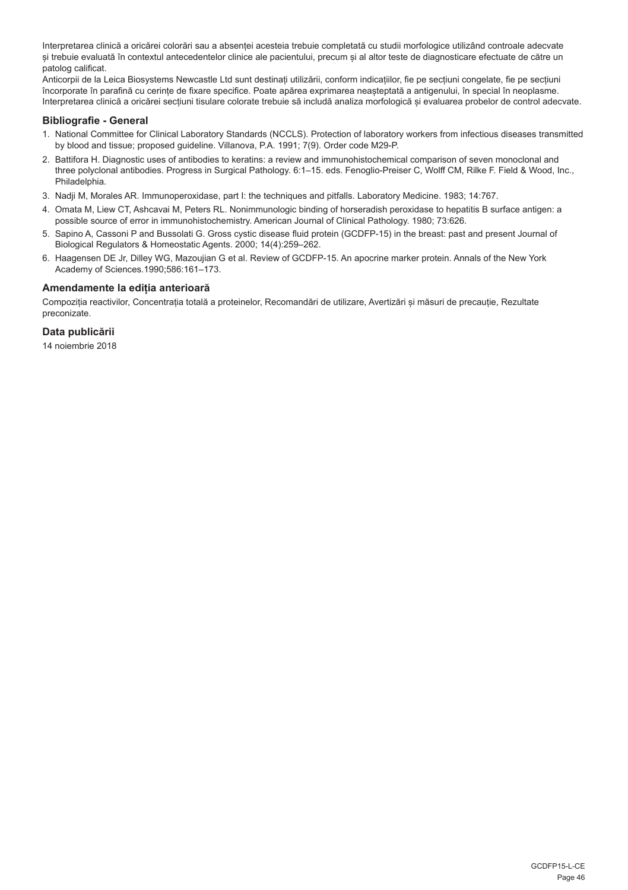Interpretarea clinică a oricărei colorări sau a absenței acesteia trebuie completată cu studii morfologice utilizând controale adecvate și trebuie evaluată în contextul antecedentelor clinice ale pacientului, precum și al altor teste de diagnosticare efectuate de către un patolog calificat.
Anticorpii de la Leica Biosystems Newcastle Ltd sunt destinați utilizării, conform indicațiilor, fie pe secțiuni congelate, fie pe secțiuni încorporate în parafină cu cerințe de fixare specifice. Poate apărea exprimarea neașteptată a antigenului, în special în neoplasme. Interpretarea clinică a oricărei secțiuni tisulare colorate trebuie să includă analiza morfologică și evaluarea probelor de control adecvate.

### Bibliografie - General

1. National Committee for Clinical Laboratory Standards (NCCLS). Protection of laboratory workers from infectious diseases transmitted by blood and tissue; proposed guideline. Villanova, P.A. 1991; 7(9). Order code M29-P.
2. Battifora H. Diagnostic uses of antibodies to keratins: a review and immunohistochemical comparison of seven monoclonal and three polyclonal antibodies. Progress in Surgical Pathology. 6:1–15. eds. Fenoglio-Preiser C, Wolff CM, Rilke F. Field & Wood, Inc., Philadelphia.
3. Nadji M, Morales AR. Immunoperoxidase, part I: the techniques and pitfalls. Laboratory Medicine. 1983; 14:767.
4. Omata M, Liew CT, Ashcavai M, Peters RL. Nonimmunologic binding of horseradish peroxidase to hepatitis B surface antigen: a possible source of error in immunohistochemistry. American Journal of Clinical Pathology. 1980; 73:626.
5. Sapino A, Cassoni P and Bussolati G. Gross cystic disease fluid protein (GCDFP-15) in the breast: past and present Journal of Biological Regulators & Homeostatic Agents. 2000; 14(4):259–262.
6. Haagensen DE Jr, Dilley WG, Mazoujian G et al. Review of GCDFP-15. An apocrine marker protein. Annals of the New York Academy of Sciences.1990;586:161–173.

### Amendamente la ediția anterioară

Compoziția reactivilor, Concentrația totală a proteinelor, Recomandări de utilizare, Avertizări și măsuri de precauție, Rezultate preconizate.

### Data publicării

14 noiembrie 2018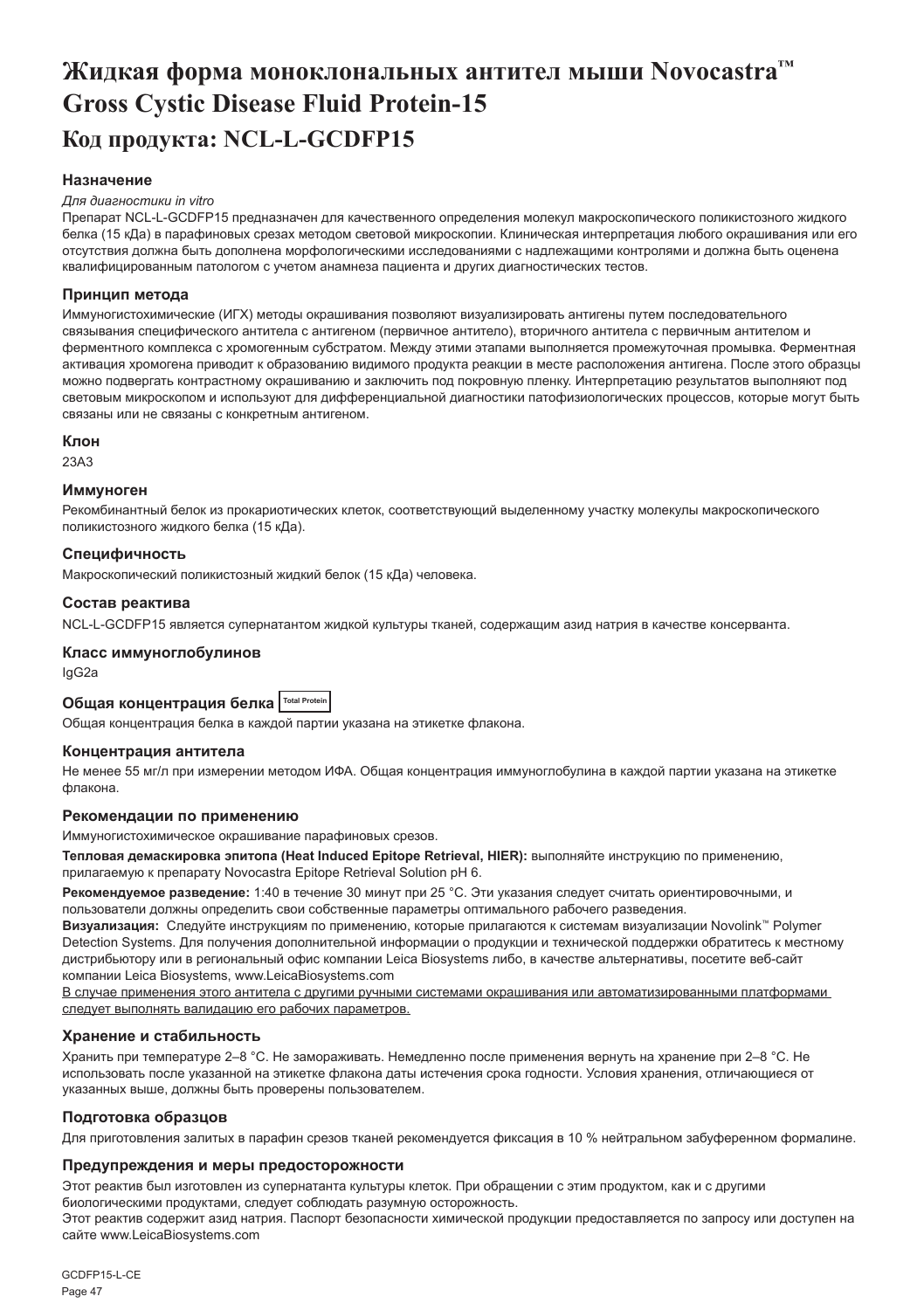# Жидкая форма моноклональных антител мыши Novocastra™ Gross Cystic Disease Fluid Protein-15

## Код продукта: NCL-L-GCDFP15

### Назначение

*Для диагностики in vitro*

Препарат NCL-L-GCDFP15 предназначен для качественного определения молекул макроскопического поликистозного жидкого белка (15 кДа) в парафиновых срезах методом световой микроскопии. Клиническая интерпретация любого окрашивания или его отсутствия должна быть дополнена морфологическими исследованиями с надлежащими контролями и должна быть оценена квалифицированным патологом с учетом анамнеза пациента и других диагностических тестов.

### Принцип метода

Иммуногистохимические (ИГХ) методы окрашивания позволяют визуализировать антигены путем последовательного связывания специфического антитела с антигеном (первичное антитело), вторичного антитела с первичным антителом и ферментного комплекса с хромогенным субстратом. Между этими этапами выполняется промежуточная промывка. Ферментная активация хромогена приводит к образованию видимого продукта реакции в месте расположения антигена. После этого образцы можно подвергать контрастному окрашиванию и заключить под покровную пленку. Интерпретацию результатов выполняют под световым микроскопом и используют для дифференциальной диагностики патофизиологических процессов, которые могут быть связаны или не связаны с конкретным антигеном.

### Клон

23A3

### Иммуноген

Рекомбинантный белок из прокариотических клеток, соответствующий выделенному участку молекулы макроскопического поликистозного жидкого белка (15 кДа).

### Специфичность

Макроскопический поликистозный жидкий белок (15 кДа) человека.

### Состав реактива

NCL-L-GCDFP15 является супернатантом жидкой культуры тканей, содержащим азид натрия в качестве консерванта.

### Класс иммуноглобулинов

IgG2a

### Общая концентрация белка Total Protein

Общая концентрация белка в каждой партии указана на этикетке флакона.

### Концентрация антитела

Не менее 55 мг/л при измерении методом ИФА. Общая концентрация иммуноглобулина в каждой партии указана на этикетке флакона.

### Рекомендации по применению

Иммуногистохимическое окрашивание парафиновых срезов.

**Тепловая демаскировка эпитопа (Heat Induced Epitope Retrieval, HIER):** выполняйте инструкцию по применению, прилагаемую к препарату Novocastra Epitope Retrieval Solution pH 6.

**Рекомендуемое разведение:** 1:40 в течение 30 минут при 25 °C. Эти указания следует считать ориентировочными, и пользователи должны определить свои собственные параметры оптимального рабочего разведения.

**Визуализация:** Следуйте инструкциям по применению, которые прилагаются к системам визуализации Novolink™ Polymer Detection Systems. Для получения дополнительной информации о продукции и технической поддержки обратитесь к местному дистрибьютору или в региональный офис компании Leica Biosystems либо, в качестве альтернативы, посетите веб-сайт компании Leica Biosystems, www.LeicaBiosystems.com

<u>В случае применения этого антитела с другими ручными системами окрашивания или автоматизированными платформами следует выполнять валидацию его рабочих параметров.</u>

### Хранение и стабильность

Хранить при температуре 2–8 °C. Не замораживать. Немедленно после применения вернуть на хранение при 2–8 °C. Не использовать после указанной на этикетке флакона даты истечения срока годности. Условия хранения, отличающиеся от указанных выше, должны быть проверены пользователем.

### Подготовка образцов

Для приготовления залитых в парафин срезов тканей рекомендуется фиксация в 10 % нейтральном забуференном формалине.

### Предупреждения и меры предосторожности

Этот реактив был изготовлен из супернатанта культуры клеток. При обращении с этим продуктом, как и с другими биологическими продуктами, следует соблюдать разумную осторожность.

Этот реактив содержит азид натрия. Паспорт безопасности химической продукции предоставляется по запросу или доступен на сайте www.LeicaBiosystems.com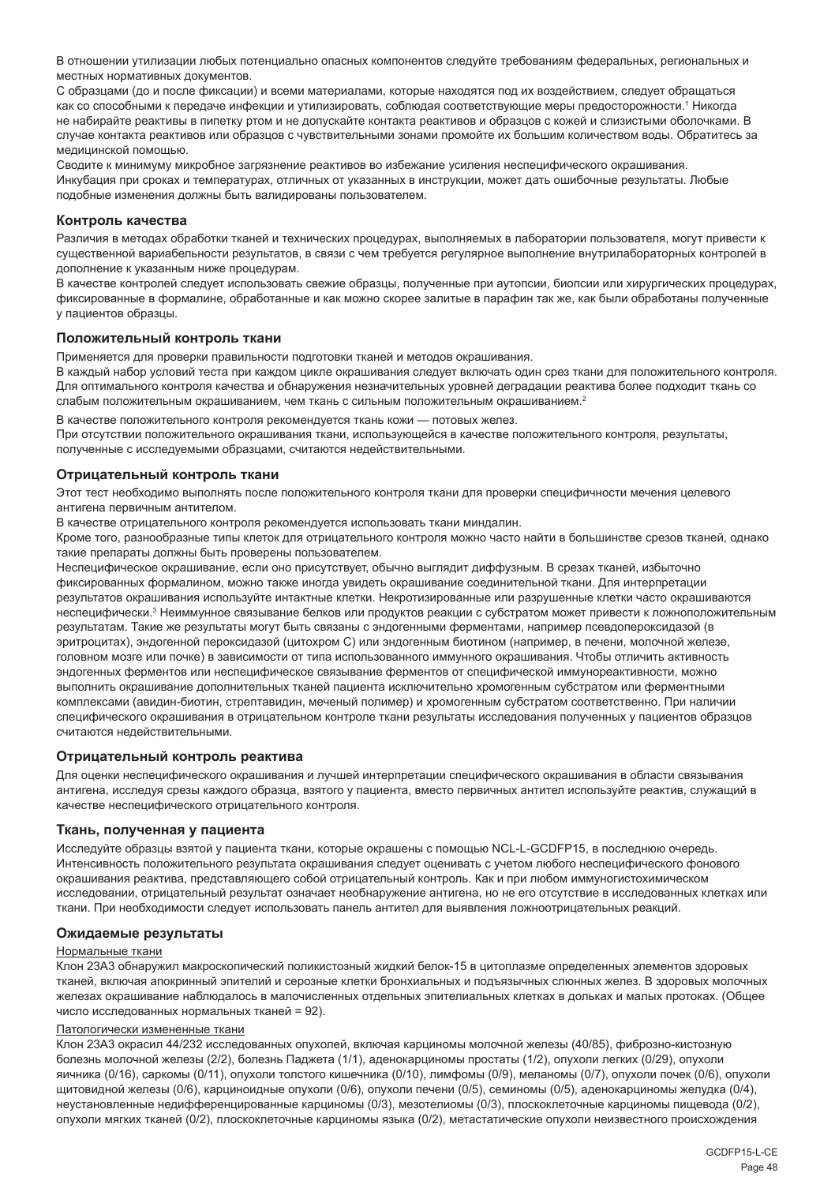В отношении утилизации любых потенциально опасных компонентов следуйте требованиям федеральных, региональных и местных нормативных документов.

С образцами (до и после фиксации) и всеми материалами, которые находятся под их воздействием, следует обращаться как со способными к передаче инфекции и утилизировать, соблюдая соответствующие меры предосторожности.[1] Никогда не набирайте реактивы в пипетку ртом и не допускайте контакта реактивов и образцов с кожей и слизистыми оболочками. В случае контакта реактивов или образцов с чувствительными зонами промойте их большим количеством воды. Обратитесь за медицинской помощью.

Сводите к минимуму микробное загрязнение реактивов во избежание усиления неспецифического окрашивания.

Инкубация при сроках и температурах, отличных от указанных в инструкции, может дать ошибочные результаты. Любые подобные изменения должны быть валидированы пользователем.

## Контроль качества

Различия в методах обработки тканей и технических процедурах, выполняемых в лаборатории пользователя, могут привести к существенной вариабельности результатов, в связи с чем требуется регулярное выполнение внутрилабораторных контролей в дополнение к указанным ниже процедурам.

В качестве контролей следует использовать свежие образцы, полученные при аутопсии, биопсии или хирургических процедурах, фиксированные в формалине, обработанные и как можно скорее залитые в парафин так же, как были обработаны полученные у пациентов образцы.

## Положительный контроль ткани

Применяется для проверки правильности подготовки тканей и методов окрашивания.

В каждый набор условий теста при каждом цикле окрашивания следует включать один срез ткани для положительного контроля. Для оптимального контроля качества и обнаружения незначительных уровней деградации реактива более подходит ткань со слабым положительным окрашиванием, чем ткань с сильным положительным окрашиванием.[2]

В качестве положительного контроля рекомендуется ткань кожи — потовых желез.

При отсутствии положительного окрашивания ткани, использующейся в качестве положительного контроля, результаты, полученные с исследуемыми образцами, считаются недействительными.

## Отрицательный контроль ткани

Этот тест необходимо выполнять после положительного контроля ткани для проверки специфичности мечения целевого антигена первичным антителом.

В качестве отрицательного контроля рекомендуется использовать ткани миндалин.

Кроме того, разнообразные типы клеток для отрицательного контроля можно часто найти в большинстве срезов тканей, однако такие препараты должны быть проверены пользователем.

Неспецифическое окрашивание, если оно присутствует, обычно выглядит диффузным. В срезах тканей, избыточно фиксированных формалином, можно также иногда увидеть окрашивание соединительной ткани. Для интерпретации результатов окрашивания используйте интактные клетки. Некротизированные или разрушенные клетки часто окрашиваются неспецифически.[3] Неиммунное связывание белков или продуктов реакции с субстратом может привести к ложноположительным результатам. Такие же результаты могут быть связаны с эндогенными ферментами, например псевдопероксидазой (в эритроцитах), эндогенной пероксидазой (цитохром C) или эндогенным биотином (например, в печени, молочной железе, головном мозге или почке) в зависимости от типа использованного иммунного окрашивания. Чтобы отличить активность эндогенных ферментов или неспецифическое связывание ферментов от специфической иммунореактивности, можно выполнить окрашивание дополнительных тканей пациента исключительно хромогенным субстратом или ферментными комплексами (авидин-биотин, стрептавидин, меченый полимер) и хромогенным субстратом соответственно. При наличии специфического окрашивания в отрицательном контроле ткани результаты исследования полученных у пациентов образцов считаются недействительными.

## Отрицательный контроль реактива

Для оценки неспецифического окрашивания и лучшей интерпретации специфического окрашивания в области связывания антигена, исследуя срезы каждого образца, взятого у пациента, вместо первичных антител используйте реактив, служащий в качестве неспецифического отрицательного контроля.

## Ткань, полученная у пациента

Исследуйте образцы взятой у пациента ткани, которые окрашены с помощью NCL-L-GCDFP15, в последнюю очередь. Интенсивность положительного результата окрашивания следует оценивать с учетом любого неспецифического фонового окрашивания реактива, представляющего собой отрицательный контроль. Как и при любом иммуногистохимическом исследовании, отрицательный результат означает необнаружение антигена, но не его отсутствие в исследованных клетках или ткани. При необходимости следует использовать панель антител для выявления ложноотрицательных реакций.

## Ожидаемые результаты

Нормальные ткани

Клон 23A3 обнаружил макроскопический поликистозный жидкий белок-15 в цитоплазме определенных элементов здоровых тканей, включая апокринный эпителий и серозные клетки бронхиальных и подъязычных слюнных желез. В здоровых молочных железах окрашивание наблюдалось в малочисленных отдельных эпителиальных клетках в дольках и малых протоках. (Общее число исследованных нормальных тканей = 92).

Патологически измененные ткани

Клон 23A3 окрасил 44/232 исследованных опухолей, включая карциномы молочной железы (40/85), фиброзно-кистозную болезнь молочной железы (2/2), болезнь Паджета (1/1), аденокарциномы простаты (1/2), опухоли легких (0/29), опухоли яичника (0/16), саркомы (0/11), опухоли толстого кишечника (0/10), лимфомы (0/9), меланомы (0/7), опухоли почек (0/6), опухоли щитовидной железы (0/6), карциноидные опухоли (0/6), опухоли печени (0/5), семиномы (0/5), аденокарциномы желудка (0/4), неустановленные недифференцированные карциномы (0/3), мезотелиомы (0/3), плоскоклеточные карциномы пищевода (0/2), опухоли мягких тканей (0/2), плоскоклеточные карциномы языка (0/2), метастатические опухоли неизвестного происхождения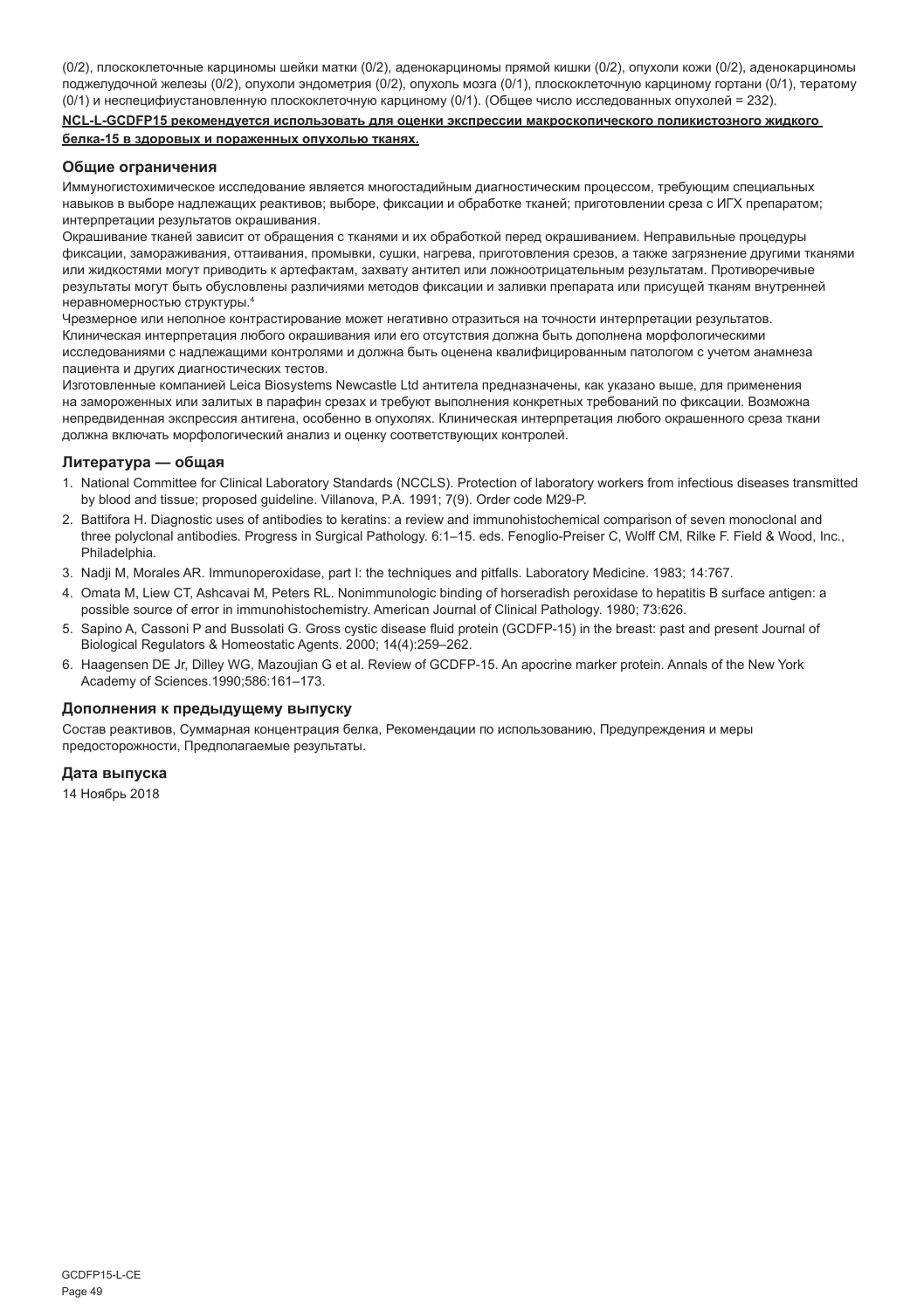(0/2), плоскоклеточные карциномы шейки матки (0/2), аденокарциномы прямой кишки (0/2), опухоли кожи (0/2), аденокарциномы поджелудочной железы (0/2), опухоли эндометрия (0/2), опухоль мозга (0/1), плоскоклеточную карциному гортани (0/1), тератому (0/1) и неспецифиустановленную плоскоклеточную карциному (0/1). (Общее число исследованных опухолей = 232).

**NCL-L-GCDFP15 рекомендуется использовать для оценки экспрессии макроскопического поликистозного жидкого белка-15 в здоровых и пораженных опухолью тканях.**

## Общие ограничения

Иммуногистохимическое исследование является многостадийным диагностическим процессом, требующим специальных навыков в выборе надлежащих реактивов; выборе, фиксации и обработке тканей; приготовлении среза с ИГХ препаратом; интерпретации результатов окрашивания.

Окрашивание тканей зависит от обращения с тканями и их обработкой перед окрашиванием. Неправильные процедуры фиксации, замораживания, оттаивания, промывки, сушки, нагрева, приготовления срезов, а также загрязнение другими тканями или жидкостями могут приводить к артефактам, захвату антител или ложноотрицательным результатам. Противоречивые результаты могут быть обусловлены различиями методов фиксации и заливки препарата или присущей тканям внутренней неравномерностью структуры.[4]

Чрезмерное или неполное контрастирование может негативно отразиться на точности интерпретации результатов. Клиническая интерпретация любого окрашивания или его отсутствия должна быть дополнена морфологическими исследованиями с надлежащими контролями и должна быть оценена квалифицированным патологом с учетом анамнеза пациента и других диагностических тестов.

Изготовленные компанией Leica Biosystems Newcastle Ltd антитела предназначены, как указано выше, для применения на замороженных или залитых в парафин срезах и требуют выполнения конкретных требований по фиксации. Возможна непредвиденная экспрессия антигена, особенно в опухолях. Клиническая интерпретация любого окрашенного среза ткани должна включать морфологический анализ и оценку соответствующих контролей.

## Литература — общая

1. National Committee for Clinical Laboratory Standards (NCCLS). Protection of laboratory workers from infectious diseases transmitted by blood and tissue; proposed guideline. Villanova, P.A. 1991; 7(9). Order code M29-P.
2. Battifora H. Diagnostic uses of antibodies to keratins: a review and immunohistochemical comparison of seven monoclonal and three polyclonal antibodies. Progress in Surgical Pathology. 6:1–15. eds. Fenoglio-Preiser C, Wolff CM, Rilke F. Field & Wood, Inc., Philadelphia.
3. Nadji M, Morales AR. Immunoperoxidase, part I: the techniques and pitfalls. Laboratory Medicine. 1983; 14:767.
4. Omata M, Liew CT, Ashcavai M, Peters RL. Nonimmunologic binding of horseradish peroxidase to hepatitis B surface antigen: a possible source of error in immunohistochemistry. American Journal of Clinical Pathology. 1980; 73:626.
5. Sapino A, Cassoni P and Bussolati G. Gross cystic disease fluid protein (GCDFP-15) in the breast: past and present Journal of Biological Regulators & Homeostatic Agents. 2000; 14(4):259–262.
6. Haagensen DE Jr, Dilley WG, Mazoujian G et al. Review of GCDFP-15. An apocrine marker protein. Annals of the New York Academy of Sciences.1990;586:161–173.

## Дополнения к предыдущему выпуску

Состав реактивов, Суммарная концентрация белка, Рекомендации по использованию, Предупреждения и меры предосторожности, Предполагаемые результаты.

## Дата выпуска

14 Ноябрь 2018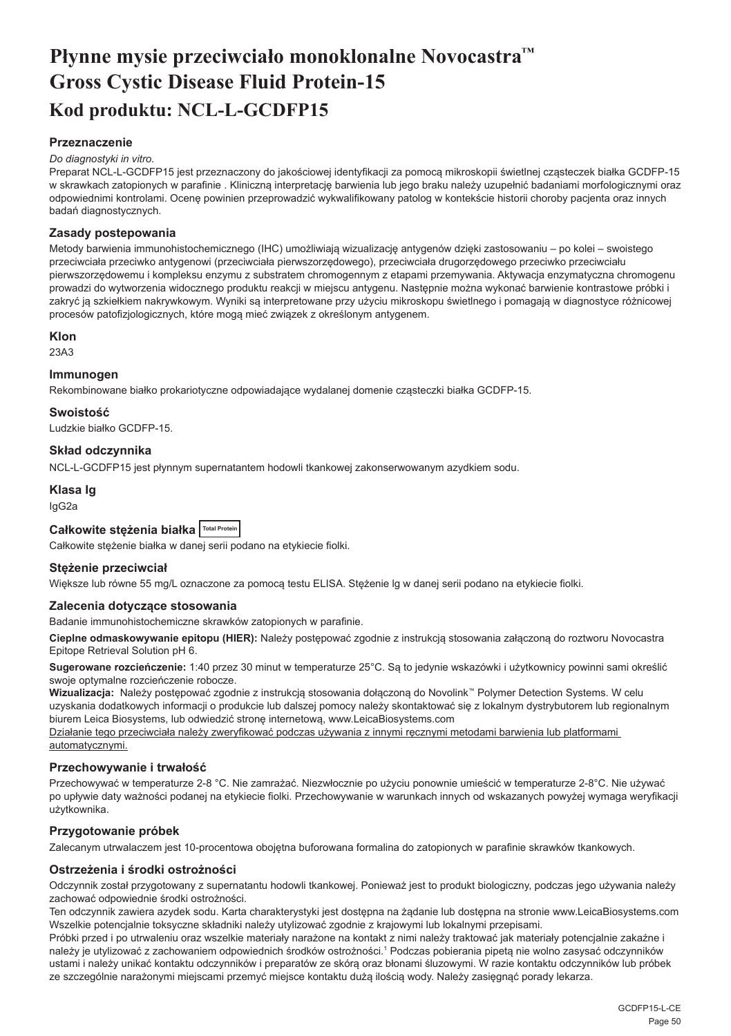# Płynne mysie przeciwciało monoklonalne Novocastra™ Gross Cystic Disease Fluid Protein-15

# Kod produktu: NCL-L-GCDFP15

### Przeznaczenie

*Do diagnostyki in vitro.*

Preparat NCL-L-GCDFP15 jest przeznaczony do jakościowej identyfikacji za pomocą mikroskopii świetlnej cząsteczek białka GCDFP-15 w skrawkach zatopionych w parafinie . Kliniczną interpretację barwienia lub jego braku należy uzupełnić badaniami morfologicznymi oraz odpowiednimi kontrolami. Ocenę powinien przeprowadzić wykwalifikowany patolog w kontekście historii choroby pacjenta oraz innych badań diagnostycznych.

### Zasady postepowania

Metody barwienia immunohistochemicznego (IHC) umożliwiają wizualizację antygenów dzięki zastosowaniu – po kolei – swoistego przeciwciała przeciwko antygenowi (przeciwciała pierwszorzędowego), przeciwciała drugorzędowego przeciwko przeciwciału pierwszorzędowemu i kompleksu enzymu z substratem chromogennym z etapami przemywania. Aktywacja enzymatyczna chromogenu prowadzi do wytworzenia widocznego produktu reakcji w miejscu antygenu. Następnie można wykonać barwienie kontrastowe próbki i zakryć ją szkiełkiem nakrywkowym. Wyniki są interpretowane przy użyciu mikroskopu świetlnego i pomagają w diagnostyce różnicowej procesów patofizjologicznych, które mogą mieć związek z określonym antygenem.

### Klon

23A3

### Immunogen

Rekombinowane białko prokariotyczne odpowiadające wydalanej domenie cząsteczki białka GCDFP-15.

### Swoistość

Ludzkie białko GCDFP-15.

### Skład odczynnika

NCL-L-GCDFP15 jest płynnym supernatantem hodowli tkankowej zakonserwowanym azydkiem sodu.

### Klasa Ig

IgG2a

### Całkowite stężenia białka Total Protein

Całkowite stężenie białka w danej serii podano na etykiecie fiolki.

### Stężenie przeciwciał

Większe lub równe 55 mg/L oznaczone za pomocą testu ELISA. Stężenie Ig w danej serii podano na etykiecie fiolki.

### Zalecenia dotyczące stosowania

Badanie immunohistochemiczne skrawków zatopionych w parafinie.

**Cieplne odmaskowywanie epitopu (HIER):** Należy postępować zgodnie z instrukcją stosowania załączoną do roztworu Novocastra Epitope Retrieval Solution pH 6.

**Sugerowane rozcieńczenie:** 1:40 przez 30 minut w temperaturze 25°C. Są to jedynie wskazówki i użytkownicy powinni sami określić swoje optymalne rozcieńczenie robocze.

**Wizualizacja:** Należy postępować zgodnie z instrukcją stosowania dołączoną do Novolink™ Polymer Detection Systems. W celu uzyskania dodatkowych informacji o produkcie lub dalszej pomocy należy skontaktować się z lokalnym dystrybutorem lub regionalnym biurem Leica Biosystems, lub odwiedzić stronę internetową, www.LeicaBiosystems.com

Działanie tego przeciwciała należy zweryfikować podczas używania z innymi ręcznymi metodami barwienia lub platformami automatycznymi.

### Przechowywanie i trwałość

Przechowywać w temperaturze 2-8 °C. Nie zamrażać. Niezwłocznie po użyciu ponownie umieścić w temperaturze 2-8°C. Nie używać po upływie daty ważności podanej na etykiecie fiolki. Przechowywanie w warunkach innych od wskazanych powyżej wymaga weryfikacji użytkownika.

### Przygotowanie próbek

Zalecanym utrwalaczem jest 10-procentowa obojętna buforowana formalina do zatopionych w parafinie skrawków tkankowych.

### Ostrzeżenia i środki ostrożności

Odczynnik został przygotowany z supernatantu hodowli tkankowej. Ponieważ jest to produkt biologiczny, podczas jego używania należy zachować odpowiednie środki ostrożności.

Ten odczynnik zawiera azydek sodu. Karta charakterystyki jest dostępna na żądanie lub dostępna na stronie www.LeicaBiosystems.com

Wszelkie potencjalnie toksyczne składniki należy utylizować zgodnie z krajowymi lub lokalnymi przepisami.

Próbki przed i po utrwaleniu oraz wszelkie materiały narażone na kontakt z nimi należy traktować jak materiały potencjalnie zakaźne i należy je utylizować z zachowaniem odpowiednich środków ostrożności.[1] Podczas pobierania pipetą nie wolno zasysać odczynników ustami i należy unikać kontaktu odczynników i preparatów ze skórą oraz błonami śluzowymi. W razie kontaktu odczynników lub próbek ze szczególnie narażonymi miejscami przemyć miejsce kontaktu dużą ilością wody. Należy zasięgnąć porady lekarza.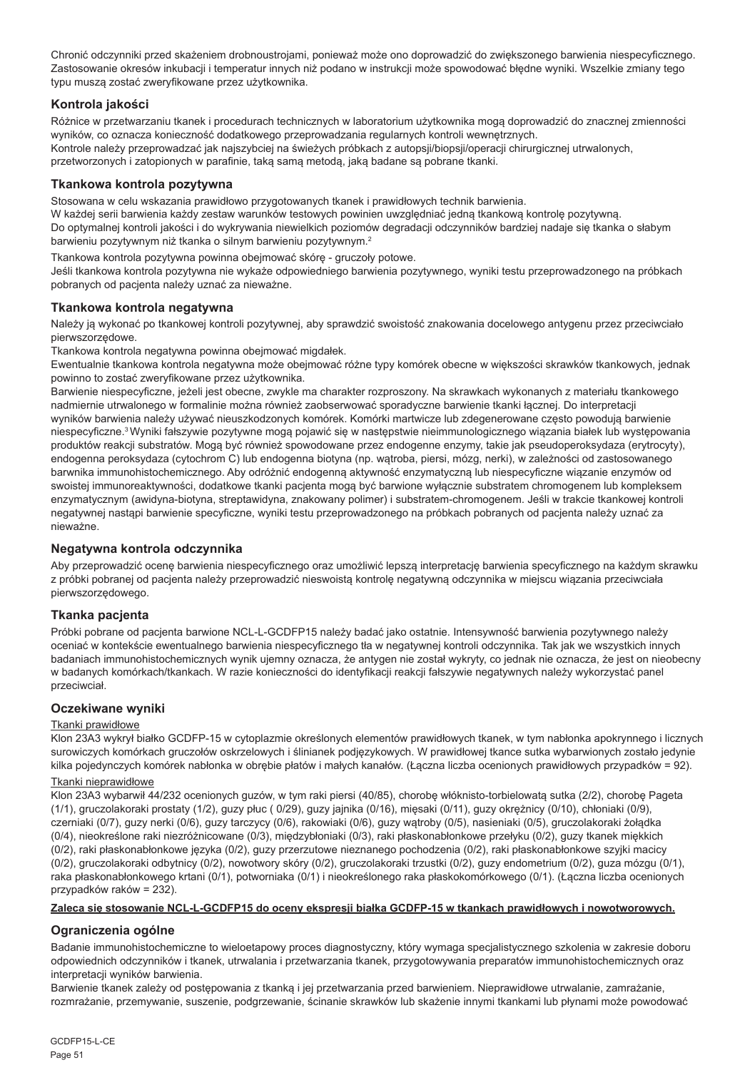Chronić odczynniki przed skażeniem drobnoustrojami, ponieważ może ono doprowadzić do zwiększonego barwienia niespecyficznego. Zastosowanie okresów inkubacji i temperatur innych niż podano w instrukcji może spowodować błędne wyniki. Wszelkie zmiany tego typu muszą zostać zweryfikowane przez użytkownika.

## Kontrola jakości

Różnice w przetwarzaniu tkanek i procedurach technicznych w laboratorium użytkownika mogą doprowadzić do znacznej zmienności wyników, co oznacza konieczność dodatkowego przeprowadzania regularnych kontroli wewnętrznych.
Kontrole należy przeprowadzać jak najszybciej na świeżych próbkach z autopsji/biopsji/operacji chirurgicznej utrwalonych, przetworzonych i zatopionych w parafinie, taką samą metodą, jaką badane są pobrane tkanki.

## Tkankowa kontrola pozytywna

Stosowana w celu wskazania prawidłowo przygotowanych tkanek i prawidłowych technik barwienia.
W każdej serii barwienia każdy zestaw warunków testowych powinien uwzględniać jedną tkankową kontrolę pozytywną.
Do optymalnej kontroli jakości i do wykrywania niewielkich poziomów degradacji odczynników bardziej nadaje się tkanka o słabym barwieniu pozytywnym niż tkanka o silnym barwieniu pozytywnym.[2]

Tkankowa kontrola pozytywna powinna obejmować skórę - gruczoły potowe.
Jeśli tkankowa kontrola pozytywna nie wykaże odpowiedniego barwienia pozytywnego, wyniki testu przeprowadzonego na próbkach pobranych od pacjenta należy uznać za nieważne.

## Tkankowa kontrola negatywna

Należy ją wykonać po tkankowej kontroli pozytywnej, aby sprawdzić swoistość znakowania docelowego antygenu przez przeciwciało pierwszorzędowe.
Tkankowa kontrola negatywna powinna obejmować migdałek.
Ewentualnie tkankowa kontrola negatywna może obejmować różne typy komórek obecne w większości skrawków tkankowych, jednak powinno to zostać zweryfikowane przez użytkownika.
Barwienie niespecyficzne, jeżeli jest obecne, zwykle ma charakter rozproszony. Na skrawkach wykonanych z materiału tkankowego nadmiernie utrwalonego w formalinie można również zaobserwować sporadyczne barwienie tkanki łącznej. Do interpretacji wyników barwienia należy używać nieuszkodzonych komórek. Komórki martwicze lub zdegenerowane często powodują barwienie niespecyficzne.[3] Wyniki fałszywie pozytywne mogą pojawić się w następstwie nieimmunologicznego wiązania białek lub występowania produktów reakcji substratów. Mogą być również spowodowane przez endogenne enzymy, takie jak pseudoperoksydaza (erytrocyty), endogenna peroksydaza (cytochrom C) lub endogenna biotyna (np. wątroba, piersi, mózg, nerki), w zależności od zastosowanego barwnika immunohistochemicznego. Aby odróżnić endogenną aktywność enzymatyczną lub niespecyficzne wiązanie enzymów od swoistej immunoreaktywności, dodatkowe tkanki pacjenta mogą być barwione wyłącznie substratem chromogenem lub kompleksem enzymatycznym (awidyna-biotyna, streptawidyna, znakowany polimer) i substratem-chromogenem. Jeśli w trakcie tkankowej kontroli negatywnej nastąpi barwienie specyficzne, wyniki testu przeprowadzonego na próbkach pobranych od pacjenta należy uznać za nieważne.

## Negatywna kontrola odczynnika

Aby przeprowadzić ocenę barwienia niespecyficznego oraz umożliwić lepszą interpretację barwienia specyficznego na każdym skrawku z próbki pobranej od pacjenta należy przeprowadzić nieswoistą kontrolę negatywną odczynnika w miejscu wiązania przeciwciała pierwszorzędowego.

## Tkanka pacjenta

Próbki pobrane od pacjenta barwione NCL-L-GCDFP15 należy badać jako ostatnie. Intensywność barwienia pozytywnego należy oceniać w kontekście ewentualnego barwienia niespecyficznego tła w negatywnej kontroli odczynnika. Tak jak we wszystkich innych badaniach immunohistochemicznych wynik ujemny oznacza, że antygen nie został wykryty, co jednak nie oznacza, że jest on nieobecny w badanych komórkach/tkankach. W razie konieczności do identyfikacji reakcji fałszywie negatywnych należy wykorzystać panel przeciwciał.

## Oczekiwane wyniki

Tkanki prawidłowe

Klon 23A3 wykrył białko GCDFP-15 w cytoplazmie określonych elementów prawidłowych tkanek, w tym nabłonka apokrynnego i licznych surowiczych komórkach gruczołów oskrzelowych i ślinianek podjęzykowych. W prawidłowej tkance sutka wybarwionych zostało jedynie kilka pojedynczych komórek nabłonka w obrębie płatów i małych kanałów. (Łączna liczba ocenionych prawidłowych przypadków = 92).

Tkanki nieprawidłowe

Klon 23A3 wybarwił 44/232 ocenionych guzów, w tym raki piersi (40/85), chorobę włóknisto-torbielowatą sutka (2/2), chorobę Pageta (1/1), gruczolakoraki prostaty (1/2), guzy płuc ( 0/29), guzy jajnika (0/16), mięsaki (0/11), guzy okrężnicy (0/10), chłoniaki (0/9), czerniaki (0/7), guzy nerki (0/6), guzy tarczycy (0/6), rakowiaki (0/6), guzy wątroby (0/5), nasieniaki (0/5), gruczolakoraki żołądka (0/4), nieokreślone raki niezróżnicowane (0/3), międzybłoniaki (0/3), raki płaskonabłonkowe przełyku (0/2), guzy tkanek miękkich (0/2), raki płaskonabłonkowe języka (0/2), guzy przerzutowe nieznanego pochodzenia (0/2), raki płaskonabłonkowe szyjki macicy (0/2), gruczolakoraki odbytnicy (0/2), nowotwory skóry (0/2), gruczolakoraki trzustki (0/2), guzy endometrium (0/2), guza mózgu (0/1), raka płaskonabłonkowego krtani (0/1), potworniaka (0/1) i nieokreślonego raka płaskokomórkowego (0/1). (Łączna liczba ocenionych przypadków raków = 232).

**Zaleca się stosowanie NCL-L-GCDFP15 do oceny ekspresji białka GCDFP-15 w tkankach prawidłowych i nowotworowych.**

## Ograniczenia ogólne

Badanie immunohistochemiczne to wieloetapowy proces diagnostyczny, który wymaga specjalistycznego szkolenia w zakresie doboru odpowiednich odczynników i tkanek, utrwalania i przetwarzania tkanek, przygotowywania preparatów immunohistochemicznych oraz interpretacji wyników barwienia.
Barwienie tkanek zależy od postępowania z tkanką i jej przetwarzania przed barwieniem. Nieprawidłowe utrwalanie, zamrażanie, rozmrażanie, przemywanie, suszenie, podgrzewanie, ścinanie skrawków lub skażenie innymi tkankami lub płynami może powodować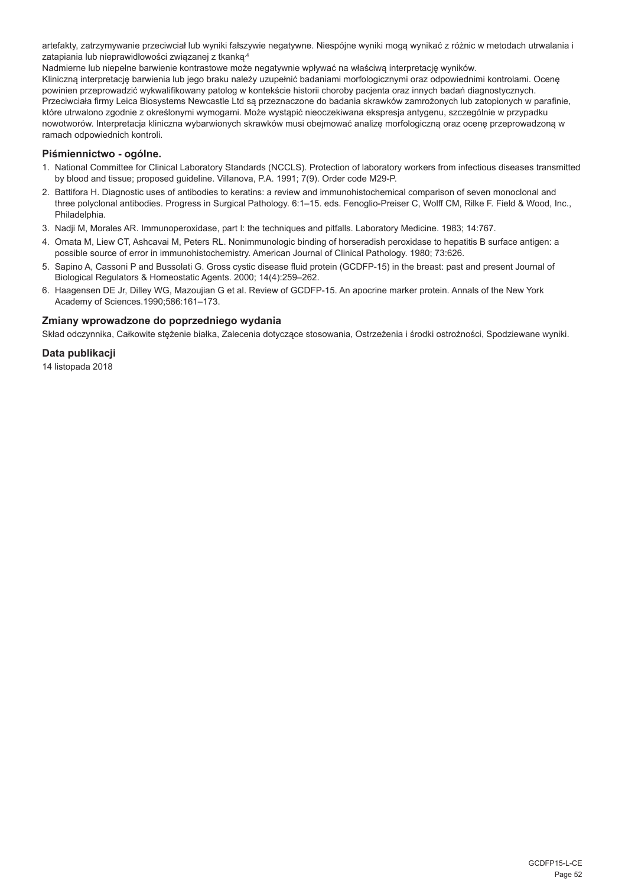artefakty, zatrzymywanie przeciwciał lub wyniki fałszywie negatywne. Niespójne wyniki mogą wynikać z różnic w metodach utrwalania i zatapiania lub nieprawidłowości związanej z tkanką.[4]

Nadmierne lub niepełne barwienie kontrastowe może negatywnie wpływać na właściwą interpretację wyników.

Kliniczną interpretację barwienia lub jego braku należy uzupełnić badaniami morfologicznymi oraz odpowiednimi kontrolami. Ocenę powinien przeprowadzić wykwalifikowany patolog w kontekście historii choroby pacjenta oraz innych badań diagnostycznych.

Przeciwciała firmy Leica Biosystems Newcastle Ltd są przeznaczone do badania skrawków zamrożonych lub zatopionych w parafinie, które utrwalono zgodnie z określonymi wymogami. Może wystąpić nieoczekiwana ekspresja antygenu, szczególnie w przypadku nowotworów. Interpretacja kliniczna wybarwionych skrawków musi obejmować analizę morfologiczną oraz ocenę przeprowadzoną w ramach odpowiednich kontroli.

## Piśmiennictwo - ogólne.

1. National Committee for Clinical Laboratory Standards (NCCLS). Protection of laboratory workers from infectious diseases transmitted by blood and tissue; proposed guideline. Villanova, P.A. 1991; 7(9). Order code M29-P.
2. Battifora H. Diagnostic uses of antibodies to keratins: a review and immunohistochemical comparison of seven monoclonal and three polyclonal antibodies. Progress in Surgical Pathology. 6:1–15. eds. Fenoglio-Preiser C, Wolff CM, Rilke F. Field & Wood, Inc., Philadelphia.
3. Nadji M, Morales AR. Immunoperoxidase, part I: the techniques and pitfalls. Laboratory Medicine. 1983; 14:767.
4. Omata M, Liew CT, Ashcavai M, Peters RL. Nonimmunologic binding of horseradish peroxidase to hepatitis B surface antigen: a possible source of error in immunohistochemistry. American Journal of Clinical Pathology. 1980; 73:626.
5. Sapino A, Cassoni P and Bussolati G. Gross cystic disease fluid protein (GCDFP-15) in the breast: past and present Journal of Biological Regulators & Homeostatic Agents. 2000; 14(4):259–262.
6. Haagensen DE Jr, Dilley WG, Mazoujian G et al. Review of GCDFP-15. An apocrine marker protein. Annals of the New York Academy of Sciences.1990;586:161–173.

## Zmiany wprowadzone do poprzedniego wydania

Skład odczynnika, Całkowite stężenie białka, Zalecenia dotyczące stosowania, Ostrzeżenia i środki ostrożności, Spodziewane wyniki.

## Data publikacji

14 listopada 2018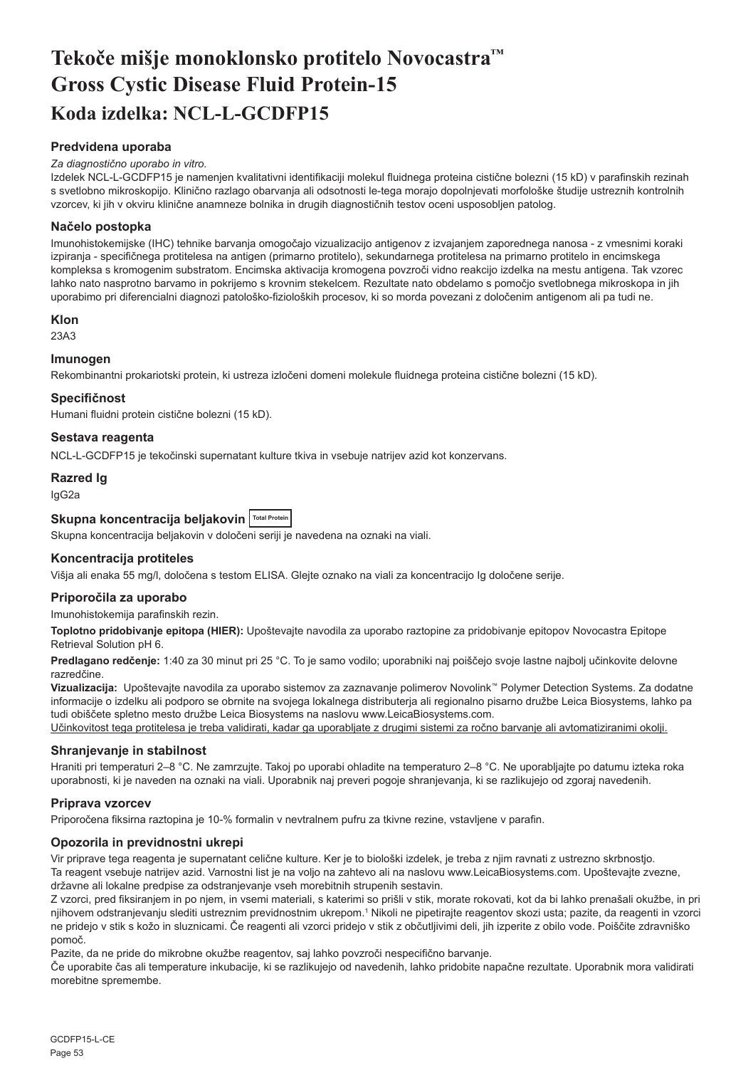# Tekoče mišje monoklonsko protitelo Novocastra™ Gross Cystic Disease Fluid Protein-15

## Koda izdelka: NCL-L-GCDFP15

### Predvidena uporaba

*Za diagnostično uporabo in vitro.*

Izdelek NCL-L-GCDFP15 je namenjen kvalitativni identifikaciji molekul fluidnega proteina cistične bolezni (15 kD) v parafinskih rezinah s svetlobno mikroskopijo. Klinično razlago obarvanja ali odsotnosti le-tega morajo dopolnjevati morfološke študije ustreznih kontrolnih vzorcev, ki jih v okviru klinične anamneze bolnika in drugih diagnostičnih testov oceni usposobljen patolog.

### Načelo postopka

Imunohistokemijske (IHC) tehnike barvanja omogočajo vizualizacijo antigenov z izvajanjem zaporednega nanosa - z vmesnimi koraki izpiranja - specifičnega protitelesa na antigen (primarno protitelo), sekundarnega protitelesa na primarno protitelo in encimskega kompleksa s kromogenim substratom. Encimska aktivacija kromogena povzroči vidno reakcijo izdelka na mestu antigena. Tak vzorec lahko nato nasprotno barvamo in pokrijemo s krovnim stekelcem. Rezultate nato obdelamo s pomočjo svetlobnega mikroskopa in jih uporabimo pri diferencialni diagnozi patološko-fizioloških procesov, ki so morda povezani z določenim antigenom ali pa tudi ne.

### Klon

23A3

### Imunogen

Rekombinantni prokariotski protein, ki ustreza izločeni domeni molekule fluidnega proteina cistične bolezni (15 kD).

### Specifičnost

Humani fluidni protein cistične bolezni (15 kD).

### Sestava reagenta

NCL-L-GCDFP15 je tekočinski supernatant kulture tkiva in vsebuje natrijev azid kot konzervans.

### Razred Ig

IgG2a

### Skupna koncentracija beljakovin Total Protein

Skupna koncentracija beljakovin v določeni seriji je navedena na oznaki na viali.

### Koncentracija protiteles

Višja ali enaka 55 mg/l, določena s testom ELISA. Glejte oznako na viali za koncentracijo Ig določene serije.

### Priporočila za uporabo

Imunohistokemija parafinskih rezin.

**Toplotno pridobivanje epitopa (HIER):** Upoštevajte navodila za uporabo raztopine za pridobivanje epitopov Novocastra Epitope Retrieval Solution pH 6.

**Predlagano redčenje:** 1:40 za 30 minut pri 25 °C. To je samo vodilo; uporabniki naj poiščejo svoje lastne najbolj učinkovite delovne razredčine.

**Vizualizacija:** Upoštevajte navodila za uporabo sistemov za zaznavanje polimerov Novolink™ Polymer Detection Systems. Za dodatne informacije o izdelku ali podporo se obrnite na svojega lokalnega distributerja ali regionalno pisarno družbe Leica Biosystems, lahko pa tudi obiščete spletno mesto družbe Leica Biosystems na naslovu www.LeicaBiosystems.com.

Učinkovitost tega protitelesa je treba validirati, kadar ga uporabljate z drugimi sistemi za ročno barvanje ali avtomatiziranimi okolji.

### Shranjevanje in stabilnost

Hraniti pri temperaturi 2–8 °C. Ne zamrzujte. Takoj po uporabi ohladite na temperaturo 2–8 °C. Ne uporabljajte po datumu izteka roka uporabnosti, ki je naveden na oznaki na viali. Uporabnik naj preveri pogoje shranjevanja, ki se razlikujejo od zgoraj navedenih.

### Priprava vzorcev

Priporočena fiksirna raztopina je 10-% formalin v nevtralnem pufru za tkivne rezine, vstavljene v parafin.

### Opozorila in previdnostni ukrepi

Vir priprave tega reagenta je supernatant celične kulture. Ker je to biološki izdelek, je treba z njim ravnati z ustrezno skrbnostjo.

Ta reagent vsebuje natrijev azid. Varnostni list je na voljo na zahtevo ali na naslovu www.LeicaBiosystems.com. Upoštevajte zvezne, državne ali lokalne predpise za odstranjevanje vseh morebitnih strupenih sestavin.

Z vzorci, pred fiksiranjem in po njem, in vsemi materiali, s katerimi so prišli v stik, morate rokovati, kot da bi lahko prenašali okužbe, in pri njihovem odstranjevanju slediti ustreznim previdnostnim ukrepom.[1] Nikoli ne pipetirajte reagentov skozi usta; pazite, da reagenti in vzorci ne pridejo v stik s kožo in sluznicami. Če reagenti ali vzorci pridejo v stik z občutljivimi deli, jih izperite z obilo vode. Poiščite zdravniško pomoč.

Pazite, da ne pride do mikrobne okužbe reagentov, saj lahko povzroči nespecifično barvanje.

Če uporabite čas ali temperature inkubacije, ki se razlikujejo od navedenih, lahko pridobite napačne rezultate. Uporabnik mora validirati morebitne spremembe.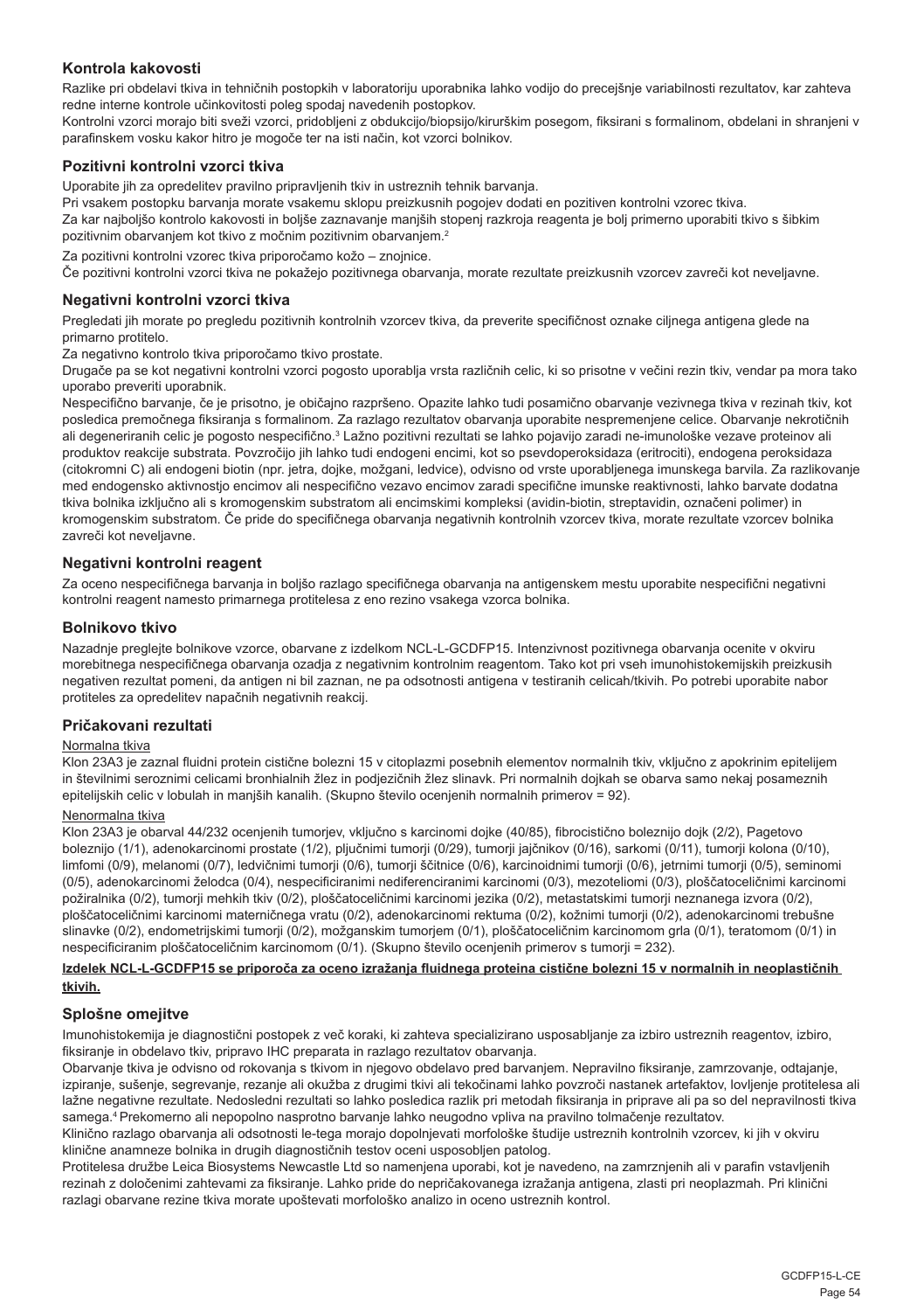## Kontrola kakovosti

Razlike pri obdelavi tkiva in tehničnih postopkih v laboratoriju uporabnika lahko vodijo do precejšnje variabilnosti rezultatov, kar zahteva redne interne kontrole učinkovitosti poleg spodaj navedenih postopkov.

Kontrolni vzorci morajo biti sveži vzorci, pridobljeni z obdukcijo/biopsijo/kirurškim posegom, fiksirani s formalinom, obdelani in shranjeni v parafinskem vosku kakor hitro je mogoče ter na isti način, kot vzorci bolnikov.

## Pozitivni kontrolni vzorci tkiva

Uporabite jih za opredelitev pravilno pripravljenih tkiv in ustreznih tehnik barvanja.

Pri vsakem postopku barvanja morate vsakemu sklopu preizkusnih pogojev dodati en pozitiven kontrolni vzorec tkiva.

Za kar najboljšo kontrolo kakovosti in boljše zaznavanje manjših stopenj razkroja reagenta je bolj primerno uporabiti tkivo s šibkim pozitivnim obarvanjem kot tkivo z močnim pozitivnim obarvanjem.[2]

Za pozitivni kontrolni vzorec tkiva priporočamo kožo – znojnice.

Če pozitivni kontrolni vzorci tkiva ne pokažejo pozitivnega obarvanja, morate rezultate preizkusnih vzorcev zavreči kot neveljavne.

## Negativni kontrolni vzorci tkiva

Pregledati jih morate po pregledu pozitivnih kontrolnih vzorcev tkiva, da preverite specifičnost oznake ciljnega antigena glede na primarno protitelo.

Za negativno kontrolo tkiva priporočamo tkivo prostate.

Drugače pa se kot negativni kontrolni vzorci pogosto uporablja vrsta različnih celic, ki so prisotne v večini rezin tkiv, vendar pa mora tako uporabo preveriti uporabnik.

Nespecifično barvanje, če je prisotno, je običajno razpršeno. Opazite lahko tudi posamično obarvanje vezivnega tkiva v rezinah tkiv, kot posledica premočnega fiksiranja s formalinom. Za razlago rezultatov obarvanja uporabite nespremenjene celice. Obarvanje nekrotičnih ali degeneriranih celic je pogosto nespecifično.[3] Lažno pozitivni rezultati se lahko pojavijo zaradi ne-imunološke vezave proteinov ali produktov reakcije substrata. Povzročijo jih lahko tudi endogeni encimi, kot so psevdoperoksidaza (eritrociti), endogena peroksidaza (citokromni C) ali endogeni biotin (npr. jetra, dojke, možgani, ledvice), odvisno od vrste uporabljenega imunskega barvila. Za razlikovanje med endogensko aktivnostjo encimov ali nespecifično vezavo encimov zaradi specifične imunske reaktivnosti, lahko barvate dodatna tkiva bolnika izključno ali s kromogenskim substratom ali encimskimi kompleksi (avidin-biotin, streptavidin, označeni polimer) in kromogenskim substratom. Če pride do specifičnega obarvanja negativnih kontrolnih vzorcev tkiva, morate rezultate vzorcev bolnika zavreči kot neveljavne.

## Negativni kontrolni reagent

Za oceno nespecifičnega barvanja in boljšo razlago specifičnega obarvanja na antigenskem mestu uporabite nespecifični negativni kontrolni reagent namesto primarnega protitelesa z eno rezino vsakega vzorca bolnika.

## Bolnikovo tkivo

Nazadnje preglejte bolnikove vzorce, obarvane z izdelkom NCL-L-GCDFP15. Intenzivnost pozitivnega obarvanja ocenite v okviru morebitnega nespecifičnega obarvanja ozadja z negativnim kontrolnim reagentom. Tako kot pri vseh imunohistokemijskih preizkusih negativen rezultat pomeni, da antigen ni bil zaznan, ne pa odsotnosti antigena v testiranih celicah/tkivih. Po potrebi uporabite nabor protiteles za opredelitev napačnih negativnih reakcij.

## Pričakovani rezultati

Normalna tkiva

Klon 23A3 je zaznal fluidni protein cistične bolezni 15 v citoplazmi posebnih elementov normalnih tkiv, vključno z apokrinim epitelijem in številnimi seroznimi celicami bronhialnih žlez in podjezičnih žlez slinavk. Pri normalnih dojkah se obarva samo nekaj posameznih epitelijskih celic v lobulah in manjših kanalih. (Skupno število ocenjenih normalnih primerov = 92).

Nenormalna tkiva

Klon 23A3 je obarval 44/232 ocenjenih tumorjev, vključno s karcinomi dojke (40/85), fibrocistično boleznijo dojk (2/2), Pagetovo boleznijo (1/1), adenokarcinomi prostate (1/2), pljučnimi tumorji (0/29), tumorji jajčnikov (0/16), sarkomi (0/11), tumorji kolona (0/10), limfomi (0/9), melanomi (0/7), ledvičnimi tumorji (0/6), tumorji ščitnice (0/6), karcinoidnimi tumorji (0/6), jetrnimi tumorji (0/5), seminomi (0/5), adenokarcinomi želodca (0/4), nespecificiranimi nediferenciranimi karcinomi (0/3), mezoteliomi (0/3), ploščatoceličnimi karcinomi požiralnika (0/2), tumorji mehkih tkiv (0/2), ploščatoceličnimi karcinomi jezika (0/2), metastatskimi tumorji neznanega izvora (0/2), ploščatoceličnimi karcinomi materničnega vratu (0/2), adenokarcinomi rektuma (0/2), kožnimi tumorji (0/2), adenokarcinomi trebušne slinavke (0/2), endometrijskimi tumorji (0/2), možganskim tumorjem (0/1), ploščatoceličnim karcinomom grla (0/1), teratomom (0/1) in nespecificiranim ploščatoceličnim karcinomom (0/1). (Skupno število ocenjenih primerov s tumorji = 232).

**Izdelek NCL-L-GCDFP15 se priporoča za oceno izražanja fluidnega proteina cistične bolezni 15 v normalnih in neoplastičnih tkivih.**

## Splošne omejitve

Imunohistokemija je diagnostični postopek z več koraki, ki zahteva specializirano usposabljanje za izbiro ustreznih reagentov, izbiro, fiksiranje in obdelavo tkiv, pripravo IHC preparata in razlago rezultatov obarvanja.

Obarvanje tkiva je odvisno od rokovanja s tkivom in njegovo obdelavo pred barvanjem. Nepravilno fiksiranje, zamrzovanje, odtajanje, izpiranje, sušenje, segrevanje, rezanje ali okužba z drugimi tkivi ali tekočinami lahko povzroči nastanek artefaktov, lovljenje protitelesa ali lažne negativne rezultate. Nedosledni rezultati so lahko posledica razlik pri metodah fiksiranja in priprave ali pa so del nepravilnosti tkiva samega.[4] Prekomerno ali nepopolno nasprotno barvanje lahko neugodno vpliva na pravilno tolmačenje rezultatov.

Klinično razlago obarvanja ali odsotnosti le-tega morajo dopolnjevati morfološke študije ustreznih kontrolnih vzorcev, ki jih v okviru klinične anamneze bolnika in drugih diagnostičnih testov oceni usposobljen patolog.

Protitelesa družbe Leica Biosystems Newcastle Ltd so namenjena uporabi, kot je navedeno, na zamrznjenih ali v parafin vstavljenih rezinah z določenimi zahtevami za fiksiranje. Lahko pride do nepričakovanega izražanja antigena, zlasti pri neoplazmah. Pri klinični razlagi obarvane rezine tkiva morate upoštevati morfološko analizo in oceno ustreznih kontrol.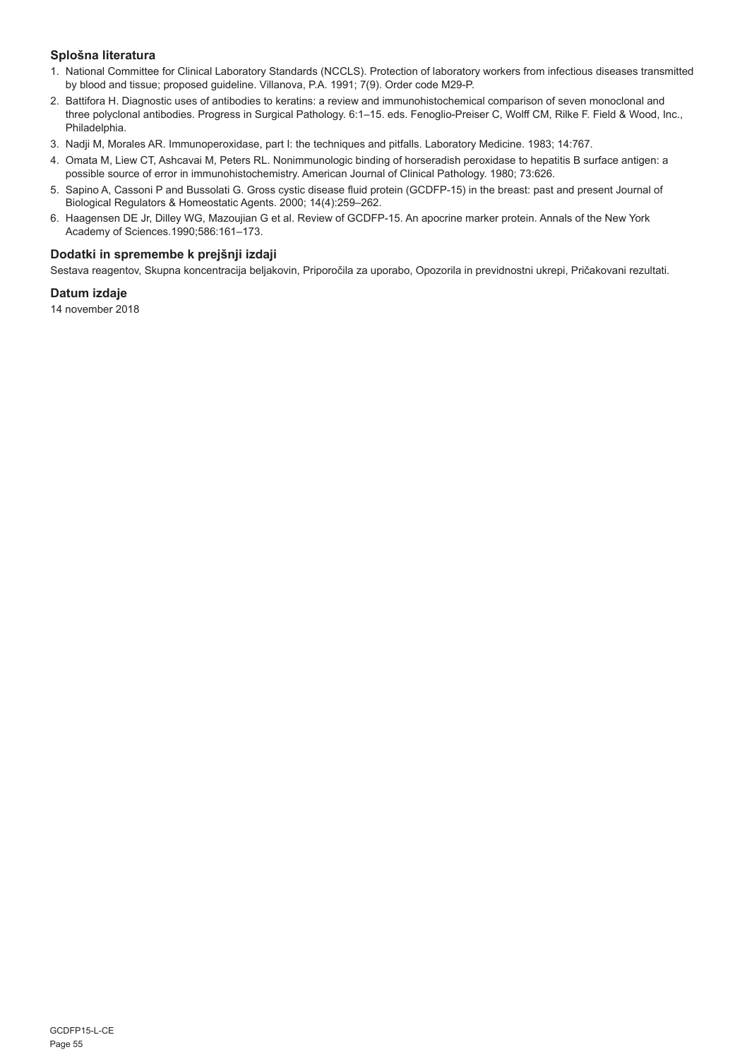### Splošna literatura

1. National Committee for Clinical Laboratory Standards (NCCLS). Protection of laboratory workers from infectious diseases transmitted by blood and tissue; proposed guideline. Villanova, P.A. 1991; 7(9). Order code M29-P.
2. Battifora H. Diagnostic uses of antibodies to keratins: a review and immunohistochemical comparison of seven monoclonal and three polyclonal antibodies. Progress in Surgical Pathology. 6:1–15. eds. Fenoglio-Preiser C, Wolff CM, Rilke F. Field & Wood, Inc., Philadelphia.
3. Nadji M, Morales AR. Immunoperoxidase, part I: the techniques and pitfalls. Laboratory Medicine. 1983; 14:767.
4. Omata M, Liew CT, Ashcavai M, Peters RL. Nonimmunologic binding of horseradish peroxidase to hepatitis B surface antigen: a possible source of error in immunohistochemistry. American Journal of Clinical Pathology. 1980; 73:626.
5. Sapino A, Cassoni P and Bussolati G. Gross cystic disease fluid protein (GCDFP-15) in the breast: past and present Journal of Biological Regulators & Homeostatic Agents. 2000; 14(4):259–262.
6. Haagensen DE Jr, Dilley WG, Mazoujian G et al. Review of GCDFP-15. An apocrine marker protein. Annals of the New York Academy of Sciences.1990;586:161–173.

### Dodatki in spremembe k prejšnji izdaji

Sestava reagentov, Skupna koncentracija beljakovin, Priporočila za uporabo, Opozorila in previdnostni ukrepi, Pričakovani rezultati.

### Datum izdaje

14 november 2018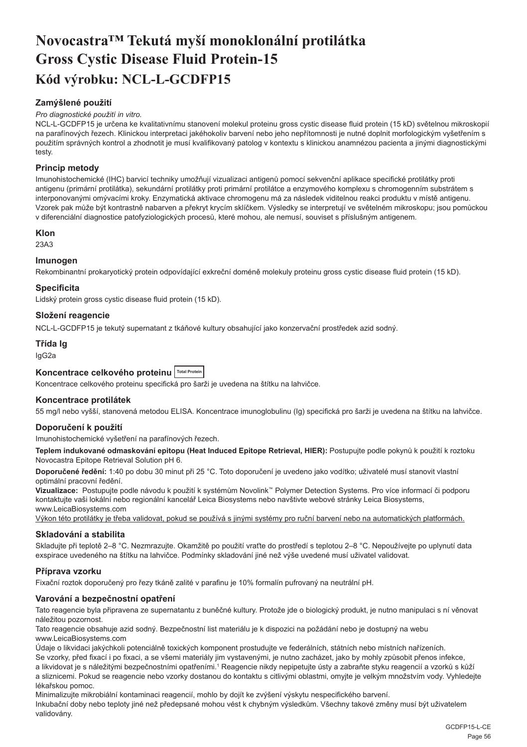# Novocastra™ Tekutá myší monoklonální protilátka Gross Cystic Disease Fluid Protein-15

# Kód výrobku: NCL-L-GCDFP15

### Zamýšlené použití

*Pro diagnostické použití in vitro.*

NCL-L-GCDFP15 je určena ke kvalitativnímu stanovení molekul proteinu gross cystic disease fluid protein (15 kD) světelnou mikroskopií na parafínových řezech. Klinickou interpretaci jakéhokoliv barvení nebo jeho nepřítomnosti je nutné doplnit morfologickým vyšetřením s použitím správných kontrol a zhodnotit je musí kvalifikovaný patolog v kontextu s klinickou anamnézou pacienta a jinými diagnostickými testy.

### Princip metody

Imunohistochemické (IHC) barvicí techniky umožňují vizualizaci antigenů pomocí sekvenční aplikace specifické protilátky proti antigenu (primární protilátka), sekundární protilátky proti primární protilátce a enzymového komplexu s chromogenním substrátem s interponovanými omývacími kroky. Enzymatická aktivace chromogenu má za následek viditelnou reakci produktu v místě antigenu. Vzorek pak může být kontrastně nabarven a překryt krycím sklíčkem. Výsledky se interpretují ve světelném mikroskopu; jsou pomůckou v diferenciální diagnostice patofyziologických procesů, které mohou, ale nemusí, souviset s příslušným antigenem.

### Klon

23A3

### Imunogen

Rekombinantní prokaryotický protein odpovídající exkreční doméně molekuly proteinu gross cystic disease fluid protein (15 kD).

### Specificita

Lidský protein gross cystic disease fluid protein (15 kD).

### Složení reagencie

NCL-L-GCDFP15 je tekutý supernatant z tkáňové kultury obsahující jako konzervační prostředek azid sodný.

### Třída Ig

IgG2a

### Koncentrace celkového proteinu Total Protein

Koncentrace celkového proteinu specifická pro šarži je uvedena na štítku na lahvičce.

### Koncentrace protilátek

55 mg/l nebo vyšší, stanovená metodou ELISA. Koncentrace imunoglobulinu (Ig) specifická pro šarži je uvedena na štítku na lahvičce.

### Doporučení k použití

Imunohistochemické vyšetření na parafínových řezech.

**Teplem indukované odmaskování epitopu (Heat Induced Epitope Retrieval, HIER):** Postupujte podle pokynů k použití k roztoku Novocastra Epitope Retrieval Solution pH 6.

**Doporučené ředění:** 1:40 po dobu 30 minut při 25 °C. Toto doporučení je uvedeno jako vodítko; uživatelé musí stanovit vlastní optimální pracovní ředění.

**Vizualizace:** Postupujte podle návodu k použití k systémům Novolink™ Polymer Detection Systems. Pro více informací či podporu kontaktujte vaši lokální nebo regionální kancelář Leica Biosystems nebo navštivte webové stránky Leica Biosystems, www.LeicaBiosystems.com

Výkon této protilátky je třeba validovat, pokud se používá s jinými systémy pro ruční barvení nebo na automatických platformách.

### Skladování a stabilita

Skladujte při teplotě 2–8 °C. Nezmrazujte. Okamžitě po použití vraťte do prostředí s teplotou 2–8 °C. Nepoužívejte po uplynutí data exspirace uvedeného na štítku na lahvičce. Podmínky skladování jiné než výše uvedené musí uživatel validovat.

### Příprava vzorku

Fixační roztok doporučený pro řezy tkáně zalité v parafinu je 10% formalín pufrovaný na neutrální pH.

### Varování a bezpečnostní opatření

Tato reagencie byla připravena ze supernatantu z buněčné kultury. Protože jde o biologický produkt, je nutno manipulaci s ní věnovat náležitou pozornost.

Tato reagencie obsahuje azid sodný. Bezpečnostní list materiálu je k dispozici na požádání nebo je dostupný na webu www.LeicaBiosystems.com

Údaje o likvidaci jakýchkoli potenciálně toxických komponent prostudujte ve federálních, státních nebo místních nařízeních.

Se vzorky, před fixací i po fixaci, a se všemi materiály jim vystavenými, je nutno zacházet, jako by mohly způsobit přenos infekce, a likvidovat je s náležitými bezpečnostními opatřeními.[1] Reagencie nikdy nepipetujte ústy a zabraňte styku reagencií a vzorků s kůží a sliznicemi. Pokud se reagencie nebo vzorky dostanou do kontaktu s citlivými oblastmi, omyjte je velkým množstvím vody. Vyhledejte lékařskou pomoc.

Minimalizujte mikrobiální kontaminaci reagencií, mohlo by dojít ke zvýšení výskytu nespecifického barvení.

Inkubační doby nebo teploty jiné než předepsané mohou vést k chybným výsledkům. Všechny takové změny musí být uživatelem validovány.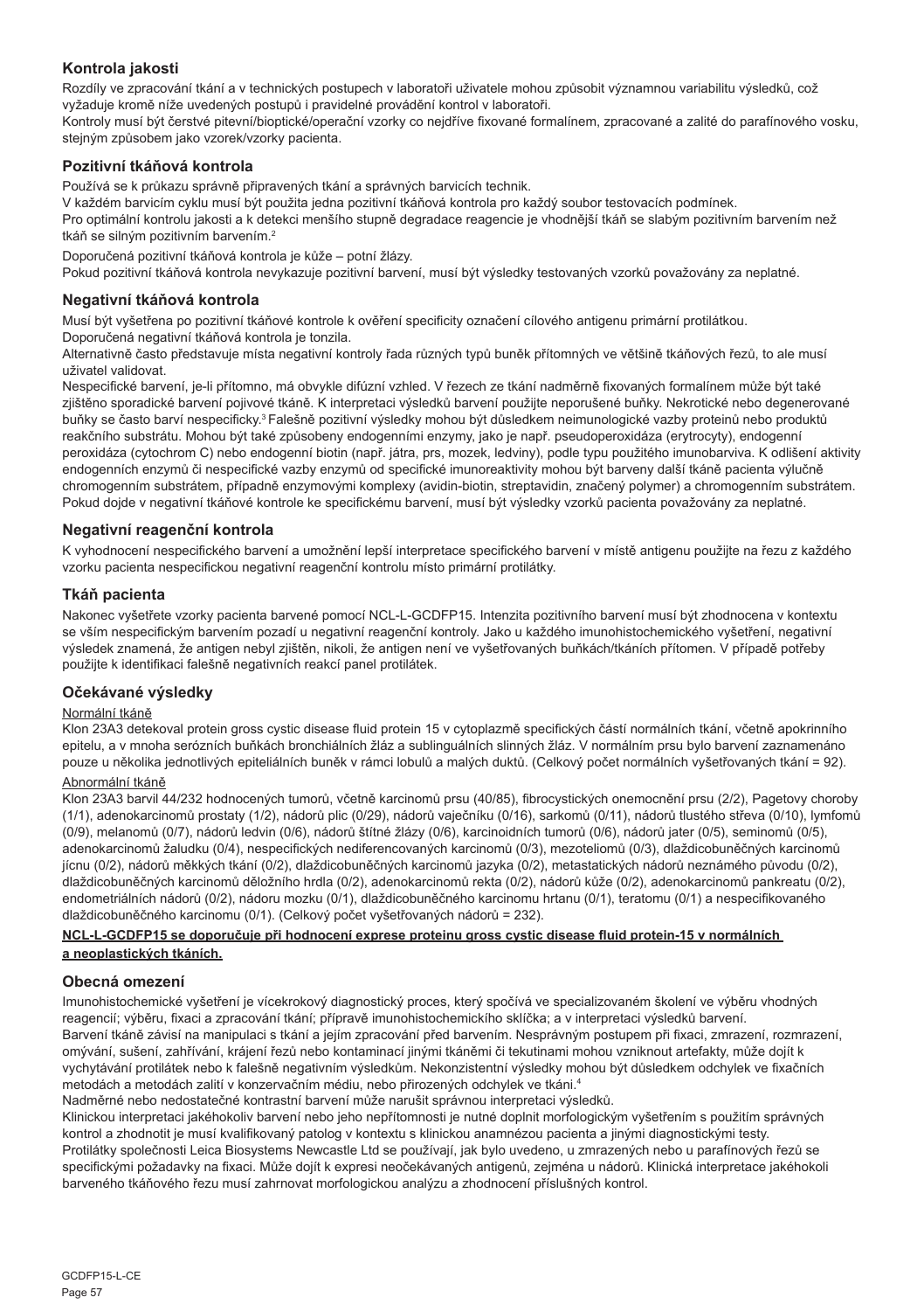## Kontrola jakosti

Rozdíly ve zpracování tkání a v technických postupech v laboratoři uživatele mohou způsobit významnou variabilitu výsledků, což vyžaduje kromě níže uvedených postupů i pravidelné provádění kontrol v laboratoři.

Kontroly musí být čerstvé pitevní/bioptické/operační vzorky co nejdříve fixované formalínem, zpracované a zalité do parafínového vosku, stejným způsobem jako vzorek/vzorky pacienta.

### Pozitivní tkáňová kontrola

Používá se k průkazu správně připravených tkání a správných barvicích technik.

V každém barvicím cyklu musí být použita jedna pozitivní tkáňová kontrola pro každý soubor testovacích podmínek.

Pro optimální kontrolu jakosti a k detekci menšího stupně degradace reagencie je vhodnější tkáň se slabým pozitivním barvením než tkáň se silným pozitivním barvením.[2]

Doporučená pozitivní tkáňová kontrola je kůže – potní žlázy.

Pokud pozitivní tkáňová kontrola nevykazuje pozitivní barvení, musí být výsledky testovaných vzorků považovány za neplatné.

### Negativní tkáňová kontrola

Musí být vyšetřena po pozitivní tkáňové kontrole k ověření specificity označení cílového antigenu primární protilátkou.

Doporučená negativní tkáňová kontrola je tonzila.

Alternativně často představuje místa negativní kontroly řada různých typů buněk přítomných ve většině tkáňových řezů, to ale musí uživatel validovat.

Nespecifické barvení, je-li přítomno, má obvykle difúzní vzhled. V řezech ze tkání nadměrně fixovaných formalínem může být také zjištěno sporadické barvení pojivové tkáně. K interpretaci výsledků barvení použijte neporušené buňky. Nekrotické nebo degenerované buňky se často barví nespecificky.[3] Falešně pozitivní výsledky mohou být důsledkem neimunologické vazby proteinů nebo produktů reakčního substrátu. Mohou být také způsobeny endogenními enzymy, jako je např. pseudoperoxidáza (erytrocyty), endogenní peroxidáza (cytochrom C) nebo endogenní biotin (např. játra, prs, mozek, ledviny), podle typu použitého imunobarviva. K odlišení aktivity endogenních enzymů či nespecifické vazby enzymů od specifické imunoreaktivity mohou být barveny další tkáně pacienta výlučně chromogenním substrátem, případně enzymovými komplexy (avidin-biotin, streptavidin, značený polymer) a chromogenním substrátem. Pokud dojde v negativní tkáňové kontrole ke specifickému barvení, musí být výsledky vzorků pacienta považovány za neplatné.

### Negativní reagenční kontrola

K vyhodnocení nespecifického barvení a umožnění lepší interpretace specifického barvení v místě antigenu použijte na řezu z každého vzorku pacienta nespecifickou negativní reagenční kontrolu místo primární protilátky.

### Tkáň pacienta

Nakonec vyšetřete vzorky pacienta barvené pomocí NCL-L-GCDFP15. Intenzita pozitivního barvení musí být zhodnocena v kontextu se vším nespecifickým barvením pozadí u negativní reagenční kontroly. Jako u každého imunohistochemického vyšetření, negativní výsledek znamená, že antigen nebyl zjištěn, nikoli, že antigen není ve vyšetřovaných buňkách/tkáních přítomen. V případě potřeby použijte k identifikaci falešně negativních reakcí panel protilátek.

## Očekávané výsledky

Normální tkáně

Klon 23A3 detekoval protein gross cystic disease fluid protein 15 v cytoplazmě specifických částí normálních tkání, včetně apokrinního epitelu, a v mnoha serózních buňkách bronchiálních žláz a sublinguálních slinných žláz. V normálním prsu bylo barvení zaznamenáno pouze u několika jednotlivých epiteliálních buněk v rámci lobulů a malých duktů. (Celkový počet normálních vyšetřovaných tkání = 92).

Abnormální tkáně

Klon 23A3 barvil 44/232 hodnocených tumorů, včetně karcinomů prsu (40/85), fibrocystických onemocnění prsu (2/2), Pagetovy choroby (1/1), adenokarcinomů prostaty (1/2), nádorů plic (0/29), nádorů vaječníku (0/16), sarkomů (0/11), nádorů tlustého střeva (0/10), lymfomů (0/9), melanomů (0/7), nádorů ledvin (0/6), nádorů štítné žlázy (0/6), karcinoidních tumorů (0/6), nádorů jater (0/5), seminomů (0/5), adenokarcinomů žaludku (0/4), nespecifických nediferencovaných karcinomů (0/3), mezoteliomů (0/3), dlaždicobuněčných karcinomů jícnu (0/2), nádorů měkkých tkání (0/2), dlaždicobuněčných karcinomů jazyka (0/2), metastatických nádorů neznámého původu (0/2), dlaždicobuněčných karcinomů děložního hrdla (0/2), adenokarcinomů rekta (0/2), nádorů kůže (0/2), adenokarcinomů pankreatu (0/2), endometriálních nádorů (0/2), nádoru mozku (0/1), dlaždicobuněčného karcinomu hrtanu (0/1), teratomu (0/1) a nespecifikovaného dlaždicobuněčného karcinomu (0/1). (Celkový počet vyšetřovaných nádorů = 232).

**NCL-L-GCDFP15 se doporučuje při hodnocení exprese proteinu gross cystic disease fluid protein-15 v normálních a neoplastických tkáních.**

## Obecná omezení

Imunohistochemické vyšetření je vícekrokový diagnostický proces, který spočívá ve specializovaném školení ve výběru vhodných reagencií; výběru, fixaci a zpracování tkání; přípravě imunohistochemického sklíčka; a v interpretaci výsledků barvení.

Barvení tkáně závisí na manipulaci s tkání a jejím zpracování před barvením. Nesprávným postupem při fixaci, zmrazení, rozmrazení, omývání, sušení, zahřívání, krájení řezů nebo kontaminací jinými tkáněmi či tekutinami mohou vzniknout artefakty, může dojít k vychytávání protilátek nebo k falešně negativním výsledkům. Nekonzistentní výsledky mohou být důsledkem odchylek ve fixačních metodách a metodách zalití v konzervačním médiu, nebo přirozených odchylek ve tkáni.[4]

Nadměrné nebo nedostatečné kontrastní barvení může narušit správnou interpretaci výsledků.

Klinickou interpretaci jakéhokoliv barvení nebo jeho nepřítomnosti je nutné doplnit morfologickým vyšetřením s použitím správných kontrol a zhodnotit je musí kvalifikovaný patolog v kontextu s klinickou anamnézou pacienta a jinými diagnostickými testy.

Protilátky společnosti Leica Biosystems Newcastle Ltd se používají, jak bylo uvedeno, u zmrazených nebo u parafínových řezů se specifickými požadavky na fixaci. Může dojít k expresi neočekávaných antigenů, zejména u nádorů. Klinická interpretace jakéhokoli barveného tkáňového řezu musí zahrnovat morfologickou analýzu a zhodnocení příslušných kontrol.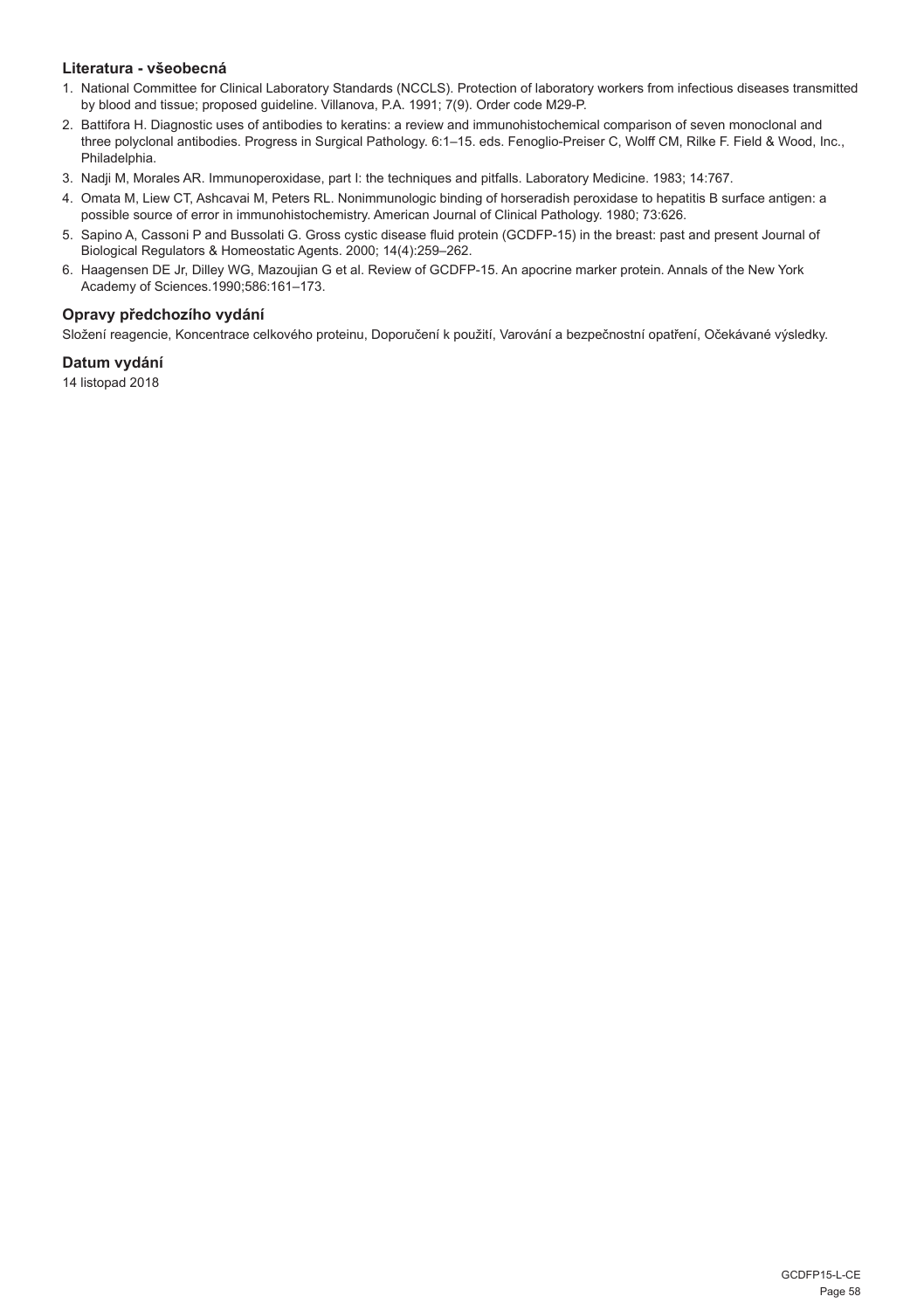### Literatura - všeobecná

1. National Committee for Clinical Laboratory Standards (NCCLS). Protection of laboratory workers from infectious diseases transmitted by blood and tissue; proposed guideline. Villanova, P.A. 1991; 7(9). Order code M29-P.
2. Battifora H. Diagnostic uses of antibodies to keratins: a review and immunohistochemical comparison of seven monoclonal and three polyclonal antibodies. Progress in Surgical Pathology. 6:1–15. eds. Fenoglio-Preiser C, Wolff CM, Rilke F. Field & Wood, Inc., Philadelphia.
3. Nadji M, Morales AR. Immunoperoxidase, part I: the techniques and pitfalls. Laboratory Medicine. 1983; 14:767.
4. Omata M, Liew CT, Ashcavai M, Peters RL. Nonimmunologic binding of horseradish peroxidase to hepatitis B surface antigen: a possible source of error in immunohistochemistry. American Journal of Clinical Pathology. 1980; 73:626.
5. Sapino A, Cassoni P and Bussolati G. Gross cystic disease fluid protein (GCDFP-15) in the breast: past and present Journal of Biological Regulators & Homeostatic Agents. 2000; 14(4):259–262.
6. Haagensen DE Jr, Dilley WG, Mazoujian G et al. Review of GCDFP-15. An apocrine marker protein. Annals of the New York Academy of Sciences.1990;586:161–173.

### Opravy předchozího vydání

Složení reagencie, Koncentrace celkového proteinu, Doporučení k použití, Varování a bezpečnostní opatření, Očekávané výsledky.

### Datum vydání

14 listopad 2018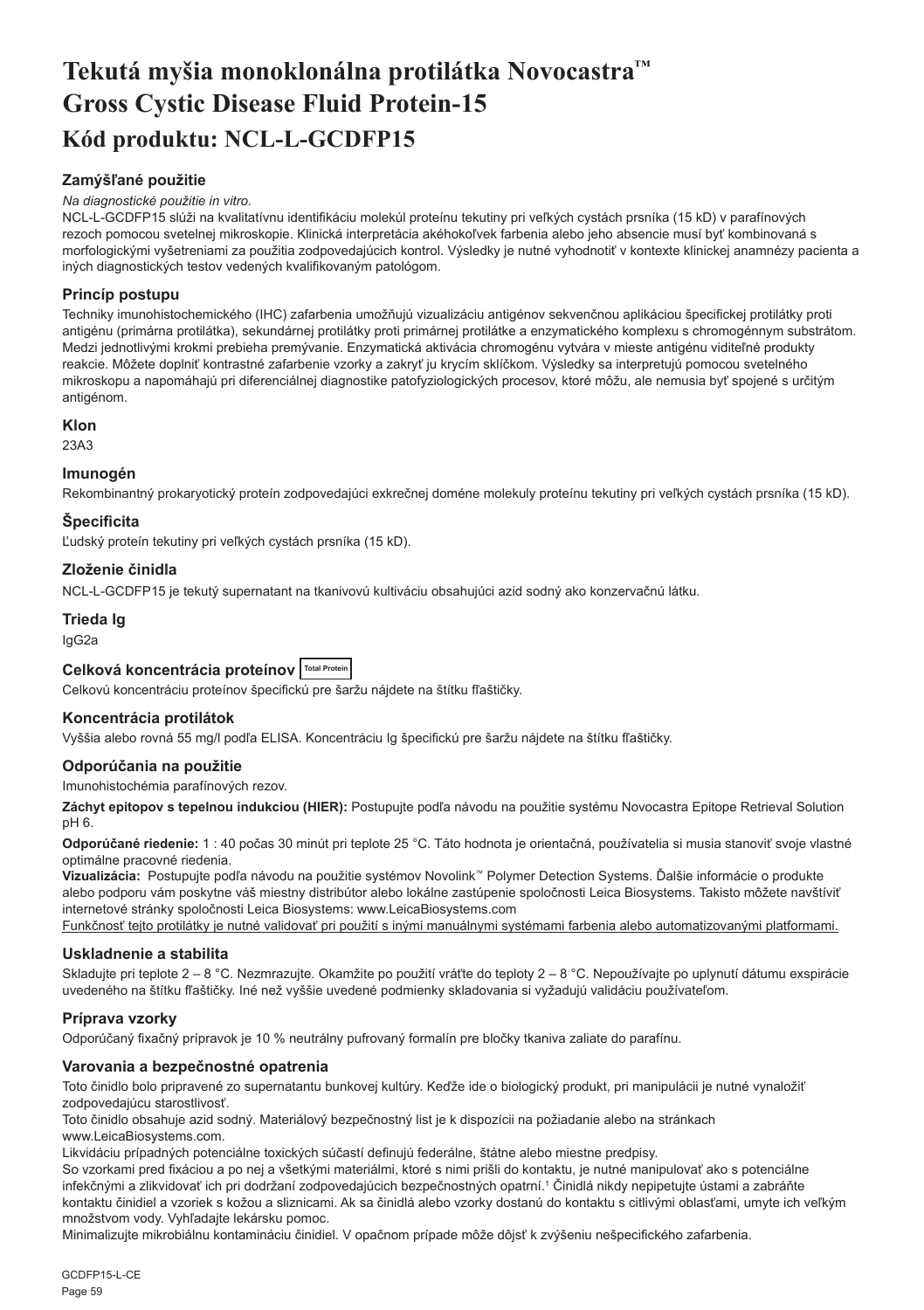# Tekutá myšia monoklonálna protilátka Novocastra™ Gross Cystic Disease Fluid Protein-15

# Kód produktu: NCL-L-GCDFP15

## Zamýšľané použitie

*Na diagnostické použitie in vitro.*

NCL-L-GCDFP15 slúži na kvalitatívnu identifikáciu molekúl proteínu tekutiny pri veľkých cystách prsníka (15 kD) v parafínových rezoch pomocou svetelnej mikroskopie. Klinická interpretácia akéhokoľvek farbenia alebo jeho absencie musí byť kombinovaná s morfologickými vyšetreniami za použitia zodpovedajúcich kontrol. Výsledky je nutné vyhodnotiť v kontexte klinickej anamnézy pacienta a iných diagnostických testov vedených kvalifikovaným patológom.

## Princíp postupu

Techniky imunohistochemického (IHC) zafarbenia umožňujú vizualizáciu antigénov sekvenčnou aplikáciou špecifickej protilátky proti antigénu (primárna protilátka), sekundárnej protilátky proti primárnej protilátke a enzymatického komplexu s chromogénnym substrátom. Medzi jednotlivými krokmi prebieha premývanie. Enzymatická aktivácia chromogénu vytvára v mieste antigénu viditeľné produkty reakcie. Môžete doplniť kontrastné zafarbenie vzorky a zakryť ju krycím sklíčkom. Výsledky sa interpretujú pomocou svetelného mikroskopu a napomáhajú pri diferenciálnej diagnostike patofyziologických procesov, ktoré môžu, ale nemusia byť spojené s určitým antigénom.

## Klon

23A3

## Imunogén

Rekombinantný prokaryotický proteín zodpovedajúci exkrečnej doméne molekuly proteínu tekutiny pri veľkých cystách prsníka (15 kD).

## Špecificita

Ľudský proteín tekutiny pri veľkých cystách prsníka (15 kD).

## Zloženie činidla

NCL-L-GCDFP15 je tekutý supernatant na tkanivovú kultiváciu obsahujúci azid sodný ako konzervačnú látku.

## Trieda Ig

IgG2a

## Celková koncentrácia proteínov Total Protein

Celkovú koncentráciu proteínov špecifickú pre šaržu nájdete na štítku fľaštičky.

## Koncentrácia protilátok

Vyššia alebo rovná 55 mg/l podľa ELISA. Koncentráciu Ig špecifickú pre šaržu nájdete na štítku fľaštičky.

## Odporúčania na použitie

Imunohistochémia parafínových rezov.

**Záchyt epitopov s tepelnou indukciou (HIER):** Postupujte podľa návodu na použitie systému Novocastra Epitope Retrieval Solution pH 6.

**Odporúčané riedenie:** 1 : 40 počas 30 minút pri teplote 25 °C. Táto hodnota je orientačná, používatelia si musia stanoviť svoje vlastné optimálne pracovné riedenia.

**Vizualizácia:** Postupujte podľa návodu na použitie systémov Novolink™ Polymer Detection Systems. Ďalšie informácie o produkte alebo podporu vám poskytne váš miestny distribútor alebo lokálne zastúpenie spoločnosti Leica Biosystems. Takisto môžete navštíviť internetové stránky spoločnosti Leica Biosystems: www.LeicaBiosystems.com

Funkčnosť tejto protilátky je nutné validovať pri použití s inými manuálnymi systémami farbenia alebo automatizovanými platformami.

## Uskladnenie a stabilita

Skladujte pri teplote 2 – 8 °C. Nezmrazujte. Okamžite po použití vráťte do teploty 2 – 8 °C. Nepoužívajte po uplynutí dátumu exspirácie uvedeného na štítku fľaštičky. Iné než vyššie uvedené podmienky skladovania si vyžadujú validáciu používateľom.

## Príprava vzorky

Odporúčaný fixačný prípravok je 10 % neutrálny pufrovaný formalín pre bločky tkaniva zaliate do parafínu.

## Varovania a bezpečnostné opatrenia

Toto činidlo bolo pripravené zo supernatantu bunkovej kultúry. Keďže ide o biologický produkt, pri manipulácii je nutné vynaložiť zodpovedajúcu starostlivosť.

Toto činidlo obsahuje azid sodný. Materiálový bezpečnostný list je k dispozícii na požiadanie alebo na stránkach www.LeicaBiosystems.com.

Likvidáciu prípadných potenciálne toxických súčastí definujú federálne, štátne alebo miestne predpisy.

So vzorkami pred fixáciou a po nej a všetkými materiálmi, ktoré s nimi prišli do kontaktu, je nutné manipulovať ako s potenciálne infekčnými a zlikvidovať ich pri dodržaní zodpovedajúcich bezpečnostných opatrní.[1] Činidlá nikdy nepipetujte ústami a zabráňte kontaktu činidiel a vzoriek s kožou a sliznicami. Ak sa činidlá alebo vzorky dostanú do kontaktu s citlivými oblasťami, umyte ich veľkým množstvom vody. Vyhľadajte lekársku pomoc.

Minimalizujte mikrobiálnu kontamináciu činidiel. V opačnom prípade môže dôjsť k zvýšeniu nešpecifického zafarbenia.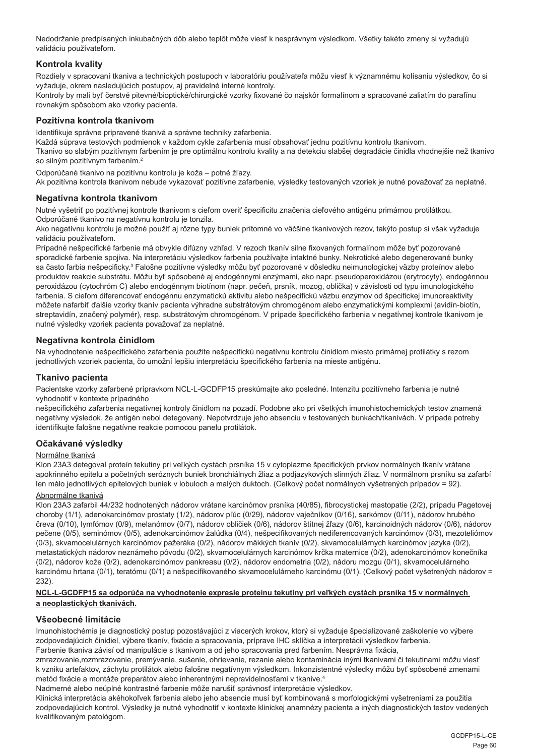Nedodržanie predpísaných inkubačných dôb alebo teplôt môže viesť k nesprávnym výsledkom. Všetky takéto zmeny si vyžadujú validáciu používateľom.

## Kontrola kvality

Rozdiely v spracovaní tkaniva a technických postupoch v laboratóriu používateľa môžu viesť k významnému kolísaniu výsledkov, čo si vyžaduje, okrem nasledujúcich postupov, aj pravidelné interné kontroly.
Kontroly by mali byť čerstvé pitevné/bioptické/chirurgické vzorky fixované čo najskôr formalínom a spracované zaliatím do parafínu rovnakým spôsobom ako vzorky pacienta.

## Pozitívna kontrola tkanivom

Identifikuje správne pripravené tkanivá a správne techniky zafarbenia.
Každá súprava testových podmienok v každom cykle zafarbenia musí obsahovať jednu pozitívnu kontrolu tkanivom.
Tkanivo so slabým pozitívnym farbením je pre optimálnu kontrolu kvality a na detekciu slabšej degradácie činidla vhodnejšie než tkanivo so silným pozitívnym farbením.[2]

Odporúčané tkanivo na pozitívnu kontrolu je koža – potné žľazy.
Ak pozitívna kontrola tkanivom nebude vykazovať pozitívne zafarbenie, výsledky testovaných vzoriek je nutné považovať za neplatné.

## Negatívna kontrola tkanivom

Nutné vyšetriť po pozitívnej kontrole tkanivom s cieľom overiť špecificitu značenia cieľového antigénu primárnou protilátkou.
Odporúčané tkanivo na negatívnu kontrolu je tonzila.
Ako negatívnu kontrolu je možné použiť aj rôzne typy buniek prítomné vo väčšine tkanivových rezov, takýto postup si však vyžaduje validáciu používateľom.
Prípadné nešpecifické farbenie má obvykle difúzny vzhľad. V rezoch tkanív silne fixovaných formalínom môže byť pozorované sporadické farbenie spojiva. Na interpretáciu výsledkov farbenia používajte intaktné bunky. Nekrotické alebo degenerované bunky sa často farbia nešpecificky.[3] Falošne pozitívne výsledky môžu byť pozorované v dôsledku neimunologickej väzby proteínov alebo produktov reakcie substrátu. Môžu byť spôsobené aj endogénnymi enzýmami, ako napr. pseudoperoxidázou (erytrocyty), endogénnou peroxidázou (cytochróm C) alebo endogénnym biotínom (napr. pečeň, prsník, mozog, oblička) v závislosti od typu imunologického farbenia. S cieľom diferencovať endogénnu enzymatickú aktivitu alebo nešpecifickú väzbu enzýmov od špecifickej imunoreaktivity môžete nafarbiť ďalšie vzorky tkanív pacienta výhradne substrátovým chromogénom alebo enzymatickými komplexmi (avidín-biotín, streptavidín, značený polymér), resp. substrátovým chromogénom. V prípade špecifického farbenia v negatívnej kontrole tkanivom je nutné výsledky vzoriek pacienta považovať za neplatné.

## Negatívna kontrola činidlom

Na vyhodnotenie nešpecifického zafarbenia použite nešpecifickú negatívnu kontrolu činidlom miesto primárnej protilátky s rezom jednotlivých vzoriek pacienta, čo umožní lepšiu interpretáciu špecifického farbenia na mieste antigénu.

## Tkanivo pacienta

Pacientske vzorky zafarbené prípravkom NCL-L-GCDFP15 preskúmajte ako posledné. Intenzitu pozitívneho farbenia je nutné vyhodnotiť v kontexte prípadného
nešpecifického zafarbenia negatívnej kontroly činidlom na pozadí. Podobne ako pri všetkých imunohistochemických testov znamená negatívny výsledok, že antigén nebol detegovaný. Nepotvrdzuje jeho absenciu v testovaných bunkách/tkanivách. V prípade potreby identifikujte falošne negatívne reakcie pomocou panelu protilátok.

## Očakávané výsledky

Normálne tkanivá

Klon 23A3 detegoval proteín tekutiny pri veľkých cystách prsníka 15 v cytoplazme špecifických prvkov normálnych tkanív vrátane apokrinného epitelu a početných seróznych buniek bronchiálnych žliaz a podjazykových slinných žliaz. V normálnom prsníku sa zafarbí len málo jednotlivých epitelových buniek v lobuloch a malých duktoch. (Celkový počet normálnych vyšetrených prípadov = 92).

Abnormálne tkanivá

Klon 23A3 zafarbil 44/232 hodnotených nádorov vrátane karcinómov prsníka (40/85), fibrocystickej mastopatie (2/2), prípadu Pagetovej choroby (1/1), adenokarcinómov prostaty (1/2), nádorov pľúc (0/29), nádorov vaječníkov (0/16), sarkómov (0/11), nádorov hrubého čreva (0/10), lymfómov (0/9), melanómov (0/7), nádorov obličiek (0/6), nádorov štítnej žľazy (0/6), karcinoidných nádorov (0/6), nádorov pečene (0/5), seminómov (0/5), adenokarcinómov žalúdka (0/4), nešpecifikovaných nediferencovaných karcinómov (0/3), mezoteliómov (0/3), skvamocelulárnych karcinómov pažeráka (0/2), nádorov mäkkých tkanív (0/2), skvamocelulárnych karcinómov jazyka (0/2), metastatických nádorov neznámeho pôvodu (0/2), skvamocelulárnych karcinómov krčka maternice (0/2), adenokarcinómov konečníka (0/2), nádorov kože (0/2), adenokarcinómov pankreasu (0/2), nádorov endometria (0/2), nádoru mozgu (0/1), skvamocelulárneho karcinómu hrtana (0/1), teratómu (0/1) a nešpecifikovaného skvamocelulárneho karcinómu (0/1). (Celkový počet vyšetrených nádorov = 232).

**NCL-L-GCDFP15 sa odporúča na vyhodnotenie expresie proteínu tekutiny pri veľkých cystách prsníka 15 v normálnych a neoplastických tkanivách.**

## Všeobecné limitácie

Imunohistochémia je diagnostický postup pozostávajúci z viacerých krokov, ktorý si vyžaduje špecializované zaškolenie vo výbere zodpovedajúcich činidiel, výbere tkanív, fixácie a spracovania, príprave IHC sklíčka a interpretácii výsledkov farbenia.
Farbenie tkaniva závisí od manipulácie s tkanivom a od jeho spracovania pred farbením. Nesprávna fixácia, zmrazovanie,rozmrazovanie, premývanie, sušenie, ohrievanie, rezanie alebo kontaminácia inými tkanivami či tekutinami môžu viesť k vzniku artefaktov, záchytu protilátok alebo falošne negatívnym výsledkom. Inkonzistentné výsledky môžu byť spôsobené zmenami metód fixácie a montáže preparátov alebo inherentnými nepravidelnosťami v tkanive.[4]
Nadmerné alebo neúplné kontrastné farbenie môže narušiť správnosť interpretácie výsledkov.
Klinická interpretácia akéhokoľvek farbenia alebo jeho absencie musí byť kombinovaná s morfologickými vyšetreniami za použitia zodpovedajúcich kontrol. Výsledky je nutné vyhodnotiť v kontexte klinickej anamnézy pacienta a iných diagnostických testov vedených kvalifikovaným patológom.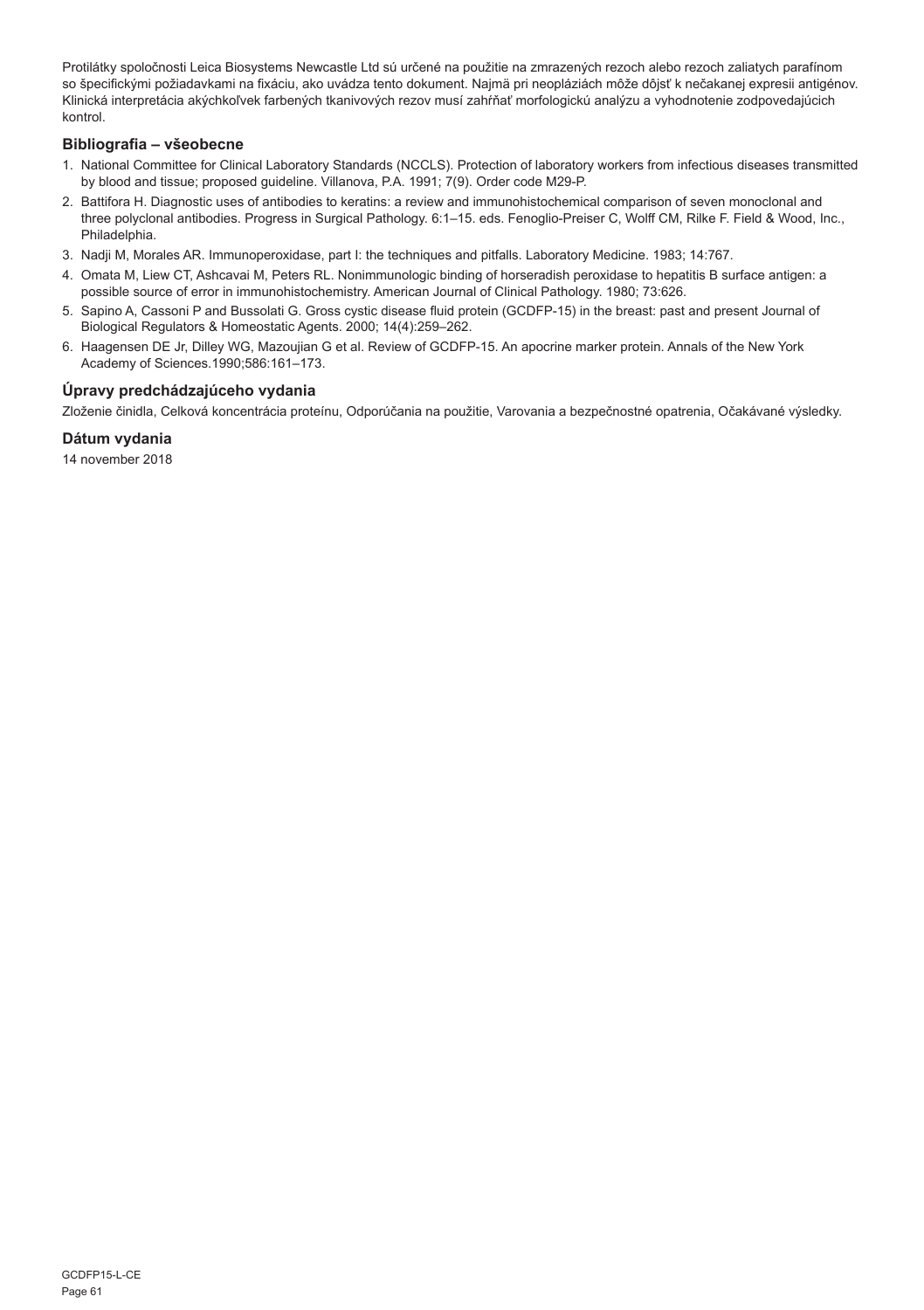Protilátky spoločnosti Leica Biosystems Newcastle Ltd sú určené na použitie na zmrazených rezoch alebo rezoch zaliatych parafínom so špecifickými požiadavkami na fixáciu, ako uvádza tento dokument. Najmä pri neopláziách môže dôjsť k nečakanej expresii antigénov. Klinická interpretácia akýchkoľvek farbených tkanivových rezov musí zahŕňať morfologickú analýzu a vyhodnotenie zodpovedajúcich kontrol.

### Bibliografia – všeobecne

1. National Committee for Clinical Laboratory Standards (NCCLS). Protection of laboratory workers from infectious diseases transmitted by blood and tissue; proposed guideline. Villanova, P.A. 1991; 7(9). Order code M29-P.
2. Battifora H. Diagnostic uses of antibodies to keratins: a review and immunohistochemical comparison of seven monoclonal and three polyclonal antibodies. Progress in Surgical Pathology. 6:1–15. eds. Fenoglio-Preiser C, Wolff CM, Rilke F. Field & Wood, Inc., Philadelphia.
3. Nadji M, Morales AR. Immunoperoxidase, part I: the techniques and pitfalls. Laboratory Medicine. 1983; 14:767.
4. Omata M, Liew CT, Ashcavai M, Peters RL. Nonimmunologic binding of horseradish peroxidase to hepatitis B surface antigen: a possible source of error in immunohistochemistry. American Journal of Clinical Pathology. 1980; 73:626.
5. Sapino A, Cassoni P and Bussolati G. Gross cystic disease fluid protein (GCDFP-15) in the breast: past and present Journal of Biological Regulators & Homeostatic Agents. 2000; 14(4):259–262.
6. Haagensen DE Jr, Dilley WG, Mazoujian G et al. Review of GCDFP-15. An apocrine marker protein. Annals of the New York Academy of Sciences.1990;586:161–173.

### Úpravy predchádzajúceho vydania

Zloženie činidla, Celková koncentrácia proteínu, Odporúčania na použitie, Varovania a bezpečnostné opatrenia, Očakávané výsledky.

### Dátum vydania

14 november 2018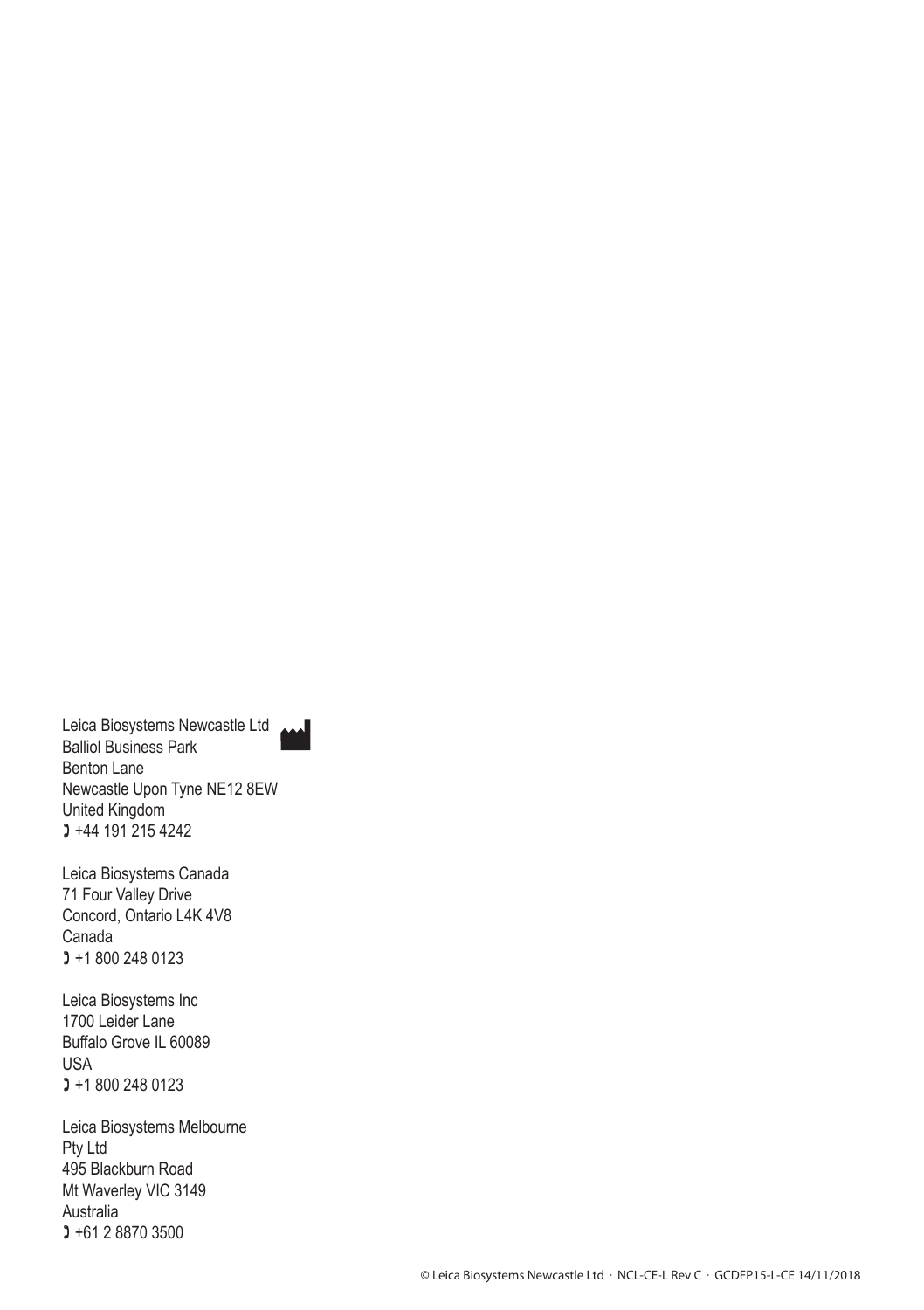Leica Biosystems Newcastle Ltd
Balliol Business Park
Benton Lane
Newcastle Upon Tyne NE12 8EW
United Kingdom
+44 191 215 4242

Leica Biosystems Canada
71 Four Valley Drive
Concord, Ontario L4K 4V8
Canada
+1 800 248 0123

Leica Biosystems Inc
1700 Leider Lane
Buffalo Grove IL 60089
USA
+1 800 248 0123

Leica Biosystems Melbourne
Pty Ltd
495 Blackburn Road
Mt Waverley VIC 3149
Australia
+61 2 8870 3500

© Leica Biosystems Newcastle Ltd · NCL-CE-L Rev C · GCDFP15-L-CE 14/11/2018